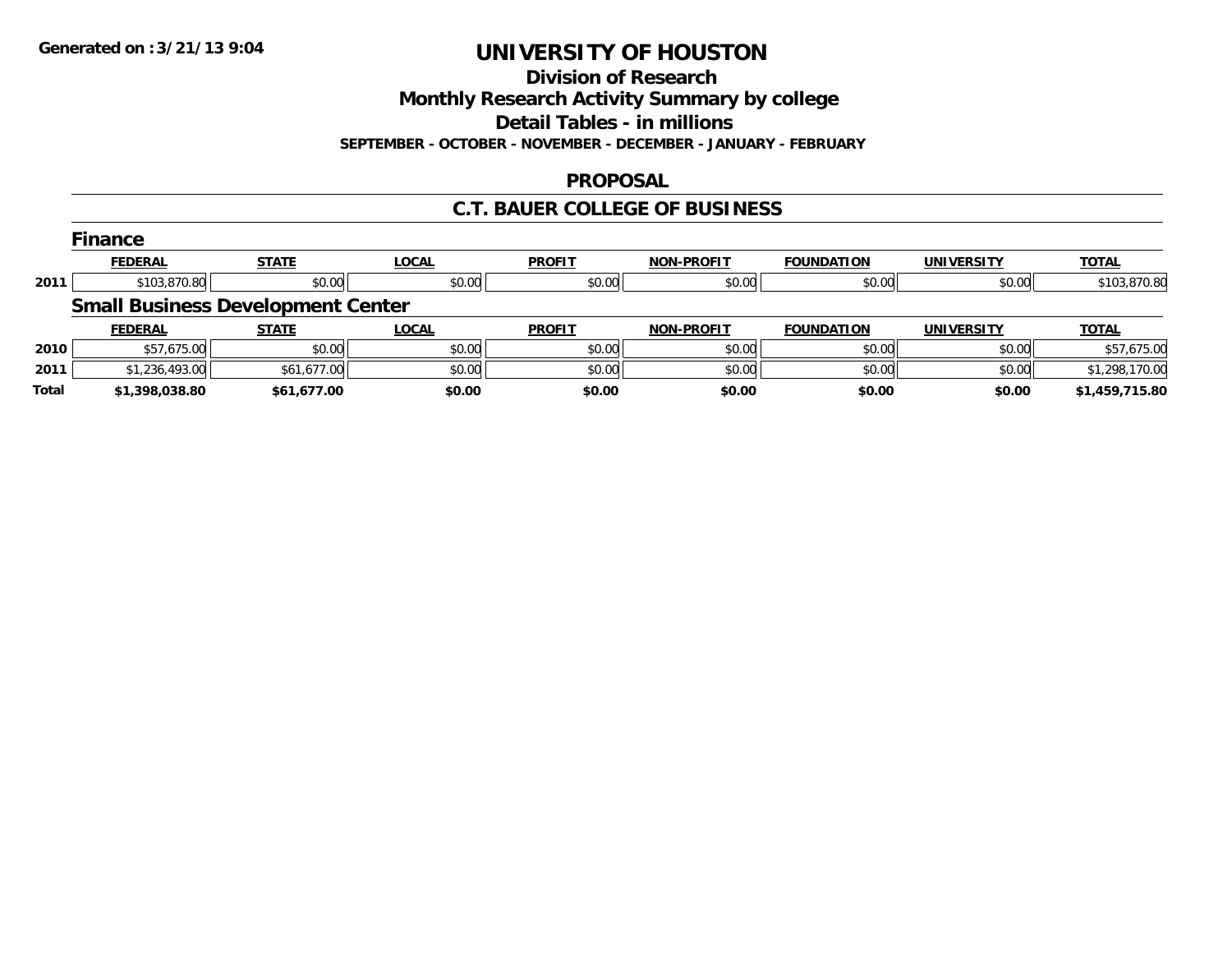Generated on :3/21/13 9:04

# UNIVERSITY OF HOUSTON

## Division of Research

## Monthly Research Activity Summary by college

## Detail Tables - in millions

**SEPTEMBER - OCTOBER - NOVEMBER - DECEMBER - JANUARY - FEBRUARY**

## PROPOSAL

## C.T. BAUER COLLEGE OF BUSINESS

### Finance

| | FEDERAL | STATE | LOCAL | PROFIT | NON-PROFIT | FOUNDATION | UNIVERSITY | TOTAL |
|---|---|---|---|---|---|---|---|---|
| 2011 | $103,870.80 | $0.00 | $0.00 | $0.00 | $0.00 | $0.00 | $0.00 | $103,870.80 |

### Small Business Development Center

| | FEDERAL | STATE | LOCAL | PROFIT | NON-PROFIT | FOUNDATION | UNIVERSITY | TOTAL |
|---|---|---|---|---|---|---|---|---|
| 2010 | $57,675.00 | $0.00 | $0.00 | $0.00 | $0.00 | $0.00 | $0.00 | $57,675.00 |
| 2011 | $1,236,493.00 | $61,677.00 | $0.00 | $0.00 | $0.00 | $0.00 | $0.00 | $1,298,170.00 |
| **Total** | **$1,398,038.80** | **$61,677.00** | **$0.00** | **$0.00** | **$0.00** | **$0.00** | **$0.00** | **$1,459,715.80** |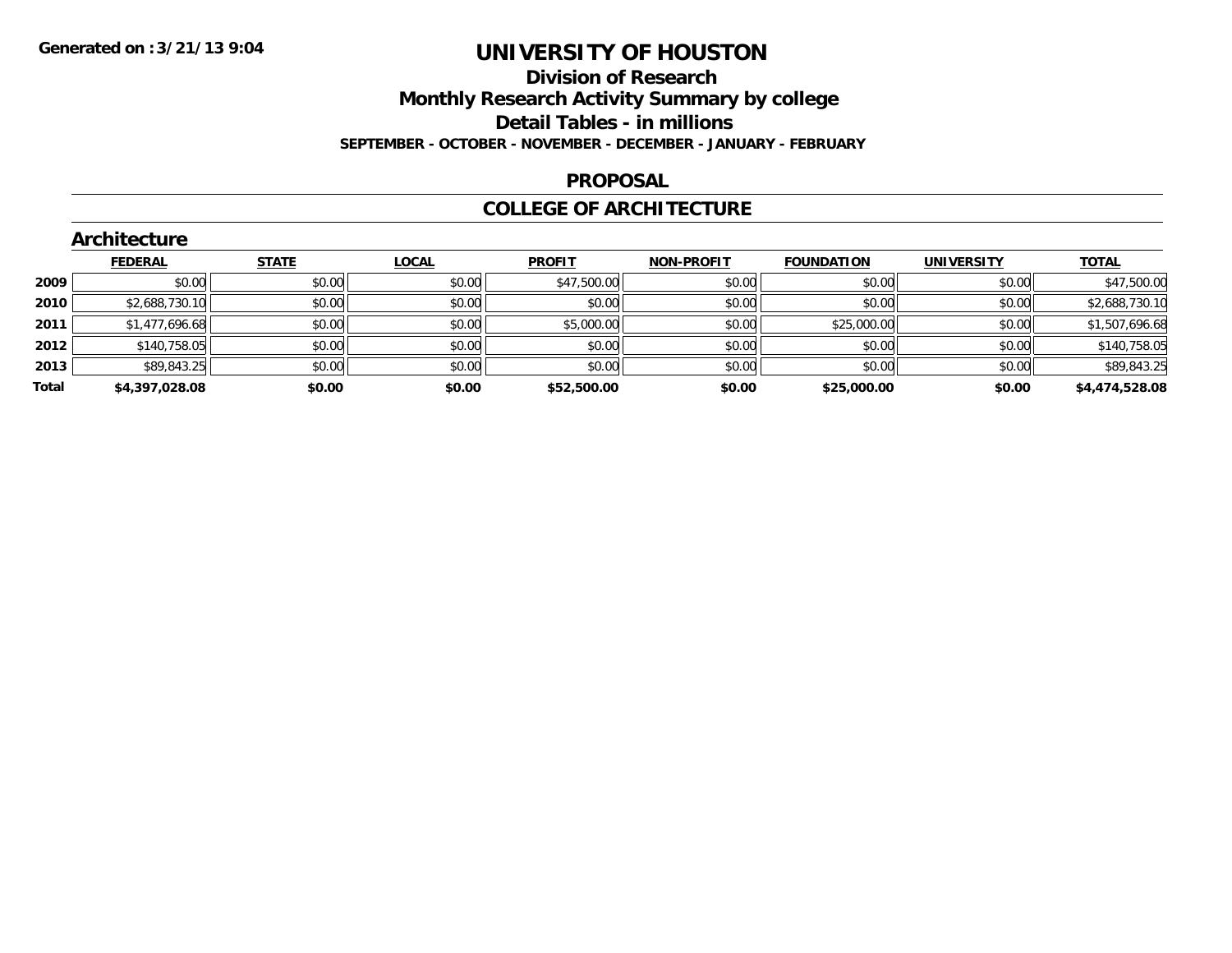**Generated on :3/21/13 9:04**

# UNIVERSITY OF HOUSTON

## Division of Research

## Monthly Research Activity Summary by college

## Detail Tables - in millions

**SEPTEMBER - OCTOBER - NOVEMBER - DECEMBER - JANUARY - FEBRUARY**

## PROPOSAL

## COLLEGE OF ARCHITECTURE

### Architecture

| | FEDERAL | STATE | LOCAL | PROFIT | NON-PROFIT | FOUNDATION | UNIVERSITY | TOTAL |
|---|---|---|---|---|---|---|---|---|
| 2009 | $0.00 | $0.00 | $0.00 | $47,500.00 | $0.00 | $0.00 | $0.00 | $47,500.00 |
| 2010 | $2,688,730.10 | $0.00 | $0.00 | $0.00 | $0.00 | $0.00 | $0.00 | $2,688,730.10 |
| 2011 | $1,477,696.68 | $0.00 | $0.00 | $5,000.00 | $0.00 | $25,000.00 | $0.00 | $1,507,696.68 |
| 2012 | $140,758.05 | $0.00 | $0.00 | $0.00 | $0.00 | $0.00 | $0.00 | $140,758.05 |
| 2013 | $89,843.25 | $0.00 | $0.00 | $0.00 | $0.00 | $0.00 | $0.00 | $89,843.25 |
| **Total** | **$4,397,028.08** | **$0.00** | **$0.00** | **$52,500.00** | **$0.00** | **$25,000.00** | **$0.00** | **$4,474,528.08** |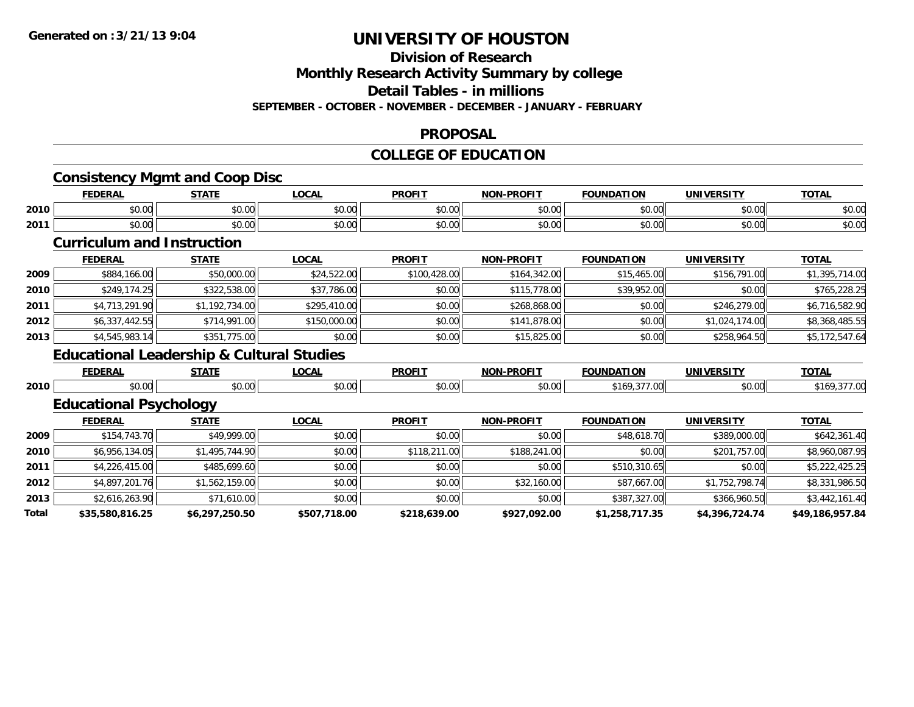**Generated on :3/21/13 9:04**

# UNIVERSITY OF HOUSTON

## Division of Research

## Monthly Research Activity Summary by college

## Detail Tables - in millions

**SEPTEMBER - OCTOBER - NOVEMBER - DECEMBER - JANUARY - FEBRUARY**

## PROPOSAL

## COLLEGE OF EDUCATION

### Consistency Mgmt and Coop Disc

| | FEDERAL | STATE | LOCAL | PROFIT | NON-PROFIT | FOUNDATION | UNIVERSITY | TOTAL |
|---|---|---|---|---|---|---|---|---|
| 2010 | $0.00 | $0.00 | $0.00 | $0.00 | $0.00 | $0.00 | $0.00 | $0.00 |
| 2011 | $0.00 | $0.00 | $0.00 | $0.00 | $0.00 | $0.00 | $0.00 | $0.00 |

### Curriculum and Instruction

| | FEDERAL | STATE | LOCAL | PROFIT | NON-PROFIT | FOUNDATION | UNIVERSITY | TOTAL |
|---|---|---|---|---|---|---|---|---|
| 2009 | $884,166.00 | $50,000.00 | $24,522.00 | $100,428.00 | $164,342.00 | $15,465.00 | $156,791.00 | $1,395,714.00 |
| 2010 | $249,174.25 | $322,538.00 | $37,786.00 | $0.00 | $115,778.00 | $39,952.00 | $0.00 | $765,228.25 |
| 2011 | $4,713,291.90 | $1,192,734.00 | $295,410.00 | $0.00 | $268,868.00 | $0.00 | $246,279.00 | $6,716,582.90 |
| 2012 | $6,337,442.55 | $714,991.00 | $150,000.00 | $0.00 | $141,878.00 | $0.00 | $1,024,174.00 | $8,368,485.55 |
| 2013 | $4,545,983.14 | $351,775.00 | $0.00 | $0.00 | $15,825.00 | $0.00 | $258,964.50 | $5,172,547.64 |

### Educational Leadership & Cultural Studies

| | FEDERAL | STATE | LOCAL | PROFIT | NON-PROFIT | FOUNDATION | UNIVERSITY | TOTAL |
|---|---|---|---|---|---|---|---|---|
| 2010 | $0.00 | $0.00 | $0.00 | $0.00 | $0.00 | $169,377.00 | $0.00 | $169,377.00 |

### Educational Psychology

| | FEDERAL | STATE | LOCAL | PROFIT | NON-PROFIT | FOUNDATION | UNIVERSITY | TOTAL |
|---|---|---|---|---|---|---|---|---|
| 2009 | $154,743.70 | $49,999.00 | $0.00 | $0.00 | $0.00 | $48,618.70 | $389,000.00 | $642,361.40 |
| 2010 | $6,956,134.05 | $1,495,744.90 | $0.00 | $118,211.00 | $188,241.00 | $0.00 | $201,757.00 | $8,960,087.95 |
| 2011 | $4,226,415.00 | $485,699.60 | $0.00 | $0.00 | $0.00 | $510,310.65 | $0.00 | $5,222,425.25 |
| 2012 | $4,897,201.76 | $1,562,159.00 | $0.00 | $0.00 | $32,160.00 | $87,667.00 | $1,752,798.74 | $8,331,986.50 |
| 2013 | $2,616,263.90 | $71,610.00 | $0.00 | $0.00 | $0.00 | $387,327.00 | $366,960.50 | $3,442,161.40 |
| **Total** | **$35,580,816.25** | **$6,297,250.50** | **$507,718.00** | **$218,639.00** | **$927,092.00** | **$1,258,717.35** | **$4,396,724.74** | **$49,186,957.84** |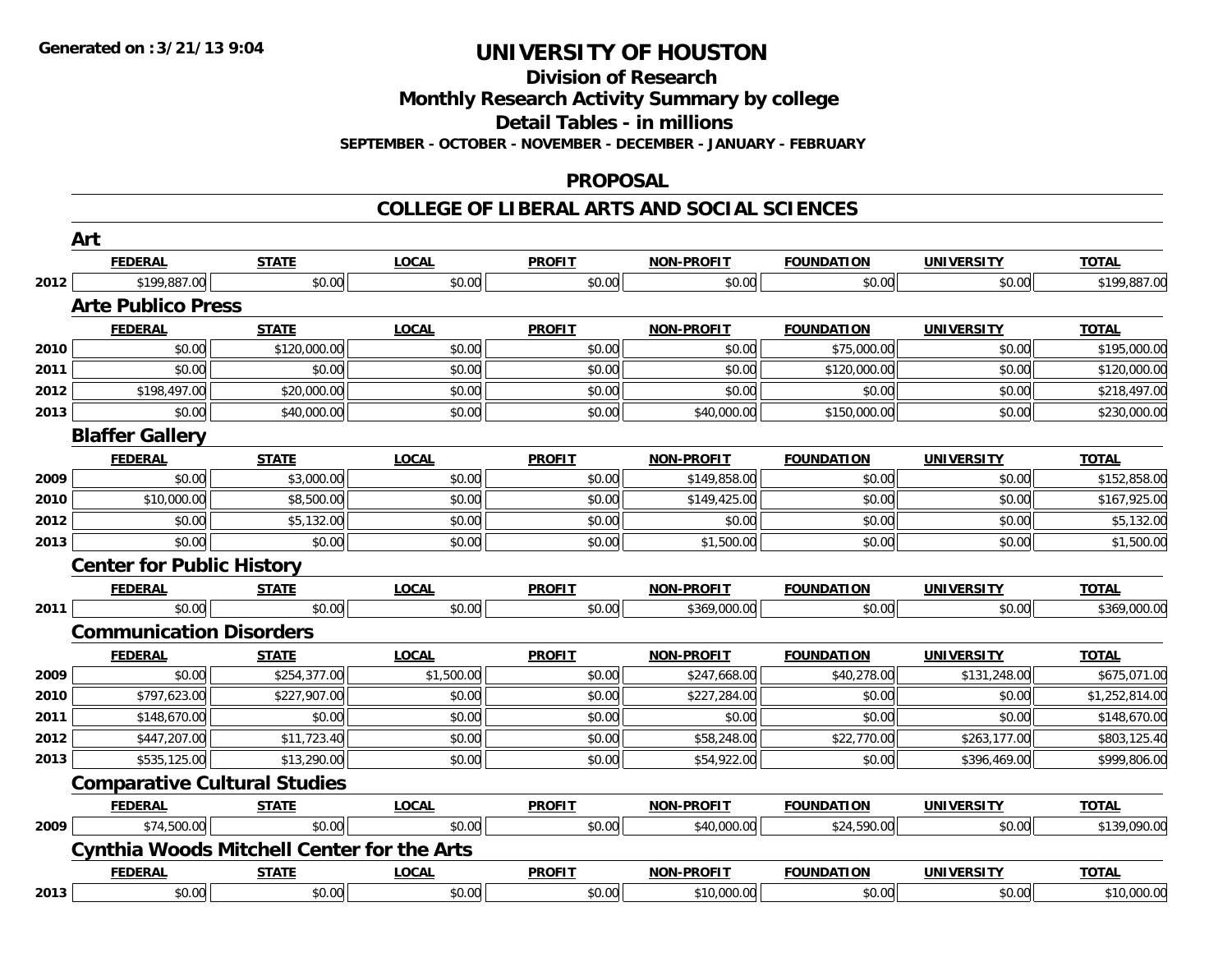**Generated on :3/21/13 9:04**

# UNIVERSITY OF HOUSTON

## Division of Research
## Monthly Research Activity Summary by college
## Detail Tables - in millions
### SEPTEMBER - OCTOBER - NOVEMBER - DECEMBER - JANUARY - FEBRUARY

## PROPOSAL

## COLLEGE OF LIBERAL ARTS AND SOCIAL SCIENCES

### Art

| | FEDERAL | STATE | LOCAL | PROFIT | NON-PROFIT | FOUNDATION | UNIVERSITY | TOTAL |
|---|---|---|---|---|---|---|---|---|
| 2012 | $199,887.00 | $0.00 | $0.00 | $0.00 | $0.00 | $0.00 | $0.00 | $199,887.00 |

### Arte Publico Press

| | FEDERAL | STATE | LOCAL | PROFIT | NON-PROFIT | FOUNDATION | UNIVERSITY | TOTAL |
|---|---|---|---|---|---|---|---|---|
| 2010 | $0.00 | $120,000.00 | $0.00 | $0.00 | $0.00 | $75,000.00 | $0.00 | $195,000.00 |
| 2011 | $0.00 | $0.00 | $0.00 | $0.00 | $0.00 | $120,000.00 | $0.00 | $120,000.00 |
| 2012 | $198,497.00 | $20,000.00 | $0.00 | $0.00 | $0.00 | $0.00 | $0.00 | $218,497.00 |
| 2013 | $0.00 | $40,000.00 | $0.00 | $0.00 | $40,000.00 | $150,000.00 | $0.00 | $230,000.00 |

### Blaffer Gallery

| | FEDERAL | STATE | LOCAL | PROFIT | NON-PROFIT | FOUNDATION | UNIVERSITY | TOTAL |
|---|---|---|---|---|---|---|---|---|
| 2009 | $0.00 | $3,000.00 | $0.00 | $0.00 | $149,858.00 | $0.00 | $0.00 | $152,858.00 |
| 2010 | $10,000.00 | $8,500.00 | $0.00 | $0.00 | $149,425.00 | $0.00 | $0.00 | $167,925.00 |
| 2012 | $0.00 | $5,132.00 | $0.00 | $0.00 | $0.00 | $0.00 | $0.00 | $5,132.00 |
| 2013 | $0.00 | $0.00 | $0.00 | $0.00 | $1,500.00 | $0.00 | $0.00 | $1,500.00 |

### Center for Public History

| | FEDERAL | STATE | LOCAL | PROFIT | NON-PROFIT | FOUNDATION | UNIVERSITY | TOTAL |
|---|---|---|---|---|---|---|---|---|
| 2011 | $0.00 | $0.00 | $0.00 | $0.00 | $369,000.00 | $0.00 | $0.00 | $369,000.00 |

### Communication Disorders

| | FEDERAL | STATE | LOCAL | PROFIT | NON-PROFIT | FOUNDATION | UNIVERSITY | TOTAL |
|---|---|---|---|---|---|---|---|---|
| 2009 | $0.00 | $254,377.00 | $1,500.00 | $0.00 | $247,668.00 | $40,278.00 | $131,248.00 | $675,071.00 |
| 2010 | $797,623.00 | $227,907.00 | $0.00 | $0.00 | $227,284.00 | $0.00 | $0.00 | $1,252,814.00 |
| 2011 | $148,670.00 | $0.00 | $0.00 | $0.00 | $0.00 | $0.00 | $0.00 | $148,670.00 |
| 2012 | $447,207.00 | $11,723.40 | $0.00 | $0.00 | $58,248.00 | $22,770.00 | $263,177.00 | $803,125.40 |
| 2013 | $535,125.00 | $13,290.00 | $0.00 | $0.00 | $54,922.00 | $0.00 | $396,469.00 | $999,806.00 |

### Comparative Cultural Studies

| | FEDERAL | STATE | LOCAL | PROFIT | NON-PROFIT | FOUNDATION | UNIVERSITY | TOTAL |
|---|---|---|---|---|---|---|---|---|
| 2009 | $74,500.00 | $0.00 | $0.00 | $0.00 | $40,000.00 | $24,590.00 | $0.00 | $139,090.00 |

### Cynthia Woods Mitchell Center for the Arts

| | FEDERAL | STATE | LOCAL | PROFIT | NON-PROFIT | FOUNDATION | UNIVERSITY | TOTAL |
|---|---|---|---|---|---|---|---|---|
| 2013 | $0.00 | $0.00 | $0.00 | $0.00 | $10,000.00 | $0.00 | $0.00 | $10,000.00 |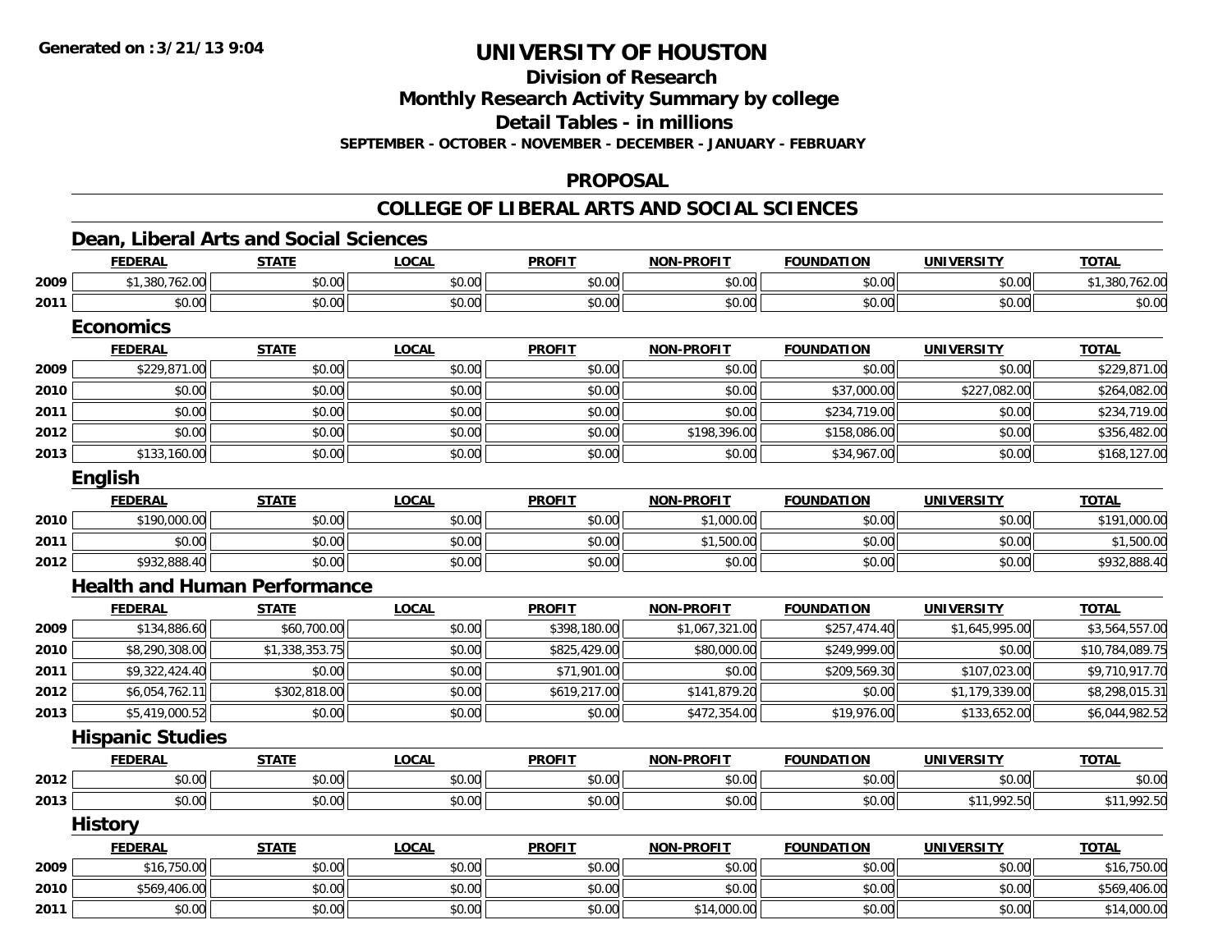**Generated on :3/21/13 9:04**

# UNIVERSITY OF HOUSTON

## Division of Research
## Monthly Research Activity Summary by college
## Detail Tables - in millions
### SEPTEMBER - OCTOBER - NOVEMBER - DECEMBER - JANUARY - FEBRUARY

## PROPOSAL

## COLLEGE OF LIBERAL ARTS AND SOCIAL SCIENCES

### Dean, Liberal Arts and Social Sciences

| | FEDERAL | STATE | LOCAL | PROFIT | NON-PROFIT | FOUNDATION | UNIVERSITY | TOTAL |
|---|---|---|---|---|---|---|---|---|
| 2009 | $1,380,762.00 | $0.00 | $0.00 | $0.00 | $0.00 | $0.00 | $0.00 | $1,380,762.00 |
| 2011 | $0.00 | $0.00 | $0.00 | $0.00 | $0.00 | $0.00 | $0.00 | $0.00 |

### Economics

| | FEDERAL | STATE | LOCAL | PROFIT | NON-PROFIT | FOUNDATION | UNIVERSITY | TOTAL |
|---|---|---|---|---|---|---|---|---|
| 2009 | $229,871.00 | $0.00 | $0.00 | $0.00 | $0.00 | $0.00 | $0.00 | $229,871.00 |
| 2010 | $0.00 | $0.00 | $0.00 | $0.00 | $0.00 | $37,000.00 | $227,082.00 | $264,082.00 |
| 2011 | $0.00 | $0.00 | $0.00 | $0.00 | $0.00 | $234,719.00 | $0.00 | $234,719.00 |
| 2012 | $0.00 | $0.00 | $0.00 | $0.00 | $198,396.00 | $158,086.00 | $0.00 | $356,482.00 |
| 2013 | $133,160.00 | $0.00 | $0.00 | $0.00 | $0.00 | $34,967.00 | $0.00 | $168,127.00 |

### English

| | FEDERAL | STATE | LOCAL | PROFIT | NON-PROFIT | FOUNDATION | UNIVERSITY | TOTAL |
|---|---|---|---|---|---|---|---|---|
| 2010 | $190,000.00 | $0.00 | $0.00 | $0.00 | $1,000.00 | $0.00 | $0.00 | $191,000.00 |
| 2011 | $0.00 | $0.00 | $0.00 | $0.00 | $1,500.00 | $0.00 | $0.00 | $1,500.00 |
| 2012 | $932,888.40 | $0.00 | $0.00 | $0.00 | $0.00 | $0.00 | $0.00 | $932,888.40 |

### Health and Human Performance

| | FEDERAL | STATE | LOCAL | PROFIT | NON-PROFIT | FOUNDATION | UNIVERSITY | TOTAL |
|---|---|---|---|---|---|---|---|---|
| 2009 | $134,886.60 | $60,700.00 | $0.00 | $398,180.00 | $1,067,321.00 | $257,474.40 | $1,645,995.00 | $3,564,557.00 |
| 2010 | $8,290,308.00 | $1,338,353.75 | $0.00 | $825,429.00 | $80,000.00 | $249,999.00 | $0.00 | $10,784,089.75 |
| 2011 | $9,322,424.40 | $0.00 | $0.00 | $71,901.00 | $0.00 | $209,569.30 | $107,023.00 | $9,710,917.70 |
| 2012 | $6,054,762.11 | $302,818.00 | $0.00 | $619,217.00 | $141,879.20 | $0.00 | $1,179,339.00 | $8,298,015.31 |
| 2013 | $5,419,000.52 | $0.00 | $0.00 | $0.00 | $472,354.00 | $19,976.00 | $133,652.00 | $6,044,982.52 |

### Hispanic Studies

| | FEDERAL | STATE | LOCAL | PROFIT | NON-PROFIT | FOUNDATION | UNIVERSITY | TOTAL |
|---|---|---|---|---|---|---|---|---|
| 2012 | $0.00 | $0.00 | $0.00 | $0.00 | $0.00 | $0.00 | $0.00 | $0.00 |
| 2013 | $0.00 | $0.00 | $0.00 | $0.00 | $0.00 | $0.00 | $11,992.50 | $11,992.50 |

### History

| | FEDERAL | STATE | LOCAL | PROFIT | NON-PROFIT | FOUNDATION | UNIVERSITY | TOTAL |
|---|---|---|---|---|---|---|---|---|
| 2009 | $16,750.00 | $0.00 | $0.00 | $0.00 | $0.00 | $0.00 | $0.00 | $16,750.00 |
| 2010 | $569,406.00 | $0.00 | $0.00 | $0.00 | $0.00 | $0.00 | $0.00 | $569,406.00 |
| 2011 | $0.00 | $0.00 | $0.00 | $0.00 | $14,000.00 | $0.00 | $0.00 | $14,000.00 |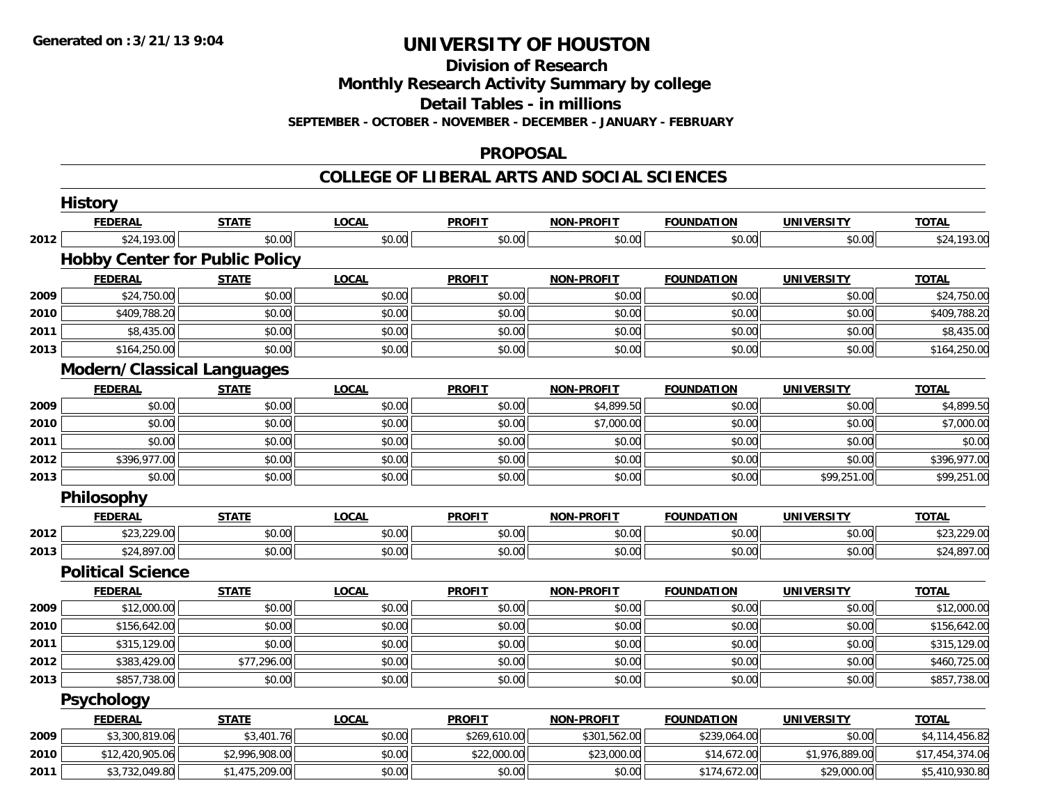**Generated on :3/21/13 9:04**

# UNIVERSITY OF HOUSTON

## Division of Research
## Monthly Research Activity Summary by college
## Detail Tables - in millions
### SEPTEMBER - OCTOBER - NOVEMBER - DECEMBER - JANUARY - FEBRUARY

## PROPOSAL

## COLLEGE OF LIBERAL ARTS AND SOCIAL SCIENCES

### History

| | FEDERAL | STATE | LOCAL | PROFIT | NON-PROFIT | FOUNDATION | UNIVERSITY | TOTAL |
|---|---|---|---|---|---|---|---|---|
| 2012 | $24,193.00 | $0.00 | $0.00 | $0.00 | $0.00 | $0.00 | $0.00 | $24,193.00 |

### Hobby Center for Public Policy

| | FEDERAL | STATE | LOCAL | PROFIT | NON-PROFIT | FOUNDATION | UNIVERSITY | TOTAL |
|---|---|---|---|---|---|---|---|---|
| 2009 | $24,750.00 | $0.00 | $0.00 | $0.00 | $0.00 | $0.00 | $0.00 | $24,750.00 |
| 2010 | $409,788.20 | $0.00 | $0.00 | $0.00 | $0.00 | $0.00 | $0.00 | $409,788.20 |
| 2011 | $8,435.00 | $0.00 | $0.00 | $0.00 | $0.00 | $0.00 | $0.00 | $8,435.00 |
| 2013 | $164,250.00 | $0.00 | $0.00 | $0.00 | $0.00 | $0.00 | $0.00 | $164,250.00 |

### Modern/Classical Languages

| | FEDERAL | STATE | LOCAL | PROFIT | NON-PROFIT | FOUNDATION | UNIVERSITY | TOTAL |
|---|---|---|---|---|---|---|---|---|
| 2009 | $0.00 | $0.00 | $0.00 | $0.00 | $4,899.50 | $0.00 | $0.00 | $4,899.50 |
| 2010 | $0.00 | $0.00 | $0.00 | $0.00 | $7,000.00 | $0.00 | $0.00 | $7,000.00 |
| 2011 | $0.00 | $0.00 | $0.00 | $0.00 | $0.00 | $0.00 | $0.00 | $0.00 |
| 2012 | $396,977.00 | $0.00 | $0.00 | $0.00 | $0.00 | $0.00 | $0.00 | $396,977.00 |
| 2013 | $0.00 | $0.00 | $0.00 | $0.00 | $0.00 | $0.00 | $99,251.00 | $99,251.00 |

### Philosophy

| | FEDERAL | STATE | LOCAL | PROFIT | NON-PROFIT | FOUNDATION | UNIVERSITY | TOTAL |
|---|---|---|---|---|---|---|---|---|
| 2012 | $23,229.00 | $0.00 | $0.00 | $0.00 | $0.00 | $0.00 | $0.00 | $23,229.00 |
| 2013 | $24,897.00 | $0.00 | $0.00 | $0.00 | $0.00 | $0.00 | $0.00 | $24,897.00 |

### Political Science

| | FEDERAL | STATE | LOCAL | PROFIT | NON-PROFIT | FOUNDATION | UNIVERSITY | TOTAL |
|---|---|---|---|---|---|---|---|---|
| 2009 | $12,000.00 | $0.00 | $0.00 | $0.00 | $0.00 | $0.00 | $0.00 | $12,000.00 |
| 2010 | $156,642.00 | $0.00 | $0.00 | $0.00 | $0.00 | $0.00 | $0.00 | $156,642.00 |
| 2011 | $315,129.00 | $0.00 | $0.00 | $0.00 | $0.00 | $0.00 | $0.00 | $315,129.00 |
| 2012 | $383,429.00 | $77,296.00 | $0.00 | $0.00 | $0.00 | $0.00 | $0.00 | $460,725.00 |
| 2013 | $857,738.00 | $0.00 | $0.00 | $0.00 | $0.00 | $0.00 | $0.00 | $857,738.00 |

### Psychology

| | FEDERAL | STATE | LOCAL | PROFIT | NON-PROFIT | FOUNDATION | UNIVERSITY | TOTAL |
|---|---|---|---|---|---|---|---|---|
| 2009 | $3,300,819.06 | $3,401.76 | $0.00 | $269,610.00 | $301,562.00 | $239,064.00 | $0.00 | $4,114,456.82 |
| 2010 | $12,420,905.06 | $2,996,908.00 | $0.00 | $22,000.00 | $23,000.00 | $14,672.00 | $1,976,889.00 | $17,454,374.06 |
| 2011 | $3,732,049.80 | $1,475,209.00 | $0.00 | $0.00 | $0.00 | $174,672.00 | $29,000.00 | $5,410,930.80 |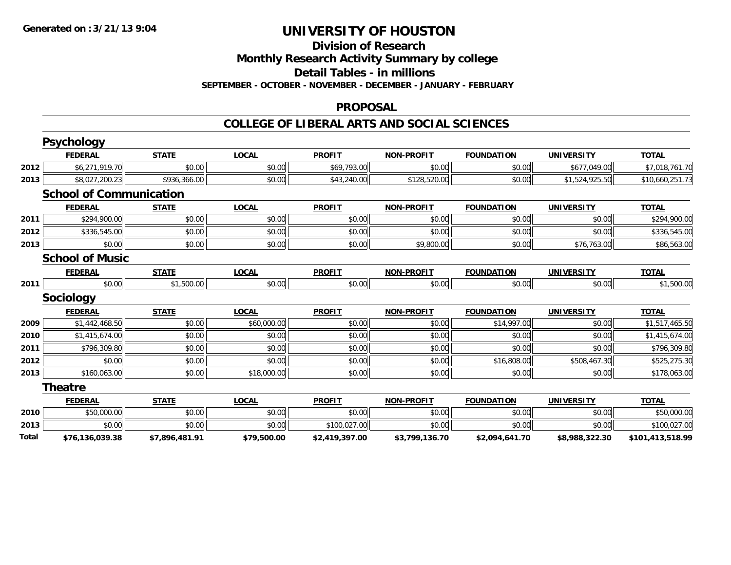# UNIVERSITY OF HOUSTON

## Division of Research

## Monthly Research Activity Summary by college

## Detail Tables - in millions

**SEPTEMBER - OCTOBER - NOVEMBER - DECEMBER - JANUARY - FEBRUARY**

## PROPOSAL

## COLLEGE OF LIBERAL ARTS AND SOCIAL SCIENCES

### Psychology

| | FEDERAL | STATE | LOCAL | PROFIT | NON-PROFIT | FOUNDATION | UNIVERSITY | TOTAL |
|---|---|---|---|---|---|---|---|---|
| 2012 | $6,271,919.70 | $0.00 | $0.00 | $69,793.00 | $0.00 | $0.00 | $677,049.00 | $7,018,761.70 |
| 2013 | $8,027,200.23 | $936,366.00 | $0.00 | $43,240.00 | $128,520.00 | $0.00 | $1,524,925.50 | $10,660,251.73 |

### School of Communication

| | FEDERAL | STATE | LOCAL | PROFIT | NON-PROFIT | FOUNDATION | UNIVERSITY | TOTAL |
|---|---|---|---|---|---|---|---|---|
| 2011 | $294,900.00 | $0.00 | $0.00 | $0.00 | $0.00 | $0.00 | $0.00 | $294,900.00 |
| 2012 | $336,545.00 | $0.00 | $0.00 | $0.00 | $0.00 | $0.00 | $0.00 | $336,545.00 |
| 2013 | $0.00 | $0.00 | $0.00 | $0.00 | $9,800.00 | $0.00 | $76,763.00 | $86,563.00 |

### School of Music

| | FEDERAL | STATE | LOCAL | PROFIT | NON-PROFIT | FOUNDATION | UNIVERSITY | TOTAL |
|---|---|---|---|---|---|---|---|---|
| 2011 | $0.00 | $1,500.00 | $0.00 | $0.00 | $0.00 | $0.00 | $0.00 | $1,500.00 |

### Sociology

| | FEDERAL | STATE | LOCAL | PROFIT | NON-PROFIT | FOUNDATION | UNIVERSITY | TOTAL |
|---|---|---|---|---|---|---|---|---|
| 2009 | $1,442,468.50 | $0.00 | $60,000.00 | $0.00 | $0.00 | $14,997.00 | $0.00 | $1,517,465.50 |
| 2010 | $1,415,674.00 | $0.00 | $0.00 | $0.00 | $0.00 | $0.00 | $0.00 | $1,415,674.00 |
| 2011 | $796,309.80 | $0.00 | $0.00 | $0.00 | $0.00 | $0.00 | $0.00 | $796,309.80 |
| 2012 | $0.00 | $0.00 | $0.00 | $0.00 | $0.00 | $16,808.00 | $508,467.30 | $525,275.30 |
| 2013 | $160,063.00 | $0.00 | $18,000.00 | $0.00 | $0.00 | $0.00 | $0.00 | $178,063.00 |

### Theatre

| | FEDERAL | STATE | LOCAL | PROFIT | NON-PROFIT | FOUNDATION | UNIVERSITY | TOTAL |
|---|---|---|---|---|---|---|---|---|
| 2010 | $50,000.00 | $0.00 | $0.00 | $0.00 | $0.00 | $0.00 | $0.00 | $50,000.00 |
| 2013 | $0.00 | $0.00 | $0.00 | $100,027.00 | $0.00 | $0.00 | $0.00 | $100,027.00 |
| **Total** | **$76,136,039.38** | **$7,896,481.91** | **$79,500.00** | **$2,419,397.00** | **$3,799,136.70** | **$2,094,641.70** | **$8,988,322.30** | **$101,413,518.99** |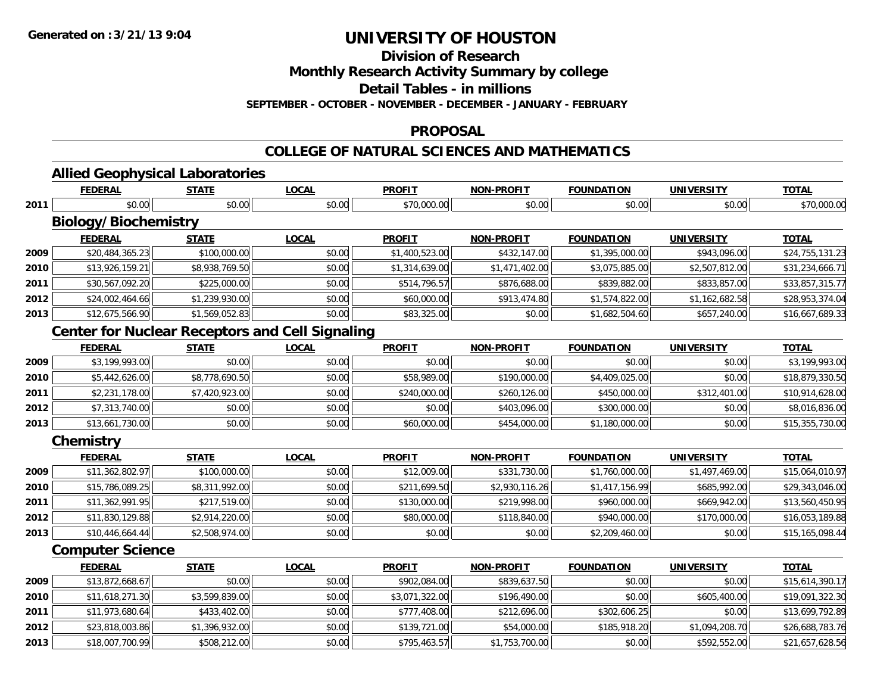**Generated on :3/21/13 9:04**

# UNIVERSITY OF HOUSTON

## Division of Research

## Monthly Research Activity Summary by college

## Detail Tables - in millions

**SEPTEMBER - OCTOBER - NOVEMBER - DECEMBER - JANUARY - FEBRUARY**

## PROPOSAL

## COLLEGE OF NATURAL SCIENCES AND MATHEMATICS

### Allied Geophysical Laboratories

| | FEDERAL | STATE | LOCAL | PROFIT | NON-PROFIT | FOUNDATION | UNIVERSITY | TOTAL |
|---|---|---|---|---|---|---|---|---|
| 2011 | $0.00 | $0.00 | $0.00 | $70,000.00 | $0.00 | $0.00 | $0.00 | $70,000.00 |

### Biology/Biochemistry

| | FEDERAL | STATE | LOCAL | PROFIT | NON-PROFIT | FOUNDATION | UNIVERSITY | TOTAL |
|---|---|---|---|---|---|---|---|---|
| 2009 | $20,484,365.23 | $100,000.00 | $0.00 | $1,400,523.00 | $432,147.00 | $1,395,000.00 | $943,096.00 | $24,755,131.23 |
| 2010 | $13,926,159.21 | $8,938,769.50 | $0.00 | $1,314,639.00 | $1,471,402.00 | $3,075,885.00 | $2,507,812.00 | $31,234,666.71 |
| 2011 | $30,567,092.20 | $225,000.00 | $0.00 | $514,796.57 | $876,688.00 | $839,882.00 | $833,857.00 | $33,857,315.77 |
| 2012 | $24,002,464.66 | $1,239,930.00 | $0.00 | $60,000.00 | $913,474.80 | $1,574,822.00 | $1,162,682.58 | $28,953,374.04 |
| 2013 | $12,675,566.90 | $1,569,052.83 | $0.00 | $83,325.00 | $0.00 | $1,682,504.60 | $657,240.00 | $16,667,689.33 |

### Center for Nuclear Receptors and Cell Signaling

| | FEDERAL | STATE | LOCAL | PROFIT | NON-PROFIT | FOUNDATION | UNIVERSITY | TOTAL |
|---|---|---|---|---|---|---|---|---|
| 2009 | $3,199,993.00 | $0.00 | $0.00 | $0.00 | $0.00 | $0.00 | $0.00 | $3,199,993.00 |
| 2010 | $5,442,626.00 | $8,778,690.50 | $0.00 | $58,989.00 | $190,000.00 | $4,409,025.00 | $0.00 | $18,879,330.50 |
| 2011 | $2,231,178.00 | $7,420,923.00 | $0.00 | $240,000.00 | $260,126.00 | $450,000.00 | $312,401.00 | $10,914,628.00 |
| 2012 | $7,313,740.00 | $0.00 | $0.00 | $0.00 | $403,096.00 | $300,000.00 | $0.00 | $8,016,836.00 |
| 2013 | $13,661,730.00 | $0.00 | $0.00 | $60,000.00 | $454,000.00 | $1,180,000.00 | $0.00 | $15,355,730.00 |

### Chemistry

| | FEDERAL | STATE | LOCAL | PROFIT | NON-PROFIT | FOUNDATION | UNIVERSITY | TOTAL |
|---|---|---|---|---|---|---|---|---|
| 2009 | $11,362,802.97 | $100,000.00 | $0.00 | $12,009.00 | $331,730.00 | $1,760,000.00 | $1,497,469.00 | $15,064,010.97 |
| 2010 | $15,786,089.25 | $8,311,992.00 | $0.00 | $211,699.50 | $2,930,116.26 | $1,417,156.99 | $685,992.00 | $29,343,046.00 |
| 2011 | $11,362,991.95 | $217,519.00 | $0.00 | $130,000.00 | $219,998.00 | $960,000.00 | $669,942.00 | $13,560,450.95 |
| 2012 | $11,830,129.88 | $2,914,220.00 | $0.00 | $80,000.00 | $118,840.00 | $940,000.00 | $170,000.00 | $16,053,189.88 |
| 2013 | $10,446,664.44 | $2,508,974.00 | $0.00 | $0.00 | $0.00 | $2,209,460.00 | $0.00 | $15,165,098.44 |

### Computer Science

| | FEDERAL | STATE | LOCAL | PROFIT | NON-PROFIT | FOUNDATION | UNIVERSITY | TOTAL |
|---|---|---|---|---|---|---|---|---|
| 2009 | $13,872,668.67 | $0.00 | $0.00 | $902,084.00 | $839,637.50 | $0.00 | $0.00 | $15,614,390.17 |
| 2010 | $11,618,271.30 | $3,599,839.00 | $0.00 | $3,071,322.00 | $196,490.00 | $0.00 | $605,400.00 | $19,091,322.30 |
| 2011 | $11,973,680.64 | $433,402.00 | $0.00 | $777,408.00 | $212,696.00 | $302,606.25 | $0.00 | $13,699,792.89 |
| 2012 | $23,818,003.86 | $1,396,932.00 | $0.00 | $139,721.00 | $54,000.00 | $185,918.20 | $1,094,208.70 | $26,688,783.76 |
| 2013 | $18,007,700.99 | $508,212.00 | $0.00 | $795,463.57 | $1,753,700.00 | $0.00 | $592,552.00 | $21,657,628.56 |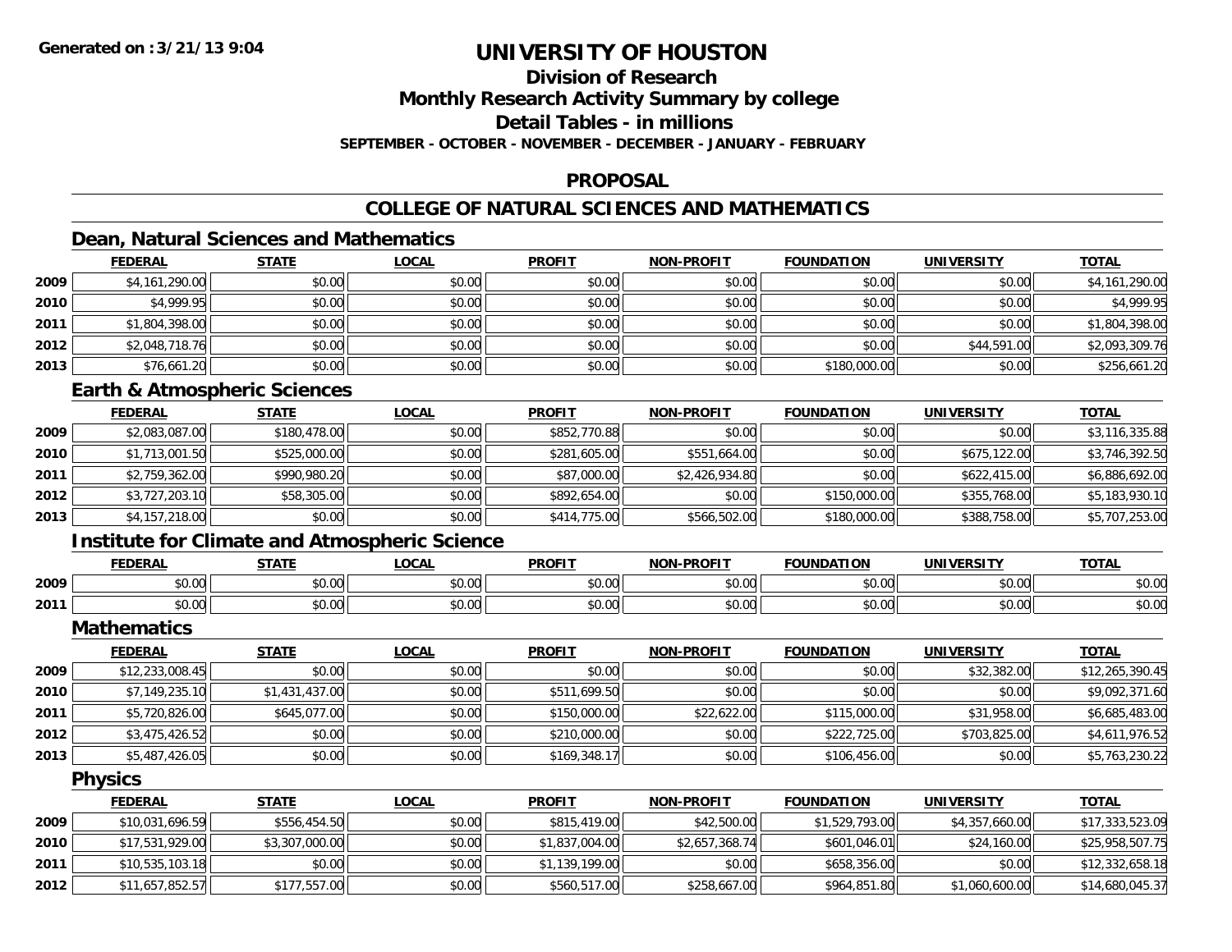# UNIVERSITY OF HOUSTON

## Division of Research

## Monthly Research Activity Summary by college

## Detail Tables - in millions

**SEPTEMBER - OCTOBER - NOVEMBER - DECEMBER - JANUARY - FEBRUARY**

## PROPOSAL

## COLLEGE OF NATURAL SCIENCES AND MATHEMATICS

### Dean, Natural Sciences and Mathematics

| | FEDERAL | STATE | LOCAL | PROFIT | NON-PROFIT | FOUNDATION | UNIVERSITY | TOTAL |
|---|---|---|---|---|---|---|---|---|
| 2009 | $4,161,290.00 | $0.00 | $0.00 | $0.00 | $0.00 | $0.00 | $0.00 | $4,161,290.00 |
| 2010 | $4,999.95 | $0.00 | $0.00 | $0.00 | $0.00 | $0.00 | $0.00 | $4,999.95 |
| 2011 | $1,804,398.00 | $0.00 | $0.00 | $0.00 | $0.00 | $0.00 | $0.00 | $1,804,398.00 |
| 2012 | $2,048,718.76 | $0.00 | $0.00 | $0.00 | $0.00 | $0.00 | $44,591.00 | $2,093,309.76 |
| 2013 | $76,661.20 | $0.00 | $0.00 | $0.00 | $0.00 | $180,000.00 | $0.00 | $256,661.20 |

### Earth & Atmospheric Sciences

| | FEDERAL | STATE | LOCAL | PROFIT | NON-PROFIT | FOUNDATION | UNIVERSITY | TOTAL |
|---|---|---|---|---|---|---|---|---|
| 2009 | $2,083,087.00 | $180,478.00 | $0.00 | $852,770.88 | $0.00 | $0.00 | $0.00 | $3,116,335.88 |
| 2010 | $1,713,001.50 | $525,000.00 | $0.00 | $281,605.00 | $551,664.00 | $0.00 | $675,122.00 | $3,746,392.50 |
| 2011 | $2,759,362.00 | $990,980.20 | $0.00 | $87,000.00 | $2,426,934.80 | $0.00 | $622,415.00 | $6,886,692.00 |
| 2012 | $3,727,203.10 | $58,305.00 | $0.00 | $892,654.00 | $0.00 | $150,000.00 | $355,768.00 | $5,183,930.10 |
| 2013 | $4,157,218.00 | $0.00 | $0.00 | $414,775.00 | $566,502.00 | $180,000.00 | $388,758.00 | $5,707,253.00 |

### Institute for Climate and Atmospheric Science

| | FEDERAL | STATE | LOCAL | PROFIT | NON-PROFIT | FOUNDATION | UNIVERSITY | TOTAL |
|---|---|---|---|---|---|---|---|---|
| 2009 | $0.00 | $0.00 | $0.00 | $0.00 | $0.00 | $0.00 | $0.00 | $0.00 |
| 2011 | $0.00 | $0.00 | $0.00 | $0.00 | $0.00 | $0.00 | $0.00 | $0.00 |

### Mathematics

| | FEDERAL | STATE | LOCAL | PROFIT | NON-PROFIT | FOUNDATION | UNIVERSITY | TOTAL |
|---|---|---|---|---|---|---|---|---|
| 2009 | $12,233,008.45 | $0.00 | $0.00 | $0.00 | $0.00 | $0.00 | $32,382.00 | $12,265,390.45 |
| 2010 | $7,149,235.10 | $1,431,437.00 | $0.00 | $511,699.50 | $0.00 | $0.00 | $0.00 | $9,092,371.60 |
| 2011 | $5,720,826.00 | $645,077.00 | $0.00 | $150,000.00 | $22,622.00 | $115,000.00 | $31,958.00 | $6,685,483.00 |
| 2012 | $3,475,426.52 | $0.00 | $0.00 | $210,000.00 | $0.00 | $222,725.00 | $703,825.00 | $4,611,976.52 |
| 2013 | $5,487,426.05 | $0.00 | $0.00 | $169,348.17 | $0.00 | $106,456.00 | $0.00 | $5,763,230.22 |

### Physics

| | FEDERAL | STATE | LOCAL | PROFIT | NON-PROFIT | FOUNDATION | UNIVERSITY | TOTAL |
|---|---|---|---|---|---|---|---|---|
| 2009 | $10,031,696.59 | $556,454.50 | $0.00 | $815,419.00 | $42,500.00 | $1,529,793.00 | $4,357,660.00 | $17,333,523.09 |
| 2010 | $17,531,929.00 | $3,307,000.00 | $0.00 | $1,837,004.00 | $2,657,368.74 | $601,046.01 | $24,160.00 | $25,958,507.75 |
| 2011 | $10,535,103.18 | $0.00 | $0.00 | $1,139,199.00 | $0.00 | $658,356.00 | $0.00 | $12,332,658.18 |
| 2012 | $11,657,852.57 | $177,557.00 | $0.00 | $560,517.00 | $258,667.00 | $964,851.80 | $1,060,600.00 | $14,680,045.37 |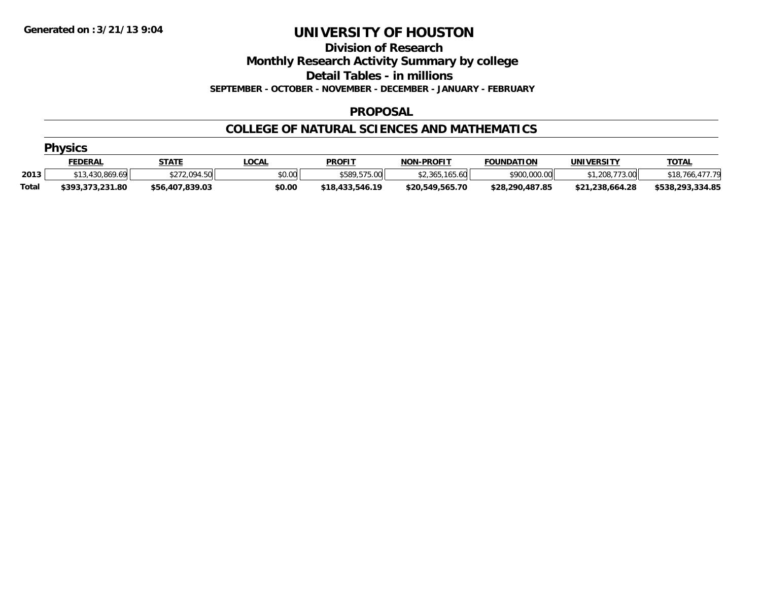# UNIVERSITY OF HOUSTON

## Division of Research

## Monthly Research Activity Summary by college

## Detail Tables - in millions

**SEPTEMBER - OCTOBER - NOVEMBER - DECEMBER - JANUARY - FEBRUARY**

**Generated on : 3/21/13 9:04**

### PROPOSAL

### COLLEGE OF NATURAL SCIENCES AND MATHEMATICS

#### Physics

| | FEDERAL | STATE | LOCAL | PROFIT | NON-PROFIT | FOUNDATION | UNIVERSITY | TOTAL |
|---|---|---|---|---|---|---|---|---|
| 2013 | $13,430,869.69 | $272,094.50 | $0.00 | $589,575.00 | $2,365,165.60 | $900,000.00 | $1,208,773.00 | $18,766,477.79 |
| **Total** | **$393,373,231.80** | **$56,407,839.03** | **$0.00** | **$18,433,546.19** | **$20,549,565.70** | **$28,290,487.85** | **$21,238,664.28** | **$538,293,334.85** |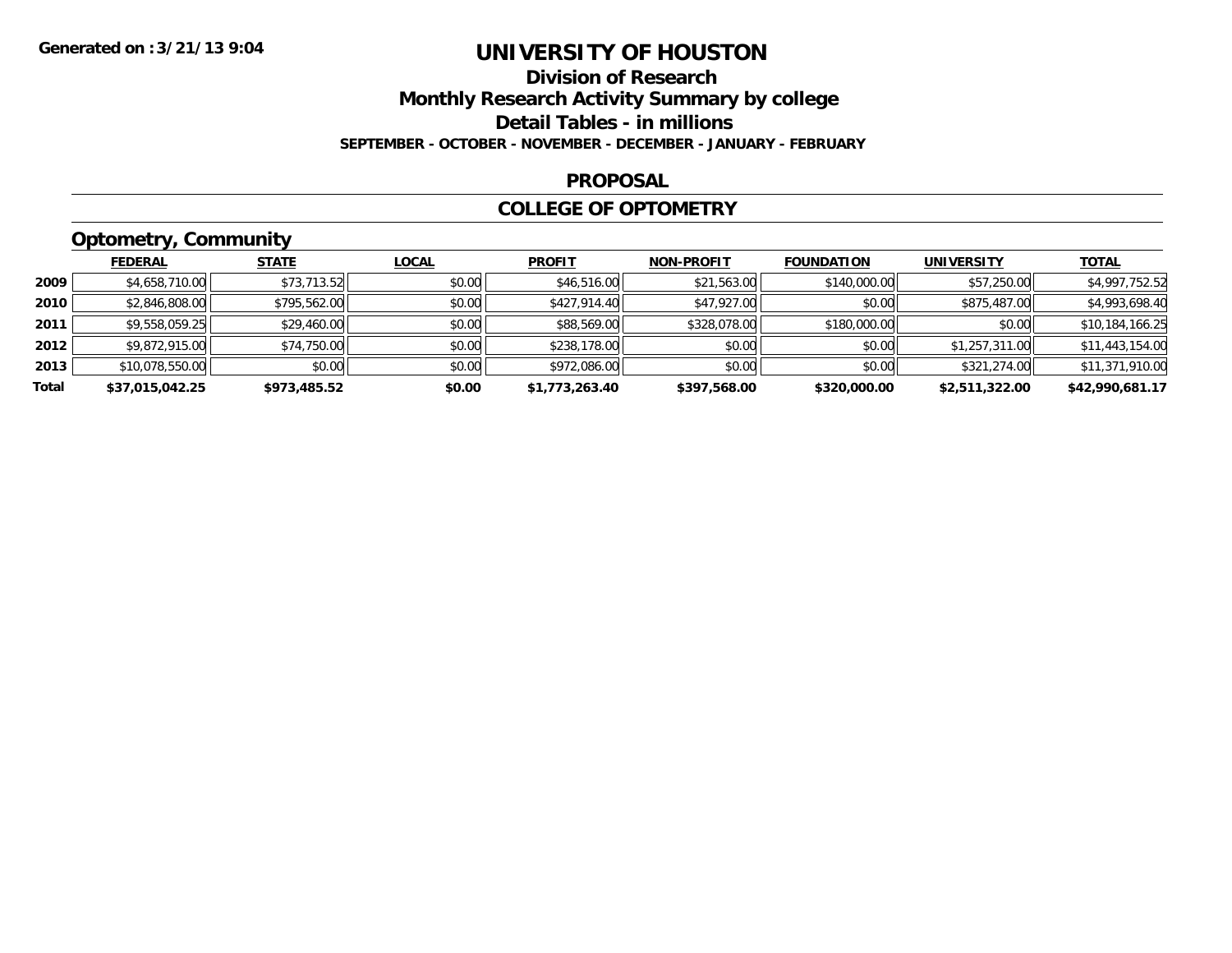# UNIVERSITY OF HOUSTON

## Division of Research

## Monthly Research Activity Summary by college

## Detail Tables - in millions

**SEPTEMBER - OCTOBER - NOVEMBER - DECEMBER - JANUARY - FEBRUARY**

Generated on : 3/21/13 9:04

## PROPOSAL

## COLLEGE OF OPTOMETRY

### Optometry, Community

| | FEDERAL | STATE | LOCAL | PROFIT | NON-PROFIT | FOUNDATION | UNIVERSITY | TOTAL |
|---|---|---|---|---|---|---|---|---|
| 2009 | $4,658,710.00 | $73,713.52 | $0.00 | $46,516.00 | $21,563.00 | $140,000.00 | $57,250.00 | $4,997,752.52 |
| 2010 | $2,846,808.00 | $795,562.00 | $0.00 | $427,914.40 | $47,927.00 | $0.00 | $875,487.00 | $4,993,698.40 |
| 2011 | $9,558,059.25 | $29,460.00 | $0.00 | $88,569.00 | $328,078.00 | $180,000.00 | $0.00 | $10,184,166.25 |
| 2012 | $9,872,915.00 | $74,750.00 | $0.00 | $238,178.00 | $0.00 | $0.00 | $1,257,311.00 | $11,443,154.00 |
| 2013 | $10,078,550.00 | $0.00 | $0.00 | $972,086.00 | $0.00 | $0.00 | $321,274.00 | $11,371,910.00 |
| **Total** | **$37,015,042.25** | **$973,485.52** | **$0.00** | **$1,773,263.40** | **$397,568.00** | **$320,000.00** | **$2,511,322.00** | **$42,990,681.17** |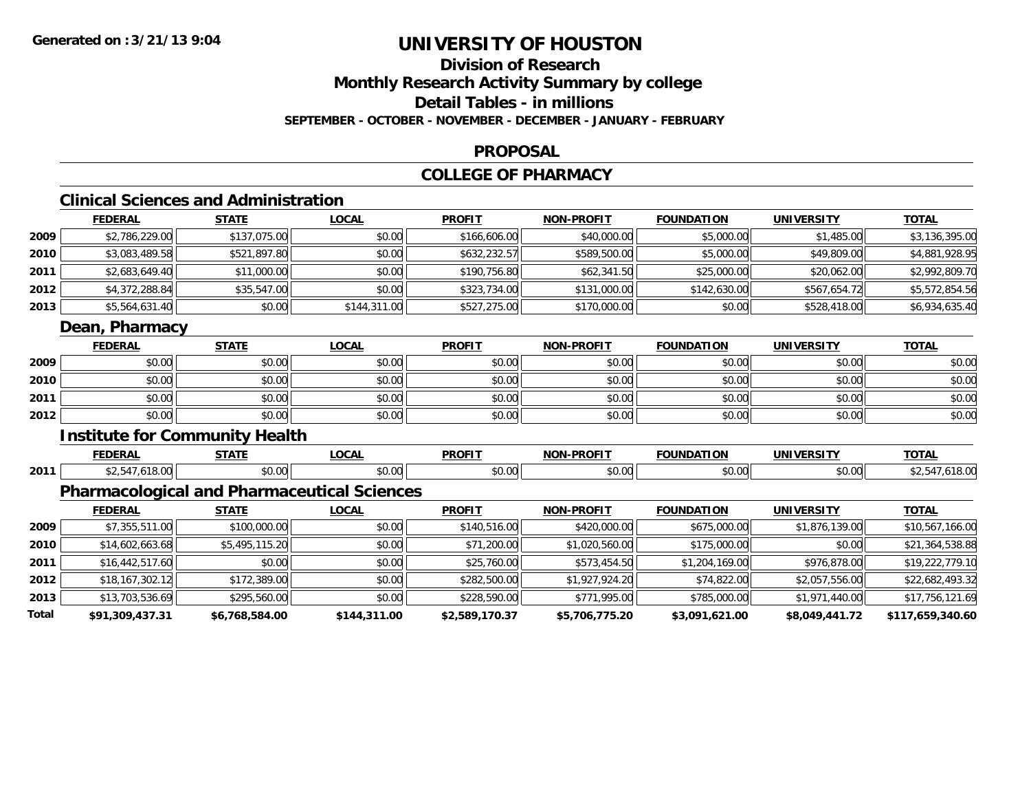# UNIVERSITY OF HOUSTON

## Division of Research
## Monthly Research Activity Summary by college
## Detail Tables - in millions
### SEPTEMBER - OCTOBER - NOVEMBER - DECEMBER - JANUARY - FEBRUARY

## PROPOSAL

## COLLEGE OF PHARMACY

### Clinical Sciences and Administration

| | FEDERAL | STATE | LOCAL | PROFIT | NON-PROFIT | FOUNDATION | UNIVERSITY | TOTAL |
|---|---|---|---|---|---|---|---|---|
| 2009 | $2,786,229.00 | $137,075.00 | $0.00 | $166,606.00 | $40,000.00 | $5,000.00 | $1,485.00 | $3,136,395.00 |
| 2010 | $3,083,489.58 | $521,897.80 | $0.00 | $632,232.57 | $589,500.00 | $5,000.00 | $49,809.00 | $4,881,928.95 |
| 2011 | $2,683,649.40 | $11,000.00 | $0.00 | $190,756.80 | $62,341.50 | $25,000.00 | $20,062.00 | $2,992,809.70 |
| 2012 | $4,372,288.84 | $35,547.00 | $0.00 | $323,734.00 | $131,000.00 | $142,630.00 | $567,654.72 | $5,572,854.56 |
| 2013 | $5,564,631.40 | $0.00 | $144,311.00 | $527,275.00 | $170,000.00 | $0.00 | $528,418.00 | $6,934,635.40 |

### Dean, Pharmacy

| | FEDERAL | STATE | LOCAL | PROFIT | NON-PROFIT | FOUNDATION | UNIVERSITY | TOTAL |
|---|---|---|---|---|---|---|---|---|
| 2009 | $0.00 | $0.00 | $0.00 | $0.00 | $0.00 | $0.00 | $0.00 | $0.00 |
| 2010 | $0.00 | $0.00 | $0.00 | $0.00 | $0.00 | $0.00 | $0.00 | $0.00 |
| 2011 | $0.00 | $0.00 | $0.00 | $0.00 | $0.00 | $0.00 | $0.00 | $0.00 |
| 2012 | $0.00 | $0.00 | $0.00 | $0.00 | $0.00 | $0.00 | $0.00 | $0.00 |

### Institute for Community Health

| | FEDERAL | STATE | LOCAL | PROFIT | NON-PROFIT | FOUNDATION | UNIVERSITY | TOTAL |
|---|---|---|---|---|---|---|---|---|
| 2011 | $2,547,618.00 | $0.00 | $0.00 | $0.00 | $0.00 | $0.00 | $0.00 | $2,547,618.00 |

### Pharmacological and Pharmaceutical Sciences

| | FEDERAL | STATE | LOCAL | PROFIT | NON-PROFIT | FOUNDATION | UNIVERSITY | TOTAL |
|---|---|---|---|---|---|---|---|---|
| 2009 | $7,355,511.00 | $100,000.00 | $0.00 | $140,516.00 | $420,000.00 | $675,000.00 | $1,876,139.00 | $10,567,166.00 |
| 2010 | $14,602,663.68 | $5,495,115.20 | $0.00 | $71,200.00 | $1,020,560.00 | $175,000.00 | $0.00 | $21,364,538.88 |
| 2011 | $16,442,517.60 | $0.00 | $0.00 | $25,760.00 | $573,454.50 | $1,204,169.00 | $976,878.00 | $19,222,779.10 |
| 2012 | $18,167,302.12 | $172,389.00 | $0.00 | $282,500.00 | $1,927,924.20 | $74,822.00 | $2,057,556.00 | $22,682,493.32 |
| 2013 | $13,703,536.69 | $295,560.00 | $0.00 | $228,590.00 | $771,995.00 | $785,000.00 | $1,971,440.00 | $17,756,121.69 |
| **Total** | **$91,309,437.31** | **$6,768,584.00** | **$144,311.00** | **$2,589,170.37** | **$5,706,775.20** | **$3,091,621.00** | **$8,049,441.72** | **$117,659,340.60** |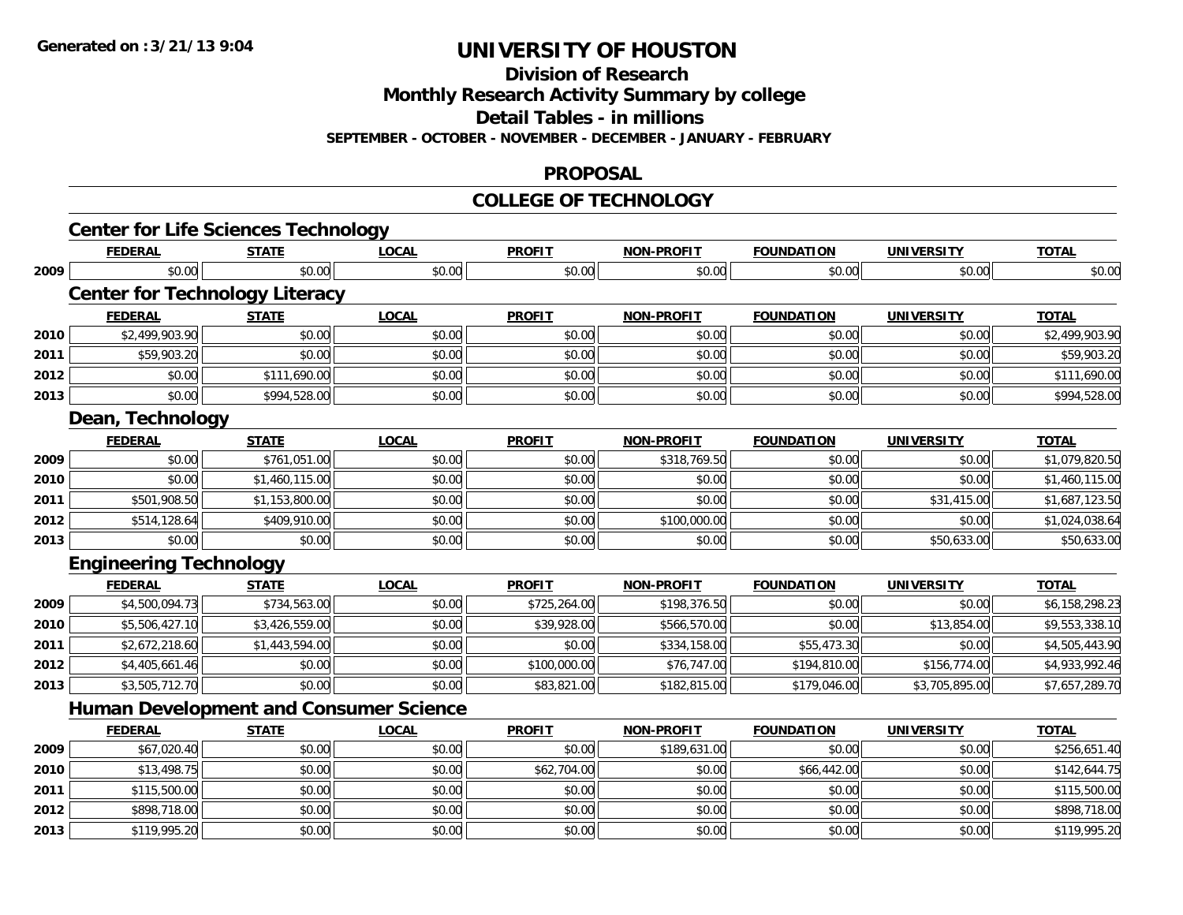# UNIVERSITY OF HOUSTON

## Division of Research

## Monthly Research Activity Summary by college

## Detail Tables - in millions

**SEPTEMBER - OCTOBER - NOVEMBER - DECEMBER - JANUARY - FEBRUARY**

## PROPOSAL

## COLLEGE OF TECHNOLOGY

### Center for Life Sciences Technology

| | FEDERAL | STATE | LOCAL | PROFIT | NON-PROFIT | FOUNDATION | UNIVERSITY | TOTAL |
|---|---|---|---|---|---|---|---|---|
| 2009 | $0.00 | $0.00 | $0.00 | $0.00 | $0.00 | $0.00 | $0.00 | $0.00 |

### Center for Technology Literacy

| | FEDERAL | STATE | LOCAL | PROFIT | NON-PROFIT | FOUNDATION | UNIVERSITY | TOTAL |
|---|---|---|---|---|---|---|---|---|
| 2010 | $2,499,903.90 | $0.00 | $0.00 | $0.00 | $0.00 | $0.00 | $0.00 | $2,499,903.90 |
| 2011 | $59,903.20 | $0.00 | $0.00 | $0.00 | $0.00 | $0.00 | $0.00 | $59,903.20 |
| 2012 | $0.00 | $111,690.00 | $0.00 | $0.00 | $0.00 | $0.00 | $0.00 | $111,690.00 |
| 2013 | $0.00 | $994,528.00 | $0.00 | $0.00 | $0.00 | $0.00 | $0.00 | $994,528.00 |

### Dean, Technology

| | FEDERAL | STATE | LOCAL | PROFIT | NON-PROFIT | FOUNDATION | UNIVERSITY | TOTAL |
|---|---|---|---|---|---|---|---|---|
| 2009 | $0.00 | $761,051.00 | $0.00 | $0.00 | $318,769.50 | $0.00 | $0.00 | $1,079,820.50 |
| 2010 | $0.00 | $1,460,115.00 | $0.00 | $0.00 | $0.00 | $0.00 | $0.00 | $1,460,115.00 |
| 2011 | $501,908.50 | $1,153,800.00 | $0.00 | $0.00 | $0.00 | $0.00 | $31,415.00 | $1,687,123.50 |
| 2012 | $514,128.64 | $409,910.00 | $0.00 | $0.00 | $100,000.00 | $0.00 | $0.00 | $1,024,038.64 |
| 2013 | $0.00 | $0.00 | $0.00 | $0.00 | $0.00 | $0.00 | $50,633.00 | $50,633.00 |

### Engineering Technology

| | FEDERAL | STATE | LOCAL | PROFIT | NON-PROFIT | FOUNDATION | UNIVERSITY | TOTAL |
|---|---|---|---|---|---|---|---|---|
| 2009 | $4,500,094.73 | $734,563.00 | $0.00 | $725,264.00 | $198,376.50 | $0.00 | $0.00 | $6,158,298.23 |
| 2010 | $5,506,427.10 | $3,426,559.00 | $0.00 | $39,928.00 | $566,570.00 | $0.00 | $13,854.00 | $9,553,338.10 |
| 2011 | $2,672,218.60 | $1,443,594.00 | $0.00 | $0.00 | $334,158.00 | $55,473.30 | $0.00 | $4,505,443.90 |
| 2012 | $4,405,661.46 | $0.00 | $0.00 | $100,000.00 | $76,747.00 | $194,810.00 | $156,774.00 | $4,933,992.46 |
| 2013 | $3,505,712.70 | $0.00 | $0.00 | $83,821.00 | $182,815.00 | $179,046.00 | $3,705,895.00 | $7,657,289.70 |

### Human Development and Consumer Science

| | FEDERAL | STATE | LOCAL | PROFIT | NON-PROFIT | FOUNDATION | UNIVERSITY | TOTAL |
|---|---|---|---|---|---|---|---|---|
| 2009 | $67,020.40 | $0.00 | $0.00 | $0.00 | $189,631.00 | $0.00 | $0.00 | $256,651.40 |
| 2010 | $13,498.75 | $0.00 | $0.00 | $62,704.00 | $0.00 | $66,442.00 | $0.00 | $142,644.75 |
| 2011 | $115,500.00 | $0.00 | $0.00 | $0.00 | $0.00 | $0.00 | $0.00 | $115,500.00 |
| 2012 | $898,718.00 | $0.00 | $0.00 | $0.00 | $0.00 | $0.00 | $0.00 | $898,718.00 |
| 2013 | $119,995.20 | $0.00 | $0.00 | $0.00 | $0.00 | $0.00 | $0.00 | $119,995.20 |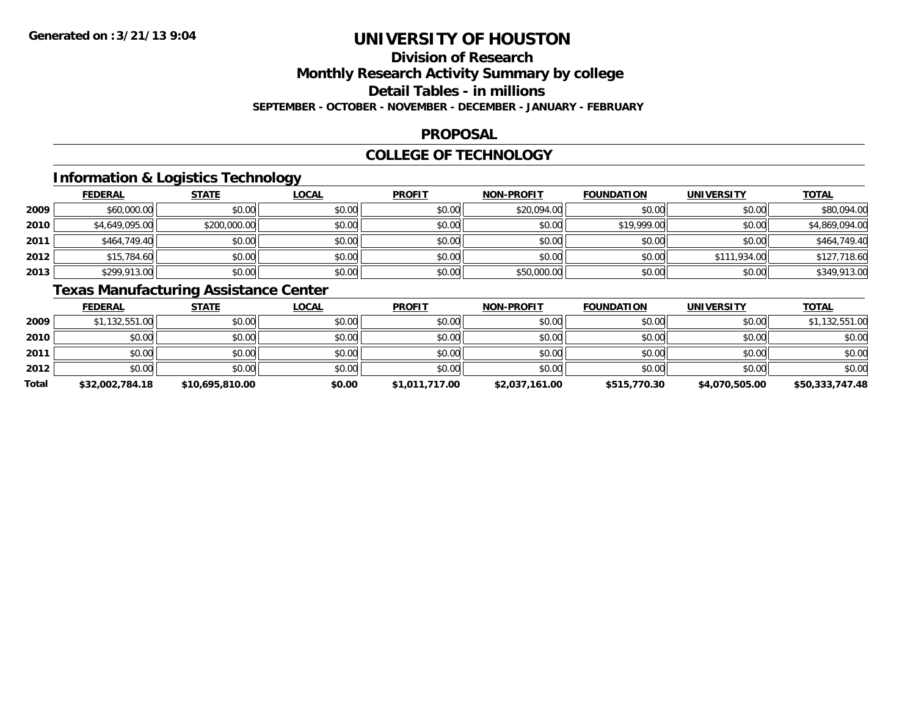# UNIVERSITY OF HOUSTON

## Division of Research
## Monthly Research Activity Summary by college
## Detail Tables - in millions

**SEPTEMBER - OCTOBER - NOVEMBER - DECEMBER - JANUARY - FEBRUARY**

## PROPOSAL

## COLLEGE OF TECHNOLOGY

### Information & Logistics Technology

| | FEDERAL | STATE | LOCAL | PROFIT | NON-PROFIT | FOUNDATION | UNIVERSITY | TOTAL |
|---|---|---|---|---|---|---|---|---|
| 2009 | $60,000.00 | $0.00 | $0.00 | $0.00 | $20,094.00 | $0.00 | $0.00 | $80,094.00 |
| 2010 | $4,649,095.00 | $200,000.00 | $0.00 | $0.00 | $0.00 | $19,999.00 | $0.00 | $4,869,094.00 |
| 2011 | $464,749.40 | $0.00 | $0.00 | $0.00 | $0.00 | $0.00 | $0.00 | $464,749.40 |
| 2012 | $15,784.60 | $0.00 | $0.00 | $0.00 | $0.00 | $0.00 | $111,934.00 | $127,718.60 |
| 2013 | $299,913.00 | $0.00 | $0.00 | $0.00 | $50,000.00 | $0.00 | $0.00 | $349,913.00 |

### Texas Manufacturing Assistance Center

| | FEDERAL | STATE | LOCAL | PROFIT | NON-PROFIT | FOUNDATION | UNIVERSITY | TOTAL |
|---|---|---|---|---|---|---|---|---|
| 2009 | $1,132,551.00 | $0.00 | $0.00 | $0.00 | $0.00 | $0.00 | $0.00 | $1,132,551.00 |
| 2010 | $0.00 | $0.00 | $0.00 | $0.00 | $0.00 | $0.00 | $0.00 | $0.00 |
| 2011 | $0.00 | $0.00 | $0.00 | $0.00 | $0.00 | $0.00 | $0.00 | $0.00 |
| 2012 | $0.00 | $0.00 | $0.00 | $0.00 | $0.00 | $0.00 | $0.00 | $0.00 |
| **Total** | **$32,002,784.18** | **$10,695,810.00** | **$0.00** | **$1,011,717.00** | **$2,037,161.00** | **$515,770.30** | **$4,070,505.00** | **$50,333,747.48** |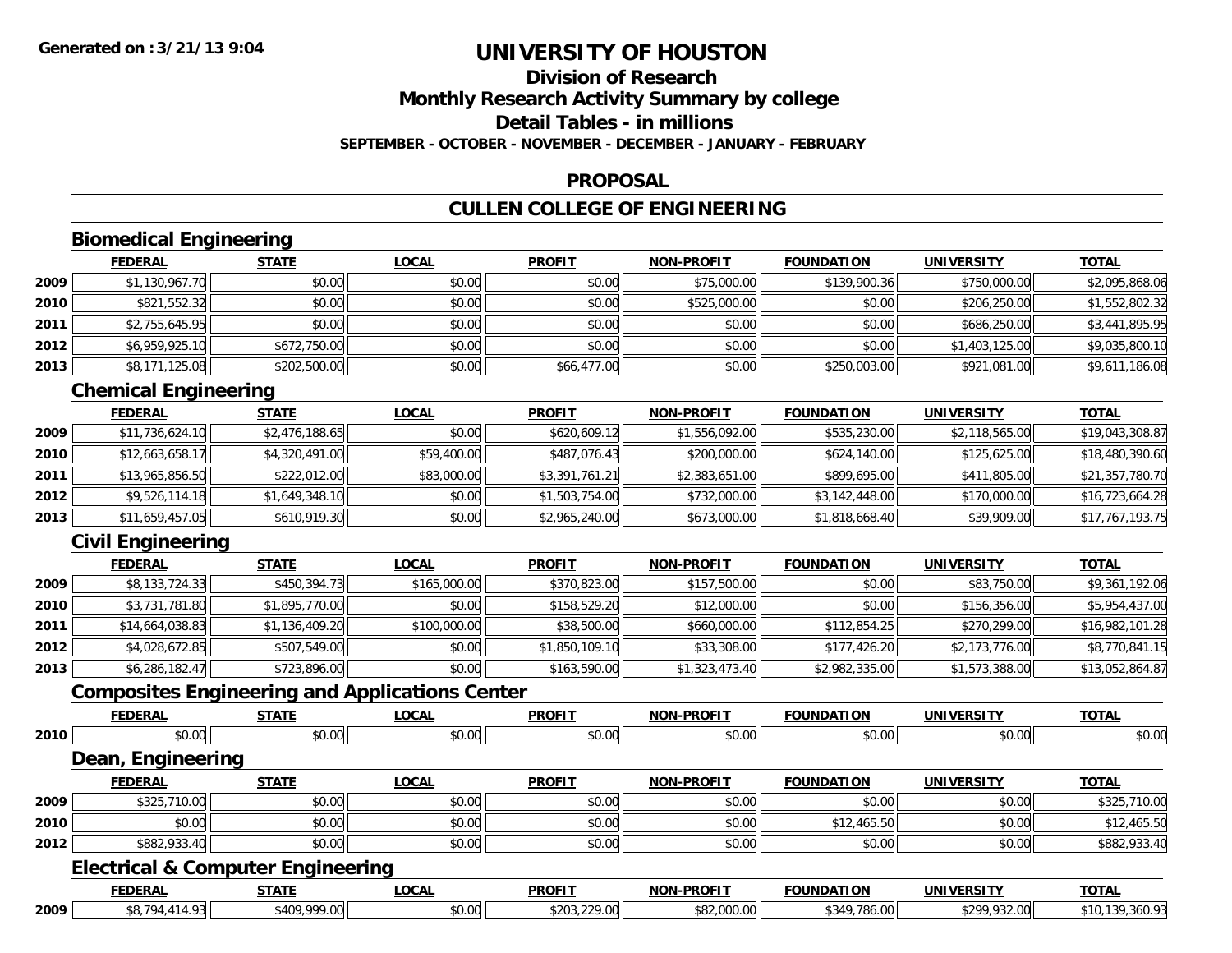**Generated on :3/21/13 9:04**

# UNIVERSITY OF HOUSTON

## Division of Research
## Monthly Research Activity Summary by college
## Detail Tables - in millions
**SEPTEMBER - OCTOBER - NOVEMBER - DECEMBER - JANUARY - FEBRUARY**

## PROPOSAL

## CULLEN COLLEGE OF ENGINEERING

### Biomedical Engineering

| | FEDERAL | STATE | LOCAL | PROFIT | NON-PROFIT | FOUNDATION | UNIVERSITY | TOTAL |
|---|---|---|---|---|---|---|---|---|
| 2009 | $1,130,967.70 | $0.00 | $0.00 | $0.00 | $75,000.00 | $139,900.36 | $750,000.00 | $2,095,868.06 |
| 2010 | $821,552.32 | $0.00 | $0.00 | $0.00 | $525,000.00 | $0.00 | $206,250.00 | $1,552,802.32 |
| 2011 | $2,755,645.95 | $0.00 | $0.00 | $0.00 | $0.00 | $0.00 | $686,250.00 | $3,441,895.95 |
| 2012 | $6,959,925.10 | $672,750.00 | $0.00 | $0.00 | $0.00 | $0.00 | $1,403,125.00 | $9,035,800.10 |
| 2013 | $8,171,125.08 | $202,500.00 | $0.00 | $66,477.00 | $0.00 | $250,003.00 | $921,081.00 | $9,611,186.08 |

### Chemical Engineering

| | FEDERAL | STATE | LOCAL | PROFIT | NON-PROFIT | FOUNDATION | UNIVERSITY | TOTAL |
|---|---|---|---|---|---|---|---|---|
| 2009 | $11,736,624.10 | $2,476,188.65 | $0.00 | $620,609.12 | $1,556,092.00 | $535,230.00 | $2,118,565.00 | $19,043,308.87 |
| 2010 | $12,663,658.17 | $4,320,491.00 | $59,400.00 | $487,076.43 | $200,000.00 | $624,140.00 | $125,625.00 | $18,480,390.60 |
| 2011 | $13,965,856.50 | $222,012.00 | $83,000.00 | $3,391,761.21 | $2,383,651.00 | $899,695.00 | $411,805.00 | $21,357,780.70 |
| 2012 | $9,526,114.18 | $1,649,348.10 | $0.00 | $1,503,754.00 | $732,000.00 | $3,142,448.00 | $170,000.00 | $16,723,664.28 |
| 2013 | $11,659,457.05 | $610,919.30 | $0.00 | $2,965,240.00 | $673,000.00 | $1,818,668.40 | $39,909.00 | $17,767,193.75 |

### Civil Engineering

| | FEDERAL | STATE | LOCAL | PROFIT | NON-PROFIT | FOUNDATION | UNIVERSITY | TOTAL |
|---|---|---|---|---|---|---|---|---|
| 2009 | $8,133,724.33 | $450,394.73 | $165,000.00 | $370,823.00 | $157,500.00 | $0.00 | $83,750.00 | $9,361,192.06 |
| 2010 | $3,731,781.80 | $1,895,770.00 | $0.00 | $158,529.20 | $12,000.00 | $0.00 | $156,356.00 | $5,954,437.00 |
| 2011 | $14,664,038.83 | $1,136,409.20 | $100,000.00 | $38,500.00 | $660,000.00 | $112,854.25 | $270,299.00 | $16,982,101.28 |
| 2012 | $4,028,672.85 | $507,549.00 | $0.00 | $1,850,109.10 | $33,308.00 | $177,426.20 | $2,173,776.00 | $8,770,841.15 |
| 2013 | $6,286,182.47 | $723,896.00 | $0.00 | $163,590.00 | $1,323,473.40 | $2,982,335.00 | $1,573,388.00 | $13,052,864.87 |

### Composites Engineering and Applications Center

| | FEDERAL | STATE | LOCAL | PROFIT | NON-PROFIT | FOUNDATION | UNIVERSITY | TOTAL |
|---|---|---|---|---|---|---|---|---|
| 2010 | $0.00 | $0.00 | $0.00 | $0.00 | $0.00 | $0.00 | $0.00 | $0.00 |

### Dean, Engineering

| | FEDERAL | STATE | LOCAL | PROFIT | NON-PROFIT | FOUNDATION | UNIVERSITY | TOTAL |
|---|---|---|---|---|---|---|---|---|
| 2009 | $325,710.00 | $0.00 | $0.00 | $0.00 | $0.00 | $0.00 | $0.00 | $325,710.00 |
| 2010 | $0.00 | $0.00 | $0.00 | $0.00 | $0.00 | $12,465.50 | $0.00 | $12,465.50 |
| 2012 | $882,933.40 | $0.00 | $0.00 | $0.00 | $0.00 | $0.00 | $0.00 | $882,933.40 |

### Electrical & Computer Engineering

| | FEDERAL | STATE | LOCAL | PROFIT | NON-PROFIT | FOUNDATION | UNIVERSITY | TOTAL |
|---|---|---|---|---|---|---|---|---|
| 2009 | $8,794,414.93 | $409,999.00 | $0.00 | $203,229.00 | $82,000.00 | $349,786.00 | $299,932.00 | $10,139,360.93 |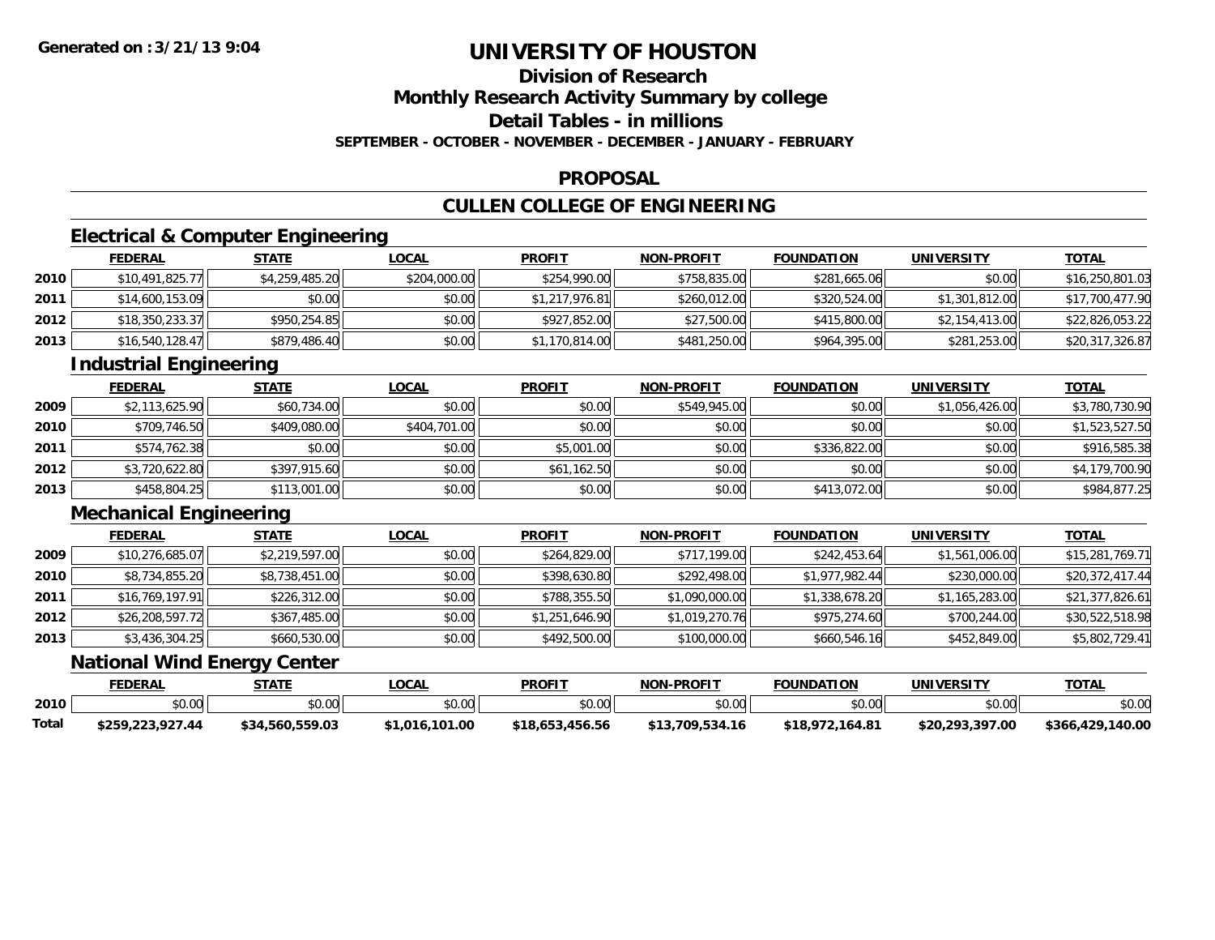# UNIVERSITY OF HOUSTON

## Division of Research
## Monthly Research Activity Summary by college
## Detail Tables - in millions
### SEPTEMBER - OCTOBER - NOVEMBER - DECEMBER - JANUARY - FEBRUARY

## PROPOSAL

## CULLEN COLLEGE OF ENGINEERING

### Electrical & Computer Engineering

| | FEDERAL | STATE | LOCAL | PROFIT | NON-PROFIT | FOUNDATION | UNIVERSITY | TOTAL |
|---|---|---|---|---|---|---|---|---|
| 2010 | $10,491,825.77 | $4,259,485.20 | $204,000.00 | $254,990.00 | $758,835.00 | $281,665.06 | $0.00 | $16,250,801.03 |
| 2011 | $14,600,153.09 | $0.00 | $0.00 | $1,217,976.81 | $260,012.00 | $320,524.00 | $1,301,812.00 | $17,700,477.90 |
| 2012 | $18,350,233.37 | $950,254.85 | $0.00 | $927,852.00 | $27,500.00 | $415,800.00 | $2,154,413.00 | $22,826,053.22 |
| 2013 | $16,540,128.47 | $879,486.40 | $0.00 | $1,170,814.00 | $481,250.00 | $964,395.00 | $281,253.00 | $20,317,326.87 |

### Industrial Engineering

| | FEDERAL | STATE | LOCAL | PROFIT | NON-PROFIT | FOUNDATION | UNIVERSITY | TOTAL |
|---|---|---|---|---|---|---|---|---|
| 2009 | $2,113,625.90 | $60,734.00 | $0.00 | $0.00 | $549,945.00 | $0.00 | $1,056,426.00 | $3,780,730.90 |
| 2010 | $709,746.50 | $409,080.00 | $404,701.00 | $0.00 | $0.00 | $0.00 | $0.00 | $1,523,527.50 |
| 2011 | $574,762.38 | $0.00 | $0.00 | $5,001.00 | $0.00 | $336,822.00 | $0.00 | $916,585.38 |
| 2012 | $3,720,622.80 | $397,915.60 | $0.00 | $61,162.50 | $0.00 | $0.00 | $0.00 | $4,179,700.90 |
| 2013 | $458,804.25 | $113,001.00 | $0.00 | $0.00 | $0.00 | $413,072.00 | $0.00 | $984,877.25 |

### Mechanical Engineering

| | FEDERAL | STATE | LOCAL | PROFIT | NON-PROFIT | FOUNDATION | UNIVERSITY | TOTAL |
|---|---|---|---|---|---|---|---|---|
| 2009 | $10,276,685.07 | $2,219,597.00 | $0.00 | $264,829.00 | $717,199.00 | $242,453.64 | $1,561,006.00 | $15,281,769.71 |
| 2010 | $8,734,855.20 | $8,738,451.00 | $0.00 | $398,630.80 | $292,498.00 | $1,977,982.44 | $230,000.00 | $20,372,417.44 |
| 2011 | $16,769,197.91 | $226,312.00 | $0.00 | $788,355.50 | $1,090,000.00 | $1,338,678.20 | $1,165,283.00 | $21,377,826.61 |
| 2012 | $26,208,597.72 | $367,485.00 | $0.00 | $1,251,646.90 | $1,019,270.76 | $975,274.60 | $700,244.00 | $30,522,518.98 |
| 2013 | $3,436,304.25 | $660,530.00 | $0.00 | $492,500.00 | $100,000.00 | $660,546.16 | $452,849.00 | $5,802,729.41 |

### National Wind Energy Center

| | FEDERAL | STATE | LOCAL | PROFIT | NON-PROFIT | FOUNDATION | UNIVERSITY | TOTAL |
|---|---|---|---|---|---|---|---|---|
| 2010 | $0.00 | $0.00 | $0.00 | $0.00 | $0.00 | $0.00 | $0.00 | $0.00 |
| **Total** | **$259,223,927.44** | **$34,560,559.03** | **$1,016,101.00** | **$18,653,456.56** | **$13,709,534.16** | **$18,972,164.81** | **$20,293,397.00** | **$366,429,140.00** |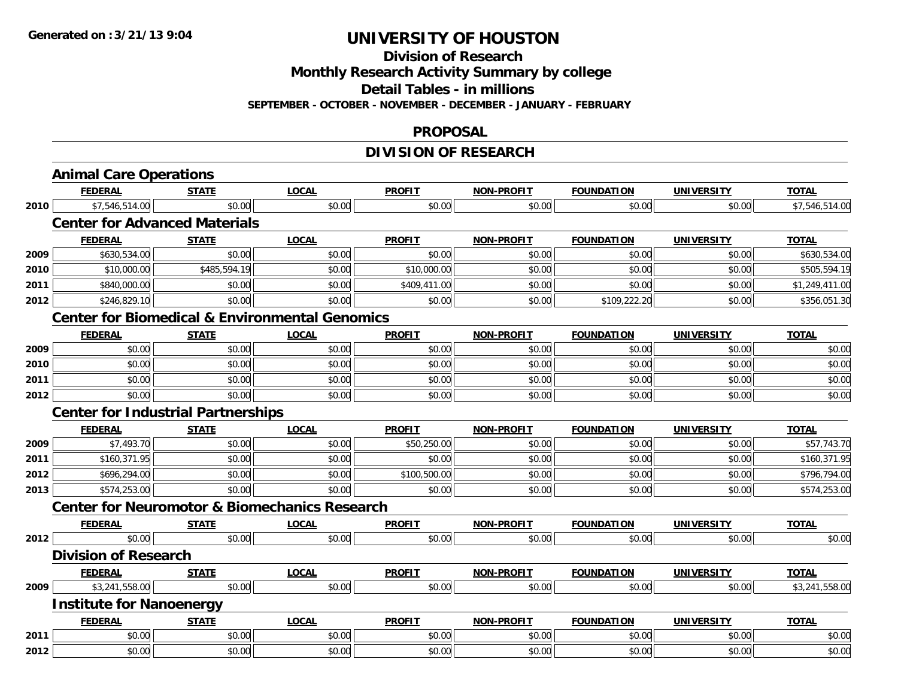**Generated on :3/21/13 9:04**

# UNIVERSITY OF HOUSTON

## Division of Research
## Monthly Research Activity Summary by college
## Detail Tables - in millions
**SEPTEMBER - OCTOBER - NOVEMBER - DECEMBER - JANUARY - FEBRUARY**

## PROPOSAL

## DIVISION OF RESEARCH

### Animal Care Operations

| | FEDERAL | STATE | LOCAL | PROFIT | NON-PROFIT | FOUNDATION | UNIVERSITY | TOTAL |
|---|---|---|---|---|---|---|---|---|
| 2010 | $7,546,514.00 | $0.00 | $0.00 | $0.00 | $0.00 | $0.00 | $0.00 | $7,546,514.00 |

### Center for Advanced Materials

| | FEDERAL | STATE | LOCAL | PROFIT | NON-PROFIT | FOUNDATION | UNIVERSITY | TOTAL |
|---|---|---|---|---|---|---|---|---|
| 2009 | $630,534.00 | $0.00 | $0.00 | $0.00 | $0.00 | $0.00 | $0.00 | $630,534.00 |
| 2010 | $10,000.00 | $485,594.19 | $0.00 | $10,000.00 | $0.00 | $0.00 | $0.00 | $505,594.19 |
| 2011 | $840,000.00 | $0.00 | $0.00 | $409,411.00 | $0.00 | $0.00 | $0.00 | $1,249,411.00 |
| 2012 | $246,829.10 | $0.00 | $0.00 | $0.00 | $0.00 | $109,222.20 | $0.00 | $356,051.30 |

### Center for Biomedical & Environmental Genomics

| | FEDERAL | STATE | LOCAL | PROFIT | NON-PROFIT | FOUNDATION | UNIVERSITY | TOTAL |
|---|---|---|---|---|---|---|---|---|
| 2009 | $0.00 | $0.00 | $0.00 | $0.00 | $0.00 | $0.00 | $0.00 | $0.00 |
| 2010 | $0.00 | $0.00 | $0.00 | $0.00 | $0.00 | $0.00 | $0.00 | $0.00 |
| 2011 | $0.00 | $0.00 | $0.00 | $0.00 | $0.00 | $0.00 | $0.00 | $0.00 |
| 2012 | $0.00 | $0.00 | $0.00 | $0.00 | $0.00 | $0.00 | $0.00 | $0.00 |

### Center for Industrial Partnerships

| | FEDERAL | STATE | LOCAL | PROFIT | NON-PROFIT | FOUNDATION | UNIVERSITY | TOTAL |
|---|---|---|---|---|---|---|---|---|
| 2009 | $7,493.70 | $0.00 | $0.00 | $50,250.00 | $0.00 | $0.00 | $0.00 | $57,743.70 |
| 2011 | $160,371.95 | $0.00 | $0.00 | $0.00 | $0.00 | $0.00 | $0.00 | $160,371.95 |
| 2012 | $696,294.00 | $0.00 | $0.00 | $100,500.00 | $0.00 | $0.00 | $0.00 | $796,794.00 |
| 2013 | $574,253.00 | $0.00 | $0.00 | $0.00 | $0.00 | $0.00 | $0.00 | $574,253.00 |

### Center for Neuromotor & Biomechanics Research

| | FEDERAL | STATE | LOCAL | PROFIT | NON-PROFIT | FOUNDATION | UNIVERSITY | TOTAL |
|---|---|---|---|---|---|---|---|---|
| 2012 | $0.00 | $0.00 | $0.00 | $0.00 | $0.00 | $0.00 | $0.00 | $0.00 |

### Division of Research

| | FEDERAL | STATE | LOCAL | PROFIT | NON-PROFIT | FOUNDATION | UNIVERSITY | TOTAL |
|---|---|---|---|---|---|---|---|---|
| 2009 | $3,241,558.00 | $0.00 | $0.00 | $0.00 | $0.00 | $0.00 | $0.00 | $3,241,558.00 |

### Institute for Nanoenergy

| | FEDERAL | STATE | LOCAL | PROFIT | NON-PROFIT | FOUNDATION | UNIVERSITY | TOTAL |
|---|---|---|---|---|---|---|---|---|
| 2011 | $0.00 | $0.00 | $0.00 | $0.00 | $0.00 | $0.00 | $0.00 | $0.00 |
| 2012 | $0.00 | $0.00 | $0.00 | $0.00 | $0.00 | $0.00 | $0.00 | $0.00 |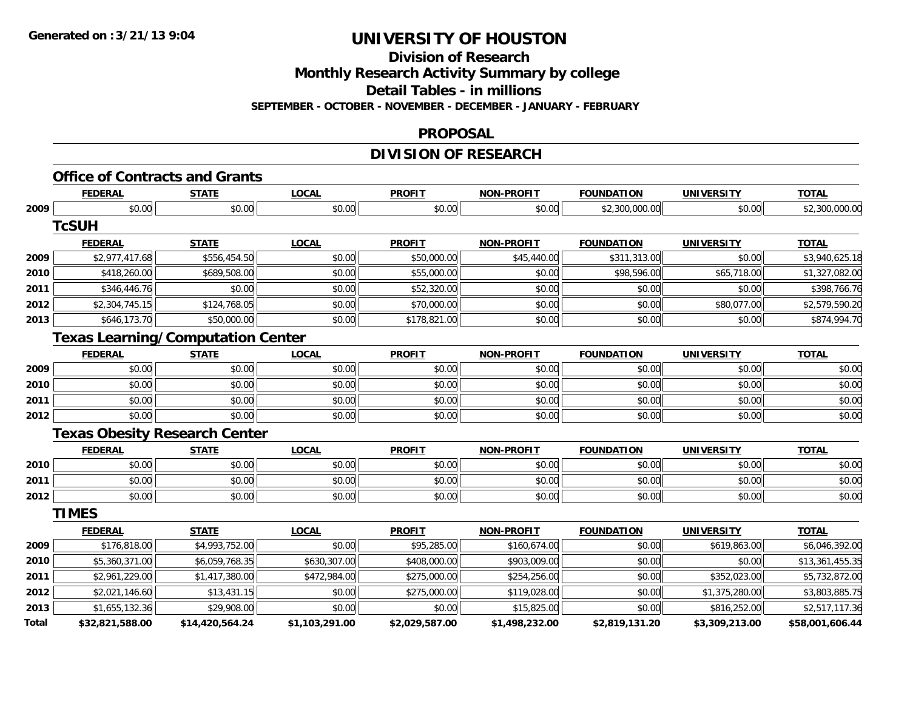**Generated on :3/21/13 9:04**

# UNIVERSITY OF HOUSTON

## Division of Research

## Monthly Research Activity Summary by college

## Detail Tables - in millions

**SEPTEMBER - OCTOBER - NOVEMBER - DECEMBER - JANUARY - FEBRUARY**

## PROPOSAL

## DIVISION OF RESEARCH

### Office of Contracts and Grants

| | FEDERAL | STATE | LOCAL | PROFIT | NON-PROFIT | FOUNDATION | UNIVERSITY | TOTAL |
|---|---|---|---|---|---|---|---|---|
| 2009 | $0.00 | $0.00 | $0.00 | $0.00 | $0.00 | $2,300,000.00 | $0.00 | $2,300,000.00 |

### TcSUH

| | FEDERAL | STATE | LOCAL | PROFIT | NON-PROFIT | FOUNDATION | UNIVERSITY | TOTAL |
|---|---|---|---|---|---|---|---|---|
| 2009 | $2,977,417.68 | $556,454.50 | $0.00 | $50,000.00 | $45,440.00 | $311,313.00 | $0.00 | $3,940,625.18 |
| 2010 | $418,260.00 | $689,508.00 | $0.00 | $55,000.00 | $0.00 | $98,596.00 | $65,718.00 | $1,327,082.00 |
| 2011 | $346,446.76 | $0.00 | $0.00 | $52,320.00 | $0.00 | $0.00 | $0.00 | $398,766.76 |
| 2012 | $2,304,745.15 | $124,768.05 | $0.00 | $70,000.00 | $0.00 | $0.00 | $80,077.00 | $2,579,590.20 |
| 2013 | $646,173.70 | $50,000.00 | $0.00 | $178,821.00 | $0.00 | $0.00 | $0.00 | $874,994.70 |

### Texas Learning/Computation Center

| | FEDERAL | STATE | LOCAL | PROFIT | NON-PROFIT | FOUNDATION | UNIVERSITY | TOTAL |
|---|---|---|---|---|---|---|---|---|
| 2009 | $0.00 | $0.00 | $0.00 | $0.00 | $0.00 | $0.00 | $0.00 | $0.00 |
| 2010 | $0.00 | $0.00 | $0.00 | $0.00 | $0.00 | $0.00 | $0.00 | $0.00 |
| 2011 | $0.00 | $0.00 | $0.00 | $0.00 | $0.00 | $0.00 | $0.00 | $0.00 |
| 2012 | $0.00 | $0.00 | $0.00 | $0.00 | $0.00 | $0.00 | $0.00 | $0.00 |

### Texas Obesity Research Center

| | FEDERAL | STATE | LOCAL | PROFIT | NON-PROFIT | FOUNDATION | UNIVERSITY | TOTAL |
|---|---|---|---|---|---|---|---|---|
| 2010 | $0.00 | $0.00 | $0.00 | $0.00 | $0.00 | $0.00 | $0.00 | $0.00 |
| 2011 | $0.00 | $0.00 | $0.00 | $0.00 | $0.00 | $0.00 | $0.00 | $0.00 |
| 2012 | $0.00 | $0.00 | $0.00 | $0.00 | $0.00 | $0.00 | $0.00 | $0.00 |

### TIMES

| | FEDERAL | STATE | LOCAL | PROFIT | NON-PROFIT | FOUNDATION | UNIVERSITY | TOTAL |
|---|---|---|---|---|---|---|---|---|
| 2009 | $176,818.00 | $4,993,752.00 | $0.00 | $95,285.00 | $160,674.00 | $0.00 | $619,863.00 | $6,046,392.00 |
| 2010 | $5,360,371.00 | $6,059,768.35 | $630,307.00 | $408,000.00 | $903,009.00 | $0.00 | $0.00 | $13,361,455.35 |
| 2011 | $2,961,229.00 | $1,417,380.00 | $472,984.00 | $275,000.00 | $254,256.00 | $0.00 | $352,023.00 | $5,732,872.00 |
| 2012 | $2,021,146.60 | $13,431.15 | $0.00 | $275,000.00 | $119,028.00 | $0.00 | $1,375,280.00 | $3,803,885.75 |
| 2013 | $1,655,132.36 | $29,908.00 | $0.00 | $0.00 | $15,825.00 | $0.00 | $816,252.00 | $2,517,117.36 |
| **Total** | **$32,821,588.00** | **$14,420,564.24** | **$1,103,291.00** | **$2,029,587.00** | **$1,498,232.00** | **$2,819,131.20** | **$3,309,213.00** | **$58,001,606.44** |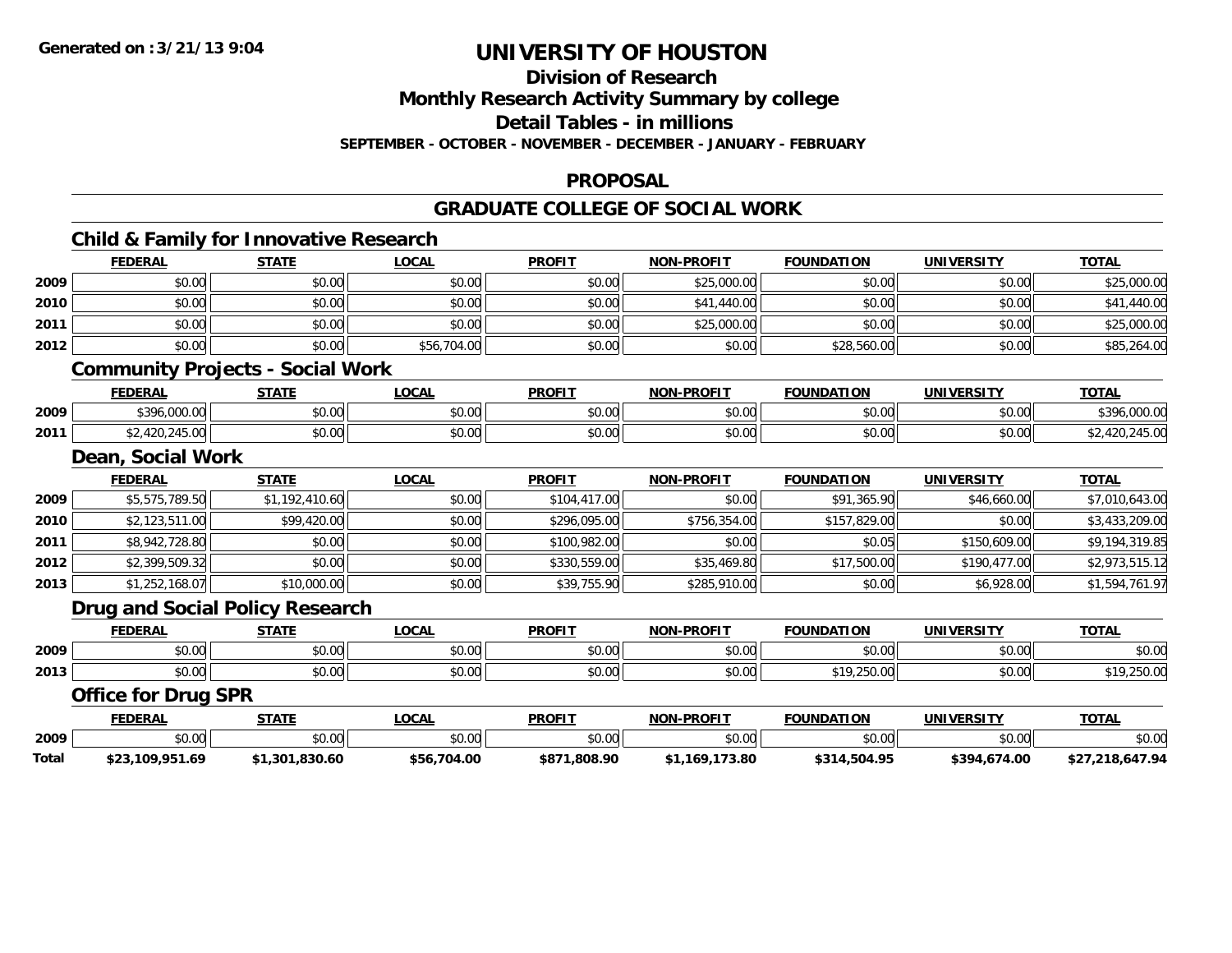**Generated on :3/21/13 9:04**

# UNIVERSITY OF HOUSTON

## Division of Research

## Monthly Research Activity Summary by college

## Detail Tables - in millions

**SEPTEMBER - OCTOBER - NOVEMBER - DECEMBER - JANUARY - FEBRUARY**

## PROPOSAL

## GRADUATE COLLEGE OF SOCIAL WORK

### Child & Family for Innovative Research

| | FEDERAL | STATE | LOCAL | PROFIT | NON-PROFIT | FOUNDATION | UNIVERSITY | TOTAL |
|---|---|---|---|---|---|---|---|---|
| 2009 | $0.00 | $0.00 | $0.00 | $0.00 | $25,000.00 | $0.00 | $0.00 | $25,000.00 |
| 2010 | $0.00 | $0.00 | $0.00 | $0.00 | $41,440.00 | $0.00 | $0.00 | $41,440.00 |
| 2011 | $0.00 | $0.00 | $0.00 | $0.00 | $25,000.00 | $0.00 | $0.00 | $25,000.00 |
| 2012 | $0.00 | $0.00 | $56,704.00 | $0.00 | $0.00 | $28,560.00 | $0.00 | $85,264.00 |

### Community Projects - Social Work

| | FEDERAL | STATE | LOCAL | PROFIT | NON-PROFIT | FOUNDATION | UNIVERSITY | TOTAL |
|---|---|---|---|---|---|---|---|---|
| 2009 | $396,000.00 | $0.00 | $0.00 | $0.00 | $0.00 | $0.00 | $0.00 | $396,000.00 |
| 2011 | $2,420,245.00 | $0.00 | $0.00 | $0.00 | $0.00 | $0.00 | $0.00 | $2,420,245.00 |

### Dean, Social Work

| | FEDERAL | STATE | LOCAL | PROFIT | NON-PROFIT | FOUNDATION | UNIVERSITY | TOTAL |
|---|---|---|---|---|---|---|---|---|
| 2009 | $5,575,789.50 | $1,192,410.60 | $0.00 | $104,417.00 | $0.00 | $91,365.90 | $46,660.00 | $7,010,643.00 |
| 2010 | $2,123,511.00 | $99,420.00 | $0.00 | $296,095.00 | $756,354.00 | $157,829.00 | $0.00 | $3,433,209.00 |
| 2011 | $8,942,728.80 | $0.00 | $0.00 | $100,982.00 | $0.00 | $0.05 | $150,609.00 | $9,194,319.85 |
| 2012 | $2,399,509.32 | $0.00 | $0.00 | $330,559.00 | $35,469.80 | $17,500.00 | $190,477.00 | $2,973,515.12 |
| 2013 | $1,252,168.07 | $10,000.00 | $0.00 | $39,755.90 | $285,910.00 | $0.00 | $6,928.00 | $1,594,761.97 |

### Drug and Social Policy Research

| | FEDERAL | STATE | LOCAL | PROFIT | NON-PROFIT | FOUNDATION | UNIVERSITY | TOTAL |
|---|---|---|---|---|---|---|---|---|
| 2009 | $0.00 | $0.00 | $0.00 | $0.00 | $0.00 | $0.00 | $0.00 | $0.00 |
| 2013 | $0.00 | $0.00 | $0.00 | $0.00 | $0.00 | $19,250.00 | $0.00 | $19,250.00 |

### Office for Drug SPR

| | FEDERAL | STATE | LOCAL | PROFIT | NON-PROFIT | FOUNDATION | UNIVERSITY | TOTAL |
|---|---|---|---|---|---|---|---|---|
| 2009 | $0.00 | $0.00 | $0.00 | $0.00 | $0.00 | $0.00 | $0.00 | $0.00 |
| **Total** | **$23,109,951.69** | **$1,301,830.60** | **$56,704.00** | **$871,808.90** | **$1,169,173.80** | **$314,504.95** | **$394,674.00** | **$27,218,647.94** |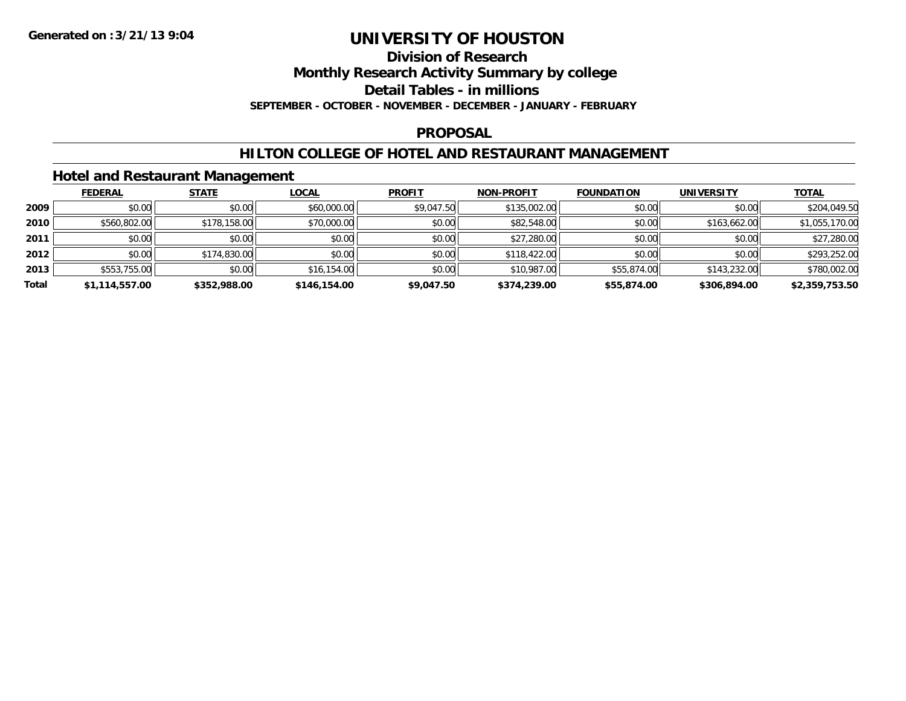Generated on :3/21/13 9:04

# UNIVERSITY OF HOUSTON

## Division of Research

## Monthly Research Activity Summary by college

## Detail Tables - in millions

**SEPTEMBER - OCTOBER - NOVEMBER - DECEMBER - JANUARY - FEBRUARY**

## PROPOSAL

## HILTON COLLEGE OF HOTEL AND RESTAURANT MANAGEMENT

### Hotel and Restaurant Management

| | FEDERAL | STATE | LOCAL | PROFIT | NON-PROFIT | FOUNDATION | UNIVERSITY | TOTAL |
|---|---|---|---|---|---|---|---|---|
| 2009 | $0.00 | $0.00 | $60,000.00 | $9,047.50 | $135,002.00 | $0.00 | $0.00 | $204,049.50 |
| 2010 | $560,802.00 | $178,158.00 | $70,000.00 | $0.00 | $82,548.00 | $0.00 | $163,662.00 | $1,055,170.00 |
| 2011 | $0.00 | $0.00 | $0.00 | $0.00 | $27,280.00 | $0.00 | $0.00 | $27,280.00 |
| 2012 | $0.00 | $174,830.00 | $0.00 | $0.00 | $118,422.00 | $0.00 | $0.00 | $293,252.00 |
| 2013 | $553,755.00 | $0.00 | $16,154.00 | $0.00 | $10,987.00 | $55,874.00 | $143,232.00 | $780,002.00 |
| **Total** | **$1,114,557.00** | **$352,988.00** | **$146,154.00** | **$9,047.50** | **$374,239.00** | **$55,874.00** | **$306,894.00** | **$2,359,753.50** |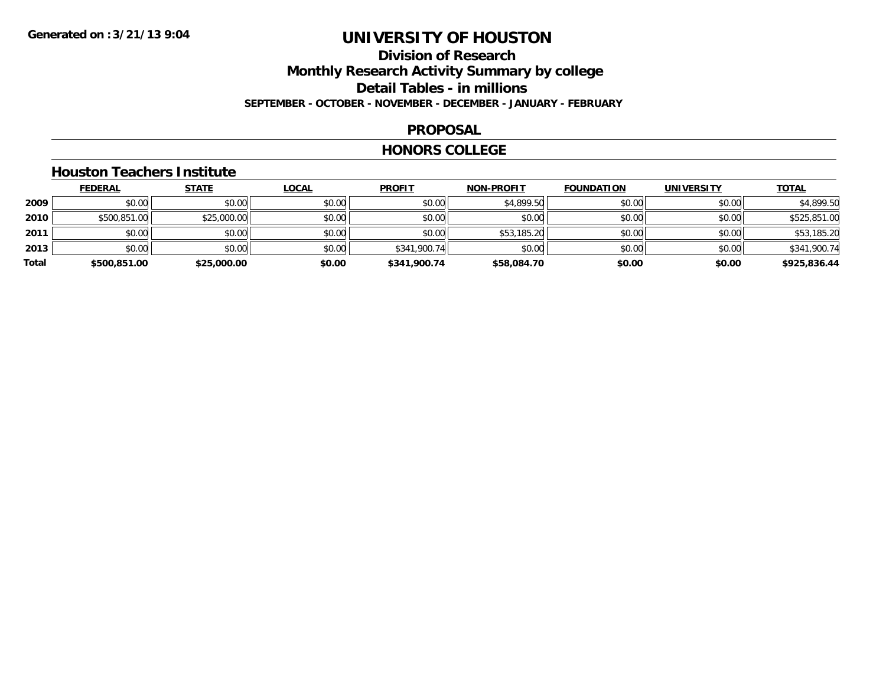Generated on :3/21/13 9:04

# UNIVERSITY OF HOUSTON

## Division of Research
## Monthly Research Activity Summary by college
## Detail Tables - in millions
### SEPTEMBER - OCTOBER - NOVEMBER - DECEMBER - JANUARY - FEBRUARY

### PROPOSAL

### HONORS COLLEGE

#### Houston Teachers Institute

| | FEDERAL | STATE | LOCAL | PROFIT | NON-PROFIT | FOUNDATION | UNIVERSITY | TOTAL |
|---|---|---|---|---|---|---|---|---|
| **2009** | $0.00 | $0.00 | $0.00 | $0.00 | $4,899.50 | $0.00 | $0.00 | $4,899.50 |
| **2010** | $500,851.00 | $25,000.00 | $0.00 | $0.00 | $0.00 | $0.00 | $0.00 | $525,851.00 |
| **2011** | $0.00 | $0.00 | $0.00 | $0.00 | $53,185.20 | $0.00 | $0.00 | $53,185.20 |
| **2013** | $0.00 | $0.00 | $0.00 | $341,900.74 | $0.00 | $0.00 | $0.00 | $341,900.74 |
| **Total** | **$500,851.00** | **$25,000.00** | **$0.00** | **$341,900.74** | **$58,084.70** | **$0.00** | **$0.00** | **$925,836.44** |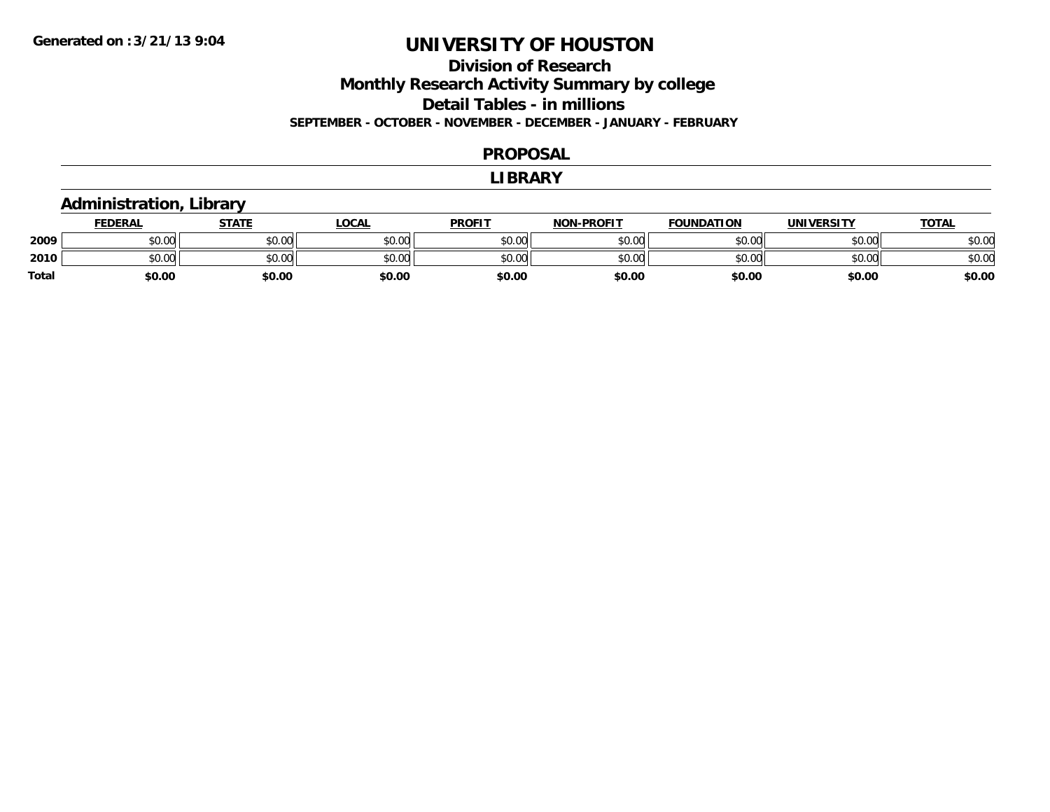Generated on :3/21/13 9:04

# UNIVERSITY OF HOUSTON

## Division of Research

## Monthly Research Activity Summary by college

## Detail Tables - in millions

### SEPTEMBER - OCTOBER - NOVEMBER - DECEMBER - JANUARY - FEBRUARY

## PROPOSAL

## LIBRARY

### Administration, Library

| | FEDERAL | STATE | LOCAL | PROFIT | NON-PROFIT | FOUNDATION | UNIVERSITY | TOTAL |
|---|---|---|---|---|---|---|---|---|
| 2009 | $0.00 | $0.00 | $0.00 | $0.00 | $0.00 | $0.00 | $0.00 | $0.00 |
| 2010 | $0.00 | $0.00 | $0.00 | $0.00 | $0.00 | $0.00 | $0.00 | $0.00 |
| **Total** | **$0.00** | **$0.00** | **$0.00** | **$0.00** | **$0.00** | **$0.00** | **$0.00** | **$0.00** |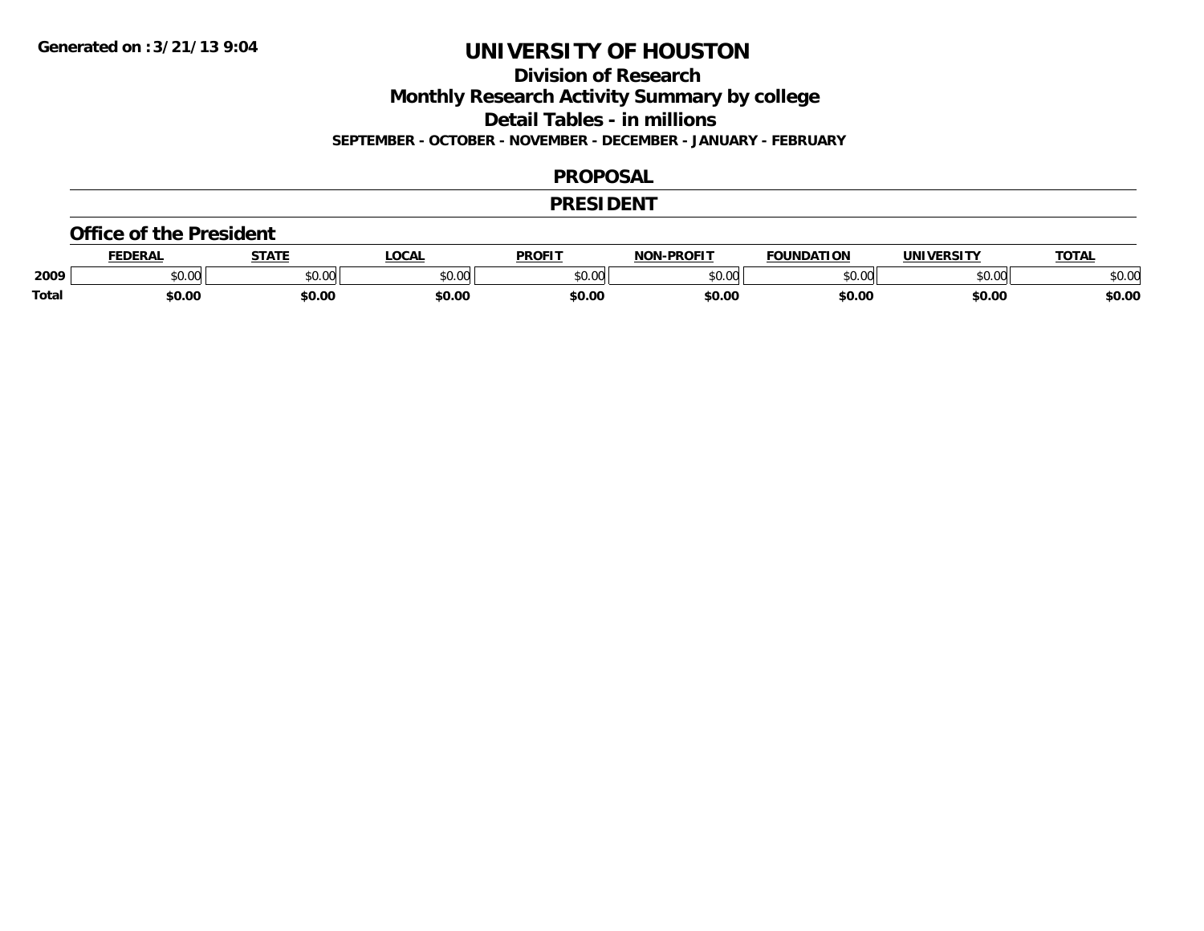Generated on :3/21/13 9:04

# UNIVERSITY OF HOUSTON

## Division of Research

## Monthly Research Activity Summary by college

## Detail Tables - in millions

**SEPTEMBER - OCTOBER - NOVEMBER - DECEMBER - JANUARY - FEBRUARY**

## PROPOSAL

## PRESIDENT

### Office of the President

| | FEDERAL | STATE | LOCAL | PROFIT | NON-PROFIT | FOUNDATION | UNIVERSITY | TOTAL |
|---|---|---|---|---|---|---|---|---|
| 2009 | $0.00 | $0.00 | $0.00 | $0.00 | $0.00 | $0.00 | $0.00 | $0.00 |
| **Total** | **$0.00** | **$0.00** | **$0.00** | **$0.00** | **$0.00** | **$0.00** | **$0.00** | **$0.00** |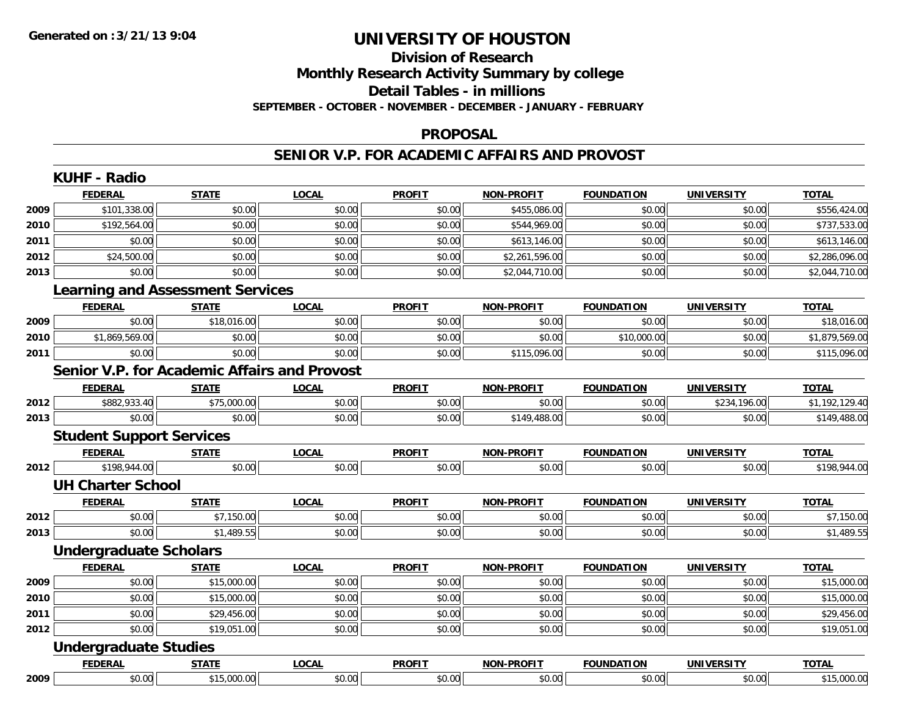**Generated on :3/21/13 9:04**

# UNIVERSITY OF HOUSTON

## Division of Research
## Monthly Research Activity Summary by college
## Detail Tables - in millions
### SEPTEMBER - OCTOBER - NOVEMBER - DECEMBER - JANUARY - FEBRUARY

## PROPOSAL

## SENIOR V.P. FOR ACADEMIC AFFAIRS AND PROVOST

### KUHF - Radio

| | FEDERAL | STATE | LOCAL | PROFIT | NON-PROFIT | FOUNDATION | UNIVERSITY | TOTAL |
|---|---|---|---|---|---|---|---|---|
| 2009 | $101,338.00 | $0.00 | $0.00 | $0.00 | $455,086.00 | $0.00 | $0.00 | $556,424.00 |
| 2010 | $192,564.00 | $0.00 | $0.00 | $0.00 | $544,969.00 | $0.00 | $0.00 | $737,533.00 |
| 2011 | $0.00 | $0.00 | $0.00 | $0.00 | $613,146.00 | $0.00 | $0.00 | $613,146.00 |
| 2012 | $24,500.00 | $0.00 | $0.00 | $0.00 | $2,261,596.00 | $0.00 | $0.00 | $2,286,096.00 |
| 2013 | $0.00 | $0.00 | $0.00 | $0.00 | $2,044,710.00 | $0.00 | $0.00 | $2,044,710.00 |

### Learning and Assessment Services

| | FEDERAL | STATE | LOCAL | PROFIT | NON-PROFIT | FOUNDATION | UNIVERSITY | TOTAL |
|---|---|---|---|---|---|---|---|---|
| 2009 | $0.00 | $18,016.00 | $0.00 | $0.00 | $0.00 | $0.00 | $0.00 | $18,016.00 |
| 2010 | $1,869,569.00 | $0.00 | $0.00 | $0.00 | $0.00 | $10,000.00 | $0.00 | $1,879,569.00 |
| 2011 | $0.00 | $0.00 | $0.00 | $0.00 | $115,096.00 | $0.00 | $0.00 | $115,096.00 |

### Senior V.P. for Academic Affairs and Provost

| | FEDERAL | STATE | LOCAL | PROFIT | NON-PROFIT | FOUNDATION | UNIVERSITY | TOTAL |
|---|---|---|---|---|---|---|---|---|
| 2012 | $882,933.40 | $75,000.00 | $0.00 | $0.00 | $0.00 | $0.00 | $234,196.00 | $1,192,129.40 |
| 2013 | $0.00 | $0.00 | $0.00 | $0.00 | $149,488.00 | $0.00 | $0.00 | $149,488.00 |

### Student Support Services

| | FEDERAL | STATE | LOCAL | PROFIT | NON-PROFIT | FOUNDATION | UNIVERSITY | TOTAL |
|---|---|---|---|---|---|---|---|---|
| 2012 | $198,944.00 | $0.00 | $0.00 | $0.00 | $0.00 | $0.00 | $0.00 | $198,944.00 |

### UH Charter School

| | FEDERAL | STATE | LOCAL | PROFIT | NON-PROFIT | FOUNDATION | UNIVERSITY | TOTAL |
|---|---|---|---|---|---|---|---|---|
| 2012 | $0.00 | $7,150.00 | $0.00 | $0.00 | $0.00 | $0.00 | $0.00 | $7,150.00 |
| 2013 | $0.00 | $1,489.55 | $0.00 | $0.00 | $0.00 | $0.00 | $0.00 | $1,489.55 |

### Undergraduate Scholars

| | FEDERAL | STATE | LOCAL | PROFIT | NON-PROFIT | FOUNDATION | UNIVERSITY | TOTAL |
|---|---|---|---|---|---|---|---|---|
| 2009 | $0.00 | $15,000.00 | $0.00 | $0.00 | $0.00 | $0.00 | $0.00 | $15,000.00 |
| 2010 | $0.00 | $15,000.00 | $0.00 | $0.00 | $0.00 | $0.00 | $0.00 | $15,000.00 |
| 2011 | $0.00 | $29,456.00 | $0.00 | $0.00 | $0.00 | $0.00 | $0.00 | $29,456.00 |
| 2012 | $0.00 | $19,051.00 | $0.00 | $0.00 | $0.00 | $0.00 | $0.00 | $19,051.00 |

### Undergraduate Studies

| | FEDERAL | STATE | LOCAL | PROFIT | NON-PROFIT | FOUNDATION | UNIVERSITY | TOTAL |
|---|---|---|---|---|---|---|---|---|
| 2009 | $0.00 | $15,000.00 | $0.00 | $0.00 | $0.00 | $0.00 | $0.00 | $15,000.00 |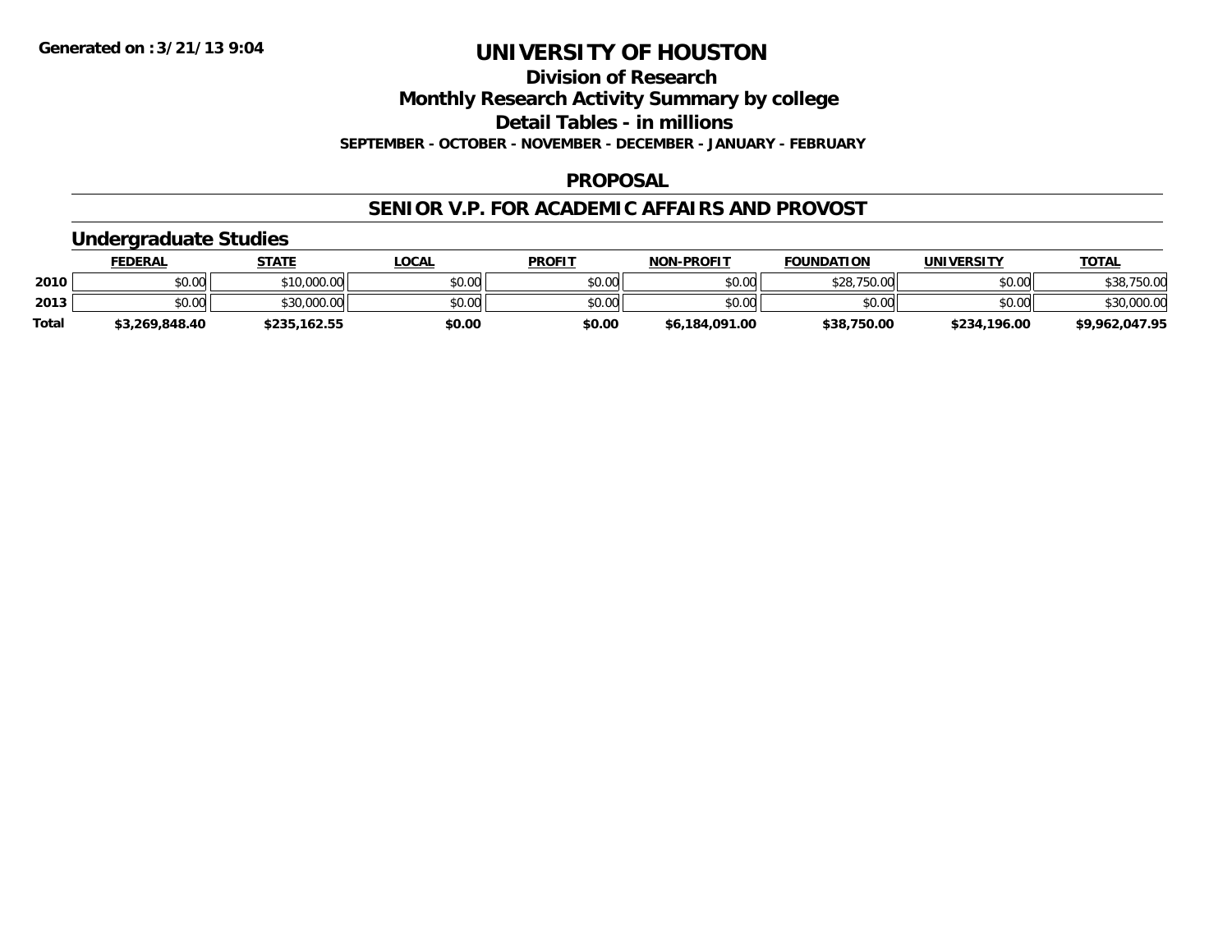Generated on :3/21/13 9:04

# UNIVERSITY OF HOUSTON

## Division of Research

## Monthly Research Activity Summary by college

## Detail Tables - in millions

**SEPTEMBER - OCTOBER - NOVEMBER - DECEMBER - JANUARY - FEBRUARY**

### PROPOSAL

### SENIOR V.P. FOR ACADEMIC AFFAIRS AND PROVOST

### Undergraduate Studies

| | FEDERAL | STATE | LOCAL | PROFIT | NON-PROFIT | FOUNDATION | UNIVERSITY | TOTAL |
|---|---|---|---|---|---|---|---|---|
| 2010 | $0.00 | $10,000.00 | $0.00 | $0.00 | $0.00 | $28,750.00 | $0.00 | $38,750.00 |
| 2013 | $0.00 | $30,000.00 | $0.00 | $0.00 | $0.00 | $0.00 | $0.00 | $30,000.00 |
| **Total** | **$3,269,848.40** | **$235,162.55** | **$0.00** | **$0.00** | **$6,184,091.00** | **$38,750.00** | **$234,196.00** | **$9,962,047.95** |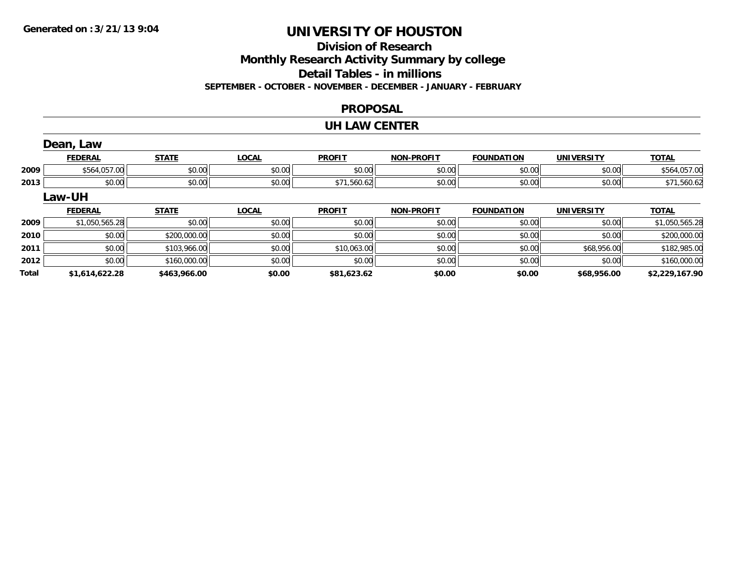# UNIVERSITY OF HOUSTON

## Division of Research

## Monthly Research Activity Summary by college

## Detail Tables - in millions

**SEPTEMBER - OCTOBER - NOVEMBER - DECEMBER - JANUARY - FEBRUARY**

## PROPOSAL

## UH LAW CENTER

### Dean, Law

| | FEDERAL | STATE | LOCAL | PROFIT | NON-PROFIT | FOUNDATION | UNIVERSITY | TOTAL |
|---|---|---|---|---|---|---|---|---|
| 2009 | $564,057.00 | $0.00 | $0.00 | $0.00 | $0.00 | $0.00 | $0.00 | $564,057.00 |
| 2013 | $0.00 | $0.00 | $0.00 | $71,560.62 | $0.00 | $0.00 | $0.00 | $71,560.62 |

### Law-UH

| | FEDERAL | STATE | LOCAL | PROFIT | NON-PROFIT | FOUNDATION | UNIVERSITY | TOTAL |
|---|---|---|---|---|---|---|---|---|
| 2009 | $1,050,565.28 | $0.00 | $0.00 | $0.00 | $0.00 | $0.00 | $0.00 | $1,050,565.28 |
| 2010 | $0.00 | $200,000.00 | $0.00 | $0.00 | $0.00 | $0.00 | $0.00 | $200,000.00 |
| 2011 | $0.00 | $103,966.00 | $0.00 | $10,063.00 | $0.00 | $0.00 | $68,956.00 | $182,985.00 |
| 2012 | $0.00 | $160,000.00 | $0.00 | $0.00 | $0.00 | $0.00 | $0.00 | $160,000.00 |
| **Total** | **$1,614,622.28** | **$463,966.00** | **$0.00** | **$81,623.62** | **$0.00** | **$0.00** | **$68,956.00** | **$2,229,167.90** |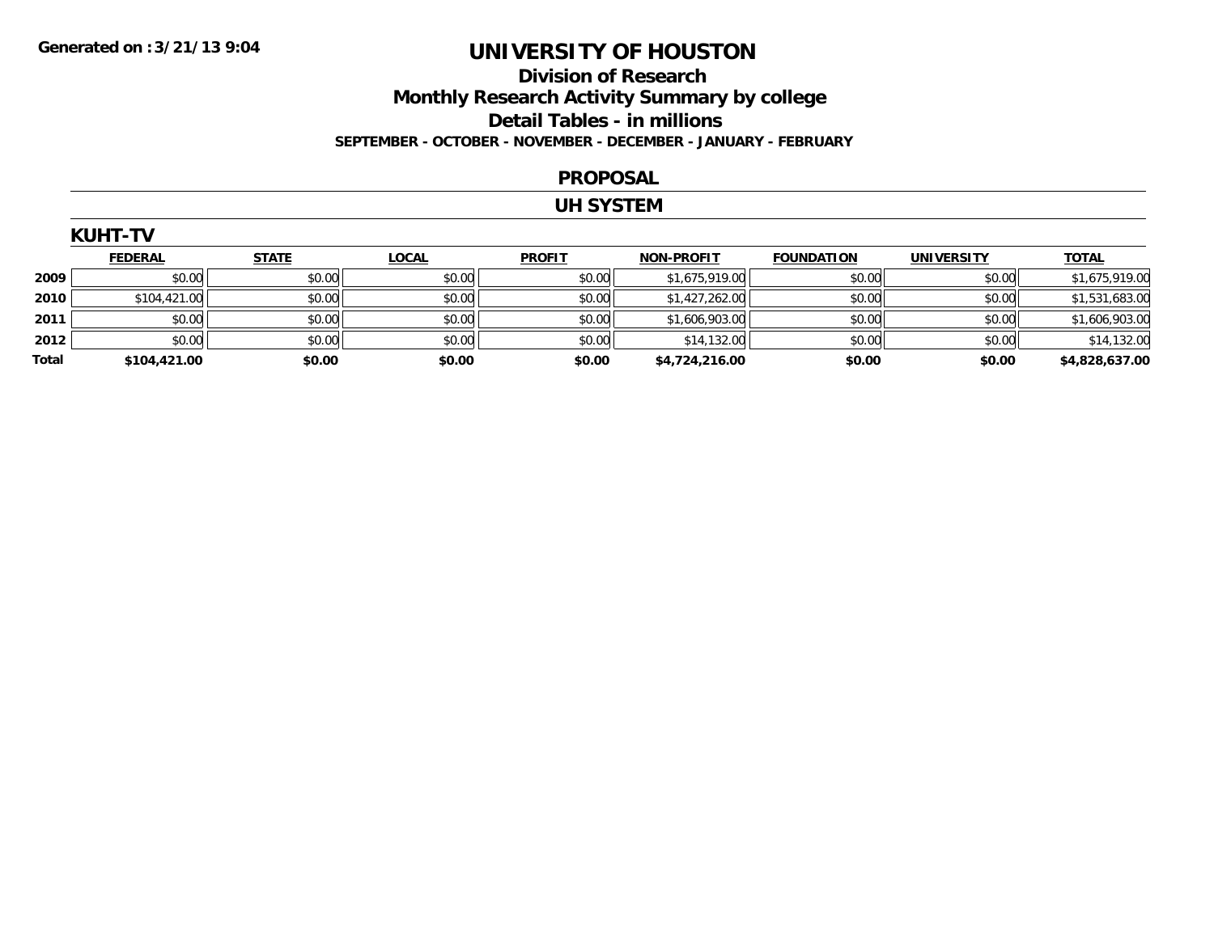Generated on :3/21/13 9:04

# UNIVERSITY OF HOUSTON

## Division of Research
## Monthly Research Activity Summary by college
## Detail Tables - in millions
### SEPTEMBER - OCTOBER - NOVEMBER - DECEMBER - JANUARY - FEBRUARY

## PROPOSAL

## UH SYSTEM

### KUHT-TV

| | FEDERAL | STATE | LOCAL | PROFIT | NON-PROFIT | FOUNDATION | UNIVERSITY | TOTAL |
|---|---|---|---|---|---|---|---|---|
| 2009 | $0.00 | $0.00 | $0.00 | $0.00 | $1,675,919.00 | $0.00 | $0.00 | $1,675,919.00 |
| 2010 | $104,421.00 | $0.00 | $0.00 | $0.00 | $1,427,262.00 | $0.00 | $0.00 | $1,531,683.00 |
| 2011 | $0.00 | $0.00 | $0.00 | $0.00 | $1,606,903.00 | $0.00 | $0.00 | $1,606,903.00 |
| 2012 | $0.00 | $0.00 | $0.00 | $0.00 | $14,132.00 | $0.00 | $0.00 | $14,132.00 |
| **Total** | **$104,421.00** | **$0.00** | **$0.00** | **$0.00** | **$4,724,216.00** | **$0.00** | **$0.00** | **$4,828,637.00** |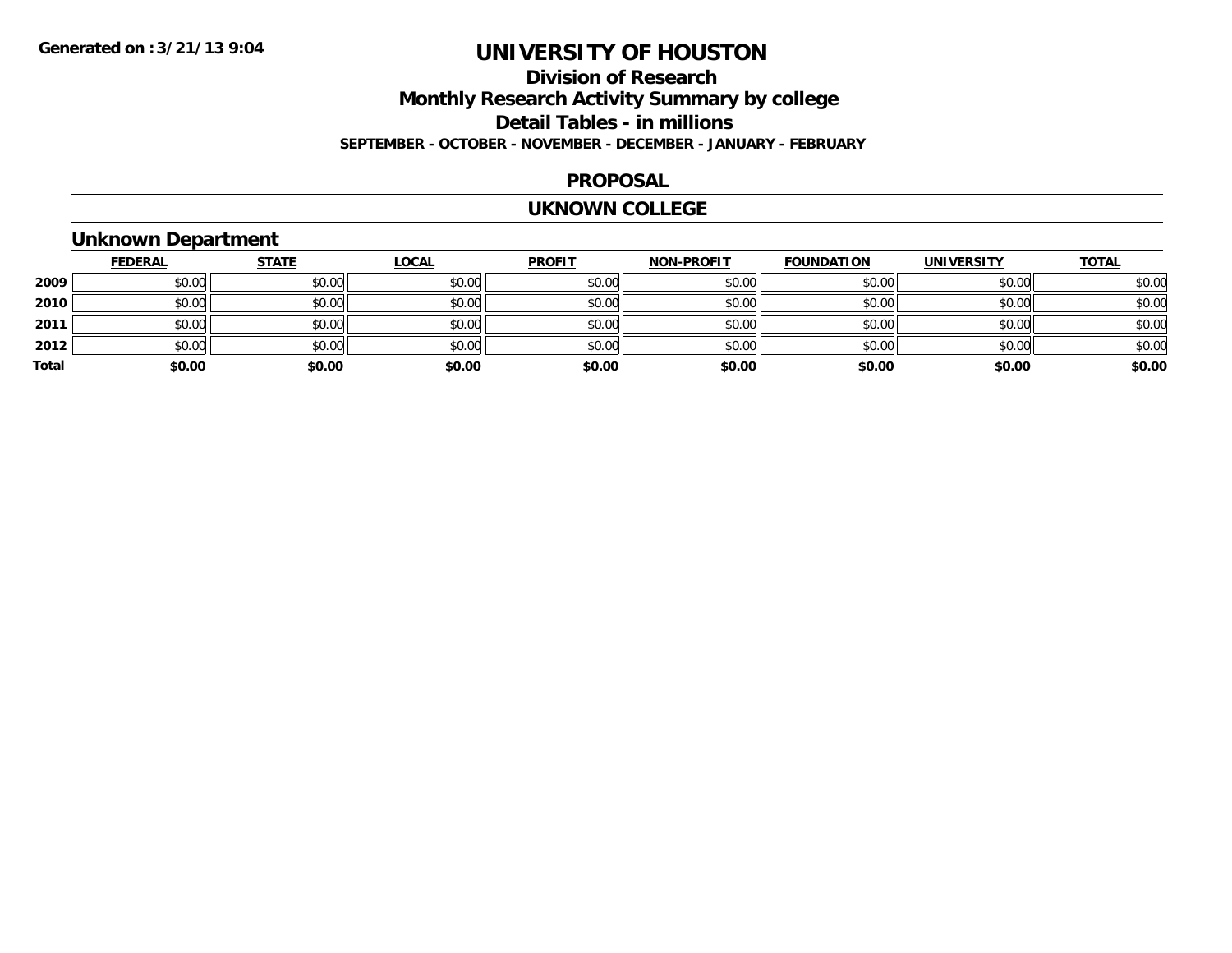Generated on :3/21/13 9:04

# UNIVERSITY OF HOUSTON

## Division of Research

## Monthly Research Activity Summary by college

## Detail Tables - in millions

**SEPTEMBER - OCTOBER - NOVEMBER - DECEMBER - JANUARY - FEBRUARY**

## PROPOSAL

## UKNOWN COLLEGE

### Unknown Department

| | FEDERAL | STATE | LOCAL | PROFIT | NON-PROFIT | FOUNDATION | UNIVERSITY | TOTAL |
|---|---|---|---|---|---|---|---|---|
| 2009 | $0.00 | $0.00 | $0.00 | $0.00 | $0.00 | $0.00 | $0.00 | $0.00 |
| 2010 | $0.00 | $0.00 | $0.00 | $0.00 | $0.00 | $0.00 | $0.00 | $0.00 |
| 2011 | $0.00 | $0.00 | $0.00 | $0.00 | $0.00 | $0.00 | $0.00 | $0.00 |
| 2012 | $0.00 | $0.00 | $0.00 | $0.00 | $0.00 | $0.00 | $0.00 | $0.00 |
| **Total** | **$0.00** | **$0.00** | **$0.00** | **$0.00** | **$0.00** | **$0.00** | **$0.00** | **$0.00** |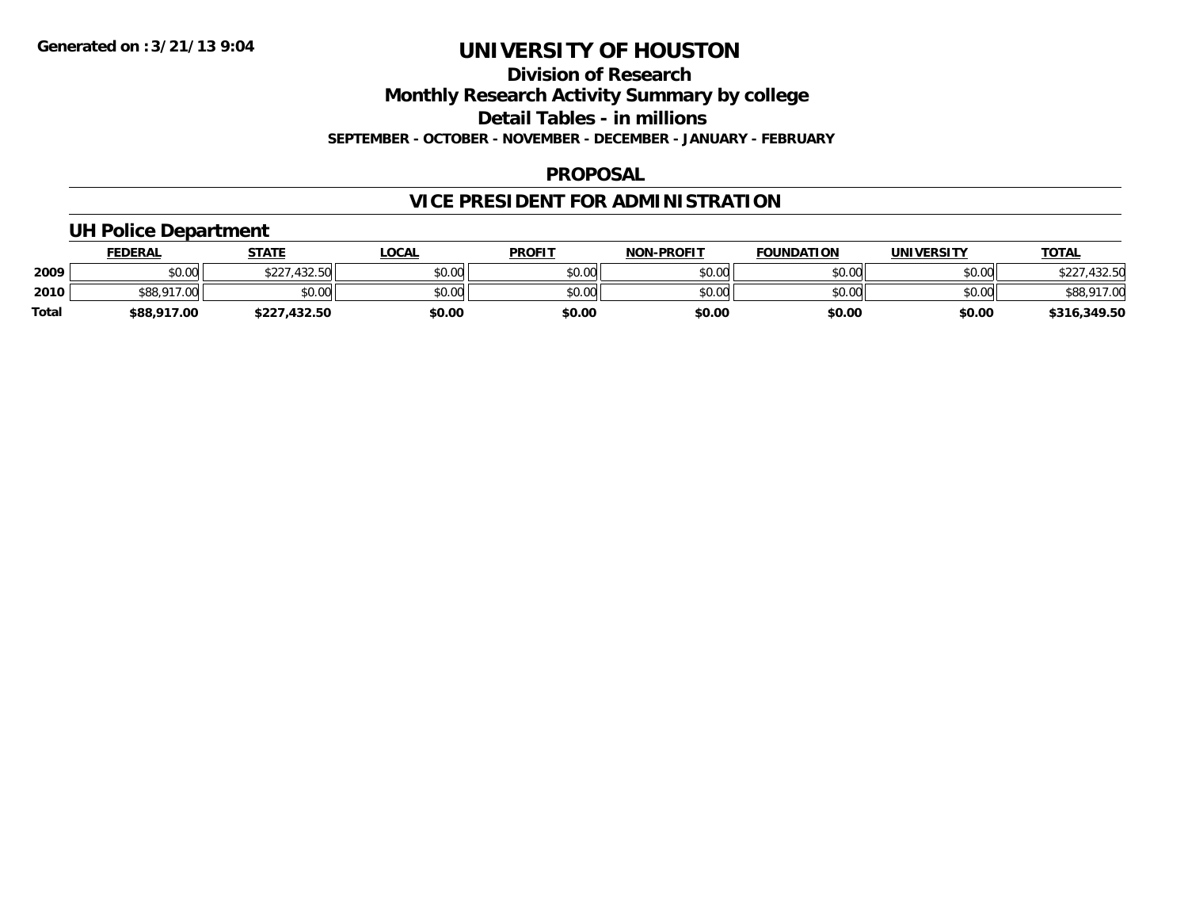Generated on :3/21/13 9:04

# UNIVERSITY OF HOUSTON

## Division of Research

## Monthly Research Activity Summary by college

## Detail Tables - in millions

**SEPTEMBER - OCTOBER - NOVEMBER - DECEMBER - JANUARY - FEBRUARY**

## PROPOSAL

## VICE PRESIDENT FOR ADMINISTRATION

### UH Police Department

| | FEDERAL | STATE | LOCAL | PROFIT | NON-PROFIT | FOUNDATION | UNIVERSITY | TOTAL |
|---|---|---|---|---|---|---|---|---|
| 2009 | $0.00 | $227,432.50 | $0.00 | $0.00 | $0.00 | $0.00 | $0.00 | $227,432.50 |
| 2010 | $88,917.00 | $0.00 | $0.00 | $0.00 | $0.00 | $0.00 | $0.00 | $88,917.00 |
| Total | $88,917.00 | $227,432.50 | $0.00 | $0.00 | $0.00 | $0.00 | $0.00 | $316,349.50 |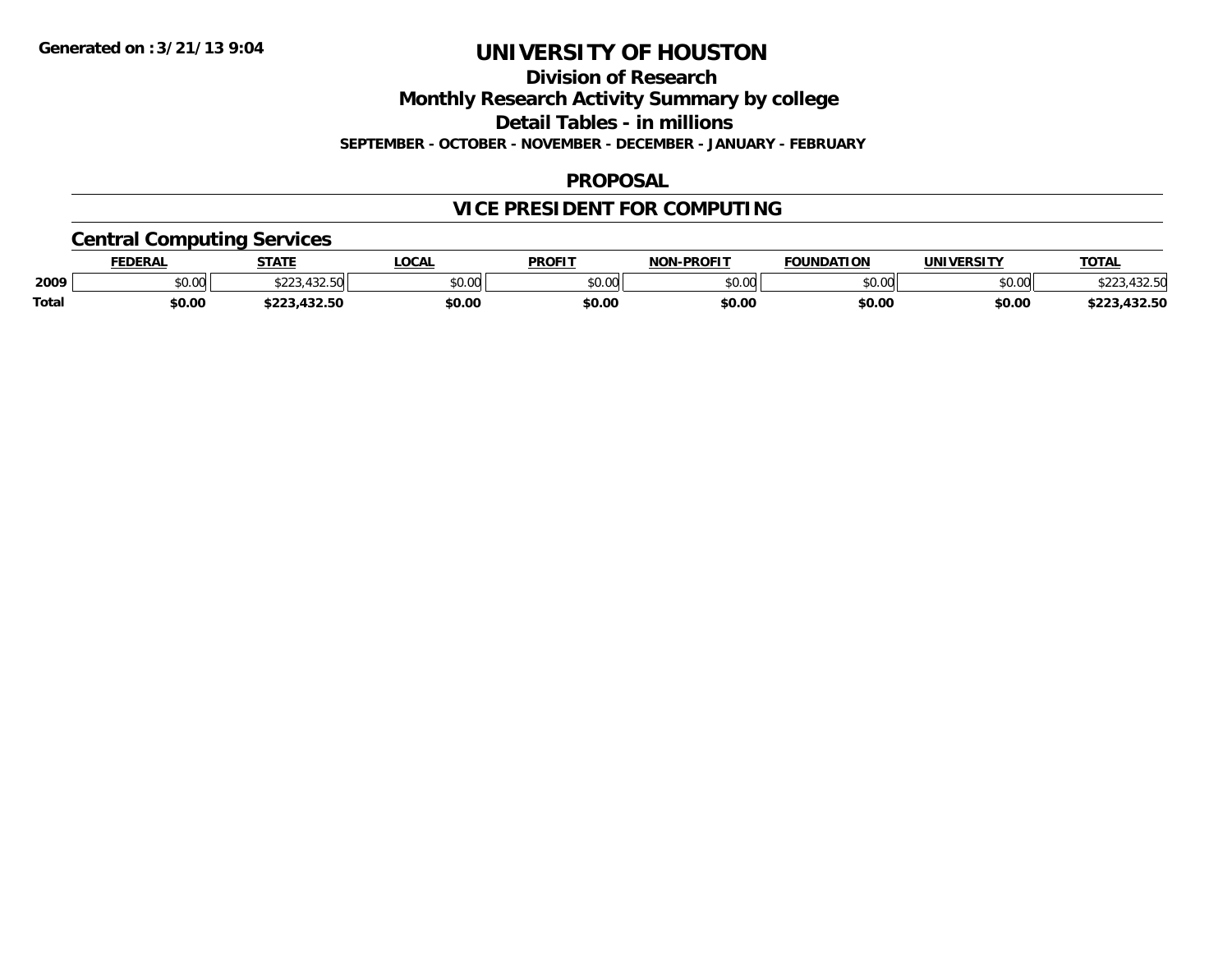**Generated on :3/21/13 9:04**

# UNIVERSITY OF HOUSTON

## Division of Research

## Monthly Research Activity Summary by college

## Detail Tables - in millions

**SEPTEMBER - OCTOBER - NOVEMBER - DECEMBER - JANUARY - FEBRUARY**

### PROPOSAL

### VICE PRESIDENT FOR COMPUTING

#### Central Computing Services

| | FEDERAL | STATE | LOCAL | PROFIT | NON-PROFIT | FOUNDATION | UNIVERSITY | TOTAL |
|---|---|---|---|---|---|---|---|---|
| **2009** | $0.00 | $223,432.50 | $0.00 | $0.00 | $0.00 | $0.00 | $0.00 | $223,432.50 |
| **Total** | **$0.00** | **$223,432.50** | **$0.00** | **$0.00** | **$0.00** | **$0.00** | **$0.00** | **$223,432.50** |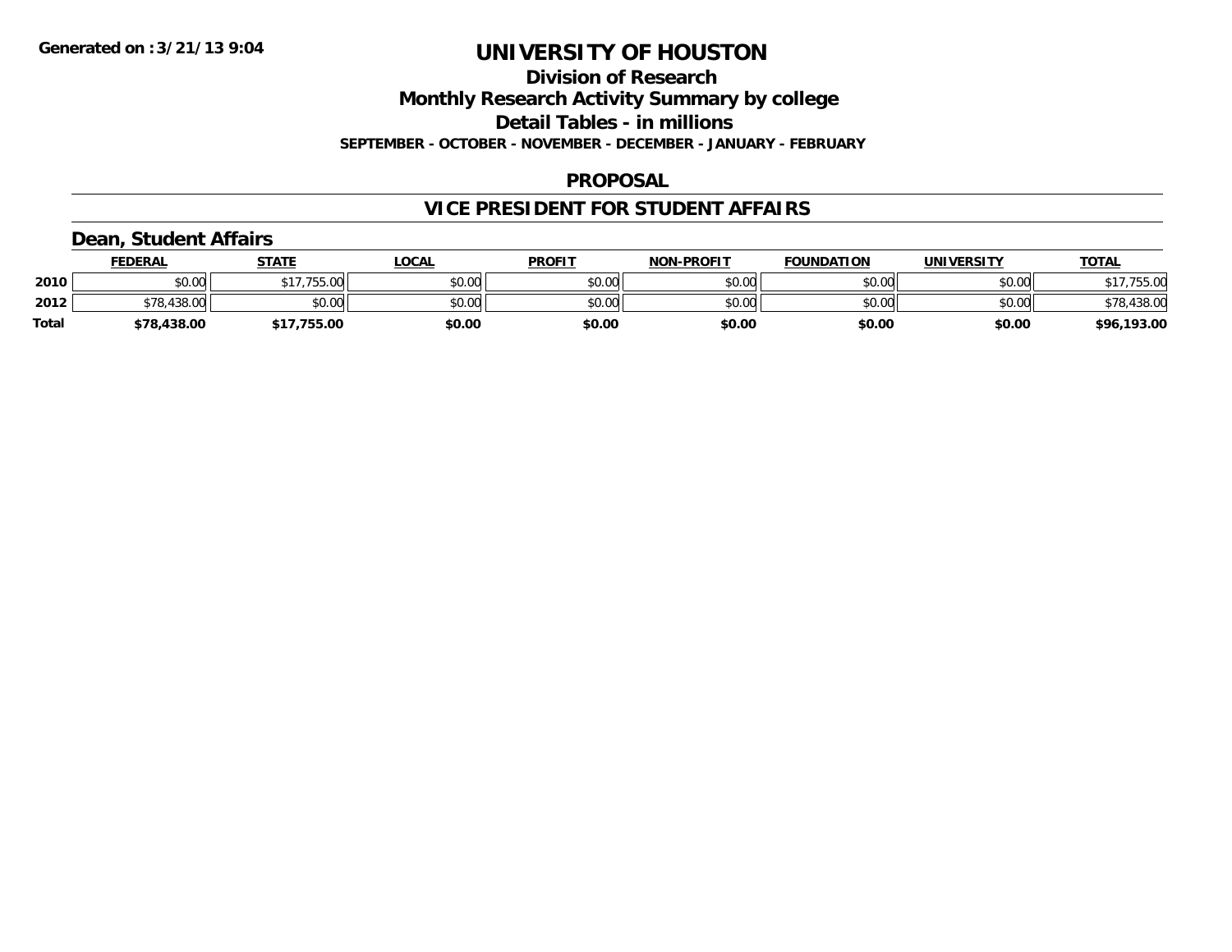Generated on :3/21/13 9:04

# UNIVERSITY OF HOUSTON

## Division of Research

## Monthly Research Activity Summary by college

## Detail Tables - in millions

**SEPTEMBER - OCTOBER - NOVEMBER - DECEMBER - JANUARY - FEBRUARY**

## PROPOSAL

## VICE PRESIDENT FOR STUDENT AFFAIRS

### Dean, Student Affairs

| | FEDERAL | STATE | LOCAL | PROFIT | NON-PROFIT | FOUNDATION | UNIVERSITY | TOTAL |
|---|---|---|---|---|---|---|---|---|
| 2010 | $0.00 | $17,755.00 | $0.00 | $0.00 | $0.00 | $0.00 | $0.00 | $17,755.00 |
| 2012 | $78,438.00 | $0.00 | $0.00 | $0.00 | $0.00 | $0.00 | $0.00 | $78,438.00 |
| **Total** | **$78,438.00** | **$17,755.00** | **$0.00** | **$0.00** | **$0.00** | **$0.00** | **$0.00** | **$96,193.00** |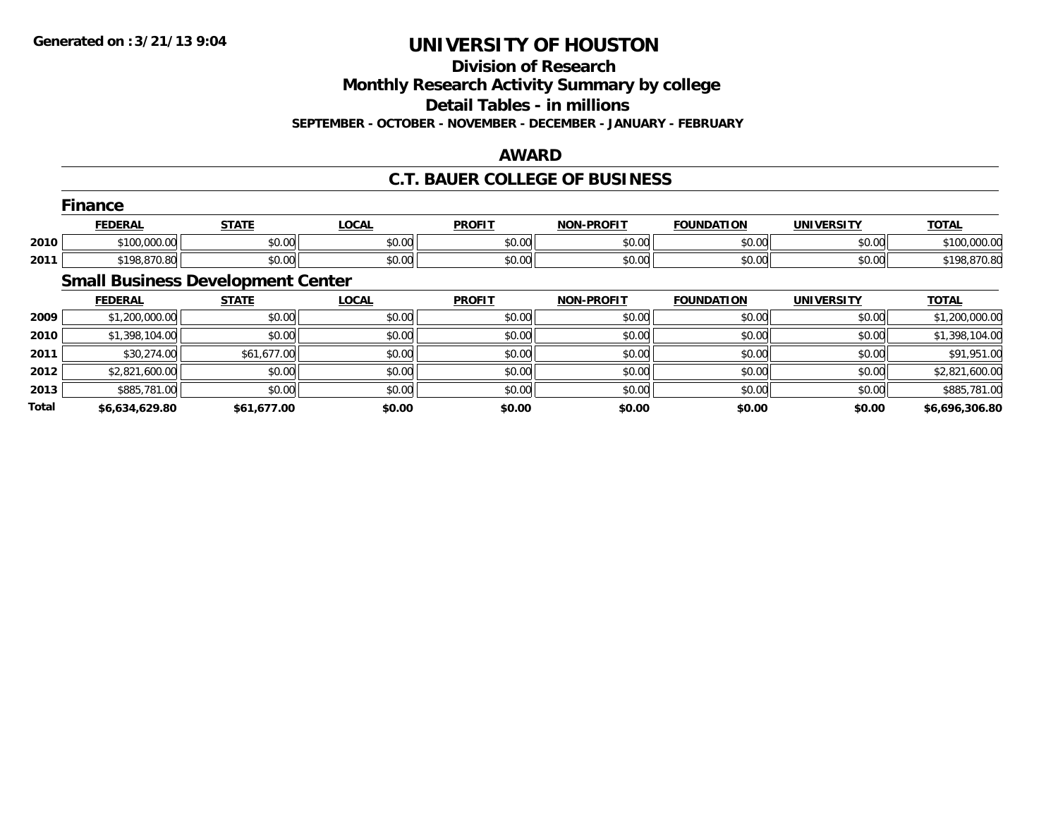# UNIVERSITY OF HOUSTON

## Division of Research
## Monthly Research Activity Summary by college
## Detail Tables - in millions
### SEPTEMBER - OCTOBER - NOVEMBER - DECEMBER - JANUARY - FEBRUARY

**Generated on :3/21/13 9:04**

## AWARD

## C.T. BAUER COLLEGE OF BUSINESS

### Finance

| | FEDERAL | STATE | LOCAL | PROFIT | NON-PROFIT | FOUNDATION | UNIVERSITY | TOTAL |
|---|---|---|---|---|---|---|---|---|
| 2010 | $100,000.00 | $0.00 | $0.00 | $0.00 | $0.00 | $0.00 | $0.00 | $100,000.00 |
| 2011 | $198,870.80 | $0.00 | $0.00 | $0.00 | $0.00 | $0.00 | $0.00 | $198,870.80 |

### Small Business Development Center

| | FEDERAL | STATE | LOCAL | PROFIT | NON-PROFIT | FOUNDATION | UNIVERSITY | TOTAL |
|---|---|---|---|---|---|---|---|---|
| 2009 | $1,200,000.00 | $0.00 | $0.00 | $0.00 | $0.00 | $0.00 | $0.00 | $1,200,000.00 |
| 2010 | $1,398,104.00 | $0.00 | $0.00 | $0.00 | $0.00 | $0.00 | $0.00 | $1,398,104.00 |
| 2011 | $30,274.00 | $61,677.00 | $0.00 | $0.00 | $0.00 | $0.00 | $0.00 | $91,951.00 |
| 2012 | $2,821,600.00 | $0.00 | $0.00 | $0.00 | $0.00 | $0.00 | $0.00 | $2,821,600.00 |
| 2013 | $885,781.00 | $0.00 | $0.00 | $0.00 | $0.00 | $0.00 | $0.00 | $885,781.00 |
| **Total** | **$6,634,629.80** | **$61,677.00** | **$0.00** | **$0.00** | **$0.00** | **$0.00** | **$0.00** | **$6,696,306.80** |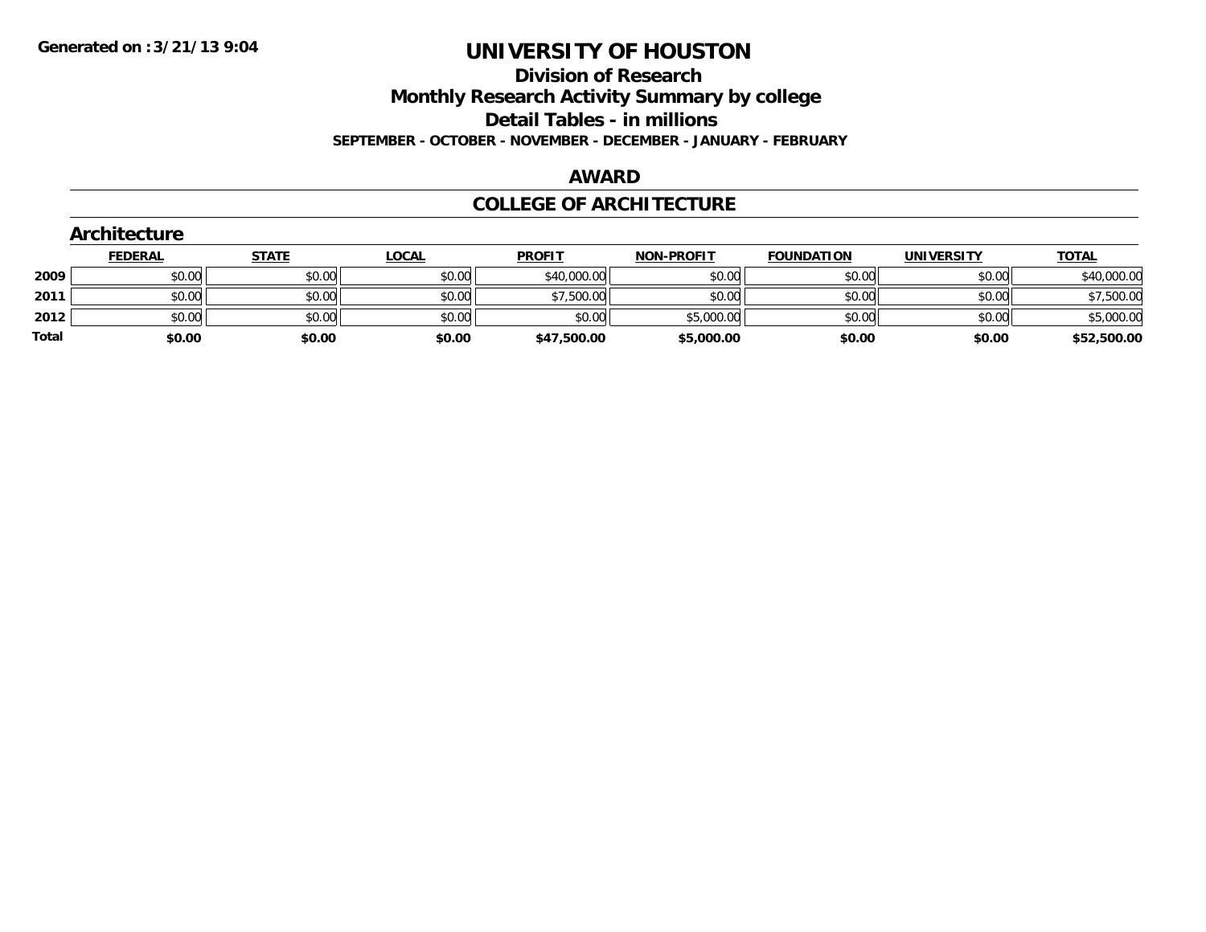Generated on :3/21/13 9:04

# UNIVERSITY OF HOUSTON

## Division of Research

## Monthly Research Activity Summary by college

## Detail Tables - in millions

**SEPTEMBER - OCTOBER - NOVEMBER - DECEMBER - JANUARY - FEBRUARY**

## AWARD

## COLLEGE OF ARCHITECTURE

### Architecture

| | FEDERAL | STATE | LOCAL | PROFIT | NON-PROFIT | FOUNDATION | UNIVERSITY | TOTAL |
|---|---|---|---|---|---|---|---|---|
| 2009 | $0.00 | $0.00 | $0.00 | $40,000.00 | $0.00 | $0.00 | $0.00 | $40,000.00 |
| 2011 | $0.00 | $0.00 | $0.00 | $7,500.00 | $0.00 | $0.00 | $0.00 | $7,500.00 |
| 2012 | $0.00 | $0.00 | $0.00 | $0.00 | $5,000.00 | $0.00 | $0.00 | $5,000.00 |
| **Total** | **$0.00** | **$0.00** | **$0.00** | **$47,500.00** | **$5,000.00** | **$0.00** | **$0.00** | **$52,500.00** |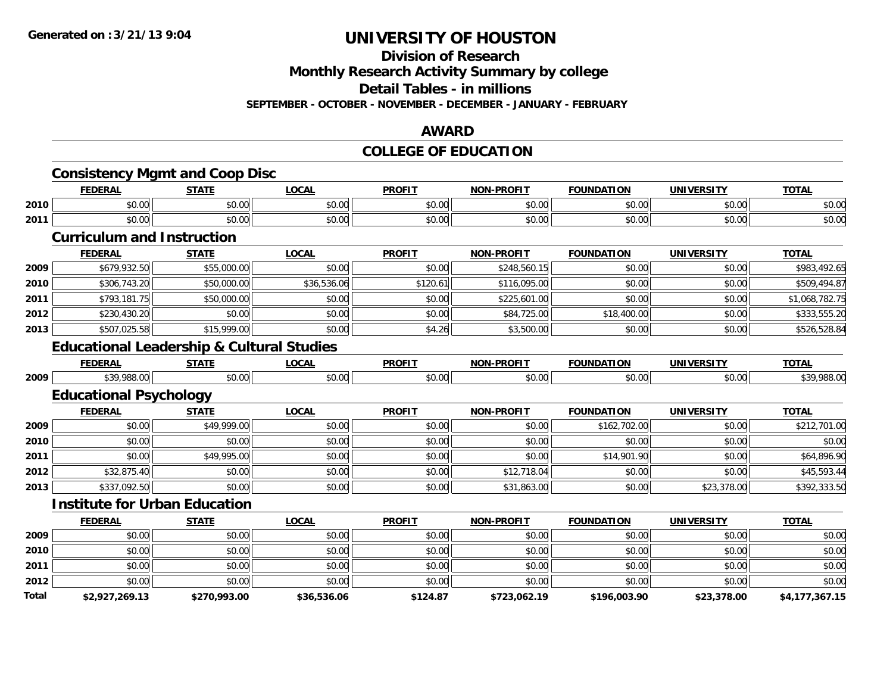Generated on :3/21/13 9:04

# UNIVERSITY OF HOUSTON

## Division of Research
## Monthly Research Activity Summary by college
## Detail Tables - in millions
**SEPTEMBER - OCTOBER - NOVEMBER - DECEMBER - JANUARY - FEBRUARY**

## AWARD

## COLLEGE OF EDUCATION

### Consistency Mgmt and Coop Disc

| | FEDERAL | STATE | LOCAL | PROFIT | NON-PROFIT | FOUNDATION | UNIVERSITY | TOTAL |
|---|---|---|---|---|---|---|---|---|
| 2010 | $0.00 | $0.00 | $0.00 | $0.00 | $0.00 | $0.00 | $0.00 | $0.00 |
| 2011 | $0.00 | $0.00 | $0.00 | $0.00 | $0.00 | $0.00 | $0.00 | $0.00 |

### Curriculum and Instruction

| | FEDERAL | STATE | LOCAL | PROFIT | NON-PROFIT | FOUNDATION | UNIVERSITY | TOTAL |
|---|---|---|---|---|---|---|---|---|
| 2009 | $679,932.50 | $55,000.00 | $0.00 | $0.00 | $248,560.15 | $0.00 | $0.00 | $983,492.65 |
| 2010 | $306,743.20 | $50,000.00 | $36,536.06 | $120.61 | $116,095.00 | $0.00 | $0.00 | $509,494.87 |
| 2011 | $793,181.75 | $50,000.00 | $0.00 | $0.00 | $225,601.00 | $0.00 | $0.00 | $1,068,782.75 |
| 2012 | $230,430.20 | $0.00 | $0.00 | $0.00 | $84,725.00 | $18,400.00 | $0.00 | $333,555.20 |
| 2013 | $507,025.58 | $15,999.00 | $0.00 | $4.26 | $3,500.00 | $0.00 | $0.00 | $526,528.84 |

### Educational Leadership & Cultural Studies

| | FEDERAL | STATE | LOCAL | PROFIT | NON-PROFIT | FOUNDATION | UNIVERSITY | TOTAL |
|---|---|---|---|---|---|---|---|---|
| 2009 | $39,988.00 | $0.00 | $0.00 | $0.00 | $0.00 | $0.00 | $0.00 | $39,988.00 |

### Educational Psychology

| | FEDERAL | STATE | LOCAL | PROFIT | NON-PROFIT | FOUNDATION | UNIVERSITY | TOTAL |
|---|---|---|---|---|---|---|---|---|
| 2009 | $0.00 | $49,999.00 | $0.00 | $0.00 | $0.00 | $162,702.00 | $0.00 | $212,701.00 |
| 2010 | $0.00 | $0.00 | $0.00 | $0.00 | $0.00 | $0.00 | $0.00 | $0.00 |
| 2011 | $0.00 | $49,995.00 | $0.00 | $0.00 | $0.00 | $14,901.90 | $0.00 | $64,896.90 |
| 2012 | $32,875.40 | $0.00 | $0.00 | $0.00 | $12,718.04 | $0.00 | $0.00 | $45,593.44 |
| 2013 | $337,092.50 | $0.00 | $0.00 | $0.00 | $31,863.00 | $0.00 | $23,378.00 | $392,333.50 |

### Institute for Urban Education

| | FEDERAL | STATE | LOCAL | PROFIT | NON-PROFIT | FOUNDATION | UNIVERSITY | TOTAL |
|---|---|---|---|---|---|---|---|---|
| 2009 | $0.00 | $0.00 | $0.00 | $0.00 | $0.00 | $0.00 | $0.00 | $0.00 |
| 2010 | $0.00 | $0.00 | $0.00 | $0.00 | $0.00 | $0.00 | $0.00 | $0.00 |
| 2011 | $0.00 | $0.00 | $0.00 | $0.00 | $0.00 | $0.00 | $0.00 | $0.00 |
| 2012 | $0.00 | $0.00 | $0.00 | $0.00 | $0.00 | $0.00 | $0.00 | $0.00 |
| **Total** | **$2,927,269.13** | **$270,993.00** | **$36,536.06** | **$124.87** | **$723,062.19** | **$196,003.90** | **$23,378.00** | **$4,177,367.15** |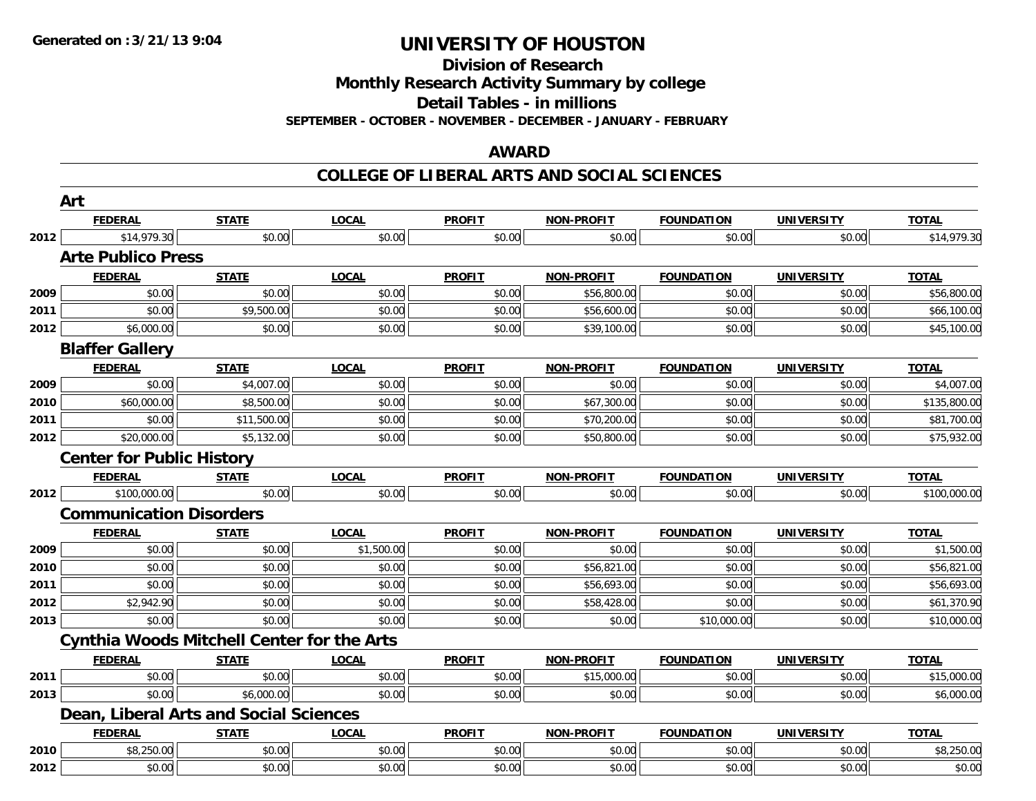**Generated on :3/21/13 9:04**

# UNIVERSITY OF HOUSTON

## Division of Research
## Monthly Research Activity Summary by college
## Detail Tables - in millions
### SEPTEMBER - OCTOBER - NOVEMBER - DECEMBER - JANUARY - FEBRUARY

## AWARD

## COLLEGE OF LIBERAL ARTS AND SOCIAL SCIENCES

### Art

| | FEDERAL | STATE | LOCAL | PROFIT | NON-PROFIT | FOUNDATION | UNIVERSITY | TOTAL |
|---|---|---|---|---|---|---|---|---|
| 2012 | $14,979.30 | $0.00 | $0.00 | $0.00 | $0.00 | $0.00 | $0.00 | $14,979.30 |

### Arte Publico Press

| | FEDERAL | STATE | LOCAL | PROFIT | NON-PROFIT | FOUNDATION | UNIVERSITY | TOTAL |
|---|---|---|---|---|---|---|---|---|
| 2009 | $0.00 | $0.00 | $0.00 | $0.00 | $56,800.00 | $0.00 | $0.00 | $56,800.00 |
| 2011 | $0.00 | $9,500.00 | $0.00 | $0.00 | $56,600.00 | $0.00 | $0.00 | $66,100.00 |
| 2012 | $6,000.00 | $0.00 | $0.00 | $0.00 | $39,100.00 | $0.00 | $0.00 | $45,100.00 |

### Blaffer Gallery

| | FEDERAL | STATE | LOCAL | PROFIT | NON-PROFIT | FOUNDATION | UNIVERSITY | TOTAL |
|---|---|---|---|---|---|---|---|---|
| 2009 | $0.00 | $4,007.00 | $0.00 | $0.00 | $0.00 | $0.00 | $0.00 | $4,007.00 |
| 2010 | $60,000.00 | $8,500.00 | $0.00 | $0.00 | $67,300.00 | $0.00 | $0.00 | $135,800.00 |
| 2011 | $0.00 | $11,500.00 | $0.00 | $0.00 | $70,200.00 | $0.00 | $0.00 | $81,700.00 |
| 2012 | $20,000.00 | $5,132.00 | $0.00 | $0.00 | $50,800.00 | $0.00 | $0.00 | $75,932.00 |

### Center for Public History

| | FEDERAL | STATE | LOCAL | PROFIT | NON-PROFIT | FOUNDATION | UNIVERSITY | TOTAL |
|---|---|---|---|---|---|---|---|---|
| 2012 | $100,000.00 | $0.00 | $0.00 | $0.00 | $0.00 | $0.00 | $0.00 | $100,000.00 |

### Communication Disorders

| | FEDERAL | STATE | LOCAL | PROFIT | NON-PROFIT | FOUNDATION | UNIVERSITY | TOTAL |
|---|---|---|---|---|---|---|---|---|
| 2009 | $0.00 | $0.00 | $1,500.00 | $0.00 | $0.00 | $0.00 | $0.00 | $1,500.00 |
| 2010 | $0.00 | $0.00 | $0.00 | $0.00 | $56,821.00 | $0.00 | $0.00 | $56,821.00 |
| 2011 | $0.00 | $0.00 | $0.00 | $0.00 | $56,693.00 | $0.00 | $0.00 | $56,693.00 |
| 2012 | $2,942.90 | $0.00 | $0.00 | $0.00 | $58,428.00 | $0.00 | $0.00 | $61,370.90 |
| 2013 | $0.00 | $0.00 | $0.00 | $0.00 | $0.00 | $10,000.00 | $0.00 | $10,000.00 |

### Cynthia Woods Mitchell Center for the Arts

| | FEDERAL | STATE | LOCAL | PROFIT | NON-PROFIT | FOUNDATION | UNIVERSITY | TOTAL |
|---|---|---|---|---|---|---|---|---|
| 2011 | $0.00 | $0.00 | $0.00 | $0.00 | $15,000.00 | $0.00 | $0.00 | $15,000.00 |
| 2013 | $0.00 | $6,000.00 | $0.00 | $0.00 | $0.00 | $0.00 | $0.00 | $6,000.00 |

### Dean, Liberal Arts and Social Sciences

| | FEDERAL | STATE | LOCAL | PROFIT | NON-PROFIT | FOUNDATION | UNIVERSITY | TOTAL |
|---|---|---|---|---|---|---|---|---|
| 2010 | $8,250.00 | $0.00 | $0.00 | $0.00 | $0.00 | $0.00 | $0.00 | $8,250.00 |
| 2012 | $0.00 | $0.00 | $0.00 | $0.00 | $0.00 | $0.00 | $0.00 | $0.00 |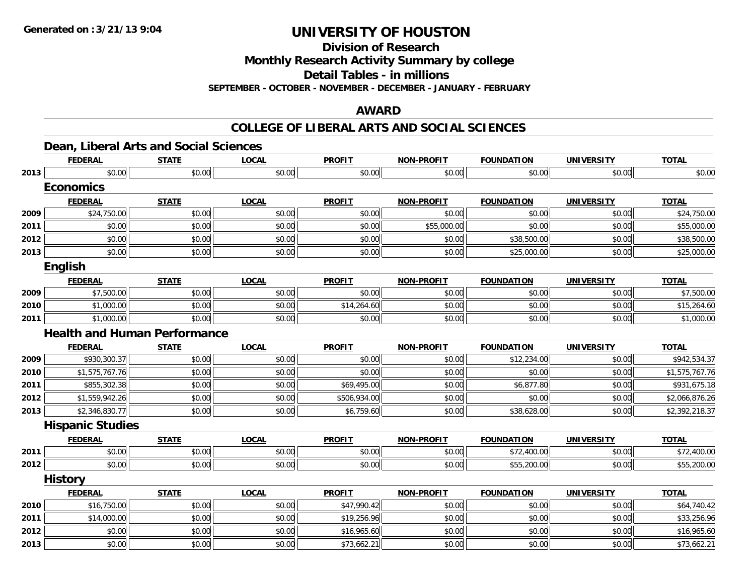# UNIVERSITY OF HOUSTON

## Division of Research
## Monthly Research Activity Summary by college
## Detail Tables - in millions
### SEPTEMBER - OCTOBER - NOVEMBER - DECEMBER - JANUARY - FEBRUARY

## AWARD

## COLLEGE OF LIBERAL ARTS AND SOCIAL SCIENCES

### Dean, Liberal Arts and Social Sciences

| | FEDERAL | STATE | LOCAL | PROFIT | NON-PROFIT | FOUNDATION | UNIVERSITY | TOTAL |
|---|---|---|---|---|---|---|---|---|
| 2013 | $0.00 | $0.00 | $0.00 | $0.00 | $0.00 | $0.00 | $0.00 | $0.00 |

### Economics

| | FEDERAL | STATE | LOCAL | PROFIT | NON-PROFIT | FOUNDATION | UNIVERSITY | TOTAL |
|---|---|---|---|---|---|---|---|---|
| 2009 | $24,750.00 | $0.00 | $0.00 | $0.00 | $0.00 | $0.00 | $0.00 | $24,750.00 |
| 2011 | $0.00 | $0.00 | $0.00 | $0.00 | $55,000.00 | $0.00 | $0.00 | $55,000.00 |
| 2012 | $0.00 | $0.00 | $0.00 | $0.00 | $0.00 | $38,500.00 | $0.00 | $38,500.00 |
| 2013 | $0.00 | $0.00 | $0.00 | $0.00 | $0.00 | $25,000.00 | $0.00 | $25,000.00 |

### English

| | FEDERAL | STATE | LOCAL | PROFIT | NON-PROFIT | FOUNDATION | UNIVERSITY | TOTAL |
|---|---|---|---|---|---|---|---|---|
| 2009 | $7,500.00 | $0.00 | $0.00 | $0.00 | $0.00 | $0.00 | $0.00 | $7,500.00 |
| 2010 | $1,000.00 | $0.00 | $0.00 | $14,264.60 | $0.00 | $0.00 | $0.00 | $15,264.60 |
| 2011 | $1,000.00 | $0.00 | $0.00 | $0.00 | $0.00 | $0.00 | $0.00 | $1,000.00 |

### Health and Human Performance

| | FEDERAL | STATE | LOCAL | PROFIT | NON-PROFIT | FOUNDATION | UNIVERSITY | TOTAL |
|---|---|---|---|---|---|---|---|---|
| 2009 | $930,300.37 | $0.00 | $0.00 | $0.00 | $0.00 | $12,234.00 | $0.00 | $942,534.37 |
| 2010 | $1,575,767.76 | $0.00 | $0.00 | $0.00 | $0.00 | $0.00 | $0.00 | $1,575,767.76 |
| 2011 | $855,302.38 | $0.00 | $0.00 | $69,495.00 | $0.00 | $6,877.80 | $0.00 | $931,675.18 |
| 2012 | $1,559,942.26 | $0.00 | $0.00 | $506,934.00 | $0.00 | $0.00 | $0.00 | $2,066,876.26 |
| 2013 | $2,346,830.77 | $0.00 | $0.00 | $6,759.60 | $0.00 | $38,628.00 | $0.00 | $2,392,218.37 |

### Hispanic Studies

| | FEDERAL | STATE | LOCAL | PROFIT | NON-PROFIT | FOUNDATION | UNIVERSITY | TOTAL |
|---|---|---|---|---|---|---|---|---|
| 2011 | $0.00 | $0.00 | $0.00 | $0.00 | $0.00 | $72,400.00 | $0.00 | $72,400.00 |
| 2012 | $0.00 | $0.00 | $0.00 | $0.00 | $0.00 | $55,200.00 | $0.00 | $55,200.00 |

### History

| | FEDERAL | STATE | LOCAL | PROFIT | NON-PROFIT | FOUNDATION | UNIVERSITY | TOTAL |
|---|---|---|---|---|---|---|---|---|
| 2010 | $16,750.00 | $0.00 | $0.00 | $47,990.42 | $0.00 | $0.00 | $0.00 | $64,740.42 |
| 2011 | $14,000.00 | $0.00 | $0.00 | $19,256.96 | $0.00 | $0.00 | $0.00 | $33,256.96 |
| 2012 | $0.00 | $0.00 | $0.00 | $16,965.60 | $0.00 | $0.00 | $0.00 | $16,965.60 |
| 2013 | $0.00 | $0.00 | $0.00 | $73,662.21 | $0.00 | $0.00 | $0.00 | $73,662.21 |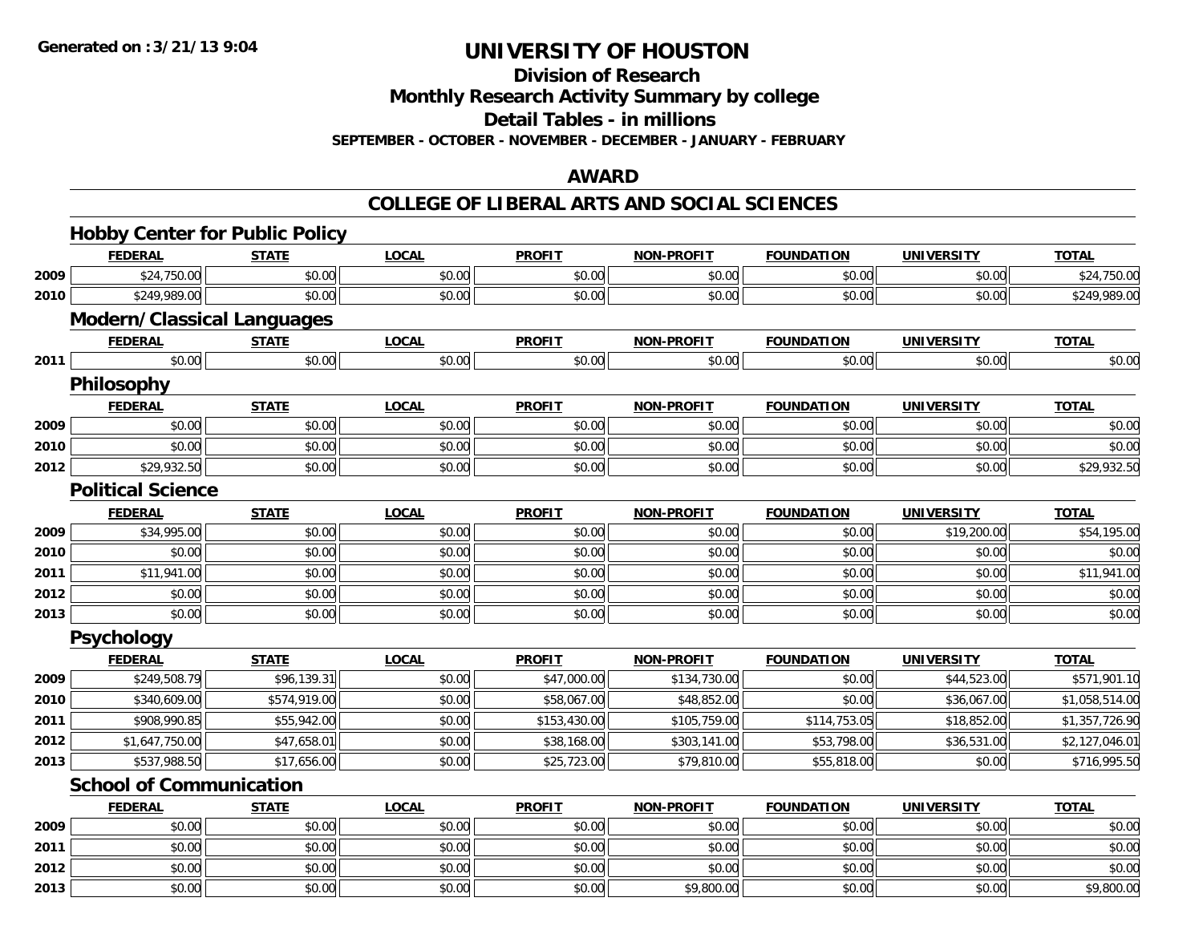Generated on :3/21/13 9:04

# UNIVERSITY OF HOUSTON

## Division of Research

## Monthly Research Activity Summary by college

## Detail Tables - in millions

**SEPTEMBER - OCTOBER - NOVEMBER - DECEMBER - JANUARY - FEBRUARY**

## AWARD

## COLLEGE OF LIBERAL ARTS AND SOCIAL SCIENCES

### Hobby Center for Public Policy

| | FEDERAL | STATE | LOCAL | PROFIT | NON-PROFIT | FOUNDATION | UNIVERSITY | TOTAL |
|---|---|---|---|---|---|---|---|---|
| 2009 | $24,750.00 | $0.00 | $0.00 | $0.00 | $0.00 | $0.00 | $0.00 | $24,750.00 |
| 2010 | $249,989.00 | $0.00 | $0.00 | $0.00 | $0.00 | $0.00 | $0.00 | $249,989.00 |

### Modern/Classical Languages

| | FEDERAL | STATE | LOCAL | PROFIT | NON-PROFIT | FOUNDATION | UNIVERSITY | TOTAL |
|---|---|---|---|---|---|---|---|---|
| 2011 | $0.00 | $0.00 | $0.00 | $0.00 | $0.00 | $0.00 | $0.00 | $0.00 |

### Philosophy

| | FEDERAL | STATE | LOCAL | PROFIT | NON-PROFIT | FOUNDATION | UNIVERSITY | TOTAL |
|---|---|---|---|---|---|---|---|---|
| 2009 | $0.00 | $0.00 | $0.00 | $0.00 | $0.00 | $0.00 | $0.00 | $0.00 |
| 2010 | $0.00 | $0.00 | $0.00 | $0.00 | $0.00 | $0.00 | $0.00 | $0.00 |
| 2012 | $29,932.50 | $0.00 | $0.00 | $0.00 | $0.00 | $0.00 | $0.00 | $29,932.50 |

### Political Science

| | FEDERAL | STATE | LOCAL | PROFIT | NON-PROFIT | FOUNDATION | UNIVERSITY | TOTAL |
|---|---|---|---|---|---|---|---|---|
| 2009 | $34,995.00 | $0.00 | $0.00 | $0.00 | $0.00 | $0.00 | $19,200.00 | $54,195.00 |
| 2010 | $0.00 | $0.00 | $0.00 | $0.00 | $0.00 | $0.00 | $0.00 | $0.00 |
| 2011 | $11,941.00 | $0.00 | $0.00 | $0.00 | $0.00 | $0.00 | $0.00 | $11,941.00 |
| 2012 | $0.00 | $0.00 | $0.00 | $0.00 | $0.00 | $0.00 | $0.00 | $0.00 |
| 2013 | $0.00 | $0.00 | $0.00 | $0.00 | $0.00 | $0.00 | $0.00 | $0.00 |

### Psychology

| | FEDERAL | STATE | LOCAL | PROFIT | NON-PROFIT | FOUNDATION | UNIVERSITY | TOTAL |
|---|---|---|---|---|---|---|---|---|
| 2009 | $249,508.79 | $96,139.31 | $0.00 | $47,000.00 | $134,730.00 | $0.00 | $44,523.00 | $571,901.10 |
| 2010 | $340,609.00 | $574,919.00 | $0.00 | $58,067.00 | $48,852.00 | $0.00 | $36,067.00 | $1,058,514.00 |
| 2011 | $908,990.85 | $55,942.00 | $0.00 | $153,430.00 | $105,759.00 | $114,753.05 | $18,852.00 | $1,357,726.90 |
| 2012 | $1,647,750.00 | $47,658.01 | $0.00 | $38,168.00 | $303,141.00 | $53,798.00 | $36,531.00 | $2,127,046.01 |
| 2013 | $537,988.50 | $17,656.00 | $0.00 | $25,723.00 | $79,810.00 | $55,818.00 | $0.00 | $716,995.50 |

### School of Communication

| | FEDERAL | STATE | LOCAL | PROFIT | NON-PROFIT | FOUNDATION | UNIVERSITY | TOTAL |
|---|---|---|---|---|---|---|---|---|
| 2009 | $0.00 | $0.00 | $0.00 | $0.00 | $0.00 | $0.00 | $0.00 | $0.00 |
| 2011 | $0.00 | $0.00 | $0.00 | $0.00 | $0.00 | $0.00 | $0.00 | $0.00 |
| 2012 | $0.00 | $0.00 | $0.00 | $0.00 | $0.00 | $0.00 | $0.00 | $0.00 |
| 2013 | $0.00 | $0.00 | $0.00 | $0.00 | $9,800.00 | $0.00 | $0.00 | $9,800.00 |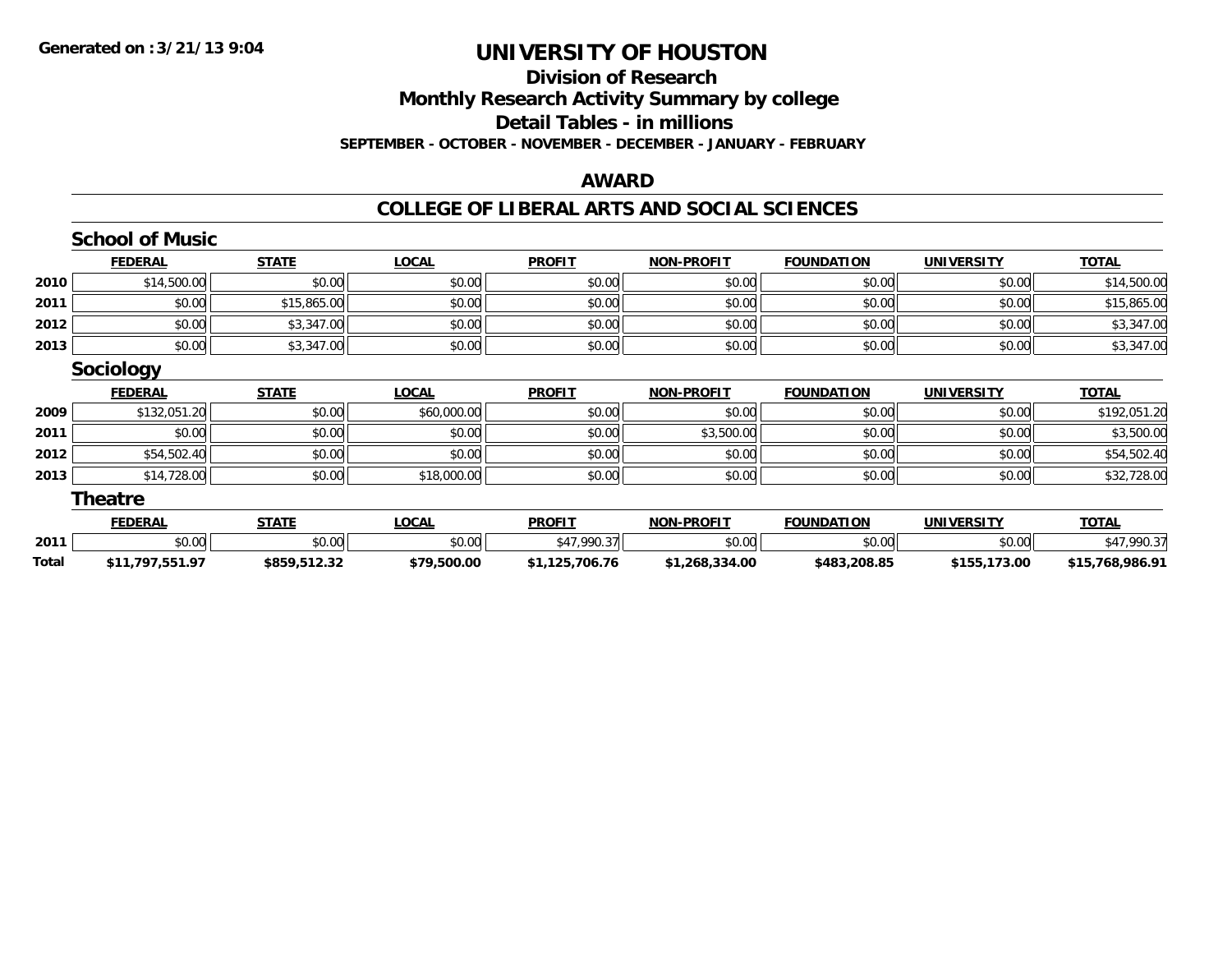**Generated on :3/21/13 9:04**

# UNIVERSITY OF HOUSTON

## Division of Research
## Monthly Research Activity Summary by college
## Detail Tables - in millions
### SEPTEMBER - OCTOBER - NOVEMBER - DECEMBER - JANUARY - FEBRUARY

## AWARD

## COLLEGE OF LIBERAL ARTS AND SOCIAL SCIENCES

### School of Music

| | FEDERAL | STATE | LOCAL | PROFIT | NON-PROFIT | FOUNDATION | UNIVERSITY | TOTAL |
|---|---|---|---|---|---|---|---|---|
| 2010 | $14,500.00 | $0.00 | $0.00 | $0.00 | $0.00 | $0.00 | $0.00 | $14,500.00 |
| 2011 | $0.00 | $15,865.00 | $0.00 | $0.00 | $0.00 | $0.00 | $0.00 | $15,865.00 |
| 2012 | $0.00 | $3,347.00 | $0.00 | $0.00 | $0.00 | $0.00 | $0.00 | $3,347.00 |
| 2013 | $0.00 | $3,347.00 | $0.00 | $0.00 | $0.00 | $0.00 | $0.00 | $3,347.00 |

### Sociology

| | FEDERAL | STATE | LOCAL | PROFIT | NON-PROFIT | FOUNDATION | UNIVERSITY | TOTAL |
|---|---|---|---|---|---|---|---|---|
| 2009 | $132,051.20 | $0.00 | $60,000.00 | $0.00 | $0.00 | $0.00 | $0.00 | $192,051.20 |
| 2011 | $0.00 | $0.00 | $0.00 | $0.00 | $3,500.00 | $0.00 | $0.00 | $3,500.00 |
| 2012 | $54,502.40 | $0.00 | $0.00 | $0.00 | $0.00 | $0.00 | $0.00 | $54,502.40 |
| 2013 | $14,728.00 | $0.00 | $18,000.00 | $0.00 | $0.00 | $0.00 | $0.00 | $32,728.00 |

### Theatre

| | FEDERAL | STATE | LOCAL | PROFIT | NON-PROFIT | FOUNDATION | UNIVERSITY | TOTAL |
|---|---|---|---|---|---|---|---|---|
| 2011 | $0.00 | $0.00 | $0.00 | $47,990.37 | $0.00 | $0.00 | $0.00 | $47,990.37 |
| **Total** | **$11,797,551.97** | **$859,512.32** | **$79,500.00** | **$1,125,706.76** | **$1,268,334.00** | **$483,208.85** | **$155,173.00** | **$15,768,986.91** |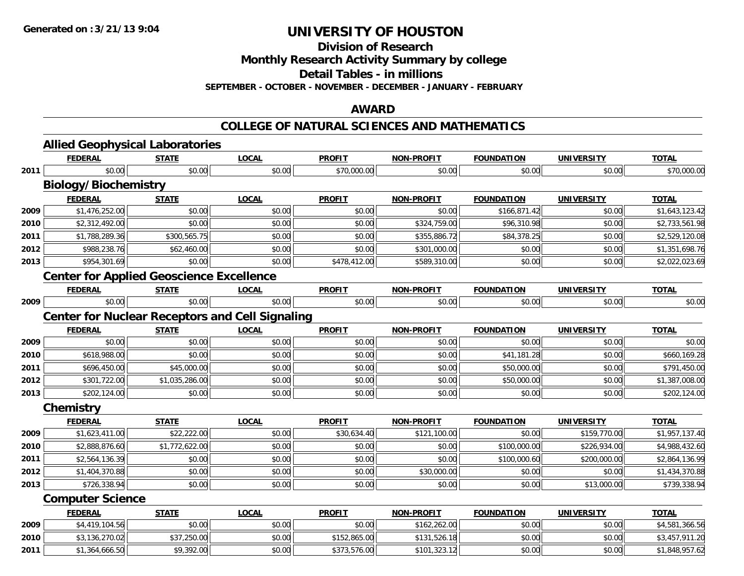# UNIVERSITY OF HOUSTON

## Division of Research

## Monthly Research Activity Summary by college

## Detail Tables - in millions

**SEPTEMBER - OCTOBER - NOVEMBER - DECEMBER - JANUARY - FEBRUARY**

## AWARD

## COLLEGE OF NATURAL SCIENCES AND MATHEMATICS

### Allied Geophysical Laboratories

| | FEDERAL | STATE | LOCAL | PROFIT | NON-PROFIT | FOUNDATION | UNIVERSITY | TOTAL |
|---|---|---|---|---|---|---|---|---|
| 2011 | $0.00 | $0.00 | $0.00 | $70,000.00 | $0.00 | $0.00 | $0.00 | $70,000.00 |

### Biology/Biochemistry

| | FEDERAL | STATE | LOCAL | PROFIT | NON-PROFIT | FOUNDATION | UNIVERSITY | TOTAL |
|---|---|---|---|---|---|---|---|---|
| 2009 | $1,476,252.00 | $0.00 | $0.00 | $0.00 | $0.00 | $166,871.42 | $0.00 | $1,643,123.42 |
| 2010 | $2,312,492.00 | $0.00 | $0.00 | $0.00 | $324,759.00 | $96,310.98 | $0.00 | $2,733,561.98 |
| 2011 | $1,788,289.36 | $300,565.75 | $0.00 | $0.00 | $355,886.72 | $84,378.25 | $0.00 | $2,529,120.08 |
| 2012 | $988,238.76 | $62,460.00 | $0.00 | $0.00 | $301,000.00 | $0.00 | $0.00 | $1,351,698.76 |
| 2013 | $954,301.69 | $0.00 | $0.00 | $478,412.00 | $589,310.00 | $0.00 | $0.00 | $2,022,023.69 |

### Center for Applied Geoscience Excellence

| | FEDERAL | STATE | LOCAL | PROFIT | NON-PROFIT | FOUNDATION | UNIVERSITY | TOTAL |
|---|---|---|---|---|---|---|---|---|
| 2009 | $0.00 | $0.00 | $0.00 | $0.00 | $0.00 | $0.00 | $0.00 | $0.00 |

### Center for Nuclear Receptors and Cell Signaling

| | FEDERAL | STATE | LOCAL | PROFIT | NON-PROFIT | FOUNDATION | UNIVERSITY | TOTAL |
|---|---|---|---|---|---|---|---|---|
| 2009 | $0.00 | $0.00 | $0.00 | $0.00 | $0.00 | $0.00 | $0.00 | $0.00 |
| 2010 | $618,988.00 | $0.00 | $0.00 | $0.00 | $0.00 | $41,181.28 | $0.00 | $660,169.28 |
| 2011 | $696,450.00 | $45,000.00 | $0.00 | $0.00 | $0.00 | $50,000.00 | $0.00 | $791,450.00 |
| 2012 | $301,722.00 | $1,035,286.00 | $0.00 | $0.00 | $0.00 | $50,000.00 | $0.00 | $1,387,008.00 |
| 2013 | $202,124.00 | $0.00 | $0.00 | $0.00 | $0.00 | $0.00 | $0.00 | $202,124.00 |

### Chemistry

| | FEDERAL | STATE | LOCAL | PROFIT | NON-PROFIT | FOUNDATION | UNIVERSITY | TOTAL |
|---|---|---|---|---|---|---|---|---|
| 2009 | $1,623,411.00 | $22,222.00 | $0.00 | $30,634.40 | $121,100.00 | $0.00 | $159,770.00 | $1,957,137.40 |
| 2010 | $2,888,876.60 | $1,772,622.00 | $0.00 | $0.00 | $0.00 | $100,000.00 | $226,934.00 | $4,988,432.60 |
| 2011 | $2,564,136.39 | $0.00 | $0.00 | $0.00 | $0.00 | $100,000.60 | $200,000.00 | $2,864,136.99 |
| 2012 | $1,404,370.88 | $0.00 | $0.00 | $0.00 | $30,000.00 | $0.00 | $0.00 | $1,434,370.88 |
| 2013 | $726,338.94 | $0.00 | $0.00 | $0.00 | $0.00 | $0.00 | $13,000.00 | $739,338.94 |

### Computer Science

| | FEDERAL | STATE | LOCAL | PROFIT | NON-PROFIT | FOUNDATION | UNIVERSITY | TOTAL |
|---|---|---|---|---|---|---|---|---|
| 2009 | $4,419,104.56 | $0.00 | $0.00 | $0.00 | $162,262.00 | $0.00 | $0.00 | $4,581,366.56 |
| 2010 | $3,136,270.02 | $37,250.00 | $0.00 | $152,865.00 | $131,526.18 | $0.00 | $0.00 | $3,457,911.20 |
| 2011 | $1,364,666.50 | $9,392.00 | $0.00 | $373,576.00 | $101,323.12 | $0.00 | $0.00 | $1,848,957.62 |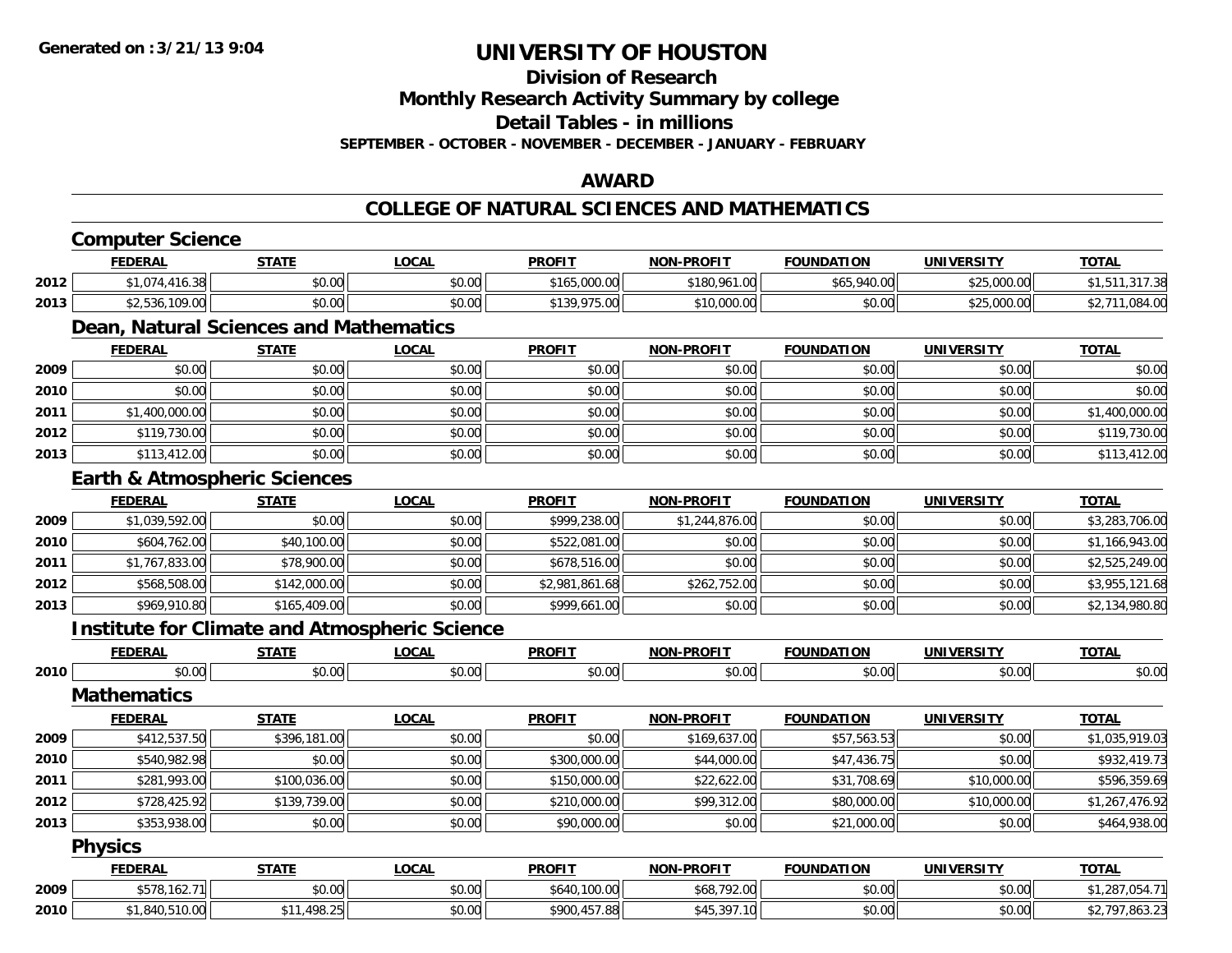# UNIVERSITY OF HOUSTON

## Division of Research
## Monthly Research Activity Summary by college
## Detail Tables - in millions
### SEPTEMBER - OCTOBER - NOVEMBER - DECEMBER - JANUARY - FEBRUARY

## AWARD

## COLLEGE OF NATURAL SCIENCES AND MATHEMATICS

### Computer Science

| | FEDERAL | STATE | LOCAL | PROFIT | NON-PROFIT | FOUNDATION | UNIVERSITY | TOTAL |
|---|---|---|---|---|---|---|---|---|
| 2012 | $1,074,416.38 | $0.00 | $0.00 | $165,000.00 | $180,961.00 | $65,940.00 | $25,000.00 | $1,511,317.38 |
| 2013 | $2,536,109.00 | $0.00 | $0.00 | $139,975.00 | $10,000.00 | $0.00 | $25,000.00 | $2,711,084.00 |

### Dean, Natural Sciences and Mathematics

| | FEDERAL | STATE | LOCAL | PROFIT | NON-PROFIT | FOUNDATION | UNIVERSITY | TOTAL |
|---|---|---|---|---|---|---|---|---|
| 2009 | $0.00 | $0.00 | $0.00 | $0.00 | $0.00 | $0.00 | $0.00 | $0.00 |
| 2010 | $0.00 | $0.00 | $0.00 | $0.00 | $0.00 | $0.00 | $0.00 | $0.00 |
| 2011 | $1,400,000.00 | $0.00 | $0.00 | $0.00 | $0.00 | $0.00 | $0.00 | $1,400,000.00 |
| 2012 | $119,730.00 | $0.00 | $0.00 | $0.00 | $0.00 | $0.00 | $0.00 | $119,730.00 |
| 2013 | $113,412.00 | $0.00 | $0.00 | $0.00 | $0.00 | $0.00 | $0.00 | $113,412.00 |

### Earth & Atmospheric Sciences

| | FEDERAL | STATE | LOCAL | PROFIT | NON-PROFIT | FOUNDATION | UNIVERSITY | TOTAL |
|---|---|---|---|---|---|---|---|---|
| 2009 | $1,039,592.00 | $0.00 | $0.00 | $999,238.00 | $1,244,876.00 | $0.00 | $0.00 | $3,283,706.00 |
| 2010 | $604,762.00 | $40,100.00 | $0.00 | $522,081.00 | $0.00 | $0.00 | $0.00 | $1,166,943.00 |
| 2011 | $1,767,833.00 | $78,900.00 | $0.00 | $678,516.00 | $0.00 | $0.00 | $0.00 | $2,525,249.00 |
| 2012 | $568,508.00 | $142,000.00 | $0.00 | $2,981,861.68 | $262,752.00 | $0.00 | $0.00 | $3,955,121.68 |
| 2013 | $969,910.80 | $165,409.00 | $0.00 | $999,661.00 | $0.00 | $0.00 | $0.00 | $2,134,980.80 |

### Institute for Climate and Atmospheric Science

| | FEDERAL | STATE | LOCAL | PROFIT | NON-PROFIT | FOUNDATION | UNIVERSITY | TOTAL |
|---|---|---|---|---|---|---|---|---|
| 2010 | $0.00 | $0.00 | $0.00 | $0.00 | $0.00 | $0.00 | $0.00 | $0.00 |

### Mathematics

| | FEDERAL | STATE | LOCAL | PROFIT | NON-PROFIT | FOUNDATION | UNIVERSITY | TOTAL |
|---|---|---|---|---|---|---|---|---|
| 2009 | $412,537.50 | $396,181.00 | $0.00 | $0.00 | $169,637.00 | $57,563.53 | $0.00 | $1,035,919.03 |
| 2010 | $540,982.98 | $0.00 | $0.00 | $300,000.00 | $44,000.00 | $47,436.75 | $0.00 | $932,419.73 |
| 2011 | $281,993.00 | $100,036.00 | $0.00 | $150,000.00 | $22,622.00 | $31,708.69 | $10,000.00 | $596,359.69 |
| 2012 | $728,425.92 | $139,739.00 | $0.00 | $210,000.00 | $99,312.00 | $80,000.00 | $10,000.00 | $1,267,476.92 |
| 2013 | $353,938.00 | $0.00 | $0.00 | $90,000.00 | $0.00 | $21,000.00 | $0.00 | $464,938.00 |

### Physics

| | FEDERAL | STATE | LOCAL | PROFIT | NON-PROFIT | FOUNDATION | UNIVERSITY | TOTAL |
|---|---|---|---|---|---|---|---|---|
| 2009 | $578,162.71 | $0.00 | $0.00 | $640,100.00 | $68,792.00 | $0.00 | $0.00 | $1,287,054.71 |
| 2010 | $1,840,510.00 | $11,498.25 | $0.00 | $900,457.88 | $45,397.10 | $0.00 | $0.00 | $2,797,863.23 |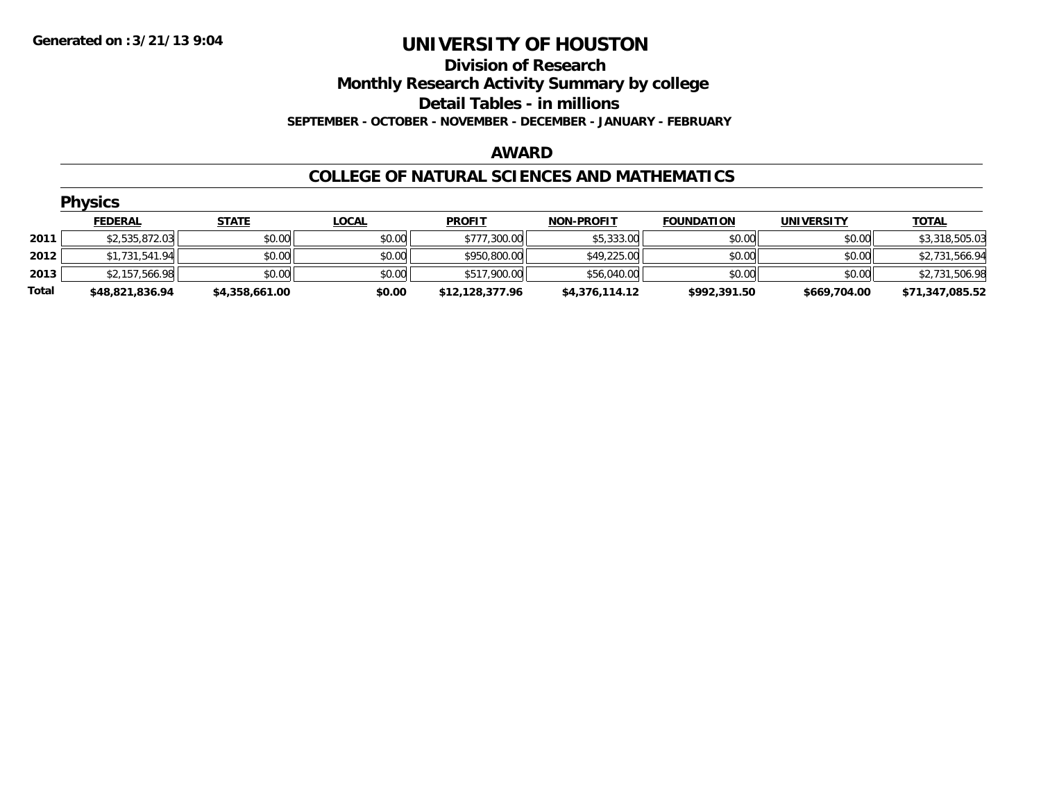**Generated on :3/21/13 9:04**

# UNIVERSITY OF HOUSTON

## Division of Research

## Monthly Research Activity Summary by college

## Detail Tables - in millions

**SEPTEMBER - OCTOBER - NOVEMBER - DECEMBER - JANUARY - FEBRUARY**

### AWARD

### COLLEGE OF NATURAL SCIENCES AND MATHEMATICS

#### Physics

| | FEDERAL | STATE | LOCAL | PROFIT | NON-PROFIT | FOUNDATION | UNIVERSITY | TOTAL |
|---|---|---|---|---|---|---|---|---|
| **2011** | $2,535,872.03 | $0.00 | $0.00 | $777,300.00 | $5,333.00 | $0.00 | $0.00 | $3,318,505.03 |
| **2012** | $1,731,541.94 | $0.00 | $0.00 | $950,800.00 | $49,225.00 | $0.00 | $0.00 | $2,731,566.94 |
| **2013** | $2,157,566.98 | $0.00 | $0.00 | $517,900.00 | $56,040.00 | $0.00 | $0.00 | $2,731,506.98 |
| **Total** | **$48,821,836.94** | **$4,358,661.00** | **$0.00** | **$12,128,377.96** | **$4,376,114.12** | **$992,391.50** | **$669,704.00** | **$71,347,085.52** |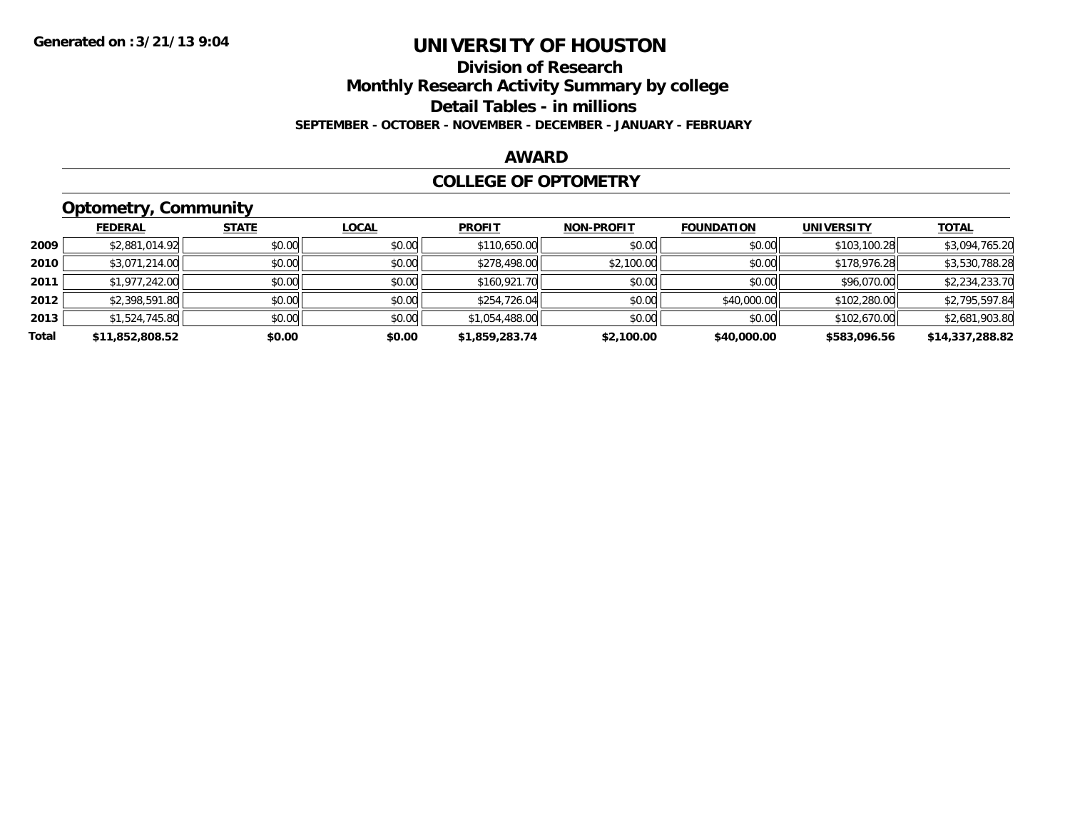Generated on :3/21/13 9:04

# UNIVERSITY OF HOUSTON

## Division of Research

## Monthly Research Activity Summary by college

## Detail Tables - in millions

**SEPTEMBER - OCTOBER - NOVEMBER - DECEMBER - JANUARY - FEBRUARY**

## AWARD

## COLLEGE OF OPTOMETRY

### Optometry, Community

| | FEDERAL | STATE | LOCAL | PROFIT | NON-PROFIT | FOUNDATION | UNIVERSITY | TOTAL |
|---|---|---|---|---|---|---|---|---|
| 2009 | $2,881,014.92 | $0.00 | $0.00 | $110,650.00 | $0.00 | $0.00 | $103,100.28 | $3,094,765.20 |
| 2010 | $3,071,214.00 | $0.00 | $0.00 | $278,498.00 | $2,100.00 | $0.00 | $178,976.28 | $3,530,788.28 |
| 2011 | $1,977,242.00 | $0.00 | $0.00 | $160,921.70 | $0.00 | $0.00 | $96,070.00 | $2,234,233.70 |
| 2012 | $2,398,591.80 | $0.00 | $0.00 | $254,726.04 | $0.00 | $40,000.00 | $102,280.00 | $2,795,597.84 |
| 2013 | $1,524,745.80 | $0.00 | $0.00 | $1,054,488.00 | $0.00 | $0.00 | $102,670.00 | $2,681,903.80 |
| **Total** | **$11,852,808.52** | **$0.00** | **$0.00** | **$1,859,283.74** | **$2,100.00** | **$40,000.00** | **$583,096.56** | **$14,337,288.82** |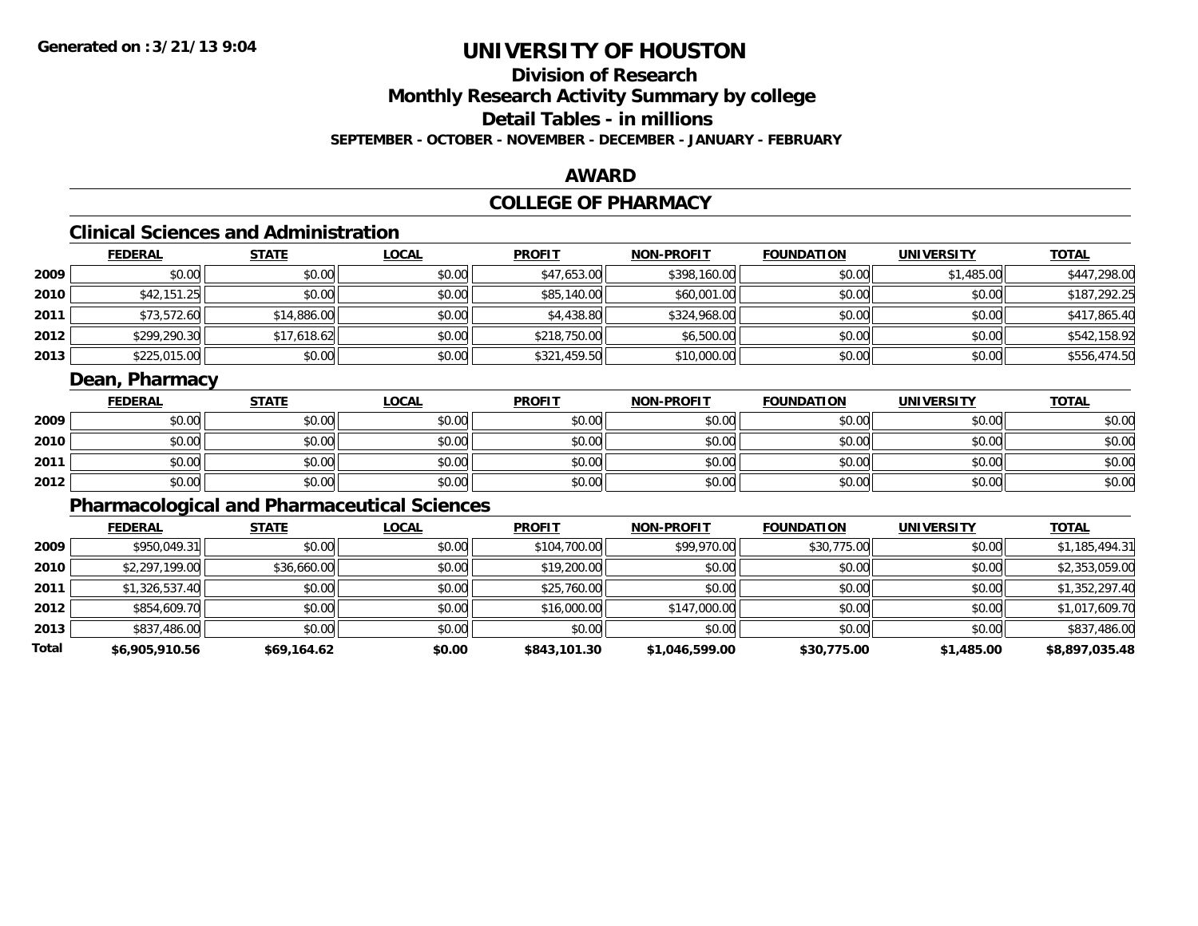Generated on :3/21/13 9:04

# UNIVERSITY OF HOUSTON

## Division of Research

## Monthly Research Activity Summary by college

## Detail Tables - in millions

**SEPTEMBER - OCTOBER - NOVEMBER - DECEMBER - JANUARY - FEBRUARY**

## AWARD

## COLLEGE OF PHARMACY

### Clinical Sciences and Administration

| | FEDERAL | STATE | LOCAL | PROFIT | NON-PROFIT | FOUNDATION | UNIVERSITY | TOTAL |
|---|---|---|---|---|---|---|---|---|
| 2009 | $0.00 | $0.00 | $0.00 | $47,653.00 | $398,160.00 | $0.00 | $1,485.00 | $447,298.00 |
| 2010 | $42,151.25 | $0.00 | $0.00 | $85,140.00 | $60,001.00 | $0.00 | $0.00 | $187,292.25 |
| 2011 | $73,572.60 | $14,886.00 | $0.00 | $4,438.80 | $324,968.00 | $0.00 | $0.00 | $417,865.40 |
| 2012 | $299,290.30 | $17,618.62 | $0.00 | $218,750.00 | $6,500.00 | $0.00 | $0.00 | $542,158.92 |
| 2013 | $225,015.00 | $0.00 | $0.00 | $321,459.50 | $10,000.00 | $0.00 | $0.00 | $556,474.50 |

### Dean, Pharmacy

| | FEDERAL | STATE | LOCAL | PROFIT | NON-PROFIT | FOUNDATION | UNIVERSITY | TOTAL |
|---|---|---|---|---|---|---|---|---|
| 2009 | $0.00 | $0.00 | $0.00 | $0.00 | $0.00 | $0.00 | $0.00 | $0.00 |
| 2010 | $0.00 | $0.00 | $0.00 | $0.00 | $0.00 | $0.00 | $0.00 | $0.00 |
| 2011 | $0.00 | $0.00 | $0.00 | $0.00 | $0.00 | $0.00 | $0.00 | $0.00 |
| 2012 | $0.00 | $0.00 | $0.00 | $0.00 | $0.00 | $0.00 | $0.00 | $0.00 |

### Pharmacological and Pharmaceutical Sciences

| | FEDERAL | STATE | LOCAL | PROFIT | NON-PROFIT | FOUNDATION | UNIVERSITY | TOTAL |
|---|---|---|---|---|---|---|---|---|
| 2009 | $950,049.31 | $0.00 | $0.00 | $104,700.00 | $99,970.00 | $30,775.00 | $0.00 | $1,185,494.31 |
| 2010 | $2,297,199.00 | $36,660.00 | $0.00 | $19,200.00 | $0.00 | $0.00 | $0.00 | $2,353,059.00 |
| 2011 | $1,326,537.40 | $0.00 | $0.00 | $25,760.00 | $0.00 | $0.00 | $0.00 | $1,352,297.40 |
| 2012 | $854,609.70 | $0.00 | $0.00 | $16,000.00 | $147,000.00 | $0.00 | $0.00 | $1,017,609.70 |
| 2013 | $837,486.00 | $0.00 | $0.00 | $0.00 | $0.00 | $0.00 | $0.00 | $837,486.00 |
| **Total** | **$6,905,910.56** | **$69,164.62** | **$0.00** | **$843,101.30** | **$1,046,599.00** | **$30,775.00** | **$1,485.00** | **$8,897,035.48** |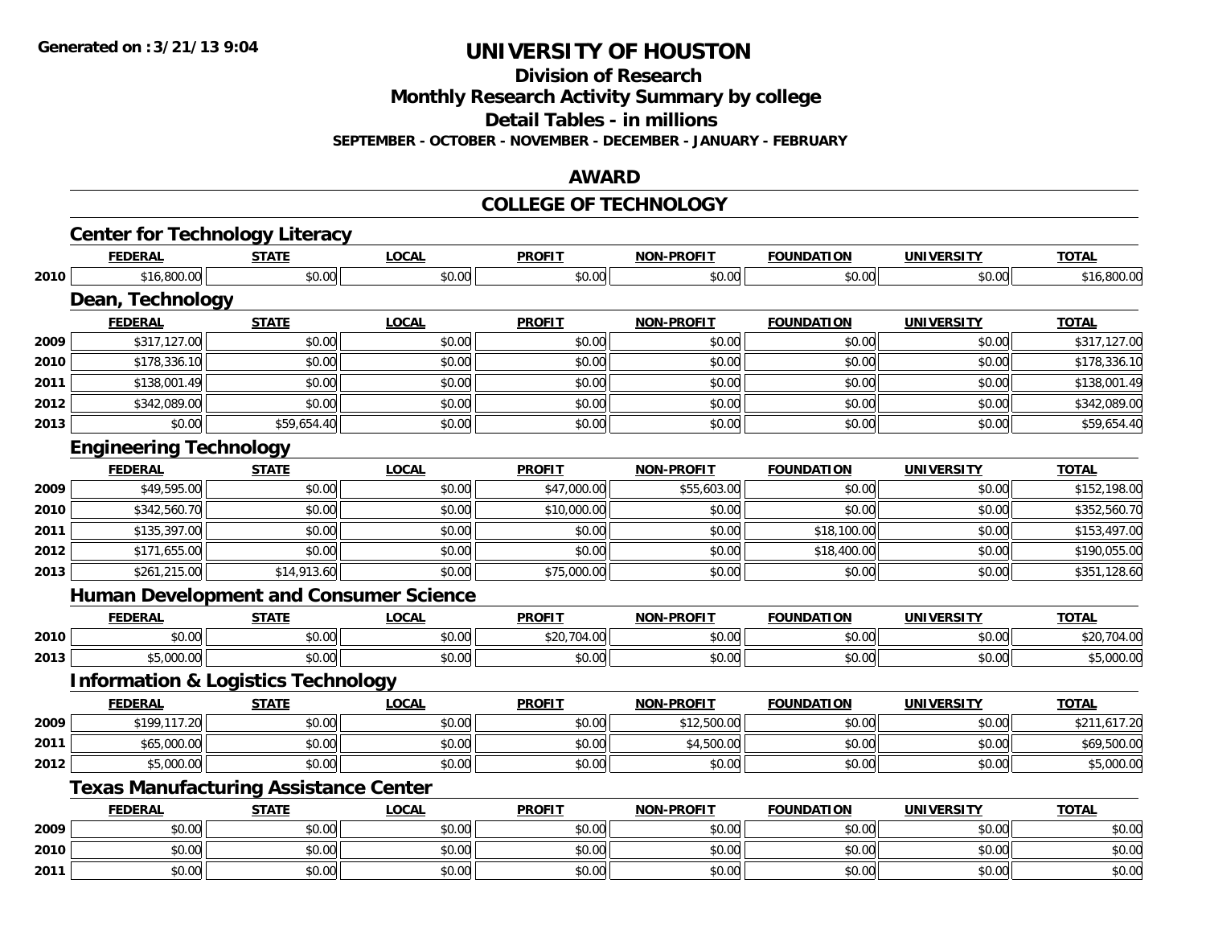**Generated on :3/21/13 9:04**

# UNIVERSITY OF HOUSTON

## Division of Research

## Monthly Research Activity Summary by college

## Detail Tables - in millions

**SEPTEMBER - OCTOBER - NOVEMBER - DECEMBER - JANUARY - FEBRUARY**

## AWARD

## COLLEGE OF TECHNOLOGY

### Center for Technology Literacy

| | FEDERAL | STATE | LOCAL | PROFIT | NON-PROFIT | FOUNDATION | UNIVERSITY | TOTAL |
|---|---|---|---|---|---|---|---|---|
| 2010 | $16,800.00 | $0.00 | $0.00 | $0.00 | $0.00 | $0.00 | $0.00 | $16,800.00 |

### Dean, Technology

| | FEDERAL | STATE | LOCAL | PROFIT | NON-PROFIT | FOUNDATION | UNIVERSITY | TOTAL |
|---|---|---|---|---|---|---|---|---|
| 2009 | $317,127.00 | $0.00 | $0.00 | $0.00 | $0.00 | $0.00 | $0.00 | $317,127.00 |
| 2010 | $178,336.10 | $0.00 | $0.00 | $0.00 | $0.00 | $0.00 | $0.00 | $178,336.10 |
| 2011 | $138,001.49 | $0.00 | $0.00 | $0.00 | $0.00 | $0.00 | $0.00 | $138,001.49 |
| 2012 | $342,089.00 | $0.00 | $0.00 | $0.00 | $0.00 | $0.00 | $0.00 | $342,089.00 |
| 2013 | $0.00 | $59,654.40 | $0.00 | $0.00 | $0.00 | $0.00 | $0.00 | $59,654.40 |

### Engineering Technology

| | FEDERAL | STATE | LOCAL | PROFIT | NON-PROFIT | FOUNDATION | UNIVERSITY | TOTAL |
|---|---|---|---|---|---|---|---|---|
| 2009 | $49,595.00 | $0.00 | $0.00 | $47,000.00 | $55,603.00 | $0.00 | $0.00 | $152,198.00 |
| 2010 | $342,560.70 | $0.00 | $0.00 | $10,000.00 | $0.00 | $0.00 | $0.00 | $352,560.70 |
| 2011 | $135,397.00 | $0.00 | $0.00 | $0.00 | $0.00 | $18,100.00 | $0.00 | $153,497.00 |
| 2012 | $171,655.00 | $0.00 | $0.00 | $0.00 | $0.00 | $18,400.00 | $0.00 | $190,055.00 |
| 2013 | $261,215.00 | $14,913.60 | $0.00 | $75,000.00 | $0.00 | $0.00 | $0.00 | $351,128.60 |

### Human Development and Consumer Science

| | FEDERAL | STATE | LOCAL | PROFIT | NON-PROFIT | FOUNDATION | UNIVERSITY | TOTAL |
|---|---|---|---|---|---|---|---|---|
| 2010 | $0.00 | $0.00 | $0.00 | $20,704.00 | $0.00 | $0.00 | $0.00 | $20,704.00 |
| 2013 | $5,000.00 | $0.00 | $0.00 | $0.00 | $0.00 | $0.00 | $0.00 | $5,000.00 |

### Information & Logistics Technology

| | FEDERAL | STATE | LOCAL | PROFIT | NON-PROFIT | FOUNDATION | UNIVERSITY | TOTAL |
|---|---|---|---|---|---|---|---|---|
| 2009 | $199,117.20 | $0.00 | $0.00 | $0.00 | $12,500.00 | $0.00 | $0.00 | $211,617.20 |
| 2011 | $65,000.00 | $0.00 | $0.00 | $0.00 | $4,500.00 | $0.00 | $0.00 | $69,500.00 |
| 2012 | $5,000.00 | $0.00 | $0.00 | $0.00 | $0.00 | $0.00 | $0.00 | $5,000.00 |

### Texas Manufacturing Assistance Center

| | FEDERAL | STATE | LOCAL | PROFIT | NON-PROFIT | FOUNDATION | UNIVERSITY | TOTAL |
|---|---|---|---|---|---|---|---|---|
| 2009 | $0.00 | $0.00 | $0.00 | $0.00 | $0.00 | $0.00 | $0.00 | $0.00 |
| 2010 | $0.00 | $0.00 | $0.00 | $0.00 | $0.00 | $0.00 | $0.00 | $0.00 |
| 2011 | $0.00 | $0.00 | $0.00 | $0.00 | $0.00 | $0.00 | $0.00 | $0.00 |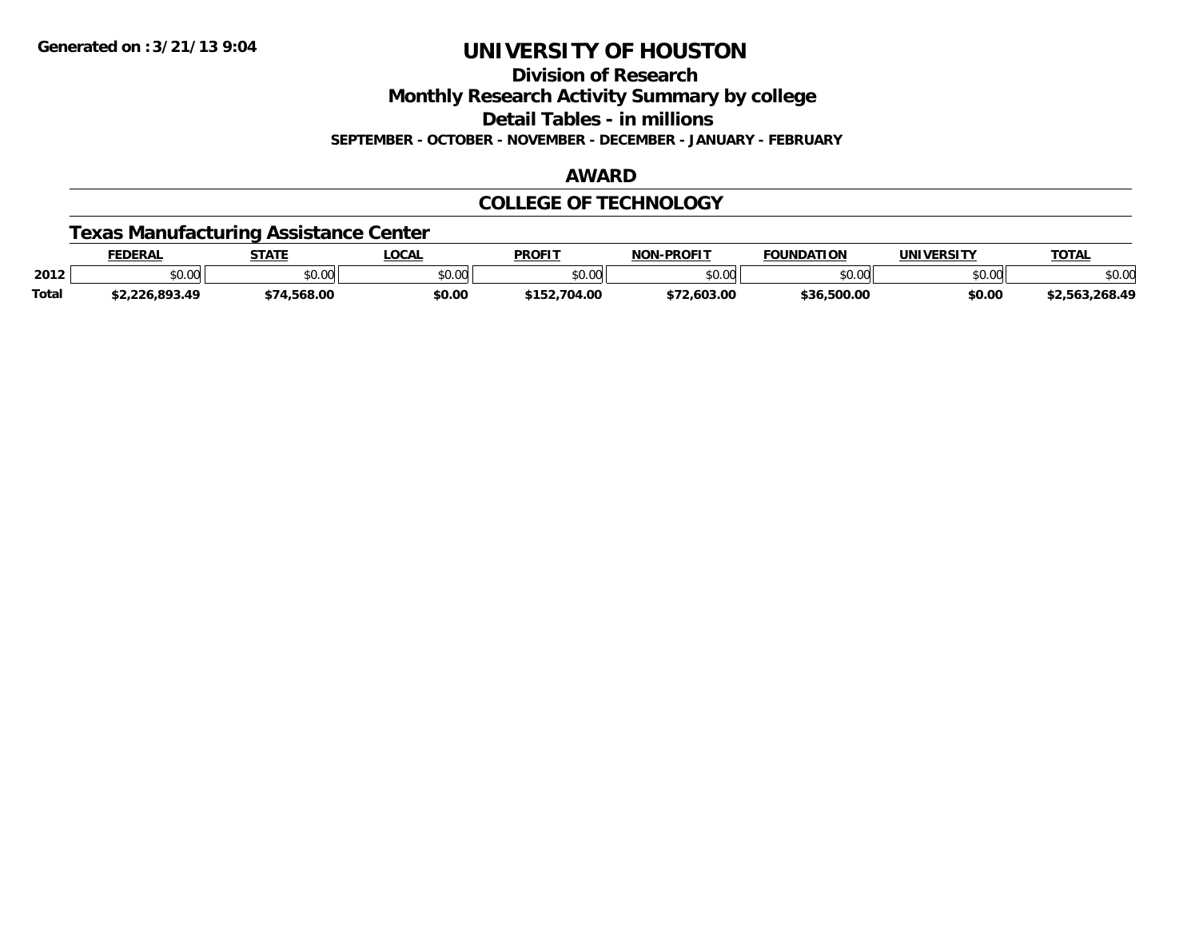**Generated on :3/21/13 9:04**

# UNIVERSITY OF HOUSTON

## Division of Research

## Monthly Research Activity Summary by college

## Detail Tables - in millions

**SEPTEMBER - OCTOBER - NOVEMBER - DECEMBER - JANUARY - FEBRUARY**

## AWARD

## COLLEGE OF TECHNOLOGY

### Texas Manufacturing Assistance Center

| | FEDERAL | STATE | LOCAL | PROFIT | NON-PROFIT | FOUNDATION | UNIVERSITY | TOTAL |
|---|---|---|---|---|---|---|---|---|
| 2012 | $0.00 | $0.00 | $0.00 | $0.00 | $0.00 | $0.00 | $0.00 | $0.00 |
| **Total** | **$2,226,893.49** | **$74,568.00** | **$0.00** | **$152,704.00** | **$72,603.00** | **$36,500.00** | **$0.00** | **$2,563,268.49** |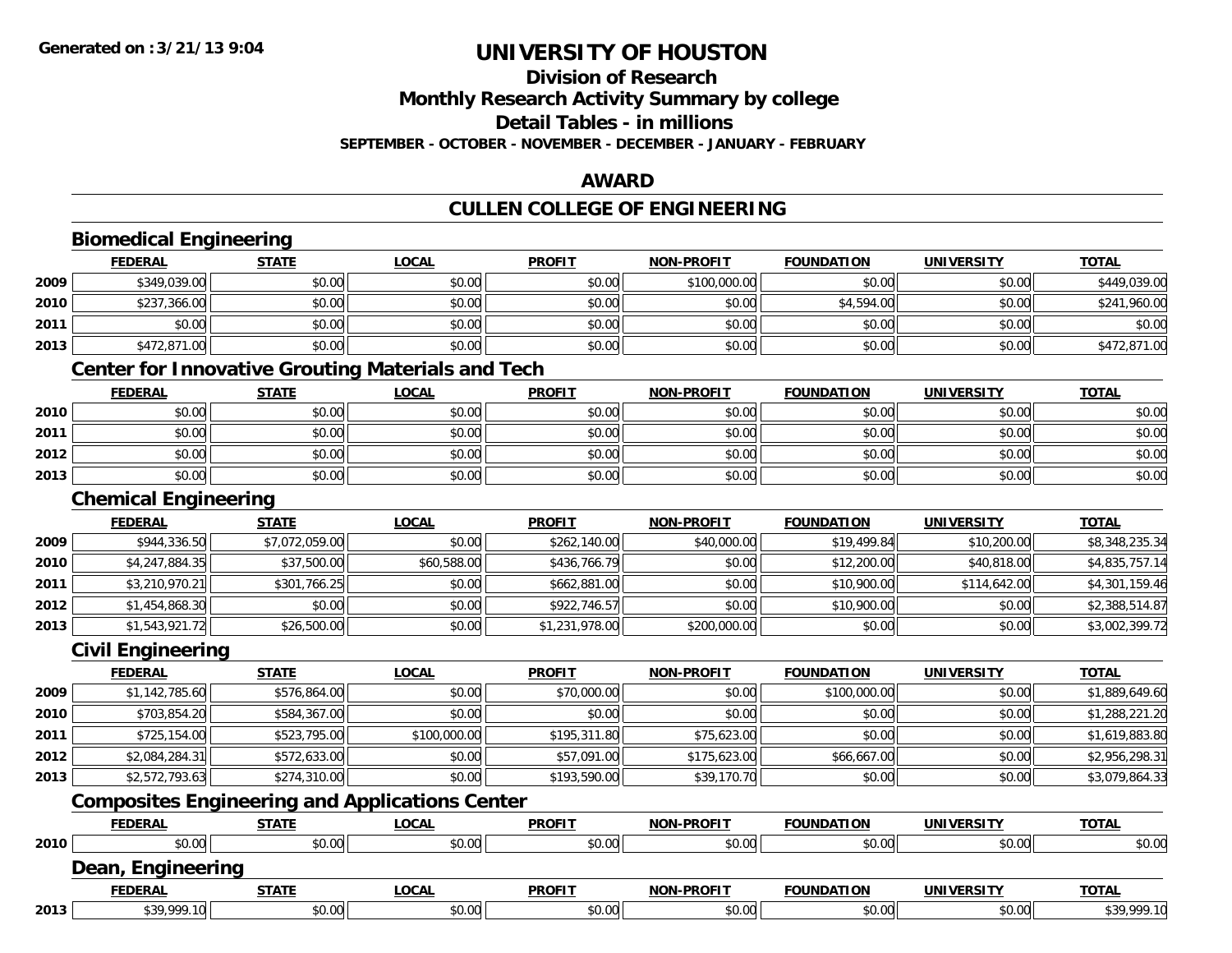**Generated on :3/21/13 9:04**

# UNIVERSITY OF HOUSTON

## Division of Research
## Monthly Research Activity Summary by college
## Detail Tables - in millions
**SEPTEMBER - OCTOBER - NOVEMBER - DECEMBER - JANUARY - FEBRUARY**

## AWARD

## CULLEN COLLEGE OF ENGINEERING

### Biomedical Engineering

| | FEDERAL | STATE | LOCAL | PROFIT | NON-PROFIT | FOUNDATION | UNIVERSITY | TOTAL |
|---|---|---|---|---|---|---|---|---|
| 2009 | $349,039.00 | $0.00 | $0.00 | $0.00 | $100,000.00 | $0.00 | $0.00 | $449,039.00 |
| 2010 | $237,366.00 | $0.00 | $0.00 | $0.00 | $0.00 | $4,594.00 | $0.00 | $241,960.00 |
| 2011 | $0.00 | $0.00 | $0.00 | $0.00 | $0.00 | $0.00 | $0.00 | $0.00 |
| 2013 | $472,871.00 | $0.00 | $0.00 | $0.00 | $0.00 | $0.00 | $0.00 | $472,871.00 |

### Center for Innovative Grouting Materials and Tech

| | FEDERAL | STATE | LOCAL | PROFIT | NON-PROFIT | FOUNDATION | UNIVERSITY | TOTAL |
|---|---|---|---|---|---|---|---|---|
| 2010 | $0.00 | $0.00 | $0.00 | $0.00 | $0.00 | $0.00 | $0.00 | $0.00 |
| 2011 | $0.00 | $0.00 | $0.00 | $0.00 | $0.00 | $0.00 | $0.00 | $0.00 |
| 2012 | $0.00 | $0.00 | $0.00 | $0.00 | $0.00 | $0.00 | $0.00 | $0.00 |
| 2013 | $0.00 | $0.00 | $0.00 | $0.00 | $0.00 | $0.00 | $0.00 | $0.00 |

### Chemical Engineering

| | FEDERAL | STATE | LOCAL | PROFIT | NON-PROFIT | FOUNDATION | UNIVERSITY | TOTAL |
|---|---|---|---|---|---|---|---|---|
| 2009 | $944,336.50 | $7,072,059.00 | $0.00 | $262,140.00 | $40,000.00 | $19,499.84 | $10,200.00 | $8,348,235.34 |
| 2010 | $4,247,884.35 | $37,500.00 | $60,588.00 | $436,766.79 | $0.00 | $12,200.00 | $40,818.00 | $4,835,757.14 |
| 2011 | $3,210,970.21 | $301,766.25 | $0.00 | $662,881.00 | $0.00 | $10,900.00 | $114,642.00 | $4,301,159.46 |
| 2012 | $1,454,868.30 | $0.00 | $0.00 | $922,746.57 | $0.00 | $10,900.00 | $0.00 | $2,388,514.87 |
| 2013 | $1,543,921.72 | $26,500.00 | $0.00 | $1,231,978.00 | $200,000.00 | $0.00 | $0.00 | $3,002,399.72 |

### Civil Engineering

| | FEDERAL | STATE | LOCAL | PROFIT | NON-PROFIT | FOUNDATION | UNIVERSITY | TOTAL |
|---|---|---|---|---|---|---|---|---|
| 2009 | $1,142,785.60 | $576,864.00 | $0.00 | $70,000.00 | $0.00 | $100,000.00 | $0.00 | $1,889,649.60 |
| 2010 | $703,854.20 | $584,367.00 | $0.00 | $0.00 | $0.00 | $0.00 | $0.00 | $1,288,221.20 |
| 2011 | $725,154.00 | $523,795.00 | $100,000.00 | $195,311.80 | $75,623.00 | $0.00 | $0.00 | $1,619,883.80 |
| 2012 | $2,084,284.31 | $572,633.00 | $0.00 | $57,091.00 | $175,623.00 | $66,667.00 | $0.00 | $2,956,298.31 |
| 2013 | $2,572,793.63 | $274,310.00 | $0.00 | $193,590.00 | $39,170.70 | $0.00 | $0.00 | $3,079,864.33 |

### Composites Engineering and Applications Center

| | FEDERAL | STATE | LOCAL | PROFIT | NON-PROFIT | FOUNDATION | UNIVERSITY | TOTAL |
|---|---|---|---|---|---|---|---|---|
| 2010 | $0.00 | $0.00 | $0.00 | $0.00 | $0.00 | $0.00 | $0.00 | $0.00 |

### Dean, Engineering

| | FEDERAL | STATE | LOCAL | PROFIT | NON-PROFIT | FOUNDATION | UNIVERSITY | TOTAL |
|---|---|---|---|---|---|---|---|---|
| 2013 | $39,999.10 | $0.00 | $0.00 | $0.00 | $0.00 | $0.00 | $0.00 | $39,999.10 |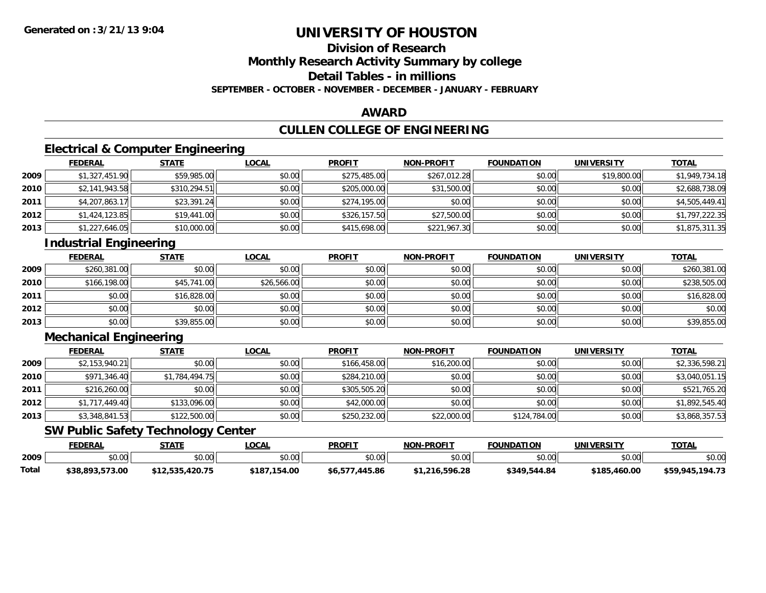Generated on :3/21/13 9:04

# UNIVERSITY OF HOUSTON

## Division of Research
## Monthly Research Activity Summary by college
## Detail Tables - in millions
### SEPTEMBER - OCTOBER - NOVEMBER - DECEMBER - JANUARY - FEBRUARY

## AWARD

## CULLEN COLLEGE OF ENGINEERING

### Electrical & Computer Engineering

| | FEDERAL | STATE | LOCAL | PROFIT | NON-PROFIT | FOUNDATION | UNIVERSITY | TOTAL |
|---|---|---|---|---|---|---|---|---|
| 2009 | $1,327,451.90 | $59,985.00 | $0.00 | $275,485.00 | $267,012.28 | $0.00 | $19,800.00 | $1,949,734.18 |
| 2010 | $2,141,943.58 | $310,294.51 | $0.00 | $205,000.00 | $31,500.00 | $0.00 | $0.00 | $2,688,738.09 |
| 2011 | $4,207,863.17 | $23,391.24 | $0.00 | $274,195.00 | $0.00 | $0.00 | $0.00 | $4,505,449.41 |
| 2012 | $1,424,123.85 | $19,441.00 | $0.00 | $326,157.50 | $27,500.00 | $0.00 | $0.00 | $1,797,222.35 |
| 2013 | $1,227,646.05 | $10,000.00 | $0.00 | $415,698.00 | $221,967.30 | $0.00 | $0.00 | $1,875,311.35 |

### Industrial Engineering

| | FEDERAL | STATE | LOCAL | PROFIT | NON-PROFIT | FOUNDATION | UNIVERSITY | TOTAL |
|---|---|---|---|---|---|---|---|---|
| 2009 | $260,381.00 | $0.00 | $0.00 | $0.00 | $0.00 | $0.00 | $0.00 | $260,381.00 |
| 2010 | $166,198.00 | $45,741.00 | $26,566.00 | $0.00 | $0.00 | $0.00 | $0.00 | $238,505.00 |
| 2011 | $0.00 | $16,828.00 | $0.00 | $0.00 | $0.00 | $0.00 | $0.00 | $16,828.00 |
| 2012 | $0.00 | $0.00 | $0.00 | $0.00 | $0.00 | $0.00 | $0.00 | $0.00 |
| 2013 | $0.00 | $39,855.00 | $0.00 | $0.00 | $0.00 | $0.00 | $0.00 | $39,855.00 |

### Mechanical Engineering

| | FEDERAL | STATE | LOCAL | PROFIT | NON-PROFIT | FOUNDATION | UNIVERSITY | TOTAL |
|---|---|---|---|---|---|---|---|---|
| 2009 | $2,153,940.21 | $0.00 | $0.00 | $166,458.00 | $16,200.00 | $0.00 | $0.00 | $2,336,598.21 |
| 2010 | $971,346.40 | $1,784,494.75 | $0.00 | $284,210.00 | $0.00 | $0.00 | $0.00 | $3,040,051.15 |
| 2011 | $216,260.00 | $0.00 | $0.00 | $305,505.20 | $0.00 | $0.00 | $0.00 | $521,765.20 |
| 2012 | $1,717,449.40 | $133,096.00 | $0.00 | $42,000.00 | $0.00 | $0.00 | $0.00 | $1,892,545.40 |
| 2013 | $3,348,841.53 | $122,500.00 | $0.00 | $250,232.00 | $22,000.00 | $124,784.00 | $0.00 | $3,868,357.53 |

### SW Public Safety Technology Center

| | FEDERAL | STATE | LOCAL | PROFIT | NON-PROFIT | FOUNDATION | UNIVERSITY | TOTAL |
|---|---|---|---|---|---|---|---|---|
| 2009 | $0.00 | $0.00 | $0.00 | $0.00 | $0.00 | $0.00 | $0.00 | $0.00 |
| **Total** | **$38,893,573.00** | **$12,535,420.75** | **$187,154.00** | **$6,577,445.86** | **$1,216,596.28** | **$349,544.84** | **$185,460.00** | **$59,945,194.73** |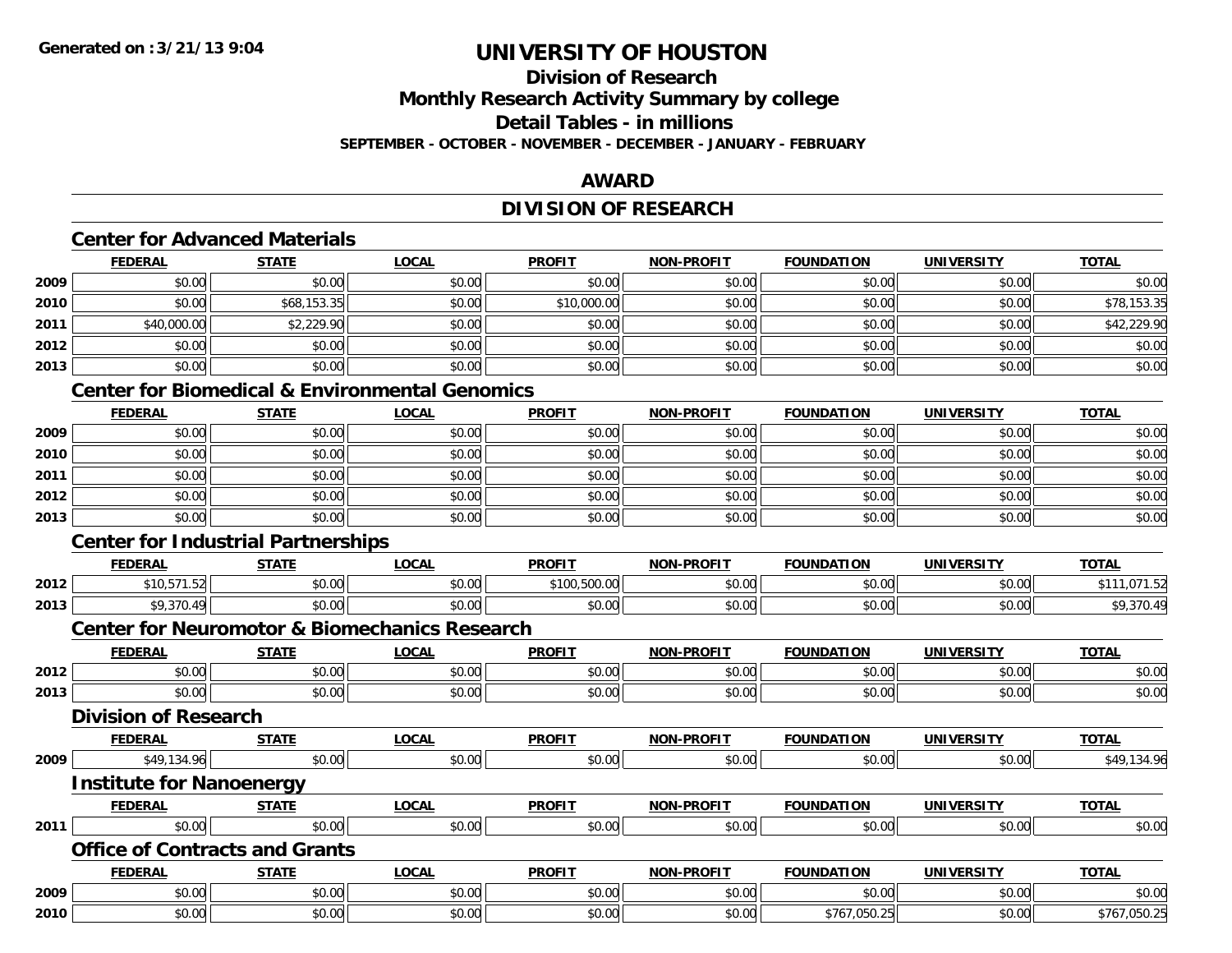**Generated on :3/21/13 9:04**

# UNIVERSITY OF HOUSTON

## Division of Research
## Monthly Research Activity Summary by college
## Detail Tables - in millions
### SEPTEMBER - OCTOBER - NOVEMBER - DECEMBER - JANUARY - FEBRUARY

## AWARD

## DIVISION OF RESEARCH

### Center for Advanced Materials

| | FEDERAL | STATE | LOCAL | PROFIT | NON-PROFIT | FOUNDATION | UNIVERSITY | TOTAL |
|---|---|---|---|---|---|---|---|---|
| 2009 | $0.00 | $0.00 | $0.00 | $0.00 | $0.00 | $0.00 | $0.00 | $0.00 |
| 2010 | $0.00 | $68,153.35 | $0.00 | $10,000.00 | $0.00 | $0.00 | $0.00 | $78,153.35 |
| 2011 | $40,000.00 | $2,229.90 | $0.00 | $0.00 | $0.00 | $0.00 | $0.00 | $42,229.90 |
| 2012 | $0.00 | $0.00 | $0.00 | $0.00 | $0.00 | $0.00 | $0.00 | $0.00 |
| 2013 | $0.00 | $0.00 | $0.00 | $0.00 | $0.00 | $0.00 | $0.00 | $0.00 |

### Center for Biomedical & Environmental Genomics

| | FEDERAL | STATE | LOCAL | PROFIT | NON-PROFIT | FOUNDATION | UNIVERSITY | TOTAL |
|---|---|---|---|---|---|---|---|---|
| 2009 | $0.00 | $0.00 | $0.00 | $0.00 | $0.00 | $0.00 | $0.00 | $0.00 |
| 2010 | $0.00 | $0.00 | $0.00 | $0.00 | $0.00 | $0.00 | $0.00 | $0.00 |
| 2011 | $0.00 | $0.00 | $0.00 | $0.00 | $0.00 | $0.00 | $0.00 | $0.00 |
| 2012 | $0.00 | $0.00 | $0.00 | $0.00 | $0.00 | $0.00 | $0.00 | $0.00 |
| 2013 | $0.00 | $0.00 | $0.00 | $0.00 | $0.00 | $0.00 | $0.00 | $0.00 |

### Center for Industrial Partnerships

| | FEDERAL | STATE | LOCAL | PROFIT | NON-PROFIT | FOUNDATION | UNIVERSITY | TOTAL |
|---|---|---|---|---|---|---|---|---|
| 2012 | $10,571.52 | $0.00 | $0.00 | $100,500.00 | $0.00 | $0.00 | $0.00 | $111,071.52 |
| 2013 | $9,370.49 | $0.00 | $0.00 | $0.00 | $0.00 | $0.00 | $0.00 | $9,370.49 |

### Center for Neuromotor & Biomechanics Research

| | FEDERAL | STATE | LOCAL | PROFIT | NON-PROFIT | FOUNDATION | UNIVERSITY | TOTAL |
|---|---|---|---|---|---|---|---|---|
| 2012 | $0.00 | $0.00 | $0.00 | $0.00 | $0.00 | $0.00 | $0.00 | $0.00 |
| 2013 | $0.00 | $0.00 | $0.00 | $0.00 | $0.00 | $0.00 | $0.00 | $0.00 |

### Division of Research

| | FEDERAL | STATE | LOCAL | PROFIT | NON-PROFIT | FOUNDATION | UNIVERSITY | TOTAL |
|---|---|---|---|---|---|---|---|---|
| 2009 | $49,134.96 | $0.00 | $0.00 | $0.00 | $0.00 | $0.00 | $0.00 | $49,134.96 |

### Institute for Nanoenergy

| | FEDERAL | STATE | LOCAL | PROFIT | NON-PROFIT | FOUNDATION | UNIVERSITY | TOTAL |
|---|---|---|---|---|---|---|---|---|
| 2011 | $0.00 | $0.00 | $0.00 | $0.00 | $0.00 | $0.00 | $0.00 | $0.00 |

### Office of Contracts and Grants

| | FEDERAL | STATE | LOCAL | PROFIT | NON-PROFIT | FOUNDATION | UNIVERSITY | TOTAL |
|---|---|---|---|---|---|---|---|---|
| 2009 | $0.00 | $0.00 | $0.00 | $0.00 | $0.00 | $0.00 | $0.00 | $0.00 |
| 2010 | $0.00 | $0.00 | $0.00 | $0.00 | $0.00 | $767,050.25 | $0.00 | $767,050.25 |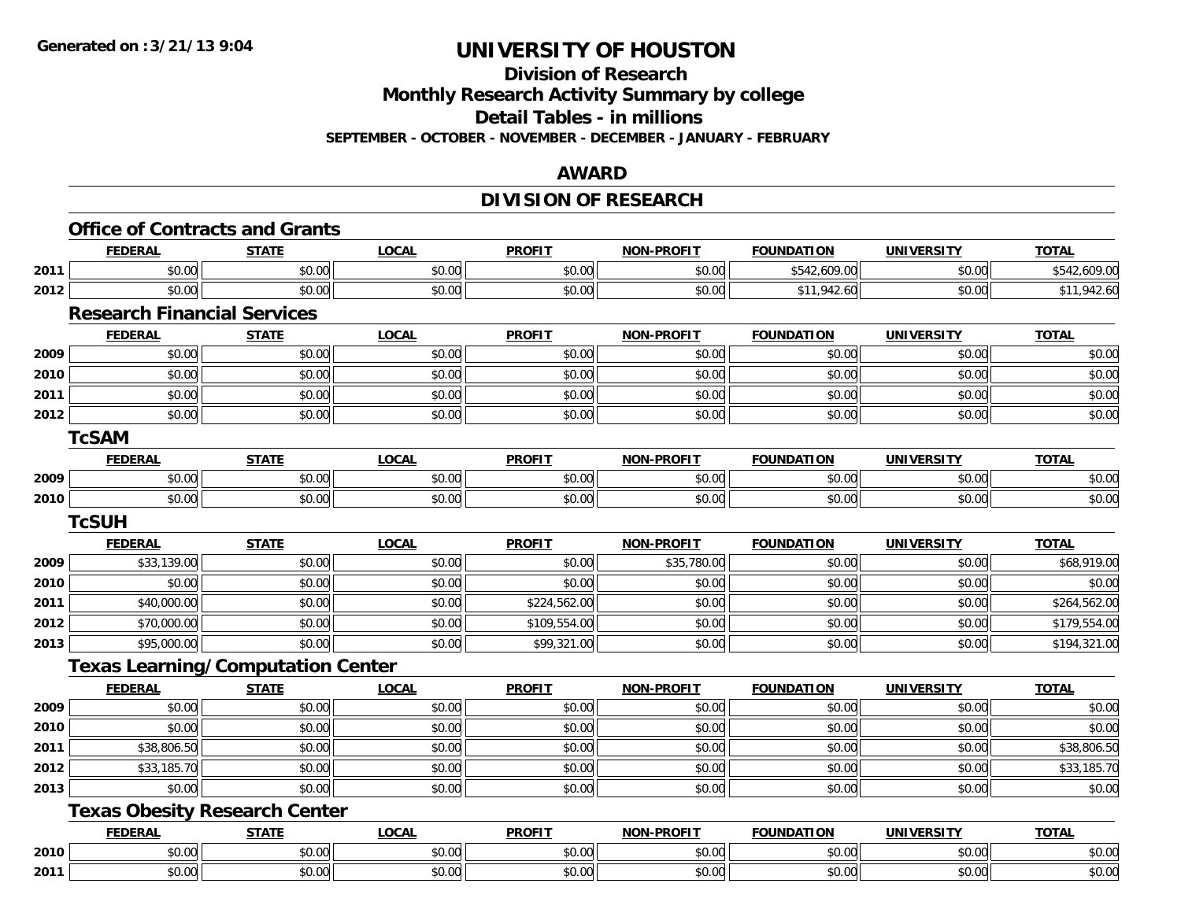# UNIVERSITY OF HOUSTON

## Division of Research
## Monthly Research Activity Summary by college
## Detail Tables - in millions

**SEPTEMBER - OCTOBER - NOVEMBER - DECEMBER - JANUARY - FEBRUARY**

## AWARD

## DIVISION OF RESEARCH

### Office of Contracts and Grants

| | FEDERAL | STATE | LOCAL | PROFIT | NON-PROFIT | FOUNDATION | UNIVERSITY | TOTAL |
|---|---|---|---|---|---|---|---|---|
| 2011 | $0.00 | $0.00 | $0.00 | $0.00 | $0.00 | $542,609.00 | $0.00 | $542,609.00 |
| 2012 | $0.00 | $0.00 | $0.00 | $0.00 | $0.00 | $11,942.60 | $0.00 | $11,942.60 |

### Research Financial Services

| | FEDERAL | STATE | LOCAL | PROFIT | NON-PROFIT | FOUNDATION | UNIVERSITY | TOTAL |
|---|---|---|---|---|---|---|---|---|
| 2009 | $0.00 | $0.00 | $0.00 | $0.00 | $0.00 | $0.00 | $0.00 | $0.00 |
| 2010 | $0.00 | $0.00 | $0.00 | $0.00 | $0.00 | $0.00 | $0.00 | $0.00 |
| 2011 | $0.00 | $0.00 | $0.00 | $0.00 | $0.00 | $0.00 | $0.00 | $0.00 |
| 2012 | $0.00 | $0.00 | $0.00 | $0.00 | $0.00 | $0.00 | $0.00 | $0.00 |

### TcSAM

| | FEDERAL | STATE | LOCAL | PROFIT | NON-PROFIT | FOUNDATION | UNIVERSITY | TOTAL |
|---|---|---|---|---|---|---|---|---|
| 2009 | $0.00 | $0.00 | $0.00 | $0.00 | $0.00 | $0.00 | $0.00 | $0.00 |
| 2010 | $0.00 | $0.00 | $0.00 | $0.00 | $0.00 | $0.00 | $0.00 | $0.00 |

### TcSUH

| | FEDERAL | STATE | LOCAL | PROFIT | NON-PROFIT | FOUNDATION | UNIVERSITY | TOTAL |
|---|---|---|---|---|---|---|---|---|
| 2009 | $33,139.00 | $0.00 | $0.00 | $0.00 | $35,780.00 | $0.00 | $0.00 | $68,919.00 |
| 2010 | $0.00 | $0.00 | $0.00 | $0.00 | $0.00 | $0.00 | $0.00 | $0.00 |
| 2011 | $40,000.00 | $0.00 | $0.00 | $224,562.00 | $0.00 | $0.00 | $0.00 | $264,562.00 |
| 2012 | $70,000.00 | $0.00 | $0.00 | $109,554.00 | $0.00 | $0.00 | $0.00 | $179,554.00 |
| 2013 | $95,000.00 | $0.00 | $0.00 | $99,321.00 | $0.00 | $0.00 | $0.00 | $194,321.00 |

### Texas Learning/Computation Center

| | FEDERAL | STATE | LOCAL | PROFIT | NON-PROFIT | FOUNDATION | UNIVERSITY | TOTAL |
|---|---|---|---|---|---|---|---|---|
| 2009 | $0.00 | $0.00 | $0.00 | $0.00 | $0.00 | $0.00 | $0.00 | $0.00 |
| 2010 | $0.00 | $0.00 | $0.00 | $0.00 | $0.00 | $0.00 | $0.00 | $0.00 |
| 2011 | $38,806.50 | $0.00 | $0.00 | $0.00 | $0.00 | $0.00 | $0.00 | $38,806.50 |
| 2012 | $33,185.70 | $0.00 | $0.00 | $0.00 | $0.00 | $0.00 | $0.00 | $33,185.70 |
| 2013 | $0.00 | $0.00 | $0.00 | $0.00 | $0.00 | $0.00 | $0.00 | $0.00 |

### Texas Obesity Research Center

| | FEDERAL | STATE | LOCAL | PROFIT | NON-PROFIT | FOUNDATION | UNIVERSITY | TOTAL |
|---|---|---|---|---|---|---|---|---|
| 2010 | $0.00 | $0.00 | $0.00 | $0.00 | $0.00 | $0.00 | $0.00 | $0.00 |
| 2011 | $0.00 | $0.00 | $0.00 | $0.00 | $0.00 | $0.00 | $0.00 | $0.00 |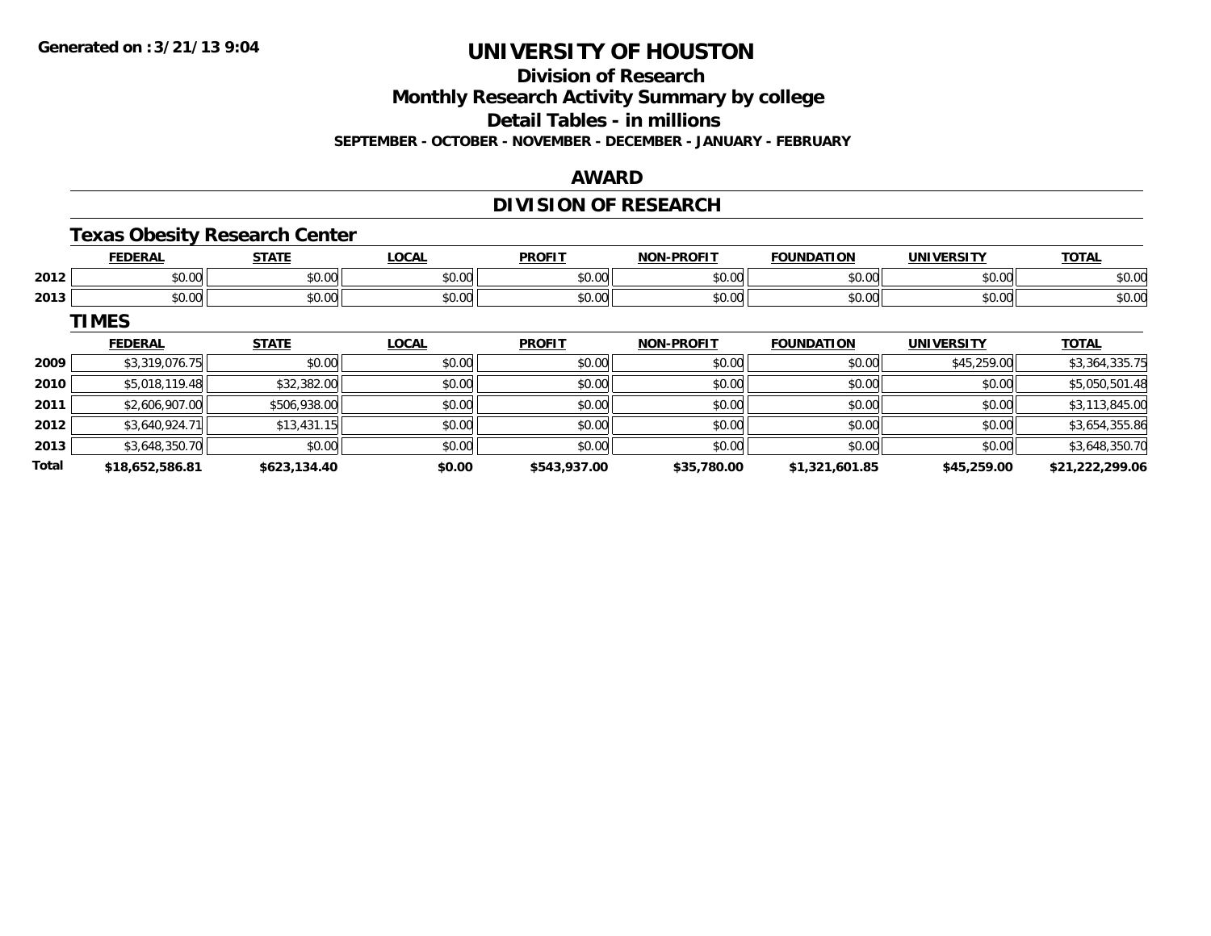# UNIVERSITY OF HOUSTON

## Division of Research

## Monthly Research Activity Summary by college

## Detail Tables - in millions

**SEPTEMBER - OCTOBER - NOVEMBER - DECEMBER - JANUARY - FEBRUARY**

## AWARD

## DIVISION OF RESEARCH

### Texas Obesity Research Center

| | FEDERAL | STATE | LOCAL | PROFIT | NON-PROFIT | FOUNDATION | UNIVERSITY | TOTAL |
|---|---|---|---|---|---|---|---|---|
| 2012 | $0.00 | $0.00 | $0.00 | $0.00 | $0.00 | $0.00 | $0.00 | $0.00 |
| 2013 | $0.00 | $0.00 | $0.00 | $0.00 | $0.00 | $0.00 | $0.00 | $0.00 |

### TIMES

| | FEDERAL | STATE | LOCAL | PROFIT | NON-PROFIT | FOUNDATION | UNIVERSITY | TOTAL |
|---|---|---|---|---|---|---|---|---|
| 2009 | $3,319,076.75 | $0.00 | $0.00 | $0.00 | $0.00 | $0.00 | $45,259.00 | $3,364,335.75 |
| 2010 | $5,018,119.48 | $32,382.00 | $0.00 | $0.00 | $0.00 | $0.00 | $0.00 | $5,050,501.48 |
| 2011 | $2,606,907.00 | $506,938.00 | $0.00 | $0.00 | $0.00 | $0.00 | $0.00 | $3,113,845.00 |
| 2012 | $3,640,924.71 | $13,431.15 | $0.00 | $0.00 | $0.00 | $0.00 | $0.00 | $3,654,355.86 |
| 2013 | $3,648,350.70 | $0.00 | $0.00 | $0.00 | $0.00 | $0.00 | $0.00 | $3,648,350.70 |
| **Total** | **$18,652,586.81** | **$623,134.40** | **$0.00** | **$543,937.00** | **$35,780.00** | **$1,321,601.85** | **$45,259.00** | **$21,222,299.06** |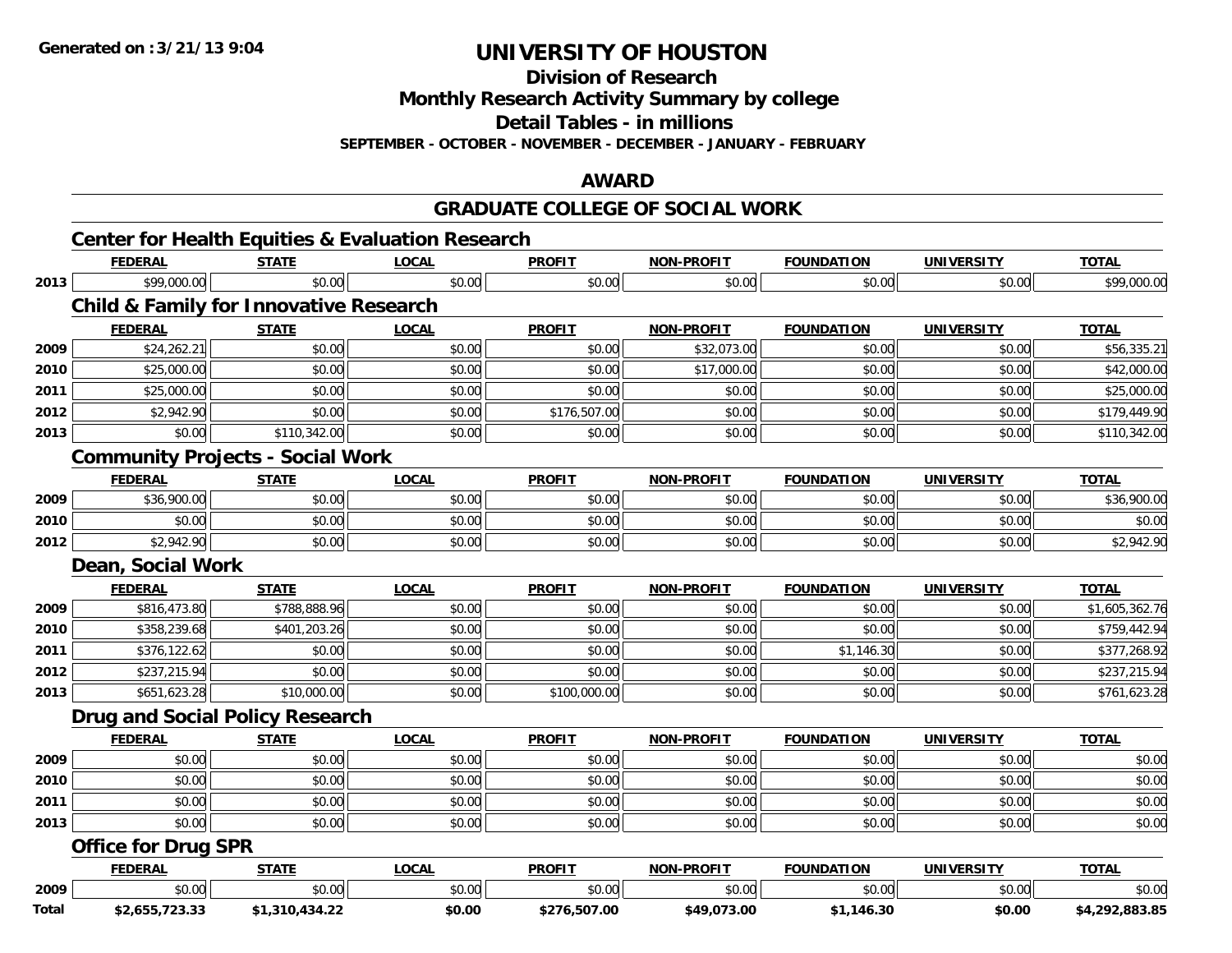Generated on :3/21/13 9:04

# UNIVERSITY OF HOUSTON

## Division of Research

## Monthly Research Activity Summary by college

## Detail Tables - in millions

**SEPTEMBER - OCTOBER - NOVEMBER - DECEMBER - JANUARY - FEBRUARY**

## AWARD

## GRADUATE COLLEGE OF SOCIAL WORK

### Center for Health Equities & Evaluation Research

| | FEDERAL | STATE | LOCAL | PROFIT | NON-PROFIT | FOUNDATION | UNIVERSITY | TOTAL |
|---|---|---|---|---|---|---|---|---|
| 2013 | $99,000.00 | $0.00 | $0.00 | $0.00 | $0.00 | $0.00 | $0.00 | $99,000.00 |

### Child & Family for Innovative Research

| | FEDERAL | STATE | LOCAL | PROFIT | NON-PROFIT | FOUNDATION | UNIVERSITY | TOTAL |
|---|---|---|---|---|---|---|---|---|
| 2009 | $24,262.21 | $0.00 | $0.00 | $0.00 | $32,073.00 | $0.00 | $0.00 | $56,335.21 |
| 2010 | $25,000.00 | $0.00 | $0.00 | $0.00 | $17,000.00 | $0.00 | $0.00 | $42,000.00 |
| 2011 | $25,000.00 | $0.00 | $0.00 | $0.00 | $0.00 | $0.00 | $0.00 | $25,000.00 |
| 2012 | $2,942.90 | $0.00 | $0.00 | $176,507.00 | $0.00 | $0.00 | $0.00 | $179,449.90 |
| 2013 | $0.00 | $110,342.00 | $0.00 | $0.00 | $0.00 | $0.00 | $0.00 | $110,342.00 |

### Community Projects - Social Work

| | FEDERAL | STATE | LOCAL | PROFIT | NON-PROFIT | FOUNDATION | UNIVERSITY | TOTAL |
|---|---|---|---|---|---|---|---|---|
| 2009 | $36,900.00 | $0.00 | $0.00 | $0.00 | $0.00 | $0.00 | $0.00 | $36,900.00 |
| 2010 | $0.00 | $0.00 | $0.00 | $0.00 | $0.00 | $0.00 | $0.00 | $0.00 |
| 2012 | $2,942.90 | $0.00 | $0.00 | $0.00 | $0.00 | $0.00 | $0.00 | $2,942.90 |

### Dean, Social Work

| | FEDERAL | STATE | LOCAL | PROFIT | NON-PROFIT | FOUNDATION | UNIVERSITY | TOTAL |
|---|---|---|---|---|---|---|---|---|
| 2009 | $816,473.80 | $788,888.96 | $0.00 | $0.00 | $0.00 | $0.00 | $0.00 | $1,605,362.76 |
| 2010 | $358,239.68 | $401,203.26 | $0.00 | $0.00 | $0.00 | $0.00 | $0.00 | $759,442.94 |
| 2011 | $376,122.62 | $0.00 | $0.00 | $0.00 | $0.00 | $1,146.30 | $0.00 | $377,268.92 |
| 2012 | $237,215.94 | $0.00 | $0.00 | $0.00 | $0.00 | $0.00 | $0.00 | $237,215.94 |
| 2013 | $651,623.28 | $10,000.00 | $0.00 | $100,000.00 | $0.00 | $0.00 | $0.00 | $761,623.28 |

### Drug and Social Policy Research

| | FEDERAL | STATE | LOCAL | PROFIT | NON-PROFIT | FOUNDATION | UNIVERSITY | TOTAL |
|---|---|---|---|---|---|---|---|---|
| 2009 | $0.00 | $0.00 | $0.00 | $0.00 | $0.00 | $0.00 | $0.00 | $0.00 |
| 2010 | $0.00 | $0.00 | $0.00 | $0.00 | $0.00 | $0.00 | $0.00 | $0.00 |
| 2011 | $0.00 | $0.00 | $0.00 | $0.00 | $0.00 | $0.00 | $0.00 | $0.00 |
| 2013 | $0.00 | $0.00 | $0.00 | $0.00 | $0.00 | $0.00 | $0.00 | $0.00 |

### Office for Drug SPR

| | FEDERAL | STATE | LOCAL | PROFIT | NON-PROFIT | FOUNDATION | UNIVERSITY | TOTAL |
|---|---|---|---|---|---|---|---|---|
| 2009 | $0.00 | $0.00 | $0.00 | $0.00 | $0.00 | $0.00 | $0.00 | $0.00 |
| **Total** | **$2,655,723.33** | **$1,310,434.22** | **$0.00** | **$276,507.00** | **$49,073.00** | **$1,146.30** | **$0.00** | **$4,292,883.85** |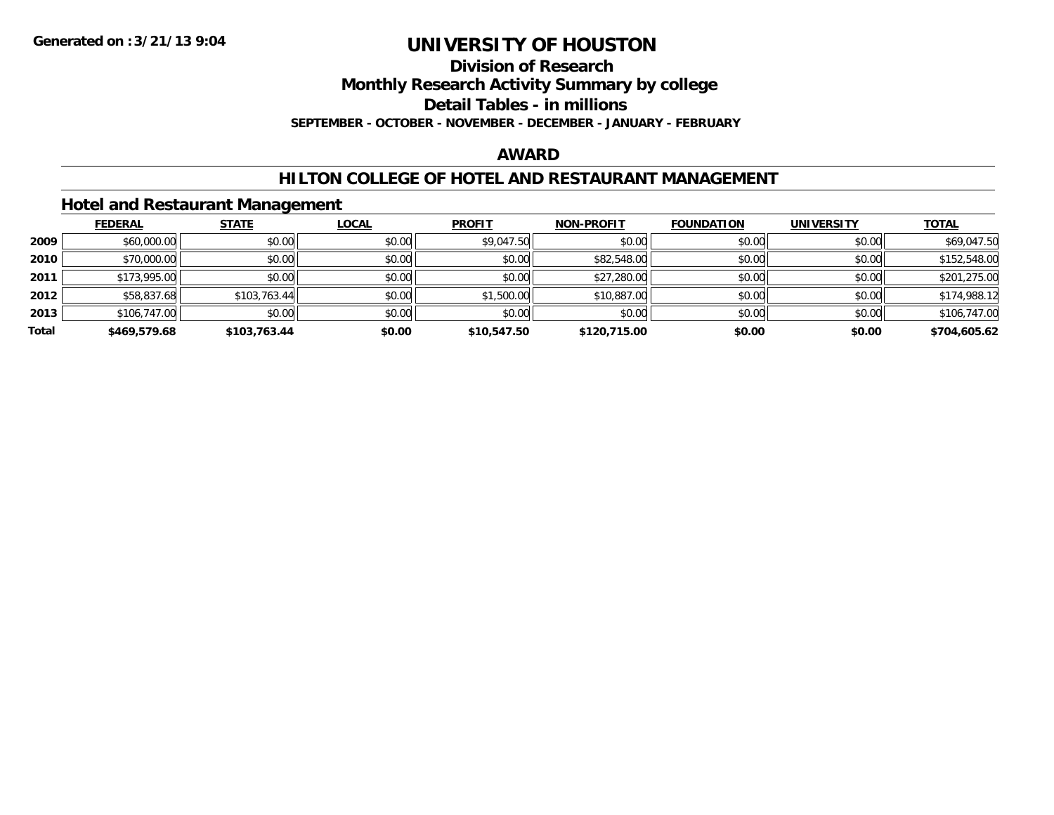Generated on :3/21/13 9:04

# UNIVERSITY OF HOUSTON

## Division of Research

## Monthly Research Activity Summary by college

## Detail Tables - in millions

**SEPTEMBER - OCTOBER - NOVEMBER - DECEMBER - JANUARY - FEBRUARY**

## AWARD

## HILTON COLLEGE OF HOTEL AND RESTAURANT MANAGEMENT

### Hotel and Restaurant Management

| | FEDERAL | STATE | LOCAL | PROFIT | NON-PROFIT | FOUNDATION | UNIVERSITY | TOTAL |
|---|---|---|---|---|---|---|---|---|
| 2009 | $60,000.00 | $0.00 | $0.00 | $9,047.50 | $0.00 | $0.00 | $0.00 | $69,047.50 |
| 2010 | $70,000.00 | $0.00 | $0.00 | $0.00 | $82,548.00 | $0.00 | $0.00 | $152,548.00 |
| 2011 | $173,995.00 | $0.00 | $0.00 | $0.00 | $27,280.00 | $0.00 | $0.00 | $201,275.00 |
| 2012 | $58,837.68 | $103,763.44 | $0.00 | $1,500.00 | $10,887.00 | $0.00 | $0.00 | $174,988.12 |
| 2013 | $106,747.00 | $0.00 | $0.00 | $0.00 | $0.00 | $0.00 | $0.00 | $106,747.00 |
| **Total** | **$469,579.68** | **$103,763.44** | **$0.00** | **$10,547.50** | **$120,715.00** | **$0.00** | **$0.00** | **$704,605.62** |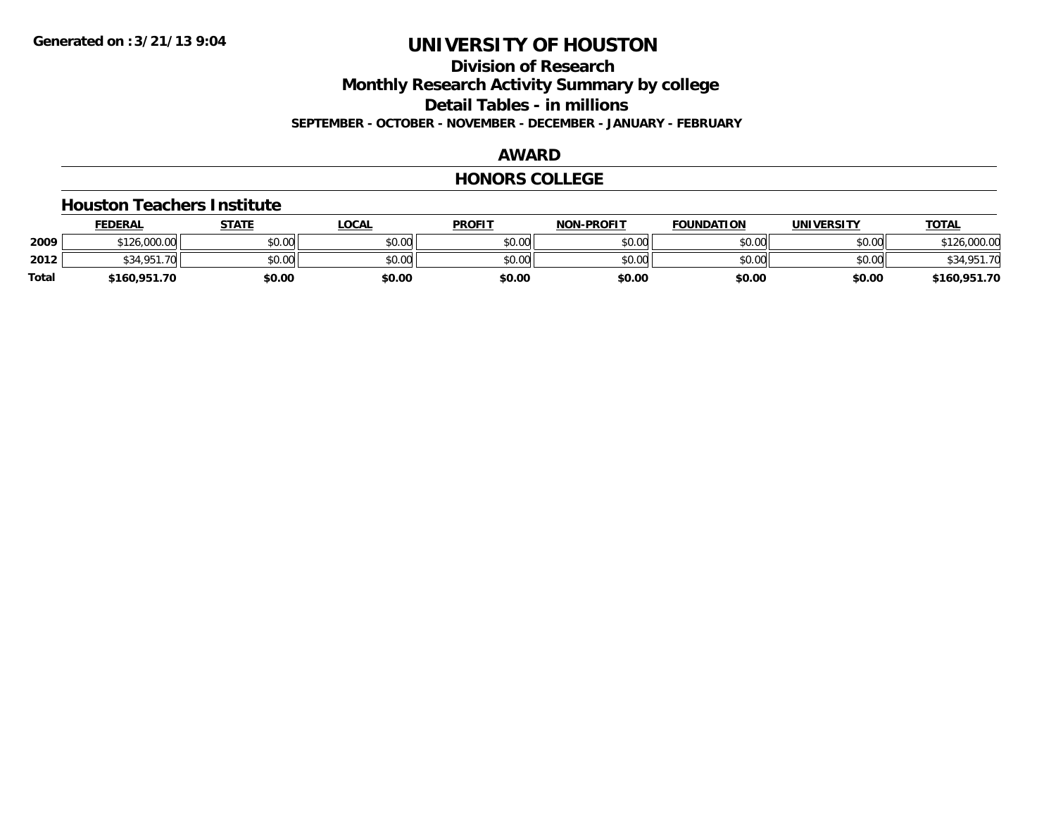Generated on :3/21/13 9:04

# UNIVERSITY OF HOUSTON

## Division of Research

## Monthly Research Activity Summary by college

## Detail Tables - in millions

**SEPTEMBER - OCTOBER - NOVEMBER - DECEMBER - JANUARY - FEBRUARY**

## AWARD

## HONORS COLLEGE

### Houston Teachers Institute

| | FEDERAL | STATE | LOCAL | PROFIT | NON-PROFIT | FOUNDATION | UNIVERSITY | TOTAL |
|---|---|---|---|---|---|---|---|---|
| 2009 | $126,000.00 | $0.00 | $0.00 | $0.00 | $0.00 | $0.00 | $0.00 | $126,000.00 |
| 2012 | $34,951.70 | $0.00 | $0.00 | $0.00 | $0.00 | $0.00 | $0.00 | $34,951.70 |
| **Total** | **$160,951.70** | **$0.00** | **$0.00** | **$0.00** | **$0.00** | **$0.00** | **$0.00** | **$160,951.70** |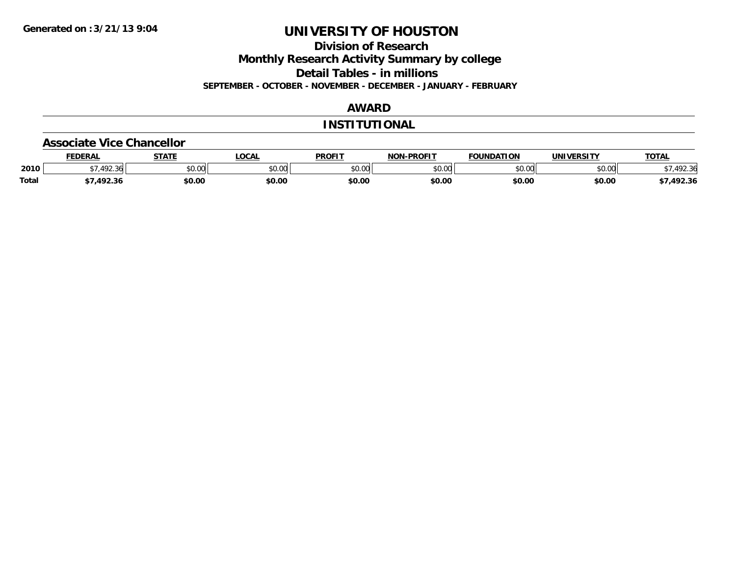**Generated on :3/21/13 9:04**

# UNIVERSITY OF HOUSTON

## Division of Research
## Monthly Research Activity Summary by college
## Detail Tables - in millions
### SEPTEMBER - OCTOBER - NOVEMBER - DECEMBER - JANUARY - FEBRUARY

## AWARD

## INSTITUTIONAL

### Associate Vice Chancellor

| | FEDERAL | STATE | LOCAL | PROFIT | NON-PROFIT | FOUNDATION | UNIVERSITY | TOTAL |
|---|---|---|---|---|---|---|---|---|
| 2010 | $7,492.36 | $0.00 | $0.00 | $0.00 | $0.00 | $0.00 | $0.00 | $7,492.36 |
| **Total** | **$7,492.36** | **$0.00** | **$0.00** | **$0.00** | **$0.00** | **$0.00** | **$0.00** | **$7,492.36** |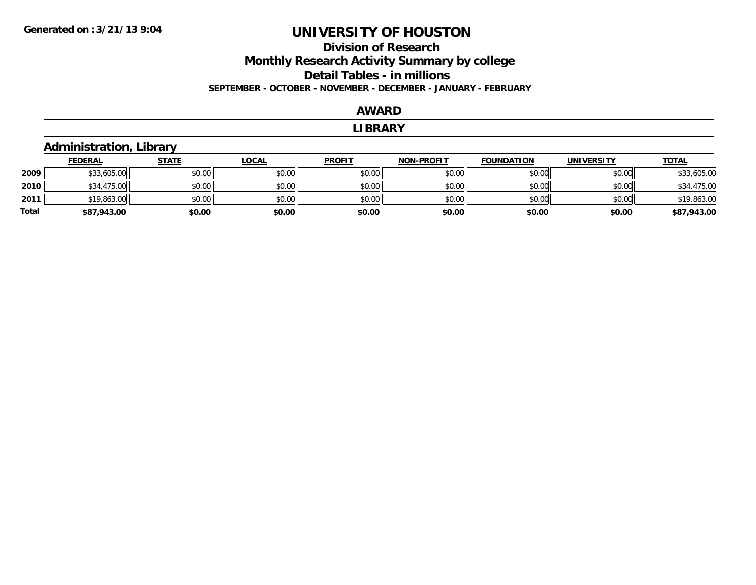**Generated on :3/21/13 9:04**

# UNIVERSITY OF HOUSTON

## Division of Research
## Monthly Research Activity Summary by college
## Detail Tables - in millions
### SEPTEMBER - OCTOBER - NOVEMBER - DECEMBER - JANUARY - FEBRUARY

## AWARD

## LIBRARY

### Administration, Library

| | FEDERAL | STATE | LOCAL | PROFIT | NON-PROFIT | FOUNDATION | UNIVERSITY | TOTAL |
|---|---|---|---|---|---|---|---|---|
| **2009** | $33,605.00 | $0.00 | $0.00 | $0.00 | $0.00 | $0.00 | $0.00 | $33,605.00 |
| **2010** | $34,475.00 | $0.00 | $0.00 | $0.00 | $0.00 | $0.00 | $0.00 | $34,475.00 |
| **2011** | $19,863.00 | $0.00 | $0.00 | $0.00 | $0.00 | $0.00 | $0.00 | $19,863.00 |
| **Total** | **$87,943.00** | **$0.00** | **$0.00** | **$0.00** | **$0.00** | **$0.00** | **$0.00** | **$87,943.00** |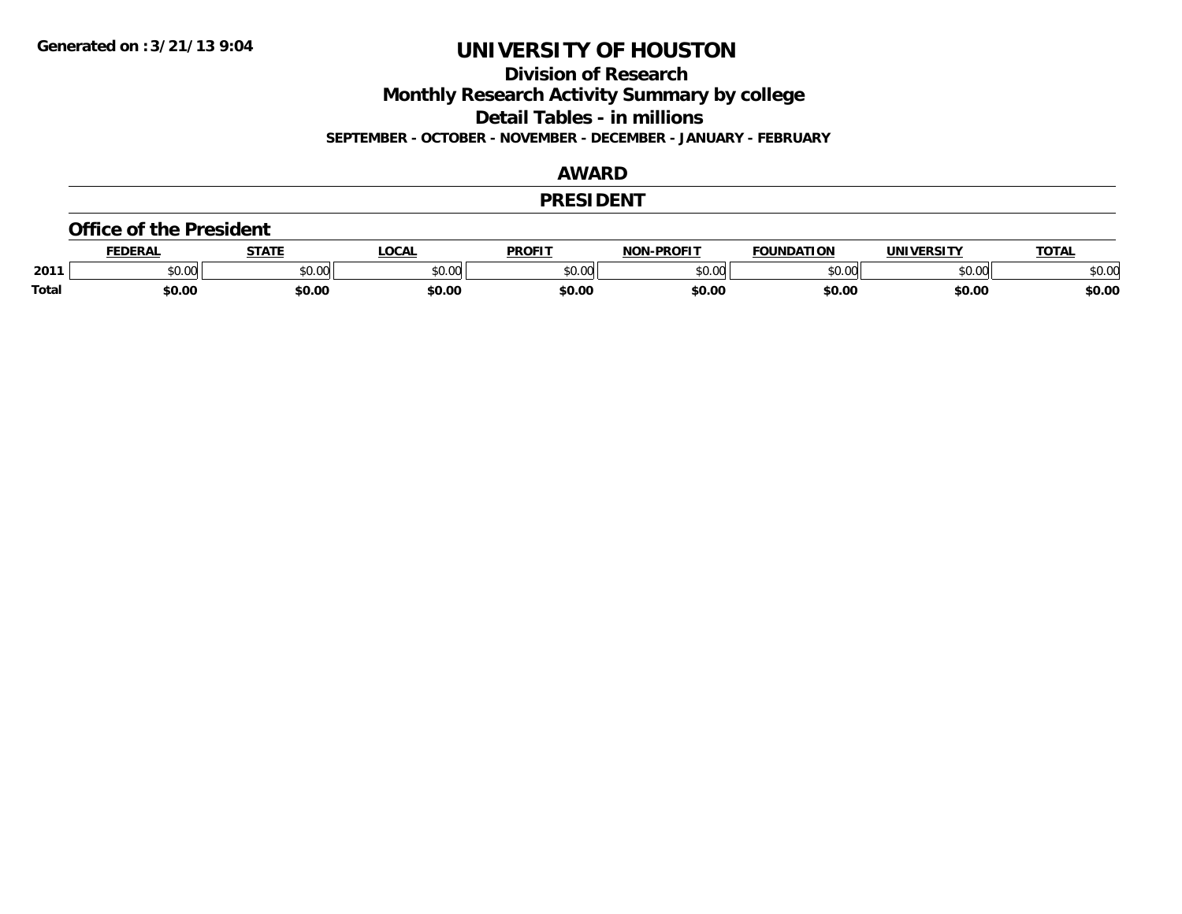**Generated on :3/21/13 9:04**

# UNIVERSITY OF HOUSTON

## Division of Research
## Monthly Research Activity Summary by college
## Detail Tables - in millions

**SEPTEMBER - OCTOBER - NOVEMBER - DECEMBER - JANUARY - FEBRUARY**

## AWARD

## PRESIDENT

### Office of the President

| | FEDERAL | STATE | LOCAL | PROFIT | NON-PROFIT | FOUNDATION | UNIVERSITY | TOTAL |
|---|---|---|---|---|---|---|---|---|
| 2011 | $0.00 | $0.00 | $0.00 | $0.00 | $0.00 | $0.00 | $0.00 | $0.00 |
| **Total** | **$0.00** | **$0.00** | **$0.00** | **$0.00** | **$0.00** | **$0.00** | **$0.00** | **$0.00** |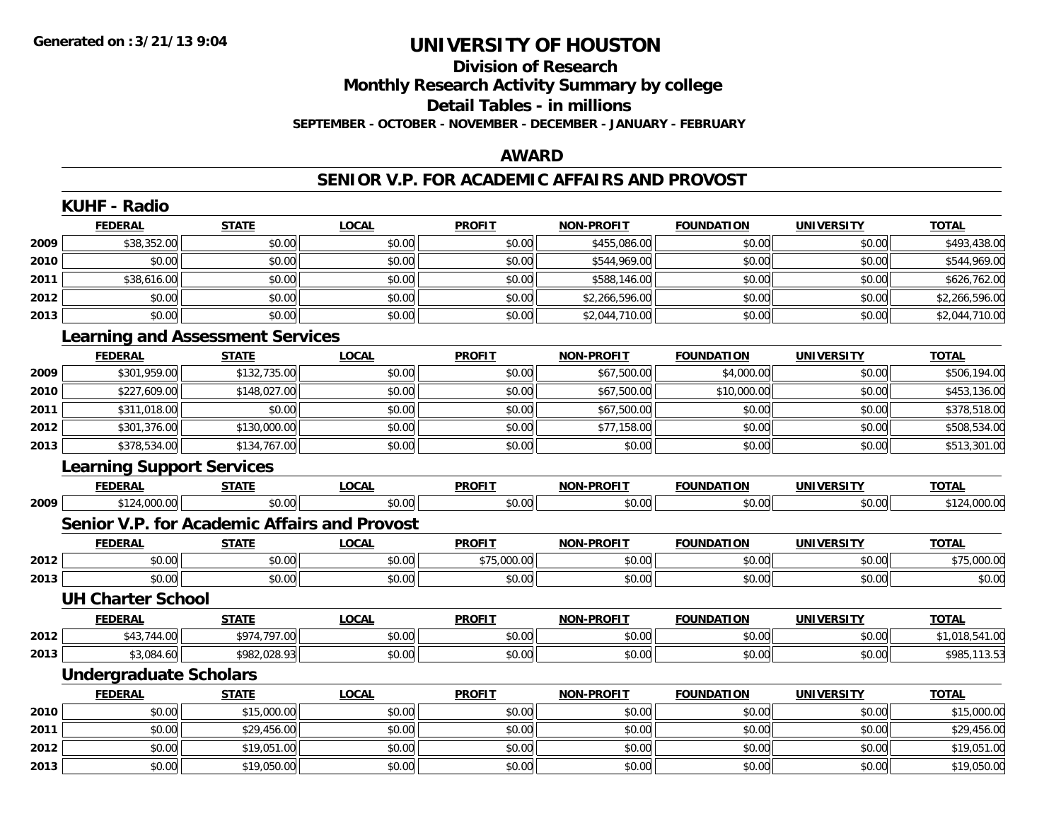**Generated on :3/21/13 9:04**

# UNIVERSITY OF HOUSTON

## Division of Research
## Monthly Research Activity Summary by college
## Detail Tables - in millions
### SEPTEMBER - OCTOBER - NOVEMBER - DECEMBER - JANUARY - FEBRUARY

## AWARD

## SENIOR V.P. FOR ACADEMIC AFFAIRS AND PROVOST

### KUHF - Radio

| | FEDERAL | STATE | LOCAL | PROFIT | NON-PROFIT | FOUNDATION | UNIVERSITY | TOTAL |
|---|---|---|---|---|---|---|---|---|
| 2009 | $38,352.00 | $0.00 | $0.00 | $0.00 | $455,086.00 | $0.00 | $0.00 | $493,438.00 |
| 2010 | $0.00 | $0.00 | $0.00 | $0.00 | $544,969.00 | $0.00 | $0.00 | $544,969.00 |
| 2011 | $38,616.00 | $0.00 | $0.00 | $0.00 | $588,146.00 | $0.00 | $0.00 | $626,762.00 |
| 2012 | $0.00 | $0.00 | $0.00 | $0.00 | $2,266,596.00 | $0.00 | $0.00 | $2,266,596.00 |
| 2013 | $0.00 | $0.00 | $0.00 | $0.00 | $2,044,710.00 | $0.00 | $0.00 | $2,044,710.00 |

### Learning and Assessment Services

| | FEDERAL | STATE | LOCAL | PROFIT | NON-PROFIT | FOUNDATION | UNIVERSITY | TOTAL |
|---|---|---|---|---|---|---|---|---|
| 2009 | $301,959.00 | $132,735.00 | $0.00 | $0.00 | $67,500.00 | $4,000.00 | $0.00 | $506,194.00 |
| 2010 | $227,609.00 | $148,027.00 | $0.00 | $0.00 | $67,500.00 | $10,000.00 | $0.00 | $453,136.00 |
| 2011 | $311,018.00 | $0.00 | $0.00 | $0.00 | $67,500.00 | $0.00 | $0.00 | $378,518.00 |
| 2012 | $301,376.00 | $130,000.00 | $0.00 | $0.00 | $77,158.00 | $0.00 | $0.00 | $508,534.00 |
| 2013 | $378,534.00 | $134,767.00 | $0.00 | $0.00 | $0.00 | $0.00 | $0.00 | $513,301.00 |

### Learning Support Services

| | FEDERAL | STATE | LOCAL | PROFIT | NON-PROFIT | FOUNDATION | UNIVERSITY | TOTAL |
|---|---|---|---|---|---|---|---|---|
| 2009 | $124,000.00 | $0.00 | $0.00 | $0.00 | $0.00 | $0.00 | $0.00 | $124,000.00 |

### Senior V.P. for Academic Affairs and Provost

| | FEDERAL | STATE | LOCAL | PROFIT | NON-PROFIT | FOUNDATION | UNIVERSITY | TOTAL |
|---|---|---|---|---|---|---|---|---|
| 2012 | $0.00 | $0.00 | $0.00 | $75,000.00 | $0.00 | $0.00 | $0.00 | $75,000.00 |
| 2013 | $0.00 | $0.00 | $0.00 | $0.00 | $0.00 | $0.00 | $0.00 | $0.00 |

### UH Charter School

| | FEDERAL | STATE | LOCAL | PROFIT | NON-PROFIT | FOUNDATION | UNIVERSITY | TOTAL |
|---|---|---|---|---|---|---|---|---|
| 2012 | $43,744.00 | $974,797.00 | $0.00 | $0.00 | $0.00 | $0.00 | $0.00 | $1,018,541.00 |
| 2013 | $3,084.60 | $982,028.93 | $0.00 | $0.00 | $0.00 | $0.00 | $0.00 | $985,113.53 |

### Undergraduate Scholars

| | FEDERAL | STATE | LOCAL | PROFIT | NON-PROFIT | FOUNDATION | UNIVERSITY | TOTAL |
|---|---|---|---|---|---|---|---|---|
| 2010 | $0.00 | $15,000.00 | $0.00 | $0.00 | $0.00 | $0.00 | $0.00 | $15,000.00 |
| 2011 | $0.00 | $29,456.00 | $0.00 | $0.00 | $0.00 | $0.00 | $0.00 | $29,456.00 |
| 2012 | $0.00 | $19,051.00 | $0.00 | $0.00 | $0.00 | $0.00 | $0.00 | $19,051.00 |
| 2013 | $0.00 | $19,050.00 | $0.00 | $0.00 | $0.00 | $0.00 | $0.00 | $19,050.00 |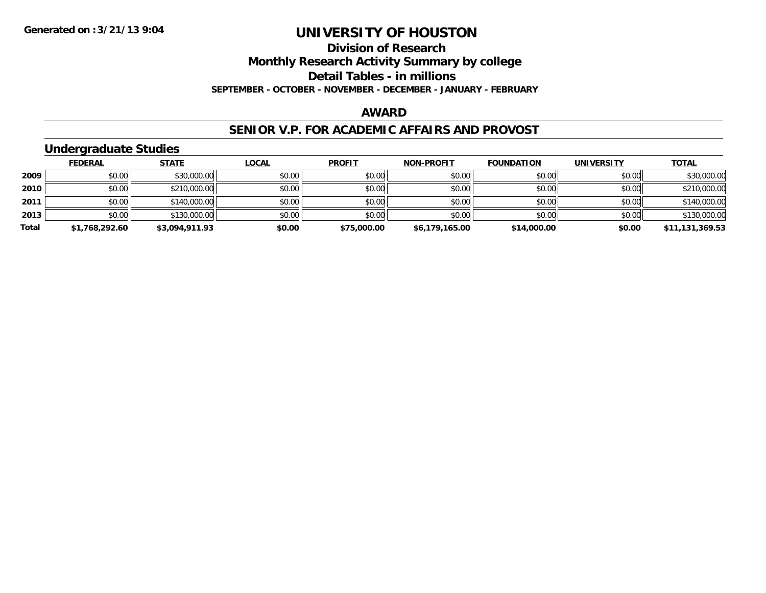**Generated on :3/21/13 9:04**

# UNIVERSITY OF HOUSTON

## Division of Research

## Monthly Research Activity Summary by college

## Detail Tables - in millions

**SEPTEMBER - OCTOBER - NOVEMBER - DECEMBER - JANUARY - FEBRUARY**

## AWARD

## SENIOR V.P. FOR ACADEMIC AFFAIRS AND PROVOST

### Undergraduate Studies

| | FEDERAL | STATE | LOCAL | PROFIT | NON-PROFIT | FOUNDATION | UNIVERSITY | TOTAL |
|---|---|---|---|---|---|---|---|---|
| 2009 | $0.00 | $30,000.00 | $0.00 | $0.00 | $0.00 | $0.00 | $0.00 | $30,000.00 |
| 2010 | $0.00 | $210,000.00 | $0.00 | $0.00 | $0.00 | $0.00 | $0.00 | $210,000.00 |
| 2011 | $0.00 | $140,000.00 | $0.00 | $0.00 | $0.00 | $0.00 | $0.00 | $140,000.00 |
| 2013 | $0.00 | $130,000.00 | $0.00 | $0.00 | $0.00 | $0.00 | $0.00 | $130,000.00 |
| **Total** | **$1,768,292.60** | **$3,094,911.93** | **$0.00** | **$75,000.00** | **$6,179,165.00** | **$14,000.00** | **$0.00** | **$11,131,369.53** |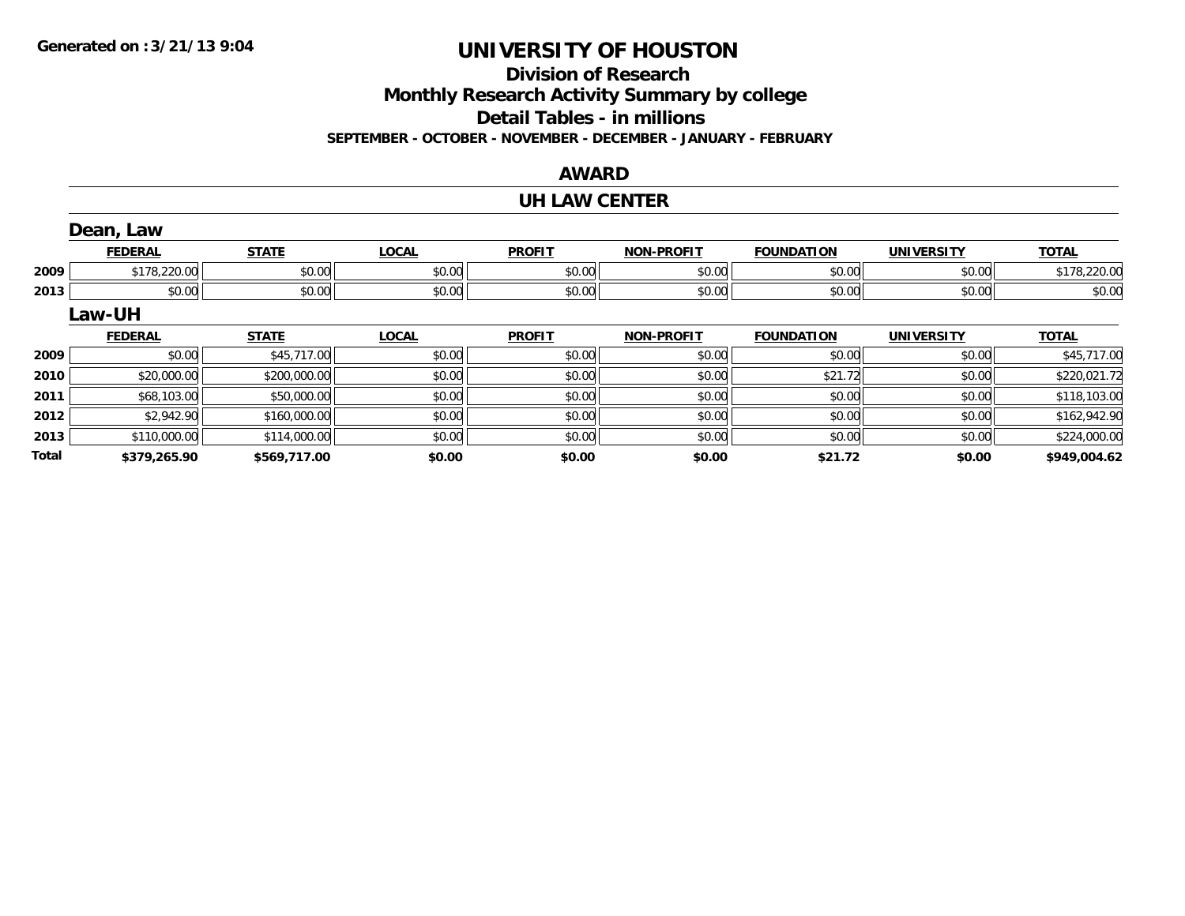**Generated on :3/21/13 9:04**

# UNIVERSITY OF HOUSTON

## Division of Research
## Monthly Research Activity Summary by college
## Detail Tables - in millions
### SEPTEMBER - OCTOBER - NOVEMBER - DECEMBER - JANUARY - FEBRUARY

## AWARD

## UH LAW CENTER

### Dean, Law

| | FEDERAL | STATE | LOCAL | PROFIT | NON-PROFIT | FOUNDATION | UNIVERSITY | TOTAL |
|---|---|---|---|---|---|---|---|---|
| 2009 | $178,220.00 | $0.00 | $0.00 | $0.00 | $0.00 | $0.00 | $0.00 | $178,220.00 |
| 2013 | $0.00 | $0.00 | $0.00 | $0.00 | $0.00 | $0.00 | $0.00 | $0.00 |

### Law-UH

| | FEDERAL | STATE | LOCAL | PROFIT | NON-PROFIT | FOUNDATION | UNIVERSITY | TOTAL |
|---|---|---|---|---|---|---|---|---|
| 2009 | $0.00 | $45,717.00 | $0.00 | $0.00 | $0.00 | $0.00 | $0.00 | $45,717.00 |
| 2010 | $20,000.00 | $200,000.00 | $0.00 | $0.00 | $0.00 | $21.72 | $0.00 | $220,021.72 |
| 2011 | $68,103.00 | $50,000.00 | $0.00 | $0.00 | $0.00 | $0.00 | $0.00 | $118,103.00 |
| 2012 | $2,942.90 | $160,000.00 | $0.00 | $0.00 | $0.00 | $0.00 | $0.00 | $162,942.90 |
| 2013 | $110,000.00 | $114,000.00 | $0.00 | $0.00 | $0.00 | $0.00 | $0.00 | $224,000.00 |
| **Total** | **$379,265.90** | **$569,717.00** | **$0.00** | **$0.00** | **$0.00** | **$21.72** | **$0.00** | **$949,004.62** |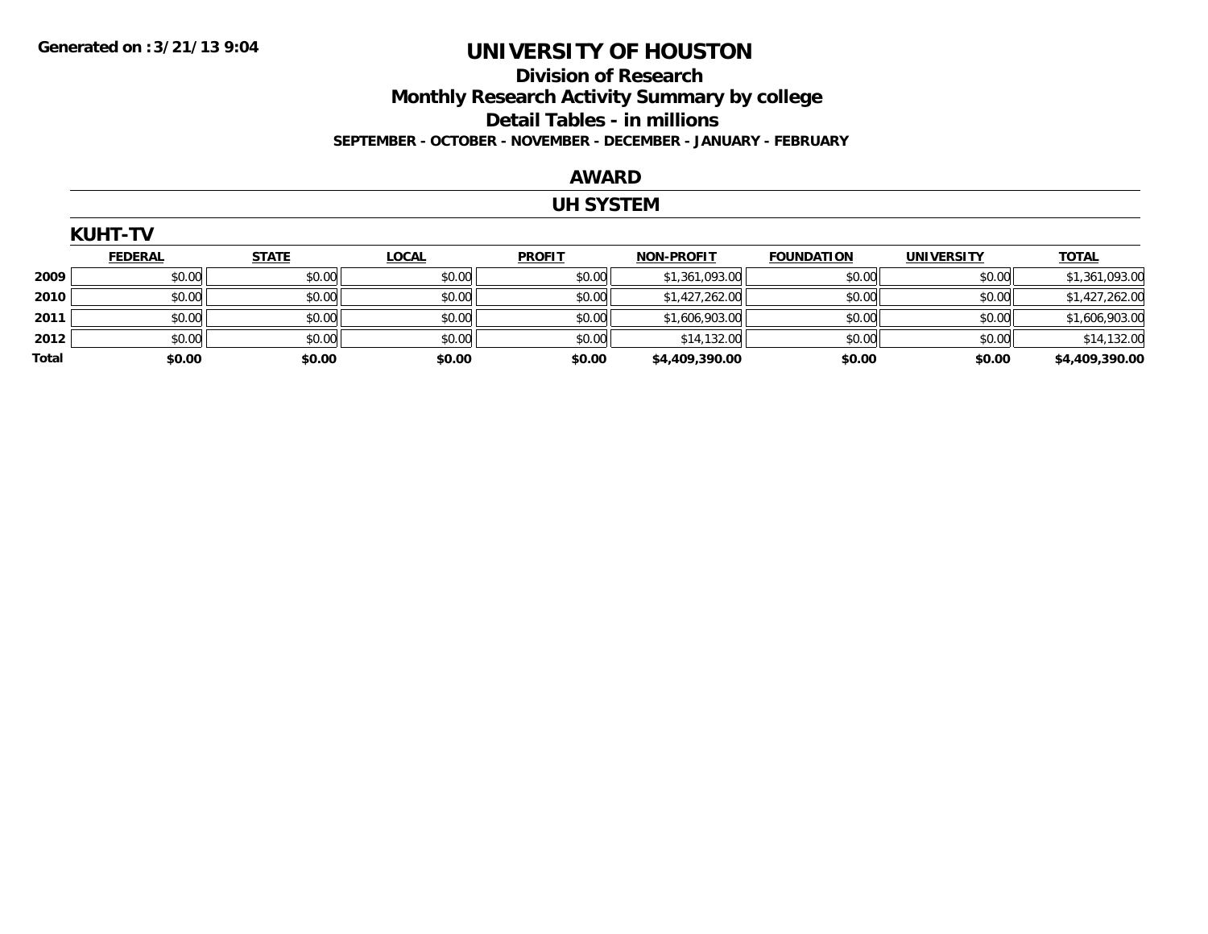Generated on :3/21/13 9:04

# UNIVERSITY OF HOUSTON

## Division of Research

## Monthly Research Activity Summary by college

## Detail Tables - in millions

**SEPTEMBER - OCTOBER - NOVEMBER - DECEMBER - JANUARY - FEBRUARY**

## AWARD

## UH SYSTEM

### KUHT-TV

| | FEDERAL | STATE | LOCAL | PROFIT | NON-PROFIT | FOUNDATION | UNIVERSITY | TOTAL |
|---|---|---|---|---|---|---|---|---|
| 2009 | $0.00 | $0.00 | $0.00 | $0.00 | $1,361,093.00 | $0.00 | $0.00 | $1,361,093.00 |
| 2010 | $0.00 | $0.00 | $0.00 | $0.00 | $1,427,262.00 | $0.00 | $0.00 | $1,427,262.00 |
| 2011 | $0.00 | $0.00 | $0.00 | $0.00 | $1,606,903.00 | $0.00 | $0.00 | $1,606,903.00 |
| 2012 | $0.00 | $0.00 | $0.00 | $0.00 | $14,132.00 | $0.00 | $0.00 | $14,132.00 |
| **Total** | **$0.00** | **$0.00** | **$0.00** | **$0.00** | **$4,409,390.00** | **$0.00** | **$0.00** | **$4,409,390.00** |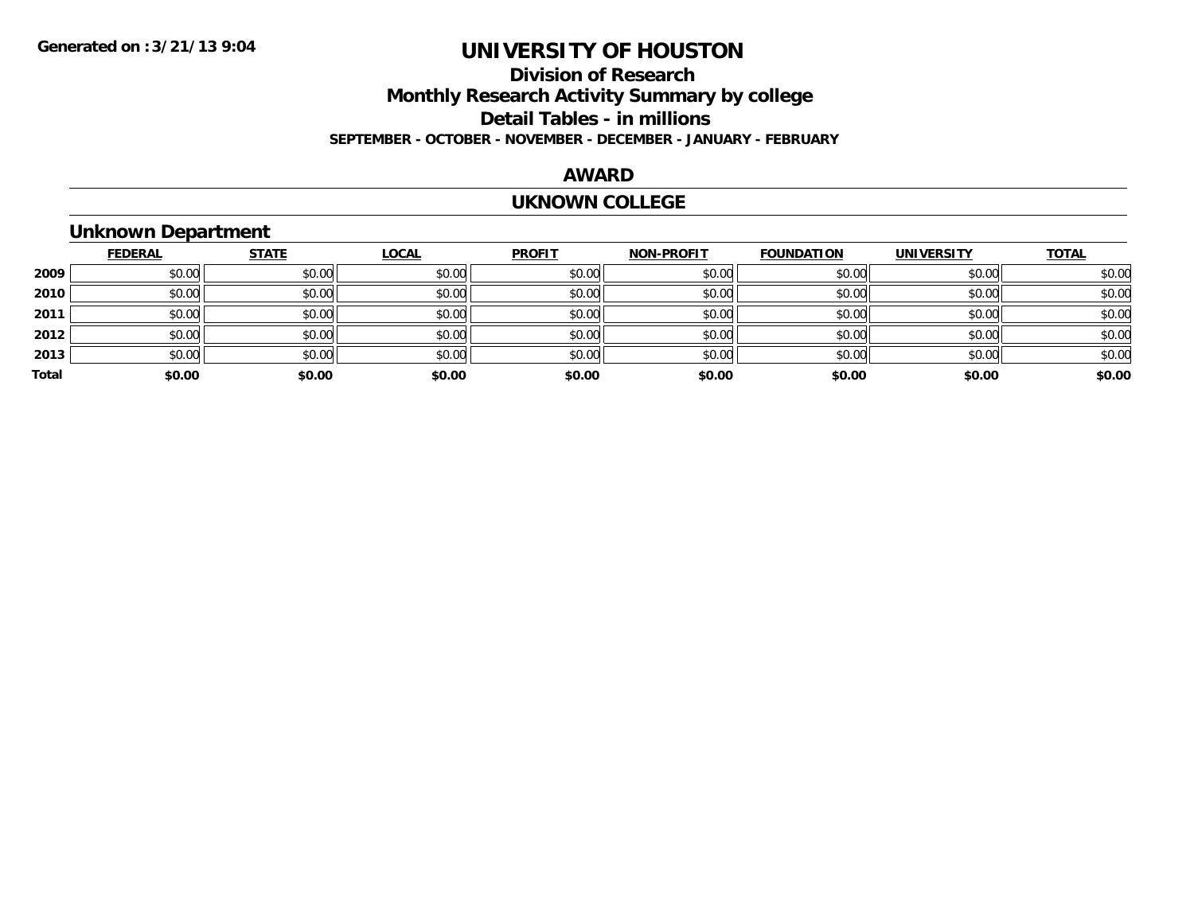**Generated on :3/21/13 9:04**

# UNIVERSITY OF HOUSTON

## Division of Research

## Monthly Research Activity Summary by college

## Detail Tables - in millions

**SEPTEMBER - OCTOBER - NOVEMBER - DECEMBER - JANUARY - FEBRUARY**

## AWARD

## UKNOWN COLLEGE

### Unknown Department

| | FEDERAL | STATE | LOCAL | PROFIT | NON-PROFIT | FOUNDATION | UNIVERSITY | TOTAL |
|---|---|---|---|---|---|---|---|---|
| **2009** | $0.00 | $0.00 | $0.00 | $0.00 | $0.00 | $0.00 | $0.00 | $0.00 |
| **2010** | $0.00 | $0.00 | $0.00 | $0.00 | $0.00 | $0.00 | $0.00 | $0.00 |
| **2011** | $0.00 | $0.00 | $0.00 | $0.00 | $0.00 | $0.00 | $0.00 | $0.00 |
| **2012** | $0.00 | $0.00 | $0.00 | $0.00 | $0.00 | $0.00 | $0.00 | $0.00 |
| **2013** | $0.00 | $0.00 | $0.00 | $0.00 | $0.00 | $0.00 | $0.00 | $0.00 |
| **Total** | **$0.00** | **$0.00** | **$0.00** | **$0.00** | **$0.00** | **$0.00** | **$0.00** | **$0.00** |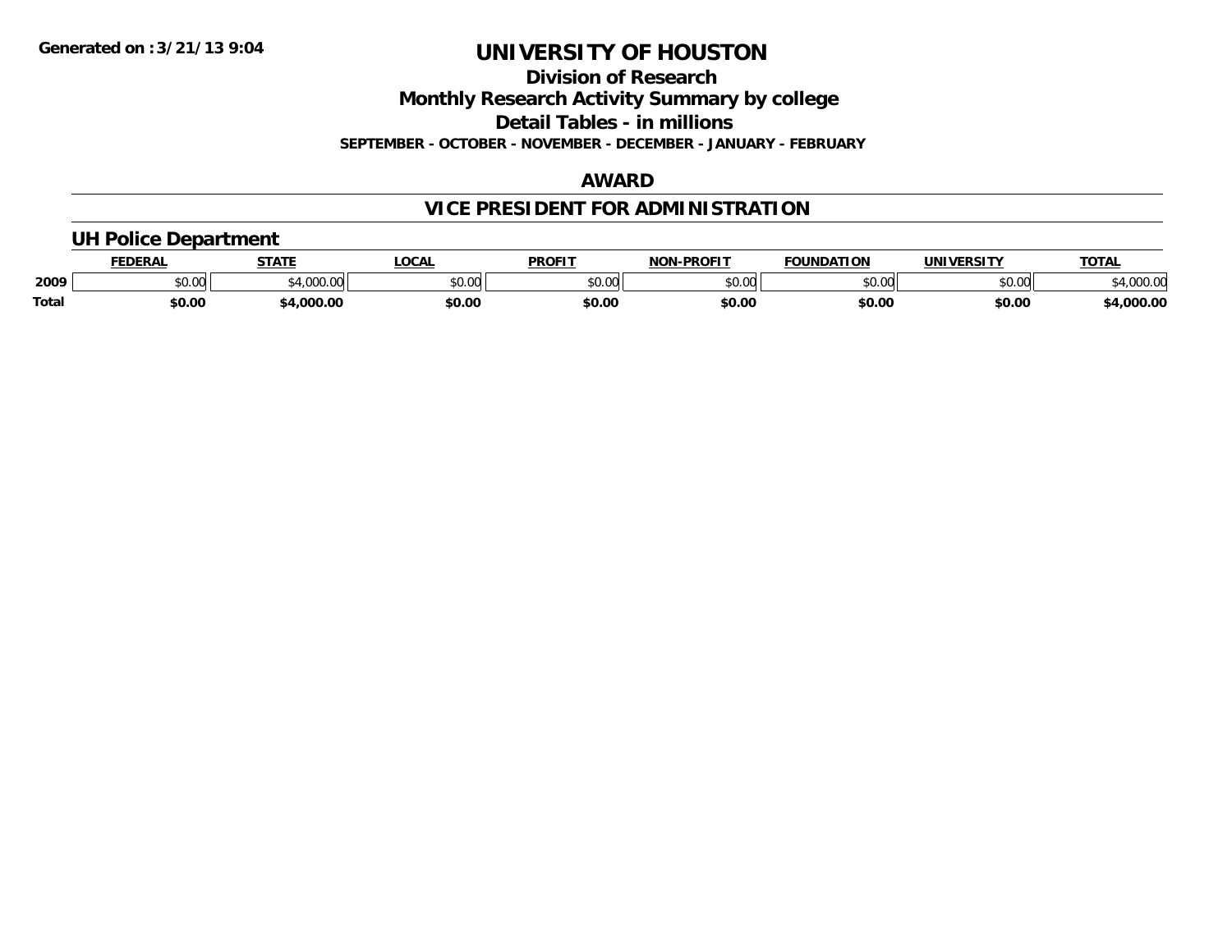Generated on :3/21/13 9:04

# UNIVERSITY OF HOUSTON

## Division of Research

## Monthly Research Activity Summary by college

## Detail Tables - in millions

**SEPTEMBER - OCTOBER - NOVEMBER - DECEMBER - JANUARY - FEBRUARY**

## AWARD

## VICE PRESIDENT FOR ADMINISTRATION

### UH Police Department

| | FEDERAL | STATE | LOCAL | PROFIT | NON-PROFIT | FOUNDATION | UNIVERSITY | TOTAL |
|---|---|---|---|---|---|---|---|---|
| 2009 | $0.00 | $4,000.00 | $0.00 | $0.00 | $0.00 | $0.00 | $0.00 | $4,000.00 |
| Total | $0.00 | $4,000.00 | $0.00 | $0.00 | $0.00 | $0.00 | $0.00 | $4,000.00 |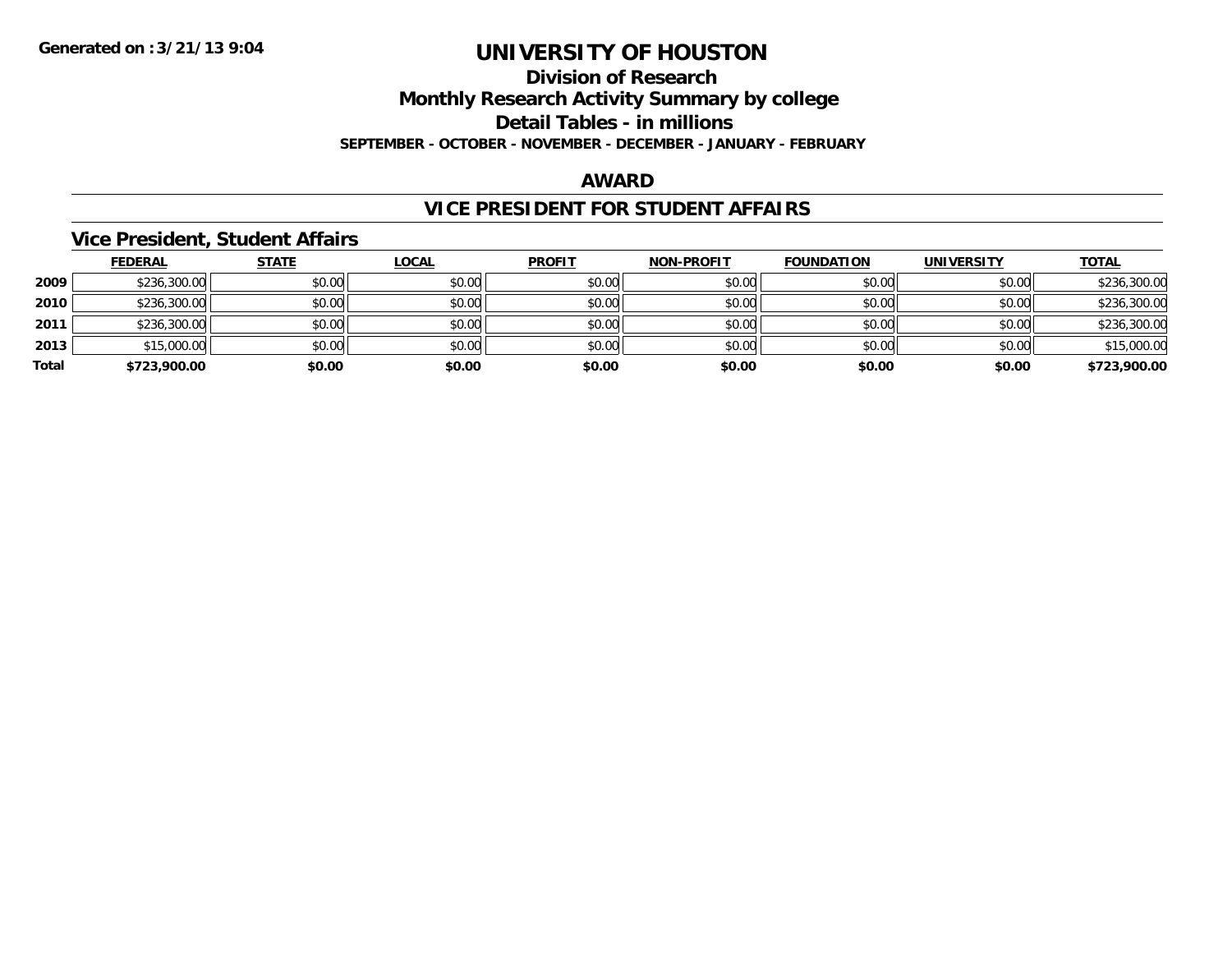Generated on :3/21/13 9:04

# UNIVERSITY OF HOUSTON

## Division of Research

## Monthly Research Activity Summary by college

## Detail Tables - in millions

**SEPTEMBER - OCTOBER - NOVEMBER - DECEMBER - JANUARY - FEBRUARY**

## AWARD

## VICE PRESIDENT FOR STUDENT AFFAIRS

### Vice President, Student Affairs

| | FEDERAL | STATE | LOCAL | PROFIT | NON-PROFIT | FOUNDATION | UNIVERSITY | TOTAL |
|---|---|---|---|---|---|---|---|---|
| 2009 | $236,300.00 | $0.00 | $0.00 | $0.00 | $0.00 | $0.00 | $0.00 | $236,300.00 |
| 2010 | $236,300.00 | $0.00 | $0.00 | $0.00 | $0.00 | $0.00 | $0.00 | $236,300.00 |
| 2011 | $236,300.00 | $0.00 | $0.00 | $0.00 | $0.00 | $0.00 | $0.00 | $236,300.00 |
| 2013 | $15,000.00 | $0.00 | $0.00 | $0.00 | $0.00 | $0.00 | $0.00 | $15,000.00 |
| **Total** | **$723,900.00** | **$0.00** | **$0.00** | **$0.00** | **$0.00** | **$0.00** | **$0.00** | **$723,900.00** |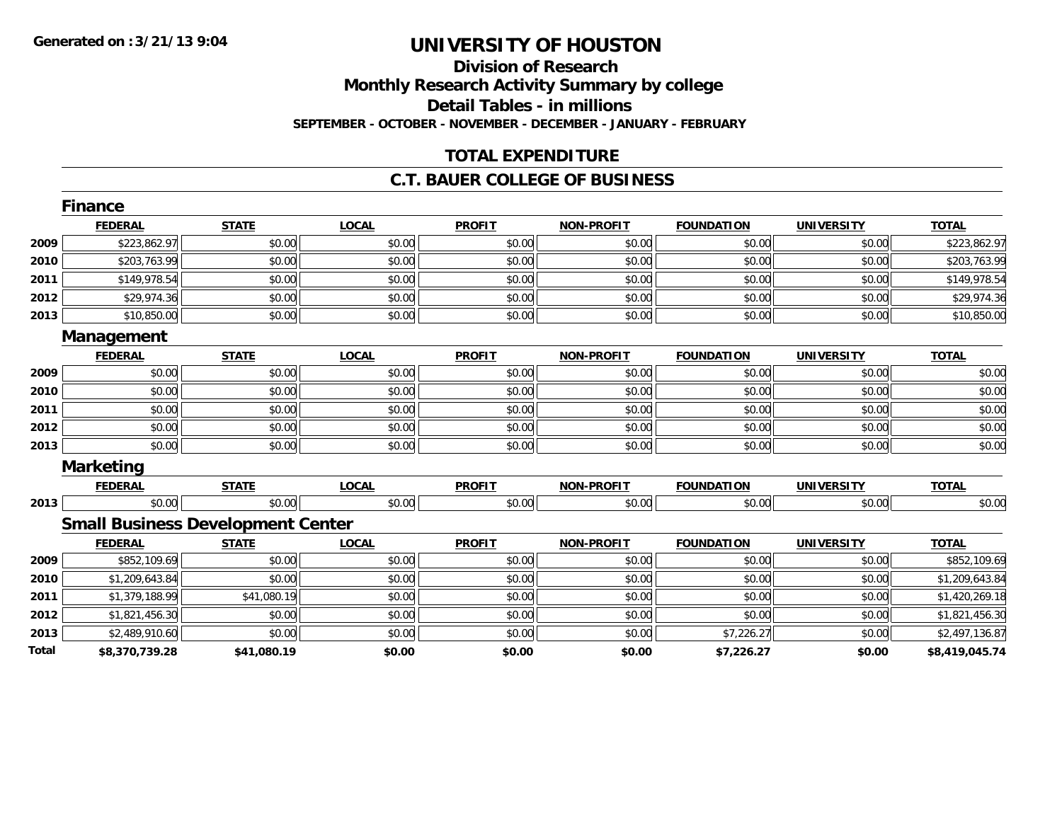**Generated on :3/21/13 9:04**

# UNIVERSITY OF HOUSTON

## Division of Research
## Monthly Research Activity Summary by college
## Detail Tables - in millions
### SEPTEMBER - OCTOBER - NOVEMBER - DECEMBER - JANUARY - FEBRUARY

## TOTAL EXPENDITURE

## C.T. BAUER COLLEGE OF BUSINESS

### Finance

| | FEDERAL | STATE | LOCAL | PROFIT | NON-PROFIT | FOUNDATION | UNIVERSITY | TOTAL |
|---|---|---|---|---|---|---|---|---|
| 2009 | $223,862.97 | $0.00 | $0.00 | $0.00 | $0.00 | $0.00 | $0.00 | $223,862.97 |
| 2010 | $203,763.99 | $0.00 | $0.00 | $0.00 | $0.00 | $0.00 | $0.00 | $203,763.99 |
| 2011 | $149,978.54 | $0.00 | $0.00 | $0.00 | $0.00 | $0.00 | $0.00 | $149,978.54 |
| 2012 | $29,974.36 | $0.00 | $0.00 | $0.00 | $0.00 | $0.00 | $0.00 | $29,974.36 |
| 2013 | $10,850.00 | $0.00 | $0.00 | $0.00 | $0.00 | $0.00 | $0.00 | $10,850.00 |

### Management

| | FEDERAL | STATE | LOCAL | PROFIT | NON-PROFIT | FOUNDATION | UNIVERSITY | TOTAL |
|---|---|---|---|---|---|---|---|---|
| 2009 | $0.00 | $0.00 | $0.00 | $0.00 | $0.00 | $0.00 | $0.00 | $0.00 |
| 2010 | $0.00 | $0.00 | $0.00 | $0.00 | $0.00 | $0.00 | $0.00 | $0.00 |
| 2011 | $0.00 | $0.00 | $0.00 | $0.00 | $0.00 | $0.00 | $0.00 | $0.00 |
| 2012 | $0.00 | $0.00 | $0.00 | $0.00 | $0.00 | $0.00 | $0.00 | $0.00 |
| 2013 | $0.00 | $0.00 | $0.00 | $0.00 | $0.00 | $0.00 | $0.00 | $0.00 |

### Marketing

| | FEDERAL | STATE | LOCAL | PROFIT | NON-PROFIT | FOUNDATION | UNIVERSITY | TOTAL |
|---|---|---|---|---|---|---|---|---|
| 2013 | $0.00 | $0.00 | $0.00 | $0.00 | $0.00 | $0.00 | $0.00 | $0.00 |

### Small Business Development Center

| | FEDERAL | STATE | LOCAL | PROFIT | NON-PROFIT | FOUNDATION | UNIVERSITY | TOTAL |
|---|---|---|---|---|---|---|---|---|
| 2009 | $852,109.69 | $0.00 | $0.00 | $0.00 | $0.00 | $0.00 | $0.00 | $852,109.69 |
| 2010 | $1,209,643.84 | $0.00 | $0.00 | $0.00 | $0.00 | $0.00 | $0.00 | $1,209,643.84 |
| 2011 | $1,379,188.99 | $41,080.19 | $0.00 | $0.00 | $0.00 | $0.00 | $0.00 | $1,420,269.18 |
| 2012 | $1,821,456.30 | $0.00 | $0.00 | $0.00 | $0.00 | $0.00 | $0.00 | $1,821,456.30 |
| 2013 | $2,489,910.60 | $0.00 | $0.00 | $0.00 | $0.00 | $7,226.27 | $0.00 | $2,497,136.87 |
| **Total** | **$8,370,739.28** | **$41,080.19** | **$0.00** | **$0.00** | **$0.00** | **$7,226.27** | **$0.00** | **$8,419,045.74** |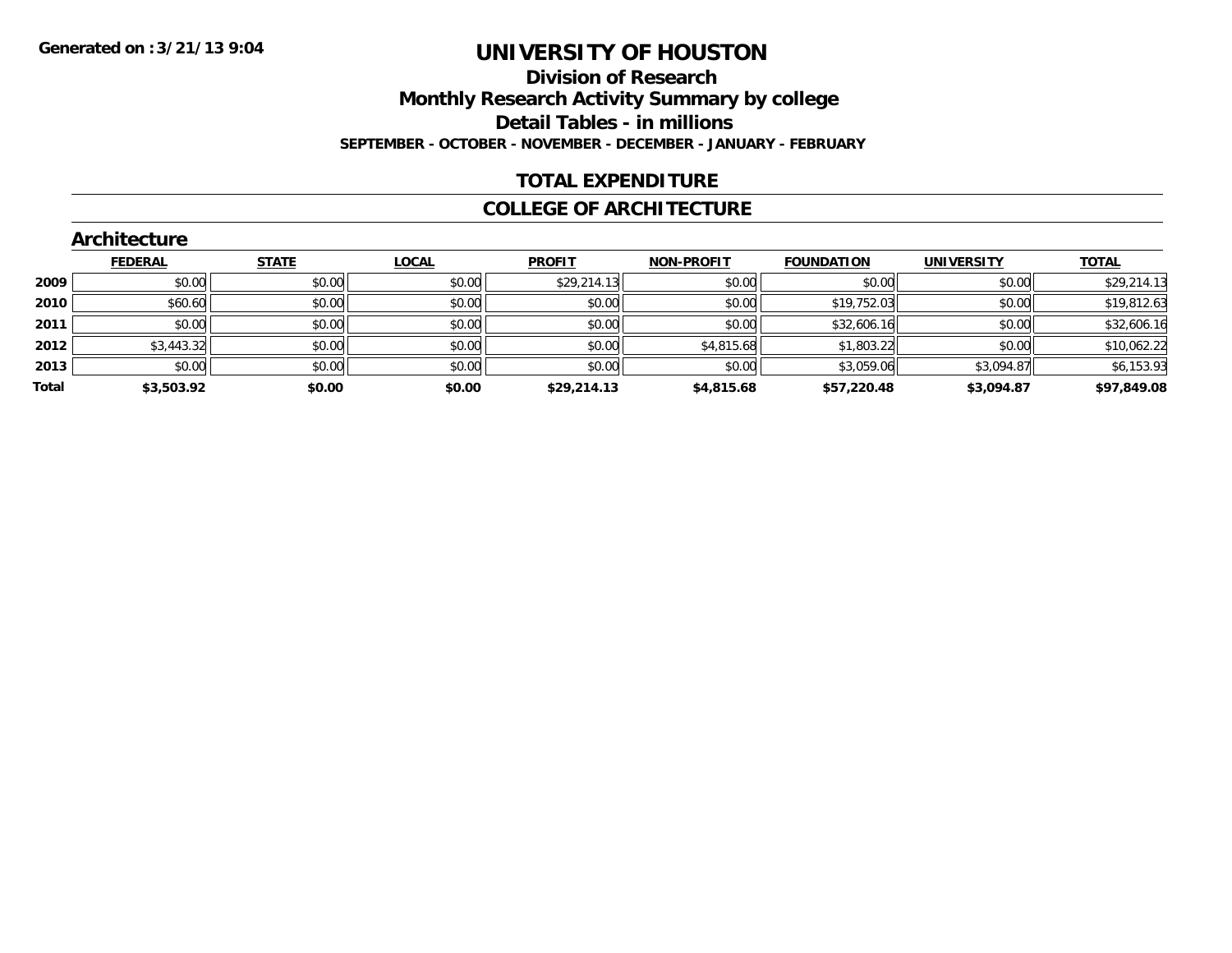**Generated on :3/21/13 9:04**

# UNIVERSITY OF HOUSTON

## Division of Research

## Monthly Research Activity Summary by college

## Detail Tables - in millions

**SEPTEMBER - OCTOBER - NOVEMBER - DECEMBER - JANUARY - FEBRUARY**

## TOTAL EXPENDITURE

## COLLEGE OF ARCHITECTURE

### Architecture

| | FEDERAL | STATE | LOCAL | PROFIT | NON-PROFIT | FOUNDATION | UNIVERSITY | TOTAL |
|---|---|---|---|---|---|---|---|---|
| **2009** | $0.00 | $0.00 | $0.00 | $29,214.13 | $0.00 | $0.00 | $0.00 | $29,214.13 |
| **2010** | $60.60 | $0.00 | $0.00 | $0.00 | $0.00 | $19,752.03 | $0.00 | $19,812.63 |
| **2011** | $0.00 | $0.00 | $0.00 | $0.00 | $0.00 | $32,606.16 | $0.00 | $32,606.16 |
| **2012** | $3,443.32 | $0.00 | $0.00 | $0.00 | $4,815.68 | $1,803.22 | $0.00 | $10,062.22 |
| **2013** | $0.00 | $0.00 | $0.00 | $0.00 | $0.00 | $3,059.06 | $3,094.87 | $6,153.93 |
| **Total** | **$3,503.92** | **$0.00** | **$0.00** | **$29,214.13** | **$4,815.68** | **$57,220.48** | **$3,094.87** | **$97,849.08** |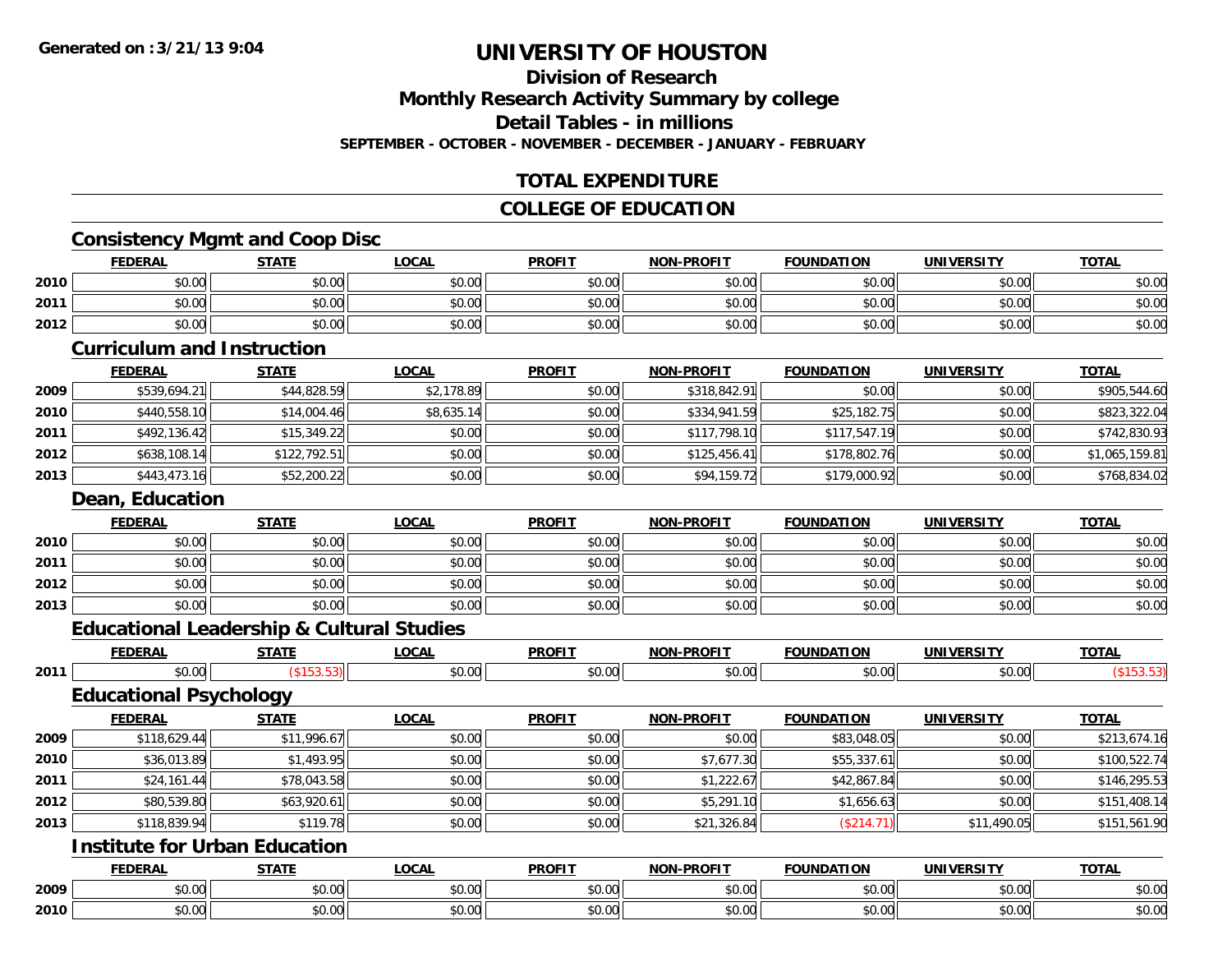Generated on :3/21/13 9:04

# UNIVERSITY OF HOUSTON

## Division of Research
## Monthly Research Activity Summary by college
## Detail Tables - in millions
### SEPTEMBER - OCTOBER - NOVEMBER - DECEMBER - JANUARY - FEBRUARY

## TOTAL EXPENDITURE

## COLLEGE OF EDUCATION

### Consistency Mgmt and Coop Disc

| | FEDERAL | STATE | LOCAL | PROFIT | NON-PROFIT | FOUNDATION | UNIVERSITY | TOTAL |
|---|---|---|---|---|---|---|---|---|
| 2010 | $0.00 | $0.00 | $0.00 | $0.00 | $0.00 | $0.00 | $0.00 | $0.00 |
| 2011 | $0.00 | $0.00 | $0.00 | $0.00 | $0.00 | $0.00 | $0.00 | $0.00 |
| 2012 | $0.00 | $0.00 | $0.00 | $0.00 | $0.00 | $0.00 | $0.00 | $0.00 |

### Curriculum and Instruction

| | FEDERAL | STATE | LOCAL | PROFIT | NON-PROFIT | FOUNDATION | UNIVERSITY | TOTAL |
|---|---|---|---|---|---|---|---|---|
| 2009 | $539,694.21 | $44,828.59 | $2,178.89 | $0.00 | $318,842.91 | $0.00 | $0.00 | $905,544.60 |
| 2010 | $440,558.10 | $14,004.46 | $8,635.14 | $0.00 | $334,941.59 | $25,182.75 | $0.00 | $823,322.04 |
| 2011 | $492,136.42 | $15,349.22 | $0.00 | $0.00 | $117,798.10 | $117,547.19 | $0.00 | $742,830.93 |
| 2012 | $638,108.14 | $122,792.51 | $0.00 | $0.00 | $125,456.41 | $178,802.76 | $0.00 | $1,065,159.81 |
| 2013 | $443,473.16 | $52,200.22 | $0.00 | $0.00 | $94,159.72 | $179,000.92 | $0.00 | $768,834.02 |

### Dean, Education

| | FEDERAL | STATE | LOCAL | PROFIT | NON-PROFIT | FOUNDATION | UNIVERSITY | TOTAL |
|---|---|---|---|---|---|---|---|---|
| 2010 | $0.00 | $0.00 | $0.00 | $0.00 | $0.00 | $0.00 | $0.00 | $0.00 |
| 2011 | $0.00 | $0.00 | $0.00 | $0.00 | $0.00 | $0.00 | $0.00 | $0.00 |
| 2012 | $0.00 | $0.00 | $0.00 | $0.00 | $0.00 | $0.00 | $0.00 | $0.00 |
| 2013 | $0.00 | $0.00 | $0.00 | $0.00 | $0.00 | $0.00 | $0.00 | $0.00 |

### Educational Leadership & Cultural Studies

| | FEDERAL | STATE | LOCAL | PROFIT | NON-PROFIT | FOUNDATION | UNIVERSITY | TOTAL |
|---|---|---|---|---|---|---|---|---|
| 2011 | $0.00 | ($153.53) | $0.00 | $0.00 | $0.00 | $0.00 | $0.00 | ($153.53) |

### Educational Psychology

| | FEDERAL | STATE | LOCAL | PROFIT | NON-PROFIT | FOUNDATION | UNIVERSITY | TOTAL |
|---|---|---|---|---|---|---|---|---|
| 2009 | $118,629.44 | $11,996.67 | $0.00 | $0.00 | $0.00 | $83,048.05 | $0.00 | $213,674.16 |
| 2010 | $36,013.89 | $1,493.95 | $0.00 | $0.00 | $7,677.30 | $55,337.61 | $0.00 | $100,522.74 |
| 2011 | $24,161.44 | $78,043.58 | $0.00 | $0.00 | $1,222.67 | $42,867.84 | $0.00 | $146,295.53 |
| 2012 | $80,539.80 | $63,920.61 | $0.00 | $0.00 | $5,291.10 | $1,656.63 | $0.00 | $151,408.14 |
| 2013 | $118,839.94 | $119.78 | $0.00 | $0.00 | $21,326.84 | ($214.71) | $11,490.05 | $151,561.90 |

### Institute for Urban Education

| | FEDERAL | STATE | LOCAL | PROFIT | NON-PROFIT | FOUNDATION | UNIVERSITY | TOTAL |
|---|---|---|---|---|---|---|---|---|
| 2009 | $0.00 | $0.00 | $0.00 | $0.00 | $0.00 | $0.00 | $0.00 | $0.00 |
| 2010 | $0.00 | $0.00 | $0.00 | $0.00 | $0.00 | $0.00 | $0.00 | $0.00 |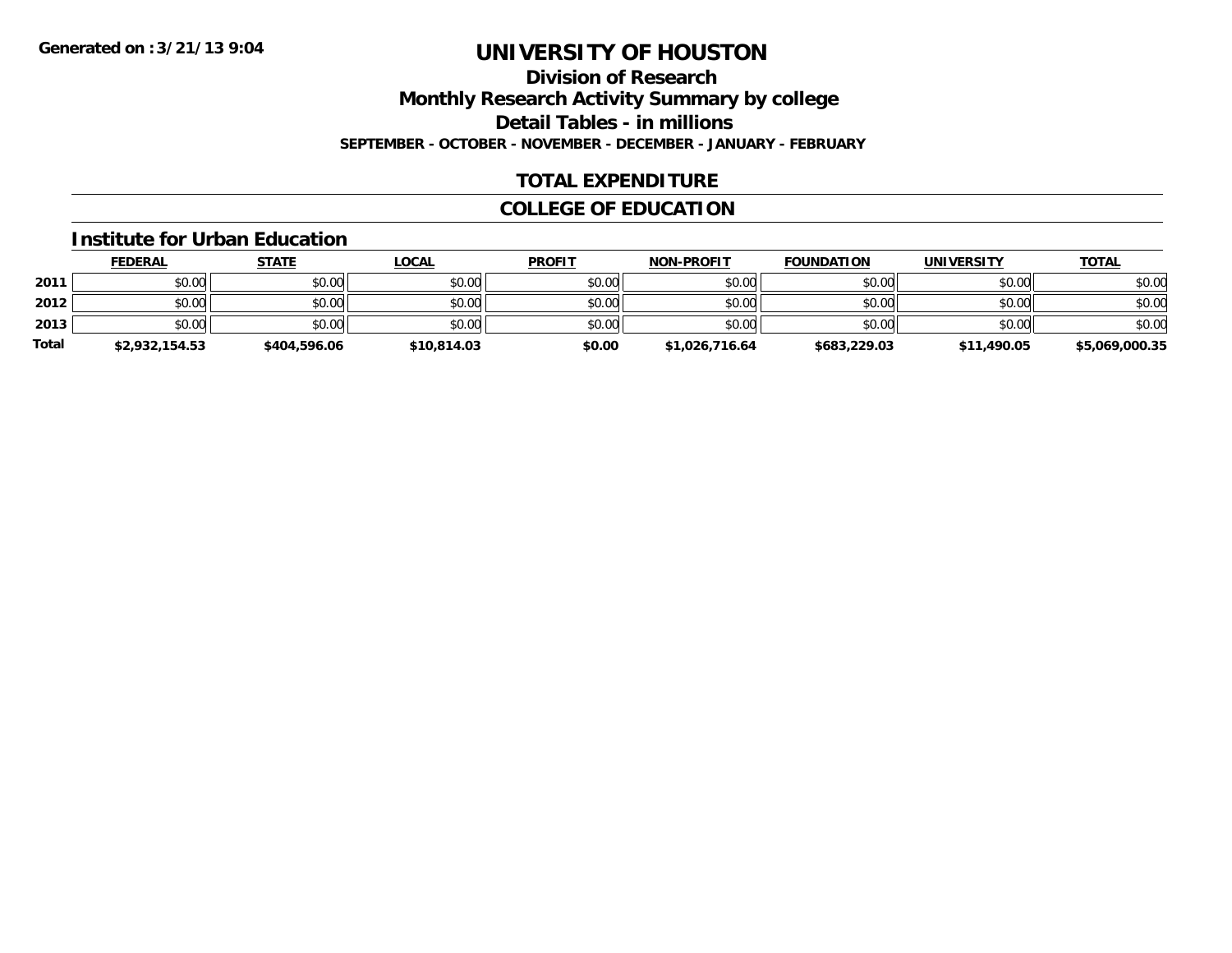Generated on :3/21/13 9:04

# UNIVERSITY OF HOUSTON

## Division of Research

## Monthly Research Activity Summary by college

## Detail Tables - in millions

**SEPTEMBER - OCTOBER - NOVEMBER - DECEMBER - JANUARY - FEBRUARY**

## TOTAL EXPENDITURE

## COLLEGE OF EDUCATION

### Institute for Urban Education

| | FEDERAL | STATE | LOCAL | PROFIT | NON-PROFIT | FOUNDATION | UNIVERSITY | TOTAL |
|---|---|---|---|---|---|---|---|---|
| 2011 | $0.00 | $0.00 | $0.00 | $0.00 | $0.00 | $0.00 | $0.00 | $0.00 |
| 2012 | $0.00 | $0.00 | $0.00 | $0.00 | $0.00 | $0.00 | $0.00 | $0.00 |
| 2013 | $0.00 | $0.00 | $0.00 | $0.00 | $0.00 | $0.00 | $0.00 | $0.00 |
| **Total** | **$2,932,154.53** | **$404,596.06** | **$10,814.03** | **$0.00** | **$1,026,716.64** | **$683,229.03** | **$11,490.05** | **$5,069,000.35** |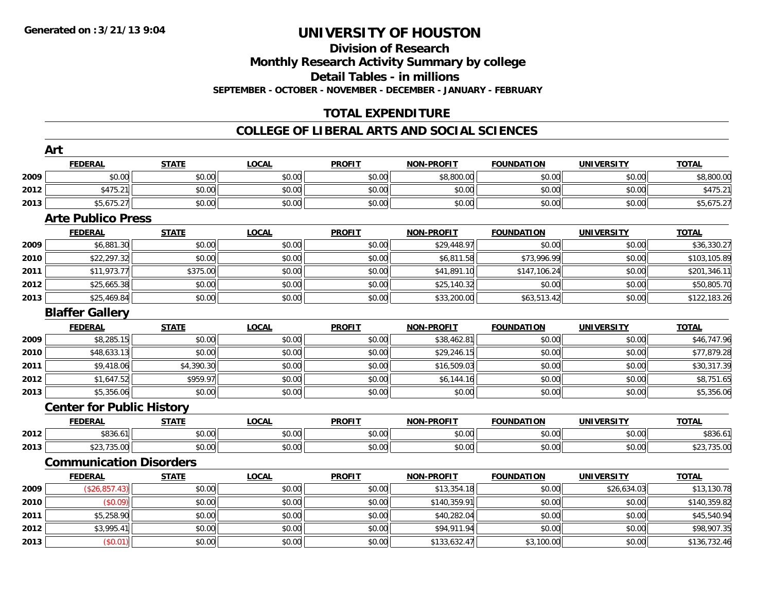Generated on :3/21/13 9:04

# UNIVERSITY OF HOUSTON

## Division of Research

## Monthly Research Activity Summary by college

## Detail Tables - in millions

**SEPTEMBER - OCTOBER - NOVEMBER - DECEMBER - JANUARY - FEBRUARY**

## TOTAL EXPENDITURE

## COLLEGE OF LIBERAL ARTS AND SOCIAL SCIENCES

### Art

| | FEDERAL | STATE | LOCAL | PROFIT | NON-PROFIT | FOUNDATION | UNIVERSITY | TOTAL |
|---|---|---|---|---|---|---|---|---|
| 2009 | $0.00 | $0.00 | $0.00 | $0.00 | $8,800.00 | $0.00 | $0.00 | $8,800.00 |
| 2012 | $475.21 | $0.00 | $0.00 | $0.00 | $0.00 | $0.00 | $0.00 | $475.21 |
| 2013 | $5,675.27 | $0.00 | $0.00 | $0.00 | $0.00 | $0.00 | $0.00 | $5,675.27 |

### Arte Publico Press

| | FEDERAL | STATE | LOCAL | PROFIT | NON-PROFIT | FOUNDATION | UNIVERSITY | TOTAL |
|---|---|---|---|---|---|---|---|---|
| 2009 | $6,881.30 | $0.00 | $0.00 | $0.00 | $29,448.97 | $0.00 | $0.00 | $36,330.27 |
| 2010 | $22,297.32 | $0.00 | $0.00 | $0.00 | $6,811.58 | $73,996.99 | $0.00 | $103,105.89 |
| 2011 | $11,973.77 | $375.00 | $0.00 | $0.00 | $41,891.10 | $147,106.24 | $0.00 | $201,346.11 |
| 2012 | $25,665.38 | $0.00 | $0.00 | $0.00 | $25,140.32 | $0.00 | $0.00 | $50,805.70 |
| 2013 | $25,469.84 | $0.00 | $0.00 | $0.00 | $33,200.00 | $63,513.42 | $0.00 | $122,183.26 |

### Blaffer Gallery

| | FEDERAL | STATE | LOCAL | PROFIT | NON-PROFIT | FOUNDATION | UNIVERSITY | TOTAL |
|---|---|---|---|---|---|---|---|---|
| 2009 | $8,285.15 | $0.00 | $0.00 | $0.00 | $38,462.81 | $0.00 | $0.00 | $46,747.96 |
| 2010 | $48,633.13 | $0.00 | $0.00 | $0.00 | $29,246.15 | $0.00 | $0.00 | $77,879.28 |
| 2011 | $9,418.06 | $4,390.30 | $0.00 | $0.00 | $16,509.03 | $0.00 | $0.00 | $30,317.39 |
| 2012 | $1,647.52 | $959.97 | $0.00 | $0.00 | $6,144.16 | $0.00 | $0.00 | $8,751.65 |
| 2013 | $5,356.06 | $0.00 | $0.00 | $0.00 | $0.00 | $0.00 | $0.00 | $5,356.06 |

### Center for Public History

| | FEDERAL | STATE | LOCAL | PROFIT | NON-PROFIT | FOUNDATION | UNIVERSITY | TOTAL |
|---|---|---|---|---|---|---|---|---|
| 2012 | $836.61 | $0.00 | $0.00 | $0.00 | $0.00 | $0.00 | $0.00 | $836.61 |
| 2013 | $23,735.00 | $0.00 | $0.00 | $0.00 | $0.00 | $0.00 | $0.00 | $23,735.00 |

### Communication Disorders

| | FEDERAL | STATE | LOCAL | PROFIT | NON-PROFIT | FOUNDATION | UNIVERSITY | TOTAL |
|---|---|---|---|---|---|---|---|---|
| 2009 | ($26,857.43) | $0.00 | $0.00 | $0.00 | $13,354.18 | $0.00 | $26,634.03 | $13,130.78 |
| 2010 | ($0.09) | $0.00 | $0.00 | $0.00 | $140,359.91 | $0.00 | $0.00 | $140,359.82 |
| 2011 | $5,258.90 | $0.00 | $0.00 | $0.00 | $40,282.04 | $0.00 | $0.00 | $45,540.94 |
| 2012 | $3,995.41 | $0.00 | $0.00 | $0.00 | $94,911.94 | $0.00 | $0.00 | $98,907.35 |
| 2013 | ($0.01) | $0.00 | $0.00 | $0.00 | $133,632.47 | $3,100.00 | $0.00 | $136,732.46 |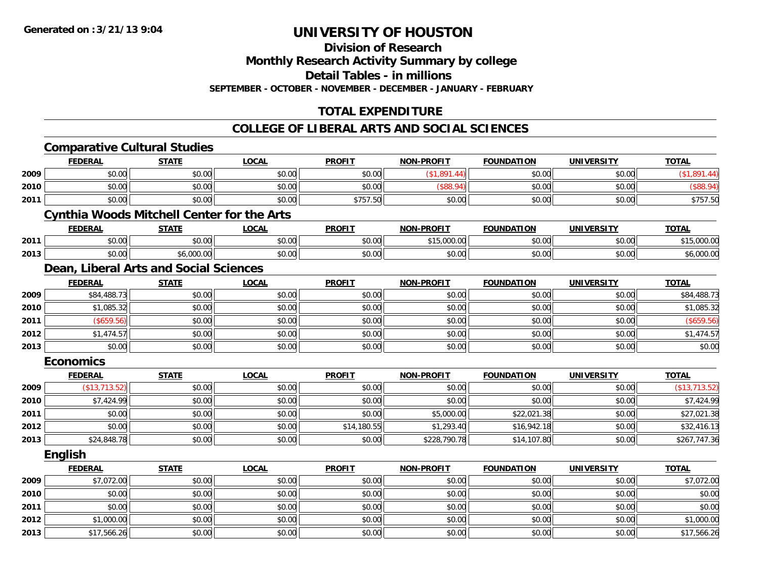Generated on :3/21/13 9:04

# UNIVERSITY OF HOUSTON

## Division of Research

## Monthly Research Activity Summary by college

## Detail Tables - in millions

SEPTEMBER - OCTOBER - NOVEMBER - DECEMBER - JANUARY - FEBRUARY

## TOTAL EXPENDITURE

## COLLEGE OF LIBERAL ARTS AND SOCIAL SCIENCES

### Comparative Cultural Studies

| | FEDERAL | STATE | LOCAL | PROFIT | NON-PROFIT | FOUNDATION | UNIVERSITY | TOTAL |
|---|---|---|---|---|---|---|---|---|
| 2009 | $0.00 | $0.00 | $0.00 | $0.00 | ($1,891.44) | $0.00 | $0.00 | ($1,891.44) |
| 2010 | $0.00 | $0.00 | $0.00 | $0.00 | ($88.94) | $0.00 | $0.00 | ($88.94) |
| 2011 | $0.00 | $0.00 | $0.00 | $757.50 | $0.00 | $0.00 | $0.00 | $757.50 |

### Cynthia Woods Mitchell Center for the Arts

| | FEDERAL | STATE | LOCAL | PROFIT | NON-PROFIT | FOUNDATION | UNIVERSITY | TOTAL |
|---|---|---|---|---|---|---|---|---|
| 2011 | $0.00 | $0.00 | $0.00 | $0.00 | $15,000.00 | $0.00 | $0.00 | $15,000.00 |
| 2013 | $0.00 | $6,000.00 | $0.00 | $0.00 | $0.00 | $0.00 | $0.00 | $6,000.00 |

### Dean, Liberal Arts and Social Sciences

| | FEDERAL | STATE | LOCAL | PROFIT | NON-PROFIT | FOUNDATION | UNIVERSITY | TOTAL |
|---|---|---|---|---|---|---|---|---|
| 2009 | $84,488.73 | $0.00 | $0.00 | $0.00 | $0.00 | $0.00 | $0.00 | $84,488.73 |
| 2010 | $1,085.32 | $0.00 | $0.00 | $0.00 | $0.00 | $0.00 | $0.00 | $1,085.32 |
| 2011 | ($659.56) | $0.00 | $0.00 | $0.00 | $0.00 | $0.00 | $0.00 | ($659.56) |
| 2012 | $1,474.57 | $0.00 | $0.00 | $0.00 | $0.00 | $0.00 | $0.00 | $1,474.57 |
| 2013 | $0.00 | $0.00 | $0.00 | $0.00 | $0.00 | $0.00 | $0.00 | $0.00 |

### Economics

| | FEDERAL | STATE | LOCAL | PROFIT | NON-PROFIT | FOUNDATION | UNIVERSITY | TOTAL |
|---|---|---|---|---|---|---|---|---|
| 2009 | ($13,713.52) | $0.00 | $0.00 | $0.00 | $0.00 | $0.00 | $0.00 | ($13,713.52) |
| 2010 | $7,424.99 | $0.00 | $0.00 | $0.00 | $0.00 | $0.00 | $0.00 | $7,424.99 |
| 2011 | $0.00 | $0.00 | $0.00 | $0.00 | $5,000.00 | $22,021.38 | $0.00 | $27,021.38 |
| 2012 | $0.00 | $0.00 | $0.00 | $14,180.55 | $1,293.40 | $16,942.18 | $0.00 | $32,416.13 |
| 2013 | $24,848.78 | $0.00 | $0.00 | $0.00 | $228,790.78 | $14,107.80 | $0.00 | $267,747.36 |

### English

| | FEDERAL | STATE | LOCAL | PROFIT | NON-PROFIT | FOUNDATION | UNIVERSITY | TOTAL |
|---|---|---|---|---|---|---|---|---|
| 2009 | $7,072.00 | $0.00 | $0.00 | $0.00 | $0.00 | $0.00 | $0.00 | $7,072.00 |
| 2010 | $0.00 | $0.00 | $0.00 | $0.00 | $0.00 | $0.00 | $0.00 | $0.00 |
| 2011 | $0.00 | $0.00 | $0.00 | $0.00 | $0.00 | $0.00 | $0.00 | $0.00 |
| 2012 | $1,000.00 | $0.00 | $0.00 | $0.00 | $0.00 | $0.00 | $0.00 | $1,000.00 |
| 2013 | $17,566.26 | $0.00 | $0.00 | $0.00 | $0.00 | $0.00 | $0.00 | $17,566.26 |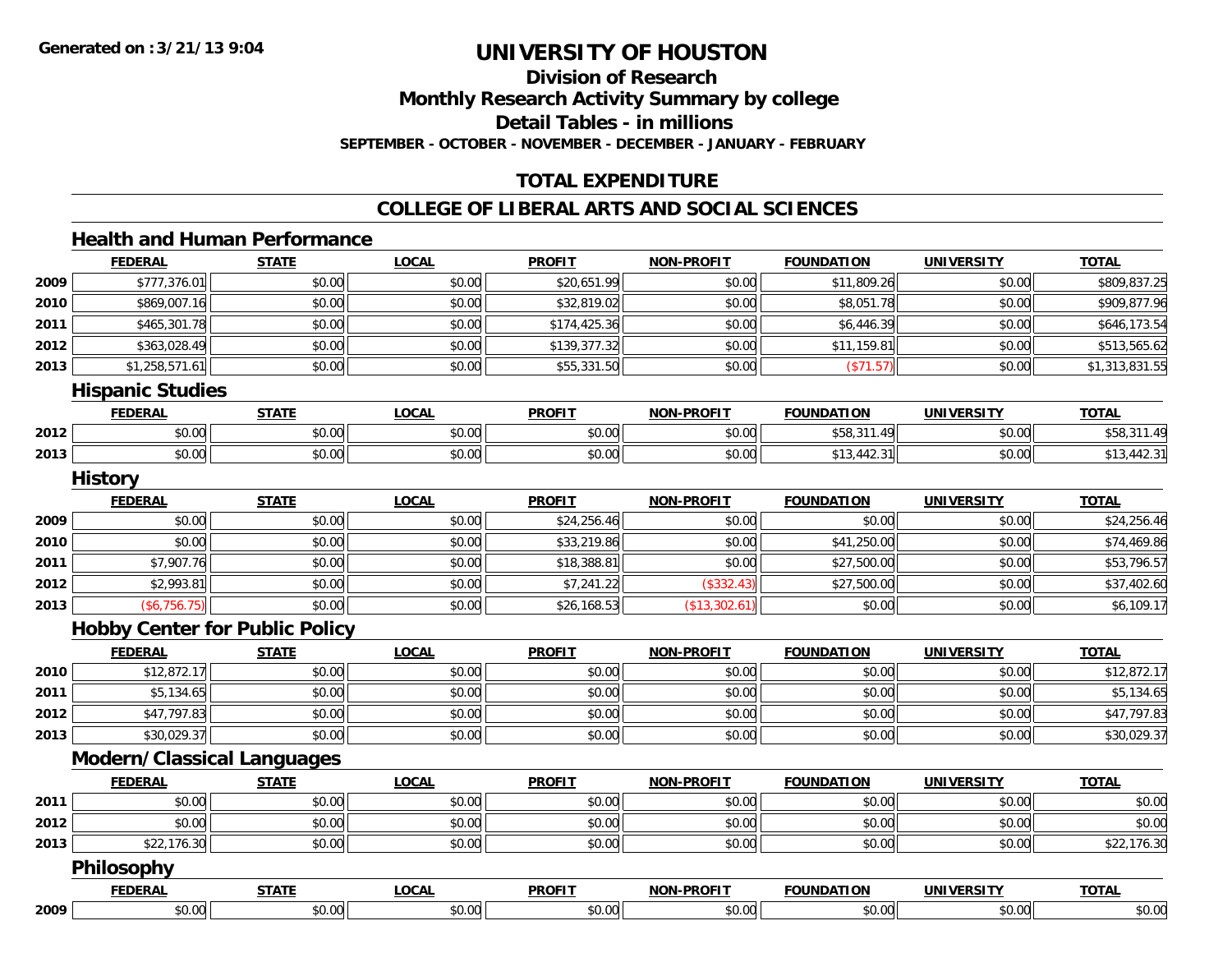Generated on :3/21/13 9:04

# UNIVERSITY OF HOUSTON

## Division of Research

## Monthly Research Activity Summary by college

## Detail Tables - in millions

### SEPTEMBER - OCTOBER - NOVEMBER - DECEMBER - JANUARY - FEBRUARY

## TOTAL EXPENDITURE

## COLLEGE OF LIBERAL ARTS AND SOCIAL SCIENCES

### Health and Human Performance

| | FEDERAL | STATE | LOCAL | PROFIT | NON-PROFIT | FOUNDATION | UNIVERSITY | TOTAL |
|---|---|---|---|---|---|---|---|---|
| 2009 | $777,376.01 | $0.00 | $0.00 | $20,651.99 | $0.00 | $11,809.26 | $0.00 | $809,837.25 |
| 2010 | $869,007.16 | $0.00 | $0.00 | $32,819.02 | $0.00 | $8,051.78 | $0.00 | $909,877.96 |
| 2011 | $465,301.78 | $0.00 | $0.00 | $174,425.36 | $0.00 | $6,446.39 | $0.00 | $646,173.54 |
| 2012 | $363,028.49 | $0.00 | $0.00 | $139,377.32 | $0.00 | $11,159.81 | $0.00 | $513,565.62 |
| 2013 | $1,258,571.61 | $0.00 | $0.00 | $55,331.50 | $0.00 | ($71.57) | $0.00 | $1,313,831.55 |

### Hispanic Studies

| | FEDERAL | STATE | LOCAL | PROFIT | NON-PROFIT | FOUNDATION | UNIVERSITY | TOTAL |
|---|---|---|---|---|---|---|---|---|
| 2012 | $0.00 | $0.00 | $0.00 | $0.00 | $0.00 | $58,311.49 | $0.00 | $58,311.49 |
| 2013 | $0.00 | $0.00 | $0.00 | $0.00 | $0.00 | $13,442.31 | $0.00 | $13,442.31 |

### History

| | FEDERAL | STATE | LOCAL | PROFIT | NON-PROFIT | FOUNDATION | UNIVERSITY | TOTAL |
|---|---|---|---|---|---|---|---|---|
| 2009 | $0.00 | $0.00 | $0.00 | $24,256.46 | $0.00 | $0.00 | $0.00 | $24,256.46 |
| 2010 | $0.00 | $0.00 | $0.00 | $33,219.86 | $0.00 | $41,250.00 | $0.00 | $74,469.86 |
| 2011 | $7,907.76 | $0.00 | $0.00 | $18,388.81 | $0.00 | $27,500.00 | $0.00 | $53,796.57 |
| 2012 | $2,993.81 | $0.00 | $0.00 | $7,241.22 | ($332.43) | $27,500.00 | $0.00 | $37,402.60 |
| 2013 | ($6,756.75) | $0.00 | $0.00 | $26,168.53 | ($13,302.61) | $0.00 | $0.00 | $6,109.17 |

### Hobby Center for Public Policy

| | FEDERAL | STATE | LOCAL | PROFIT | NON-PROFIT | FOUNDATION | UNIVERSITY | TOTAL |
|---|---|---|---|---|---|---|---|---|
| 2010 | $12,872.17 | $0.00 | $0.00 | $0.00 | $0.00 | $0.00 | $0.00 | $12,872.17 |
| 2011 | $5,134.65 | $0.00 | $0.00 | $0.00 | $0.00 | $0.00 | $0.00 | $5,134.65 |
| 2012 | $47,797.83 | $0.00 | $0.00 | $0.00 | $0.00 | $0.00 | $0.00 | $47,797.83 |
| 2013 | $30,029.37 | $0.00 | $0.00 | $0.00 | $0.00 | $0.00 | $0.00 | $30,029.37 |

### Modern/Classical Languages

| | FEDERAL | STATE | LOCAL | PROFIT | NON-PROFIT | FOUNDATION | UNIVERSITY | TOTAL |
|---|---|---|---|---|---|---|---|---|
| 2011 | $0.00 | $0.00 | $0.00 | $0.00 | $0.00 | $0.00 | $0.00 | $0.00 |
| 2012 | $0.00 | $0.00 | $0.00 | $0.00 | $0.00 | $0.00 | $0.00 | $0.00 |
| 2013 | $22,176.30 | $0.00 | $0.00 | $0.00 | $0.00 | $0.00 | $0.00 | $22,176.30 |

### Philosophy

| | FEDERAL | STATE | LOCAL | PROFIT | NON-PROFIT | FOUNDATION | UNIVERSITY | TOTAL |
|---|---|---|---|---|---|---|---|---|
| 2009 | $0.00 | $0.00 | $0.00 | $0.00 | $0.00 | $0.00 | $0.00 | $0.00 |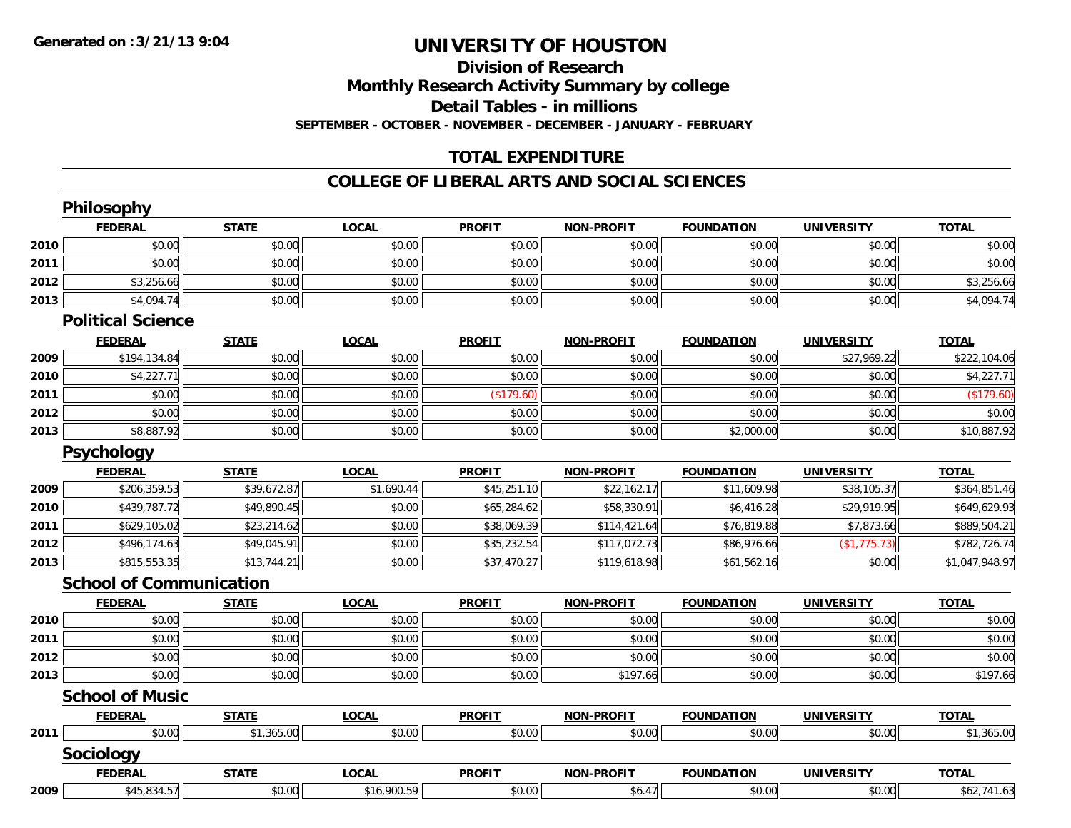# UNIVERSITY OF HOUSTON

## Division of Research

## Monthly Research Activity Summary by college

## Detail Tables - in millions

**SEPTEMBER - OCTOBER - NOVEMBER - DECEMBER - JANUARY - FEBRUARY**

## TOTAL EXPENDITURE

## COLLEGE OF LIBERAL ARTS AND SOCIAL SCIENCES

### Philosophy

| | FEDERAL | STATE | LOCAL | PROFIT | NON-PROFIT | FOUNDATION | UNIVERSITY | TOTAL |
|---|---|---|---|---|---|---|---|---|
| 2010 | $0.00 | $0.00 | $0.00 | $0.00 | $0.00 | $0.00 | $0.00 | $0.00 |
| 2011 | $0.00 | $0.00 | $0.00 | $0.00 | $0.00 | $0.00 | $0.00 | $0.00 |
| 2012 | $3,256.66 | $0.00 | $0.00 | $0.00 | $0.00 | $0.00 | $0.00 | $3,256.66 |
| 2013 | $4,094.74 | $0.00 | $0.00 | $0.00 | $0.00 | $0.00 | $0.00 | $4,094.74 |

### Political Science

| | FEDERAL | STATE | LOCAL | PROFIT | NON-PROFIT | FOUNDATION | UNIVERSITY | TOTAL |
|---|---|---|---|---|---|---|---|---|
| 2009 | $194,134.84 | $0.00 | $0.00 | $0.00 | $0.00 | $0.00 | $27,969.22 | $222,104.06 |
| 2010 | $4,227.71 | $0.00 | $0.00 | $0.00 | $0.00 | $0.00 | $0.00 | $4,227.71 |
| 2011 | $0.00 | $0.00 | $0.00 | ($179.60) | $0.00 | $0.00 | $0.00 | ($179.60) |
| 2012 | $0.00 | $0.00 | $0.00 | $0.00 | $0.00 | $0.00 | $0.00 | $0.00 |
| 2013 | $8,887.92 | $0.00 | $0.00 | $0.00 | $0.00 | $2,000.00 | $0.00 | $10,887.92 |

### Psychology

| | FEDERAL | STATE | LOCAL | PROFIT | NON-PROFIT | FOUNDATION | UNIVERSITY | TOTAL |
|---|---|---|---|---|---|---|---|---|
| 2009 | $206,359.53 | $39,672.87 | $1,690.44 | $45,251.10 | $22,162.17 | $11,609.98 | $38,105.37 | $364,851.46 |
| 2010 | $439,787.72 | $49,890.45 | $0.00 | $65,284.62 | $58,330.91 | $6,416.28 | $29,919.95 | $649,629.93 |
| 2011 | $629,105.02 | $23,214.62 | $0.00 | $38,069.39 | $114,421.64 | $76,819.88 | $7,873.66 | $889,504.21 |
| 2012 | $496,174.63 | $49,045.91 | $0.00 | $35,232.54 | $117,072.73 | $86,976.66 | ($1,775.73) | $782,726.74 |
| 2013 | $815,553.35 | $13,744.21 | $0.00 | $37,470.27 | $119,618.98 | $61,562.16 | $0.00 | $1,047,948.97 |

### School of Communication

| | FEDERAL | STATE | LOCAL | PROFIT | NON-PROFIT | FOUNDATION | UNIVERSITY | TOTAL |
|---|---|---|---|---|---|---|---|---|
| 2010 | $0.00 | $0.00 | $0.00 | $0.00 | $0.00 | $0.00 | $0.00 | $0.00 |
| 2011 | $0.00 | $0.00 | $0.00 | $0.00 | $0.00 | $0.00 | $0.00 | $0.00 |
| 2012 | $0.00 | $0.00 | $0.00 | $0.00 | $0.00 | $0.00 | $0.00 | $0.00 |
| 2013 | $0.00 | $0.00 | $0.00 | $0.00 | $197.66 | $0.00 | $0.00 | $197.66 |

### School of Music

| | FEDERAL | STATE | LOCAL | PROFIT | NON-PROFIT | FOUNDATION | UNIVERSITY | TOTAL |
|---|---|---|---|---|---|---|---|---|
| 2011 | $0.00 | $1,365.00 | $0.00 | $0.00 | $0.00 | $0.00 | $0.00 | $1,365.00 |

### Sociology

| | FEDERAL | STATE | LOCAL | PROFIT | NON-PROFIT | FOUNDATION | UNIVERSITY | TOTAL |
|---|---|---|---|---|---|---|---|---|
| 2009 | $45,834.57 | $0.00 | $16,900.59 | $0.00 | $6.47 | $0.00 | $0.00 | $62,741.63 |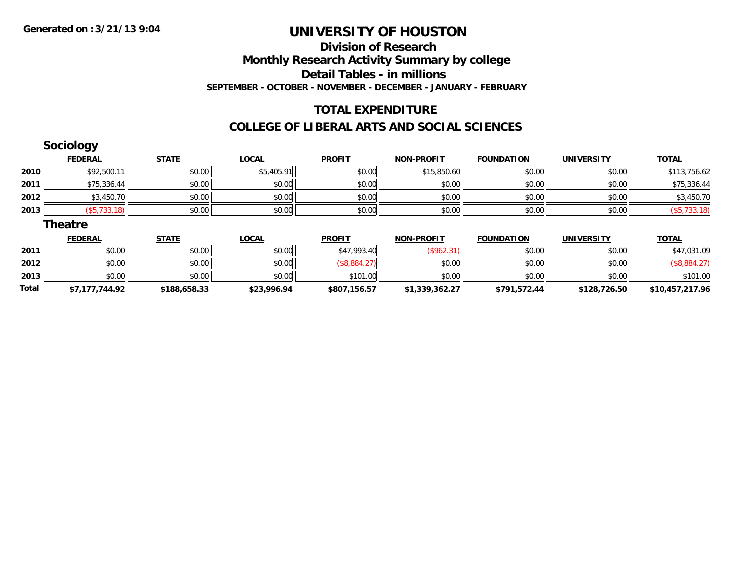# UNIVERSITY OF HOUSTON

**Generated on :3/21/13 9:04**

## Division of Research
## Monthly Research Activity Summary by college
## Detail Tables - in millions
### SEPTEMBER - OCTOBER - NOVEMBER - DECEMBER - JANUARY - FEBRUARY

## TOTAL EXPENDITURE

## COLLEGE OF LIBERAL ARTS AND SOCIAL SCIENCES

### Sociology

| | FEDERAL | STATE | LOCAL | PROFIT | NON-PROFIT | FOUNDATION | UNIVERSITY | TOTAL |
|---|---|---|---|---|---|---|---|---|
| 2010 | $92,500.11 | $0.00 | $5,405.91 | $0.00 | $15,850.60 | $0.00 | $0.00 | $113,756.62 |
| 2011 | $75,336.44 | $0.00 | $0.00 | $0.00 | $0.00 | $0.00 | $0.00 | $75,336.44 |
| 2012 | $3,450.70 | $0.00 | $0.00 | $0.00 | $0.00 | $0.00 | $0.00 | $3,450.70 |
| 2013 | ($5,733.18) | $0.00 | $0.00 | $0.00 | $0.00 | $0.00 | $0.00 | ($5,733.18) |

### Theatre

| | FEDERAL | STATE | LOCAL | PROFIT | NON-PROFIT | FOUNDATION | UNIVERSITY | TOTAL |
|---|---|---|---|---|---|---|---|---|
| 2011 | $0.00 | $0.00 | $0.00 | $47,993.40 | ($962.31) | $0.00 | $0.00 | $47,031.09 |
| 2012 | $0.00 | $0.00 | $0.00 | ($8,884.27) | $0.00 | $0.00 | $0.00 | ($8,884.27) |
| 2013 | $0.00 | $0.00 | $0.00 | $101.00 | $0.00 | $0.00 | $0.00 | $101.00 |
| **Total** | **$7,177,744.92** | **$188,658.33** | **$23,996.94** | **$807,156.57** | **$1,339,362.27** | **$791,572.44** | **$128,726.50** | **$10,457,217.96** |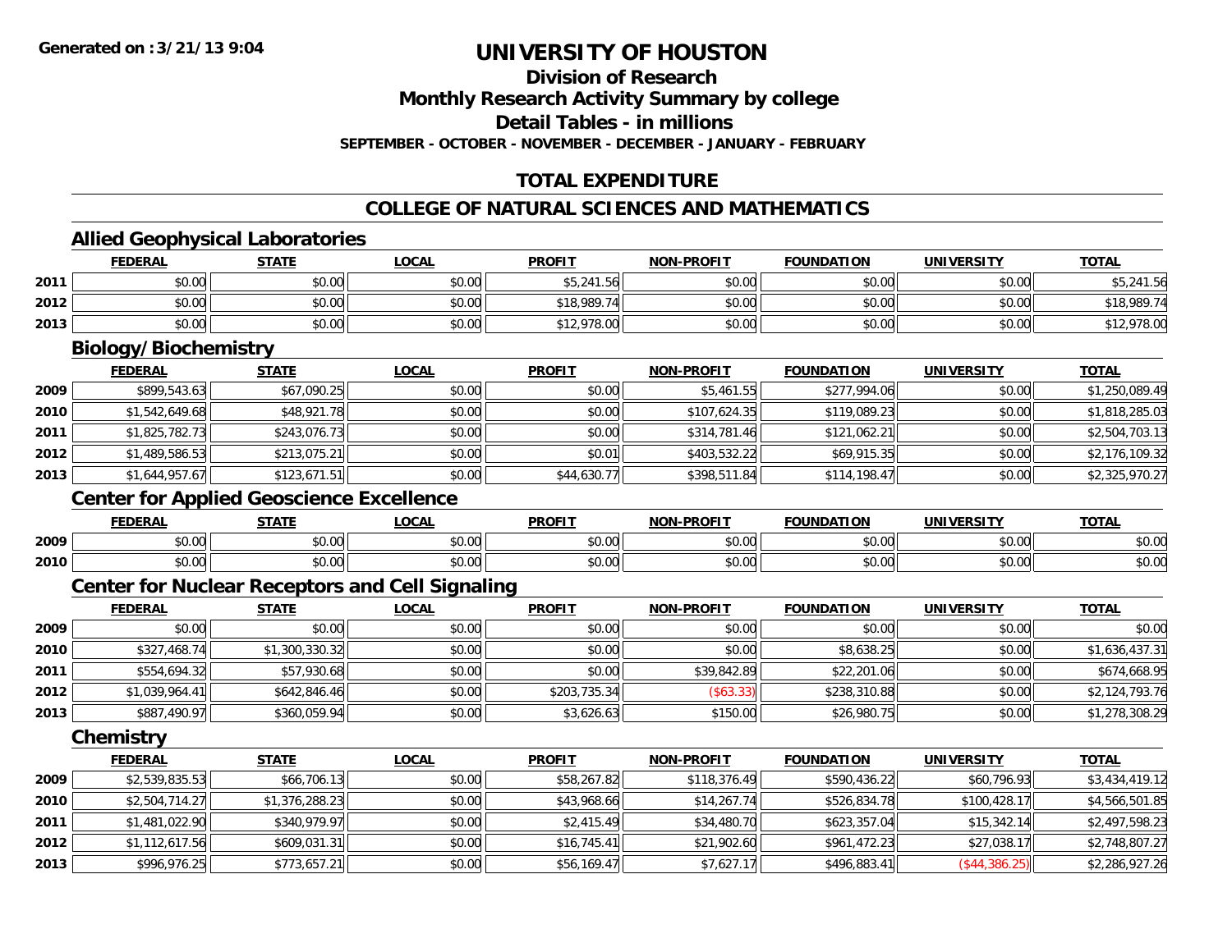# UNIVERSITY OF HOUSTON

## Division of Research
## Monthly Research Activity Summary by college
## Detail Tables - in millions

**SEPTEMBER - OCTOBER - NOVEMBER - DECEMBER - JANUARY - FEBRUARY**

## TOTAL EXPENDITURE

## COLLEGE OF NATURAL SCIENCES AND MATHEMATICS

### Allied Geophysical Laboratories

| | FEDERAL | STATE | LOCAL | PROFIT | NON-PROFIT | FOUNDATION | UNIVERSITY | TOTAL |
|---|---|---|---|---|---|---|---|---|
| 2011 | $0.00 | $0.00 | $0.00 | $5,241.56 | $0.00 | $0.00 | $0.00 | $5,241.56 |
| 2012 | $0.00 | $0.00 | $0.00 | $18,989.74 | $0.00 | $0.00 | $0.00 | $18,989.74 |
| 2013 | $0.00 | $0.00 | $0.00 | $12,978.00 | $0.00 | $0.00 | $0.00 | $12,978.00 |

### Biology/Biochemistry

| | FEDERAL | STATE | LOCAL | PROFIT | NON-PROFIT | FOUNDATION | UNIVERSITY | TOTAL |
|---|---|---|---|---|---|---|---|---|
| 2009 | $899,543.63 | $67,090.25 | $0.00 | $0.00 | $5,461.55 | $277,994.06 | $0.00 | $1,250,089.49 |
| 2010 | $1,542,649.68 | $48,921.78 | $0.00 | $0.00 | $107,624.35 | $119,089.23 | $0.00 | $1,818,285.03 |
| 2011 | $1,825,782.73 | $243,076.73 | $0.00 | $0.00 | $314,781.46 | $121,062.21 | $0.00 | $2,504,703.13 |
| 2012 | $1,489,586.53 | $213,075.21 | $0.00 | $0.01 | $403,532.22 | $69,915.35 | $0.00 | $2,176,109.32 |
| 2013 | $1,644,957.67 | $123,671.51 | $0.00 | $44,630.77 | $398,511.84 | $114,198.47 | $0.00 | $2,325,970.27 |

### Center for Applied Geoscience Excellence

| | FEDERAL | STATE | LOCAL | PROFIT | NON-PROFIT | FOUNDATION | UNIVERSITY | TOTAL |
|---|---|---|---|---|---|---|---|---|
| 2009 | $0.00 | $0.00 | $0.00 | $0.00 | $0.00 | $0.00 | $0.00 | $0.00 |
| 2010 | $0.00 | $0.00 | $0.00 | $0.00 | $0.00 | $0.00 | $0.00 | $0.00 |

### Center for Nuclear Receptors and Cell Signaling

| | FEDERAL | STATE | LOCAL | PROFIT | NON-PROFIT | FOUNDATION | UNIVERSITY | TOTAL |
|---|---|---|---|---|---|---|---|---|
| 2009 | $0.00 | $0.00 | $0.00 | $0.00 | $0.00 | $0.00 | $0.00 | $0.00 |
| 2010 | $327,468.74 | $1,300,330.32 | $0.00 | $0.00 | $0.00 | $8,638.25 | $0.00 | $1,636,437.31 |
| 2011 | $554,694.32 | $57,930.68 | $0.00 | $0.00 | $39,842.89 | $22,201.06 | $0.00 | $674,668.95 |
| 2012 | $1,039,964.41 | $642,846.46 | $0.00 | $203,735.34 | ($63.33) | $238,310.88 | $0.00 | $2,124,793.76 |
| 2013 | $887,490.97 | $360,059.94 | $0.00 | $3,626.63 | $150.00 | $26,980.75 | $0.00 | $1,278,308.29 |

### Chemistry

| | FEDERAL | STATE | LOCAL | PROFIT | NON-PROFIT | FOUNDATION | UNIVERSITY | TOTAL |
|---|---|---|---|---|---|---|---|---|
| 2009 | $2,539,835.53 | $66,706.13 | $0.00 | $58,267.82 | $118,376.49 | $590,436.22 | $60,796.93 | $3,434,419.12 |
| 2010 | $2,504,714.27 | $1,376,288.23 | $0.00 | $43,968.66 | $14,267.74 | $526,834.78 | $100,428.17 | $4,566,501.85 |
| 2011 | $1,481,022.90 | $340,979.97 | $0.00 | $2,415.49 | $34,480.70 | $623,357.04 | $15,342.14 | $2,497,598.23 |
| 2012 | $1,112,617.56 | $609,031.31 | $0.00 | $16,745.41 | $21,902.60 | $961,472.23 | $27,038.17 | $2,748,807.27 |
| 2013 | $996,976.25 | $773,657.21 | $0.00 | $56,169.47 | $7,627.17 | $496,883.41 | ($44,386.25) | $2,286,927.26 |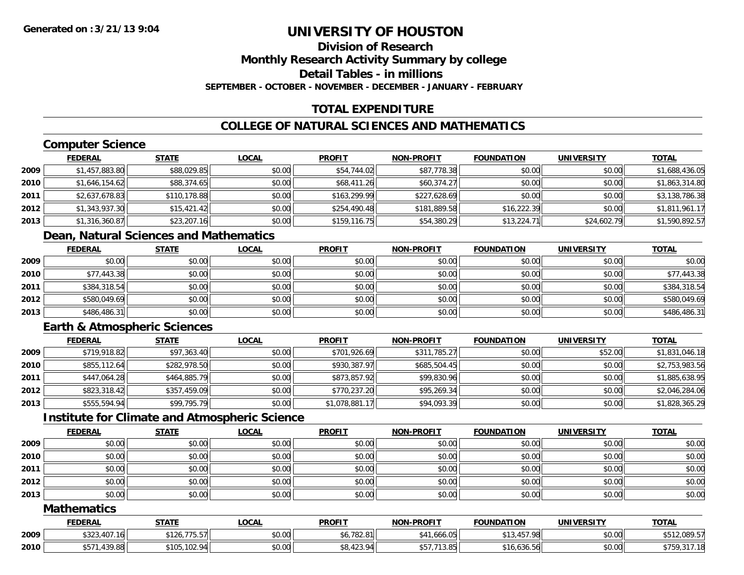**Generated on :3/21/13 9:04**

# UNIVERSITY OF HOUSTON

## Division of Research
## Monthly Research Activity Summary by college
## Detail Tables - in millions
### SEPTEMBER - OCTOBER - NOVEMBER - DECEMBER - JANUARY - FEBRUARY

## TOTAL EXPENDITURE

## COLLEGE OF NATURAL SCIENCES AND MATHEMATICS

### Computer Science

| | FEDERAL | STATE | LOCAL | PROFIT | NON-PROFIT | FOUNDATION | UNIVERSITY | TOTAL |
|---|---|---|---|---|---|---|---|---|
| 2009 | $1,457,883.80 | $88,029.85 | $0.00 | $54,744.02 | $87,778.38 | $0.00 | $0.00 | $1,688,436.05 |
| 2010 | $1,646,154.62 | $88,374.65 | $0.00 | $68,411.26 | $60,374.27 | $0.00 | $0.00 | $1,863,314.80 |
| 2011 | $2,637,678.83 | $110,178.88 | $0.00 | $163,299.99 | $227,628.69 | $0.00 | $0.00 | $3,138,786.38 |
| 2012 | $1,343,937.30 | $15,421.42 | $0.00 | $254,490.48 | $181,889.58 | $16,222.39 | $0.00 | $1,811,961.17 |
| 2013 | $1,316,360.87 | $23,207.16 | $0.00 | $159,116.75 | $54,380.29 | $13,224.71 | $24,602.79 | $1,590,892.57 |

### Dean, Natural Sciences and Mathematics

| | FEDERAL | STATE | LOCAL | PROFIT | NON-PROFIT | FOUNDATION | UNIVERSITY | TOTAL |
|---|---|---|---|---|---|---|---|---|
| 2009 | $0.00 | $0.00 | $0.00 | $0.00 | $0.00 | $0.00 | $0.00 | $0.00 |
| 2010 | $77,443.38 | $0.00 | $0.00 | $0.00 | $0.00 | $0.00 | $0.00 | $77,443.38 |
| 2011 | $384,318.54 | $0.00 | $0.00 | $0.00 | $0.00 | $0.00 | $0.00 | $384,318.54 |
| 2012 | $580,049.69 | $0.00 | $0.00 | $0.00 | $0.00 | $0.00 | $0.00 | $580,049.69 |
| 2013 | $486,486.31 | $0.00 | $0.00 | $0.00 | $0.00 | $0.00 | $0.00 | $486,486.31 |

### Earth & Atmospheric Sciences

| | FEDERAL | STATE | LOCAL | PROFIT | NON-PROFIT | FOUNDATION | UNIVERSITY | TOTAL |
|---|---|---|---|---|---|---|---|---|
| 2009 | $719,918.82 | $97,363.40 | $0.00 | $701,926.69 | $311,785.27 | $0.00 | $52.00 | $1,831,046.18 |
| 2010 | $855,112.64 | $282,978.50 | $0.00 | $930,387.97 | $685,504.45 | $0.00 | $0.00 | $2,753,983.56 |
| 2011 | $447,064.28 | $464,885.79 | $0.00 | $873,857.92 | $99,830.96 | $0.00 | $0.00 | $1,885,638.95 |
| 2012 | $823,318.42 | $357,459.09 | $0.00 | $770,237.20 | $95,269.34 | $0.00 | $0.00 | $2,046,284.06 |
| 2013 | $555,594.94 | $99,795.79 | $0.00 | $1,078,881.17 | $94,093.39 | $0.00 | $0.00 | $1,828,365.29 |

### Institute for Climate and Atmospheric Science

| | FEDERAL | STATE | LOCAL | PROFIT | NON-PROFIT | FOUNDATION | UNIVERSITY | TOTAL |
|---|---|---|---|---|---|---|---|---|
| 2009 | $0.00 | $0.00 | $0.00 | $0.00 | $0.00 | $0.00 | $0.00 | $0.00 |
| 2010 | $0.00 | $0.00 | $0.00 | $0.00 | $0.00 | $0.00 | $0.00 | $0.00 |
| 2011 | $0.00 | $0.00 | $0.00 | $0.00 | $0.00 | $0.00 | $0.00 | $0.00 |
| 2012 | $0.00 | $0.00 | $0.00 | $0.00 | $0.00 | $0.00 | $0.00 | $0.00 |
| 2013 | $0.00 | $0.00 | $0.00 | $0.00 | $0.00 | $0.00 | $0.00 | $0.00 |

### Mathematics

| | FEDERAL | STATE | LOCAL | PROFIT | NON-PROFIT | FOUNDATION | UNIVERSITY | TOTAL |
|---|---|---|---|---|---|---|---|---|
| 2009 | $323,407.16 | $126,775.57 | $0.00 | $6,782.81 | $41,666.05 | $13,457.98 | $0.00 | $512,089.57 |
| 2010 | $571,439.88 | $105,102.94 | $0.00 | $8,423.94 | $57,713.85 | $16,636.56 | $0.00 | $759,317.18 |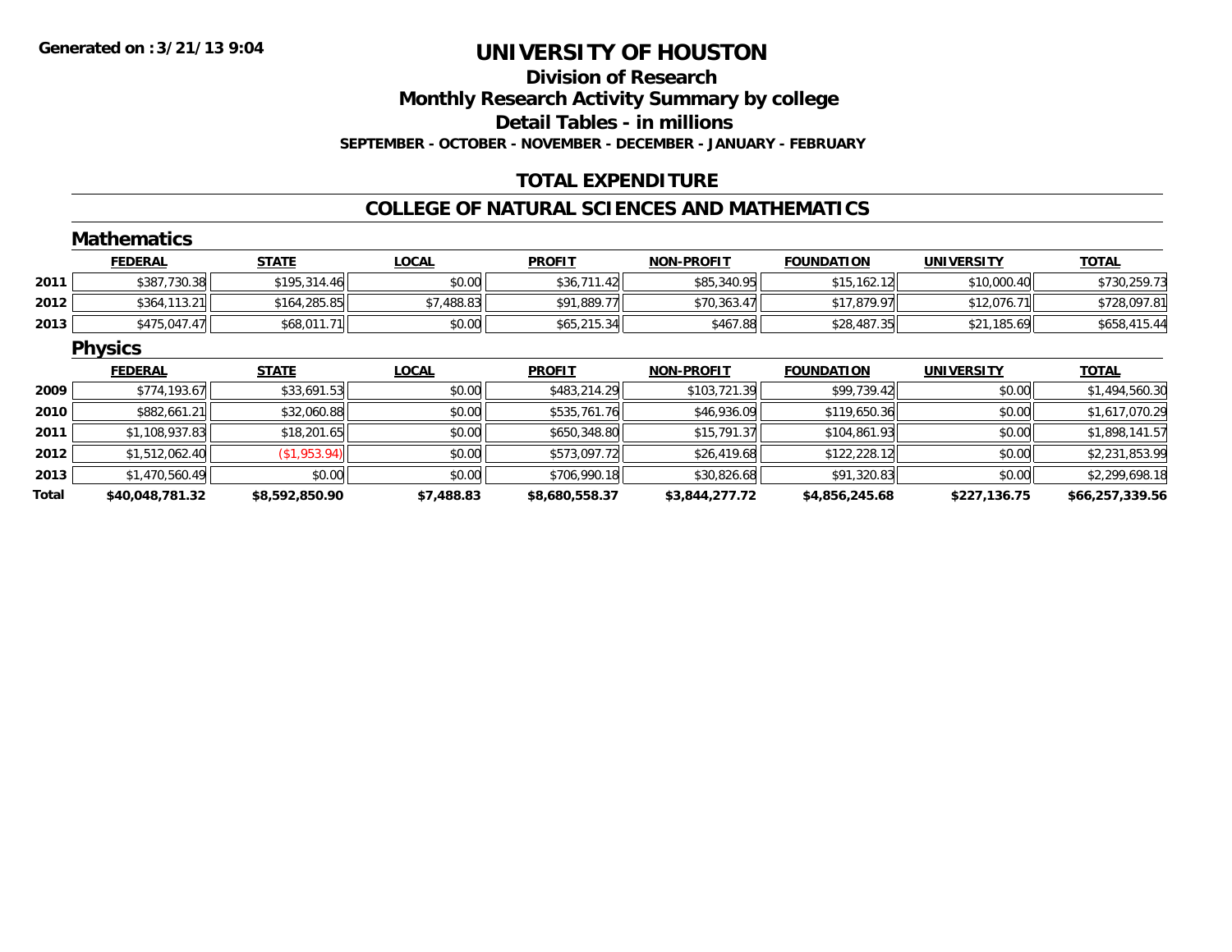# UNIVERSITY OF HOUSTON

## Division of Research
## Monthly Research Activity Summary by college
## Detail Tables - in millions
### SEPTEMBER - OCTOBER - NOVEMBER - DECEMBER - JANUARY - FEBRUARY

## TOTAL EXPENDITURE

## COLLEGE OF NATURAL SCIENCES AND MATHEMATICS

### Mathematics

| | FEDERAL | STATE | LOCAL | PROFIT | NON-PROFIT | FOUNDATION | UNIVERSITY | TOTAL |
|---|---|---|---|---|---|---|---|---|
| 2011 | $387,730.38 | $195,314.46 | $0.00 | $36,711.42 | $85,340.95 | $15,162.12 | $10,000.40 | $730,259.73 |
| 2012 | $364,113.21 | $164,285.85 | $7,488.83 | $91,889.77 | $70,363.47 | $17,879.97 | $12,076.71 | $728,097.81 |
| 2013 | $475,047.47 | $68,011.71 | $0.00 | $65,215.34 | $467.88 | $28,487.35 | $21,185.69 | $658,415.44 |

### Physics

| | FEDERAL | STATE | LOCAL | PROFIT | NON-PROFIT | FOUNDATION | UNIVERSITY | TOTAL |
|---|---|---|---|---|---|---|---|---|
| 2009 | $774,193.67 | $33,691.53 | $0.00 | $483,214.29 | $103,721.39 | $99,739.42 | $0.00 | $1,494,560.30 |
| 2010 | $882,661.21 | $32,060.88 | $0.00 | $535,761.76 | $46,936.09 | $119,650.36 | $0.00 | $1,617,070.29 |
| 2011 | $1,108,937.83 | $18,201.65 | $0.00 | $650,348.80 | $15,791.37 | $104,861.93 | $0.00 | $1,898,141.57 |
| 2012 | $1,512,062.40 | ($1,953.94) | $0.00 | $573,097.72 | $26,419.68 | $122,228.12 | $0.00 | $2,231,853.99 |
| 2013 | $1,470,560.49 | $0.00 | $0.00 | $706,990.18 | $30,826.68 | $91,320.83 | $0.00 | $2,299,698.18 |
| **Total** | **$40,048,781.32** | **$8,592,850.90** | **$7,488.83** | **$8,680,558.37** | **$3,844,277.72** | **$4,856,245.68** | **$227,136.75** | **$66,257,339.56** |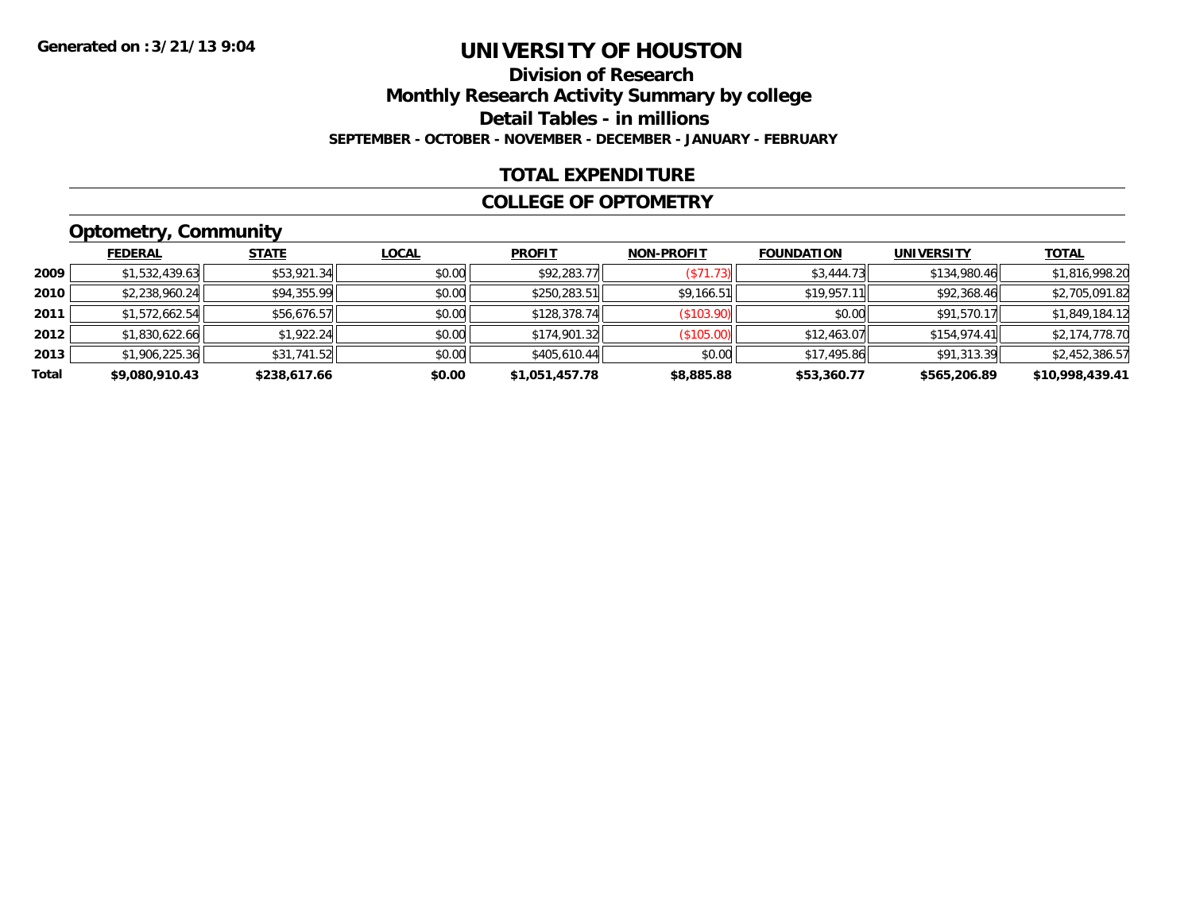**Generated on :3/21/13 9:04**

# UNIVERSITY OF HOUSTON

## Division of Research

## Monthly Research Activity Summary by college

## Detail Tables - in millions

**SEPTEMBER - OCTOBER - NOVEMBER - DECEMBER - JANUARY - FEBRUARY**

## TOTAL EXPENDITURE

## COLLEGE OF OPTOMETRY

### Optometry, Community

| | FEDERAL | STATE | LOCAL | PROFIT | NON-PROFIT | FOUNDATION | UNIVERSITY | TOTAL |
|---|---|---|---|---|---|---|---|---|
| 2009 | $1,532,439.63 | $53,921.34 | $0.00 | $92,283.77 | ($71.73) | $3,444.73 | $134,980.46 | $1,816,998.20 |
| 2010 | $2,238,960.24 | $94,355.99 | $0.00 | $250,283.51 | $9,166.51 | $19,957.11 | $92,368.46 | $2,705,091.82 |
| 2011 | $1,572,662.54 | $56,676.57 | $0.00 | $128,378.74 | ($103.90) | $0.00 | $91,570.17 | $1,849,184.12 |
| 2012 | $1,830,622.66 | $1,922.24 | $0.00 | $174,901.32 | ($105.00) | $12,463.07 | $154,974.41 | $2,174,778.70 |
| 2013 | $1,906,225.36 | $31,741.52 | $0.00 | $405,610.44 | $0.00 | $17,495.86 | $91,313.39 | $2,452,386.57 |
| **Total** | **$9,080,910.43** | **$238,617.66** | **$0.00** | **$1,051,457.78** | **$8,885.88** | **$53,360.77** | **$565,206.89** | **$10,998,439.41** |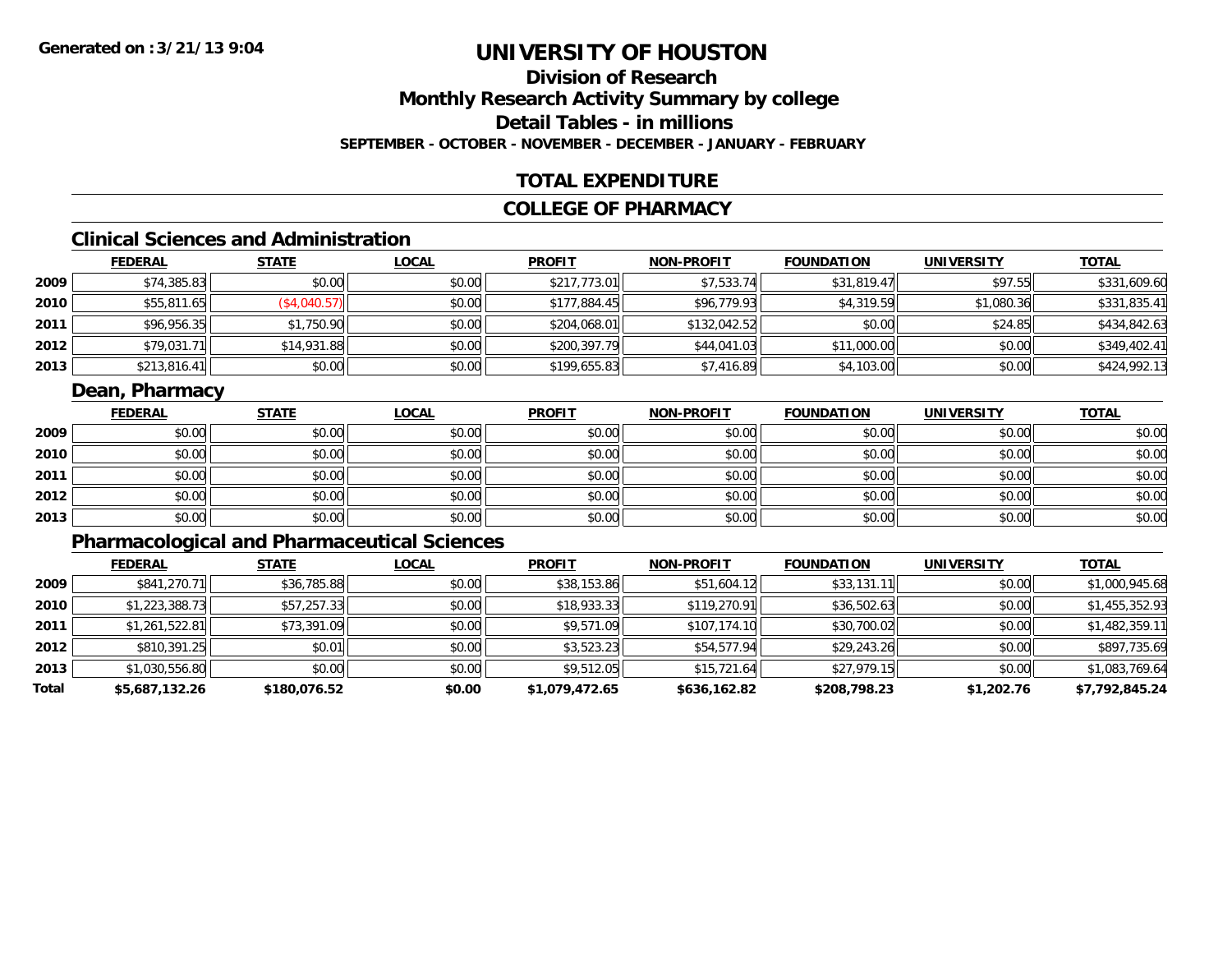# UNIVERSITY OF HOUSTON

## Division of Research
## Monthly Research Activity Summary by college
## Detail Tables - in millions

**SEPTEMBER - OCTOBER - NOVEMBER - DECEMBER - JANUARY - FEBRUARY**

## TOTAL EXPENDITURE

## COLLEGE OF PHARMACY

### Clinical Sciences and Administration

| | FEDERAL | STATE | LOCAL | PROFIT | NON-PROFIT | FOUNDATION | UNIVERSITY | TOTAL |
|---|---|---|---|---|---|---|---|---|
| 2009 | $74,385.83 | $0.00 | $0.00 | $217,773.01 | $7,533.74 | $31,819.47 | $97.55 | $331,609.60 |
| 2010 | $55,811.65 | ($4,040.57) | $0.00 | $177,884.45 | $96,779.93 | $4,319.59 | $1,080.36 | $331,835.41 |
| 2011 | $96,956.35 | $1,750.90 | $0.00 | $204,068.01 | $132,042.52 | $0.00 | $24.85 | $434,842.63 |
| 2012 | $79,031.71 | $14,931.88 | $0.00 | $200,397.79 | $44,041.03 | $11,000.00 | $0.00 | $349,402.41 |
| 2013 | $213,816.41 | $0.00 | $0.00 | $199,655.83 | $7,416.89 | $4,103.00 | $0.00 | $424,992.13 |

### Dean, Pharmacy

| | FEDERAL | STATE | LOCAL | PROFIT | NON-PROFIT | FOUNDATION | UNIVERSITY | TOTAL |
|---|---|---|---|---|---|---|---|---|
| 2009 | $0.00 | $0.00 | $0.00 | $0.00 | $0.00 | $0.00 | $0.00 | $0.00 |
| 2010 | $0.00 | $0.00 | $0.00 | $0.00 | $0.00 | $0.00 | $0.00 | $0.00 |
| 2011 | $0.00 | $0.00 | $0.00 | $0.00 | $0.00 | $0.00 | $0.00 | $0.00 |
| 2012 | $0.00 | $0.00 | $0.00 | $0.00 | $0.00 | $0.00 | $0.00 | $0.00 |
| 2013 | $0.00 | $0.00 | $0.00 | $0.00 | $0.00 | $0.00 | $0.00 | $0.00 |

### Pharmacological and Pharmaceutical Sciences

| | FEDERAL | STATE | LOCAL | PROFIT | NON-PROFIT | FOUNDATION | UNIVERSITY | TOTAL |
|---|---|---|---|---|---|---|---|---|
| 2009 | $841,270.71 | $36,785.88 | $0.00 | $38,153.86 | $51,604.12 | $33,131.11 | $0.00 | $1,000,945.68 |
| 2010 | $1,223,388.73 | $57,257.33 | $0.00 | $18,933.33 | $119,270.91 | $36,502.63 | $0.00 | $1,455,352.93 |
| 2011 | $1,261,522.81 | $73,391.09 | $0.00 | $9,571.09 | $107,174.10 | $30,700.02 | $0.00 | $1,482,359.11 |
| 2012 | $810,391.25 | $0.01 | $0.00 | $3,523.23 | $54,577.94 | $29,243.26 | $0.00 | $897,735.69 |
| 2013 | $1,030,556.80 | $0.00 | $0.00 | $9,512.05 | $15,721.64 | $27,979.15 | $0.00 | $1,083,769.64 |
| **Total** | **$5,687,132.26** | **$180,076.52** | **$0.00** | **$1,079,472.65** | **$636,162.82** | **$208,798.23** | **$1,202.76** | **$7,792,845.24** |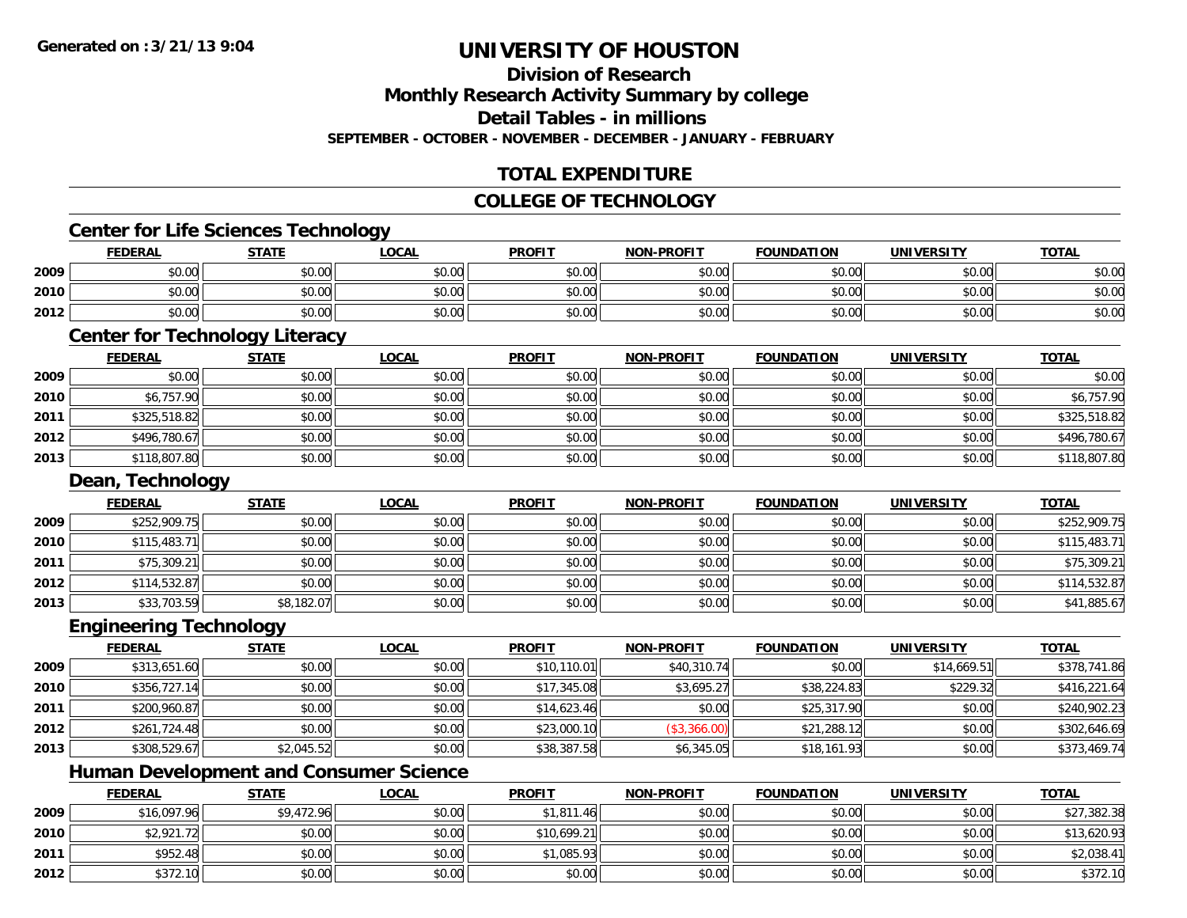Generated on :3/21/13 9:04

# UNIVERSITY OF HOUSTON

## Division of Research

## Monthly Research Activity Summary by college

## Detail Tables - in millions

SEPTEMBER - OCTOBER - NOVEMBER - DECEMBER - JANUARY - FEBRUARY

## TOTAL EXPENDITURE

## COLLEGE OF TECHNOLOGY

### Center for Life Sciences Technology

| | FEDERAL | STATE | LOCAL | PROFIT | NON-PROFIT | FOUNDATION | UNIVERSITY | TOTAL |
|---|---|---|---|---|---|---|---|---|
| 2009 | $0.00 | $0.00 | $0.00 | $0.00 | $0.00 | $0.00 | $0.00 | $0.00 |
| 2010 | $0.00 | $0.00 | $0.00 | $0.00 | $0.00 | $0.00 | $0.00 | $0.00 |
| 2012 | $0.00 | $0.00 | $0.00 | $0.00 | $0.00 | $0.00 | $0.00 | $0.00 |

### Center for Technology Literacy

| | FEDERAL | STATE | LOCAL | PROFIT | NON-PROFIT | FOUNDATION | UNIVERSITY | TOTAL |
|---|---|---|---|---|---|---|---|---|
| 2009 | $0.00 | $0.00 | $0.00 | $0.00 | $0.00 | $0.00 | $0.00 | $0.00 |
| 2010 | $6,757.90 | $0.00 | $0.00 | $0.00 | $0.00 | $0.00 | $0.00 | $6,757.90 |
| 2011 | $325,518.82 | $0.00 | $0.00 | $0.00 | $0.00 | $0.00 | $0.00 | $325,518.82 |
| 2012 | $496,780.67 | $0.00 | $0.00 | $0.00 | $0.00 | $0.00 | $0.00 | $496,780.67 |
| 2013 | $118,807.80 | $0.00 | $0.00 | $0.00 | $0.00 | $0.00 | $0.00 | $118,807.80 |

### Dean, Technology

| | FEDERAL | STATE | LOCAL | PROFIT | NON-PROFIT | FOUNDATION | UNIVERSITY | TOTAL |
|---|---|---|---|---|---|---|---|---|
| 2009 | $252,909.75 | $0.00 | $0.00 | $0.00 | $0.00 | $0.00 | $0.00 | $252,909.75 |
| 2010 | $115,483.71 | $0.00 | $0.00 | $0.00 | $0.00 | $0.00 | $0.00 | $115,483.71 |
| 2011 | $75,309.21 | $0.00 | $0.00 | $0.00 | $0.00 | $0.00 | $0.00 | $75,309.21 |
| 2012 | $114,532.87 | $0.00 | $0.00 | $0.00 | $0.00 | $0.00 | $0.00 | $114,532.87 |
| 2013 | $33,703.59 | $8,182.07 | $0.00 | $0.00 | $0.00 | $0.00 | $0.00 | $41,885.67 |

### Engineering Technology

| | FEDERAL | STATE | LOCAL | PROFIT | NON-PROFIT | FOUNDATION | UNIVERSITY | TOTAL |
|---|---|---|---|---|---|---|---|---|
| 2009 | $313,651.60 | $0.00 | $0.00 | $10,110.01 | $40,310.74 | $0.00 | $14,669.51 | $378,741.86 |
| 2010 | $356,727.14 | $0.00 | $0.00 | $17,345.08 | $3,695.27 | $38,224.83 | $229.32 | $416,221.64 |
| 2011 | $200,960.87 | $0.00 | $0.00 | $14,623.46 | $0.00 | $25,317.90 | $0.00 | $240,902.23 |
| 2012 | $261,724.48 | $0.00 | $0.00 | $23,000.10 | ($3,366.00) | $21,288.12 | $0.00 | $302,646.69 |
| 2013 | $308,529.67 | $2,045.52 | $0.00 | $38,387.58 | $6,345.05 | $18,161.93 | $0.00 | $373,469.74 |

### Human Development and Consumer Science

| | FEDERAL | STATE | LOCAL | PROFIT | NON-PROFIT | FOUNDATION | UNIVERSITY | TOTAL |
|---|---|---|---|---|---|---|---|---|
| 2009 | $16,097.96 | $9,472.96 | $0.00 | $1,811.46 | $0.00 | $0.00 | $0.00 | $27,382.38 |
| 2010 | $2,921.72 | $0.00 | $0.00 | $10,699.21 | $0.00 | $0.00 | $0.00 | $13,620.93 |
| 2011 | $952.48 | $0.00 | $0.00 | $1,085.93 | $0.00 | $0.00 | $0.00 | $2,038.41 |
| 2012 | $372.10 | $0.00 | $0.00 | $0.00 | $0.00 | $0.00 | $0.00 | $372.10 |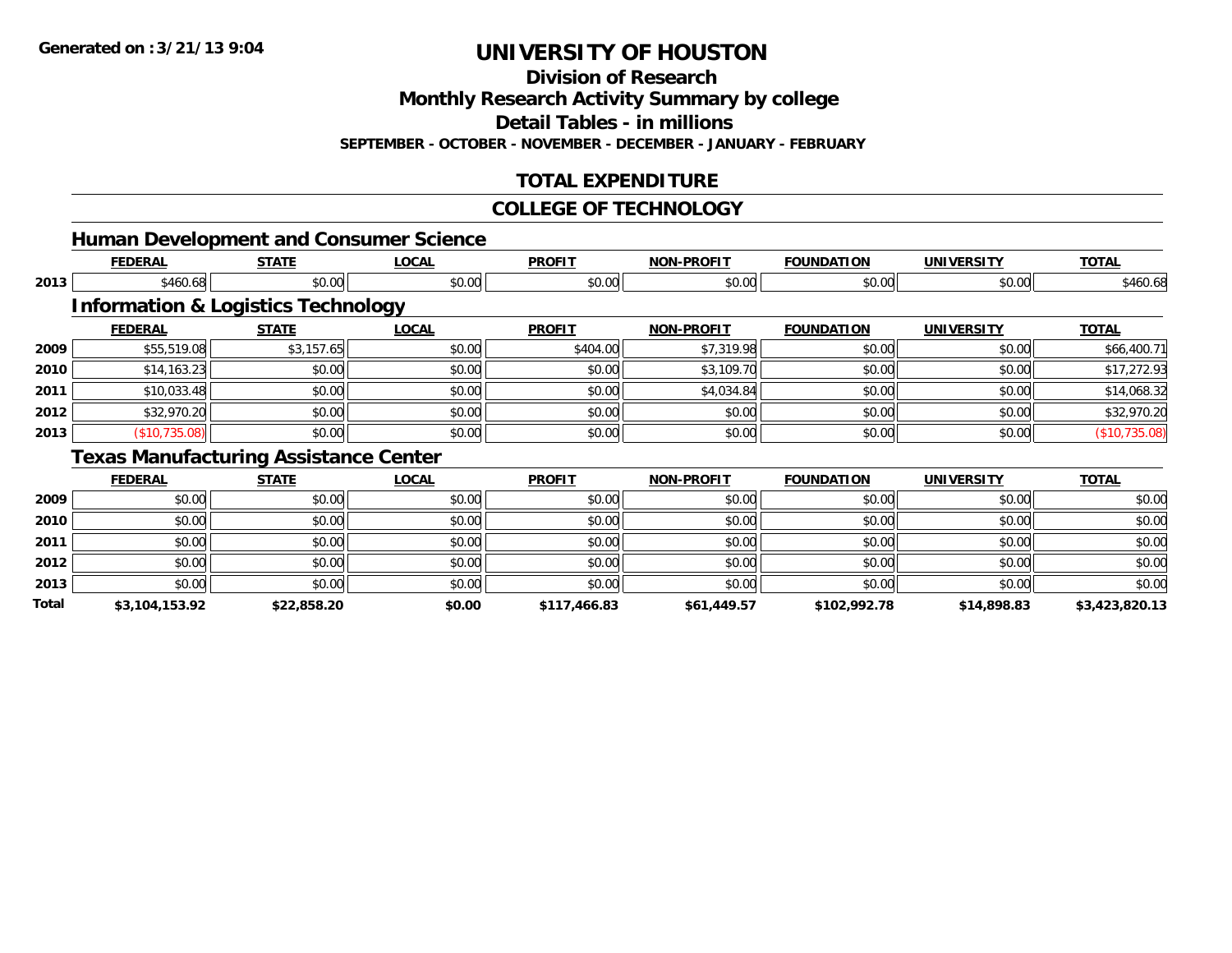Generated on :3/21/13 9:04

# UNIVERSITY OF HOUSTON

## Division of Research

## Monthly Research Activity Summary by college

## Detail Tables - in millions

### SEPTEMBER - OCTOBER - NOVEMBER - DECEMBER - JANUARY - FEBRUARY

## TOTAL EXPENDITURE

## COLLEGE OF TECHNOLOGY

### Human Development and Consumer Science

| | FEDERAL | STATE | LOCAL | PROFIT | NON-PROFIT | FOUNDATION | UNIVERSITY | TOTAL |
|---|---|---|---|---|---|---|---|---|
| 2013 | $460.68 | $0.00 | $0.00 | $0.00 | $0.00 | $0.00 | $0.00 | $460.68 |

### Information & Logistics Technology

| | FEDERAL | STATE | LOCAL | PROFIT | NON-PROFIT | FOUNDATION | UNIVERSITY | TOTAL |
|---|---|---|---|---|---|---|---|---|
| 2009 | $55,519.08 | $3,157.65 | $0.00 | $404.00 | $7,319.98 | $0.00 | $0.00 | $66,400.71 |
| 2010 | $14,163.23 | $0.00 | $0.00 | $0.00 | $3,109.70 | $0.00 | $0.00 | $17,272.93 |
| 2011 | $10,033.48 | $0.00 | $0.00 | $0.00 | $4,034.84 | $0.00 | $0.00 | $14,068.32 |
| 2012 | $32,970.20 | $0.00 | $0.00 | $0.00 | $0.00 | $0.00 | $0.00 | $32,970.20 |
| 2013 | ($10,735.08) | $0.00 | $0.00 | $0.00 | $0.00 | $0.00 | $0.00 | ($10,735.08) |

### Texas Manufacturing Assistance Center

| | FEDERAL | STATE | LOCAL | PROFIT | NON-PROFIT | FOUNDATION | UNIVERSITY | TOTAL |
|---|---|---|---|---|---|---|---|---|
| 2009 | $0.00 | $0.00 | $0.00 | $0.00 | $0.00 | $0.00 | $0.00 | $0.00 |
| 2010 | $0.00 | $0.00 | $0.00 | $0.00 | $0.00 | $0.00 | $0.00 | $0.00 |
| 2011 | $0.00 | $0.00 | $0.00 | $0.00 | $0.00 | $0.00 | $0.00 | $0.00 |
| 2012 | $0.00 | $0.00 | $0.00 | $0.00 | $0.00 | $0.00 | $0.00 | $0.00 |
| 2013 | $0.00 | $0.00 | $0.00 | $0.00 | $0.00 | $0.00 | $0.00 | $0.00 |
| **Total** | **$3,104,153.92** | **$22,858.20** | **$0.00** | **$117,466.83** | **$61,449.57** | **$102,992.78** | **$14,898.83** | **$3,423,820.13** |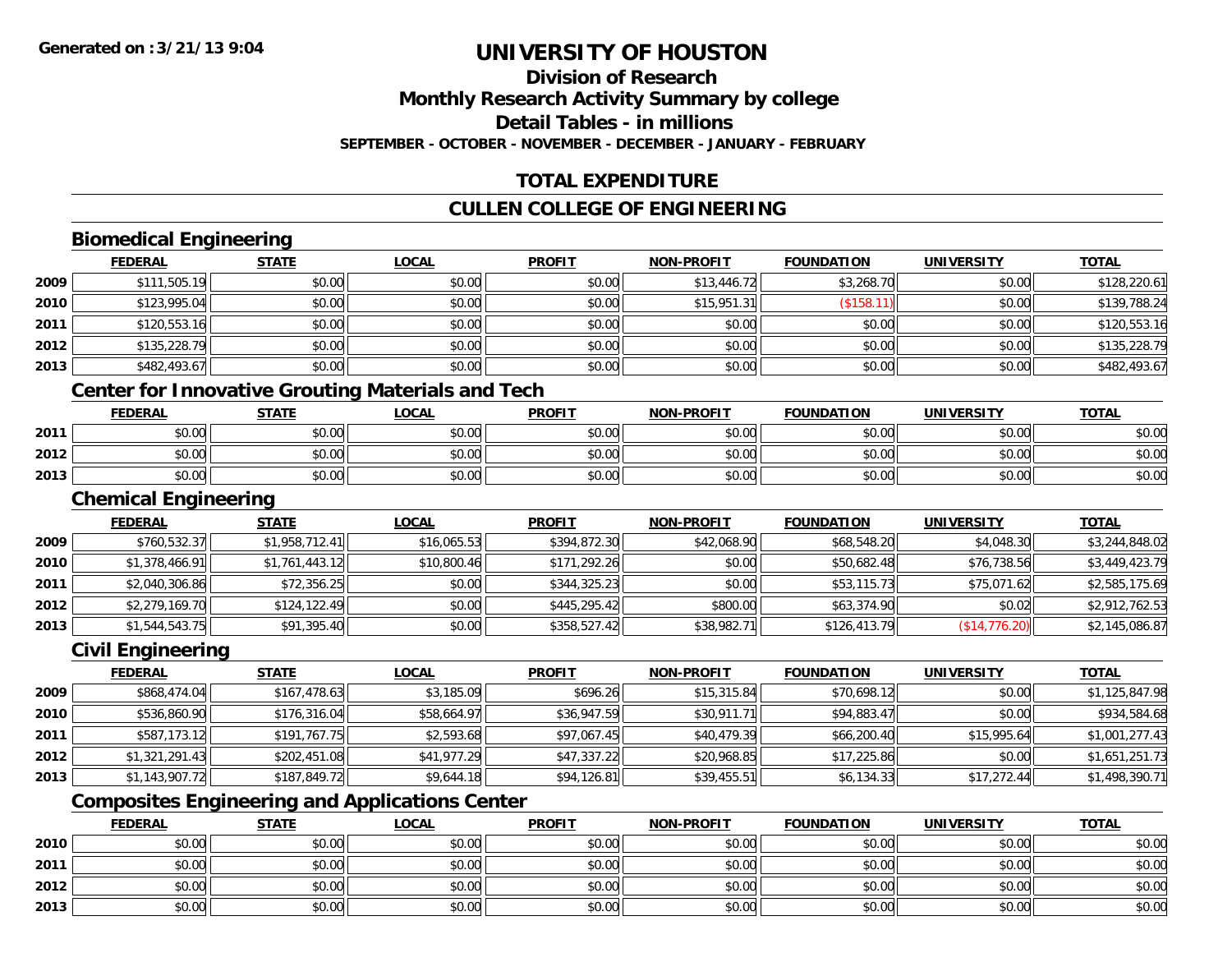# UNIVERSITY OF HOUSTON

## Division of Research

## Monthly Research Activity Summary by college

## Detail Tables - in millions

**SEPTEMBER - OCTOBER - NOVEMBER - DECEMBER - JANUARY - FEBRUARY**

## TOTAL EXPENDITURE

## CULLEN COLLEGE OF ENGINEERING

### Biomedical Engineering

| | FEDERAL | STATE | LOCAL | PROFIT | NON-PROFIT | FOUNDATION | UNIVERSITY | TOTAL |
|---|---|---|---|---|---|---|---|---|
| 2009 | $111,505.19 | $0.00 | $0.00 | $0.00 | $13,446.72 | $3,268.70 | $0.00 | $128,220.61 |
| 2010 | $123,995.04 | $0.00 | $0.00 | $0.00 | $15,951.31 | ($158.11) | $0.00 | $139,788.24 |
| 2011 | $120,553.16 | $0.00 | $0.00 | $0.00 | $0.00 | $0.00 | $0.00 | $120,553.16 |
| 2012 | $135,228.79 | $0.00 | $0.00 | $0.00 | $0.00 | $0.00 | $0.00 | $135,228.79 |
| 2013 | $482,493.67 | $0.00 | $0.00 | $0.00 | $0.00 | $0.00 | $0.00 | $482,493.67 |

### Center for Innovative Grouting Materials and Tech

| | FEDERAL | STATE | LOCAL | PROFIT | NON-PROFIT | FOUNDATION | UNIVERSITY | TOTAL |
|---|---|---|---|---|---|---|---|---|
| 2011 | $0.00 | $0.00 | $0.00 | $0.00 | $0.00 | $0.00 | $0.00 | $0.00 |
| 2012 | $0.00 | $0.00 | $0.00 | $0.00 | $0.00 | $0.00 | $0.00 | $0.00 |
| 2013 | $0.00 | $0.00 | $0.00 | $0.00 | $0.00 | $0.00 | $0.00 | $0.00 |

### Chemical Engineering

| | FEDERAL | STATE | LOCAL | PROFIT | NON-PROFIT | FOUNDATION | UNIVERSITY | TOTAL |
|---|---|---|---|---|---|---|---|---|
| 2009 | $760,532.37 | $1,958,712.41 | $16,065.53 | $394,872.30 | $42,068.90 | $68,548.20 | $4,048.30 | $3,244,848.02 |
| 2010 | $1,378,466.91 | $1,761,443.12 | $10,800.46 | $171,292.26 | $0.00 | $50,682.48 | $76,738.56 | $3,449,423.79 |
| 2011 | $2,040,306.86 | $72,356.25 | $0.00 | $344,325.23 | $0.00 | $53,115.73 | $75,071.62 | $2,585,175.69 |
| 2012 | $2,279,169.70 | $124,122.49 | $0.00 | $445,295.42 | $800.00 | $63,374.90 | $0.02 | $2,912,762.53 |
| 2013 | $1,544,543.75 | $91,395.40 | $0.00 | $358,527.42 | $38,982.71 | $126,413.79 | ($14,776.20) | $2,145,086.87 |

### Civil Engineering

| | FEDERAL | STATE | LOCAL | PROFIT | NON-PROFIT | FOUNDATION | UNIVERSITY | TOTAL |
|---|---|---|---|---|---|---|---|---|
| 2009 | $868,474.04 | $167,478.63 | $3,185.09 | $696.26 | $15,315.84 | $70,698.12 | $0.00 | $1,125,847.98 |
| 2010 | $536,860.90 | $176,316.04 | $58,664.97 | $36,947.59 | $30,911.71 | $94,883.47 | $0.00 | $934,584.68 |
| 2011 | $587,173.12 | $191,767.75 | $2,593.68 | $97,067.45 | $40,479.39 | $66,200.40 | $15,995.64 | $1,001,277.43 |
| 2012 | $1,321,291.43 | $202,451.08 | $41,977.29 | $47,337.22 | $20,968.85 | $17,225.86 | $0.00 | $1,651,251.73 |
| 2013 | $1,143,907.72 | $187,849.72 | $9,644.18 | $94,126.81 | $39,455.51 | $6,134.33 | $17,272.44 | $1,498,390.71 |

### Composites Engineering and Applications Center

| | FEDERAL | STATE | LOCAL | PROFIT | NON-PROFIT | FOUNDATION | UNIVERSITY | TOTAL |
|---|---|---|---|---|---|---|---|---|
| 2010 | $0.00 | $0.00 | $0.00 | $0.00 | $0.00 | $0.00 | $0.00 | $0.00 |
| 2011 | $0.00 | $0.00 | $0.00 | $0.00 | $0.00 | $0.00 | $0.00 | $0.00 |
| 2012 | $0.00 | $0.00 | $0.00 | $0.00 | $0.00 | $0.00 | $0.00 | $0.00 |
| 2013 | $0.00 | $0.00 | $0.00 | $0.00 | $0.00 | $0.00 | $0.00 | $0.00 |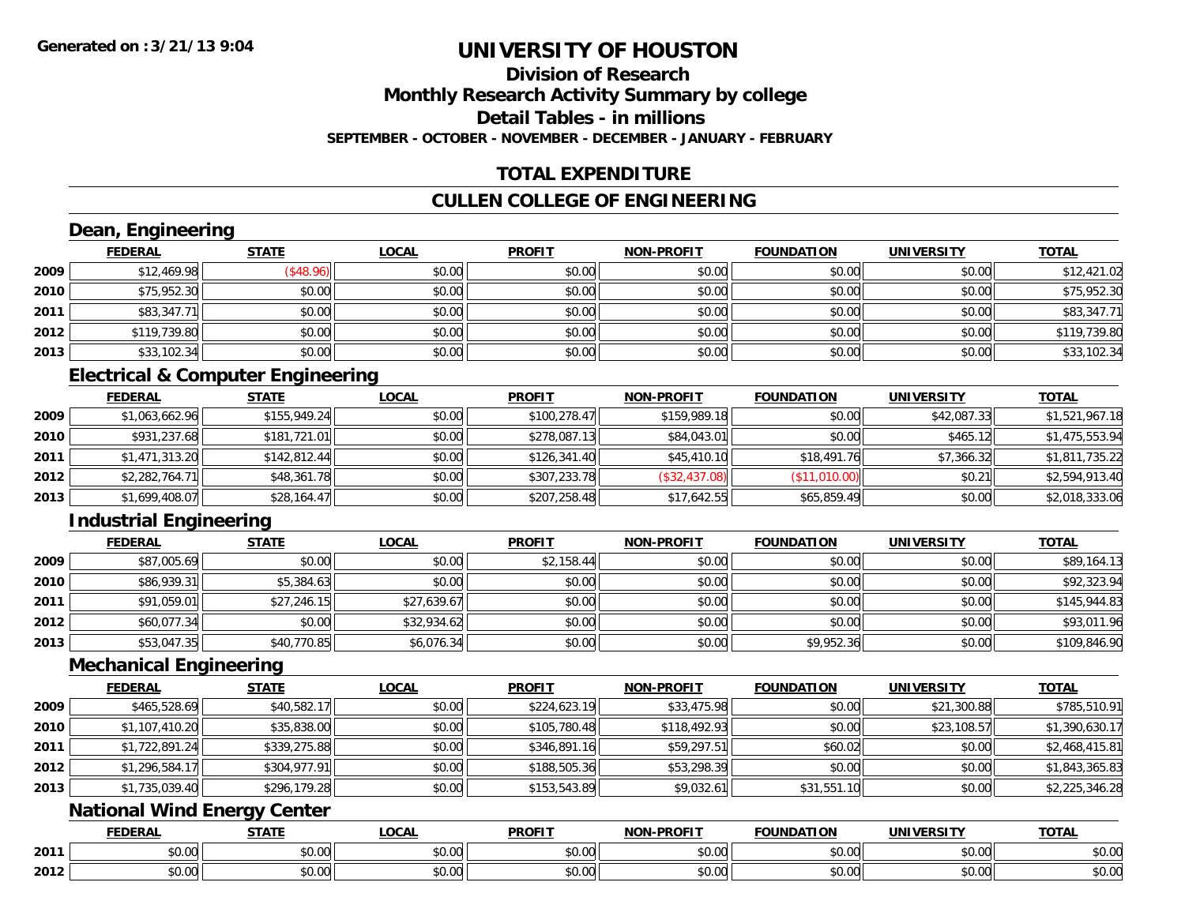# UNIVERSITY OF HOUSTON

## Division of Research

## Monthly Research Activity Summary by college

## Detail Tables - in millions

**SEPTEMBER - OCTOBER - NOVEMBER - DECEMBER - JANUARY - FEBRUARY**

## TOTAL EXPENDITURE

## CULLEN COLLEGE OF ENGINEERING

### Dean, Engineering

| | FEDERAL | STATE | LOCAL | PROFIT | NON-PROFIT | FOUNDATION | UNIVERSITY | TOTAL |
|---|---|---|---|---|---|---|---|---|
| 2009 | $12,469.98 | ($48.96) | $0.00 | $0.00 | $0.00 | $0.00 | $0.00 | $12,421.02 |
| 2010 | $75,952.30 | $0.00 | $0.00 | $0.00 | $0.00 | $0.00 | $0.00 | $75,952.30 |
| 2011 | $83,347.71 | $0.00 | $0.00 | $0.00 | $0.00 | $0.00 | $0.00 | $83,347.71 |
| 2012 | $119,739.80 | $0.00 | $0.00 | $0.00 | $0.00 | $0.00 | $0.00 | $119,739.80 |
| 2013 | $33,102.34 | $0.00 | $0.00 | $0.00 | $0.00 | $0.00 | $0.00 | $33,102.34 |

### Electrical & Computer Engineering

| | FEDERAL | STATE | LOCAL | PROFIT | NON-PROFIT | FOUNDATION | UNIVERSITY | TOTAL |
|---|---|---|---|---|---|---|---|---|
| 2009 | $1,063,662.96 | $155,949.24 | $0.00 | $100,278.47 | $159,989.18 | $0.00 | $42,087.33 | $1,521,967.18 |
| 2010 | $931,237.68 | $181,721.01 | $0.00 | $278,087.13 | $84,043.01 | $0.00 | $465.12 | $1,475,553.94 |
| 2011 | $1,471,313.20 | $142,812.44 | $0.00 | $126,341.40 | $45,410.10 | $18,491.76 | $7,366.32 | $1,811,735.22 |
| 2012 | $2,282,764.71 | $48,361.78 | $0.00 | $307,233.78 | ($32,437.08) | ($11,010.00) | $0.21 | $2,594,913.40 |
| 2013 | $1,699,408.07 | $28,164.47 | $0.00 | $207,258.48 | $17,642.55 | $65,859.49 | $0.00 | $2,018,333.06 |

### Industrial Engineering

| | FEDERAL | STATE | LOCAL | PROFIT | NON-PROFIT | FOUNDATION | UNIVERSITY | TOTAL |
|---|---|---|---|---|---|---|---|---|
| 2009 | $87,005.69 | $0.00 | $0.00 | $2,158.44 | $0.00 | $0.00 | $0.00 | $89,164.13 |
| 2010 | $86,939.31 | $5,384.63 | $0.00 | $0.00 | $0.00 | $0.00 | $0.00 | $92,323.94 |
| 2011 | $91,059.01 | $27,246.15 | $27,639.67 | $0.00 | $0.00 | $0.00 | $0.00 | $145,944.83 |
| 2012 | $60,077.34 | $0.00 | $32,934.62 | $0.00 | $0.00 | $0.00 | $0.00 | $93,011.96 |
| 2013 | $53,047.35 | $40,770.85 | $6,076.34 | $0.00 | $0.00 | $9,952.36 | $0.00 | $109,846.90 |

### Mechanical Engineering

| | FEDERAL | STATE | LOCAL | PROFIT | NON-PROFIT | FOUNDATION | UNIVERSITY | TOTAL |
|---|---|---|---|---|---|---|---|---|
| 2009 | $465,528.69 | $40,582.17 | $0.00 | $224,623.19 | $33,475.98 | $0.00 | $21,300.88 | $785,510.91 |
| 2010 | $1,107,410.20 | $35,838.00 | $0.00 | $105,780.48 | $118,492.93 | $0.00 | $23,108.57 | $1,390,630.17 |
| 2011 | $1,722,891.24 | $339,275.88 | $0.00 | $346,891.16 | $59,297.51 | $60.02 | $0.00 | $2,468,415.81 |
| 2012 | $1,296,584.17 | $304,977.91 | $0.00 | $188,505.36 | $53,298.39 | $0.00 | $0.00 | $1,843,365.83 |
| 2013 | $1,735,039.40 | $296,179.28 | $0.00 | $153,543.89 | $9,032.61 | $31,551.10 | $0.00 | $2,225,346.28 |

### National Wind Energy Center

| | FEDERAL | STATE | LOCAL | PROFIT | NON-PROFIT | FOUNDATION | UNIVERSITY | TOTAL |
|---|---|---|---|---|---|---|---|---|
| 2011 | $0.00 | $0.00 | $0.00 | $0.00 | $0.00 | $0.00 | $0.00 | $0.00 |
| 2012 | $0.00 | $0.00 | $0.00 | $0.00 | $0.00 | $0.00 | $0.00 | $0.00 |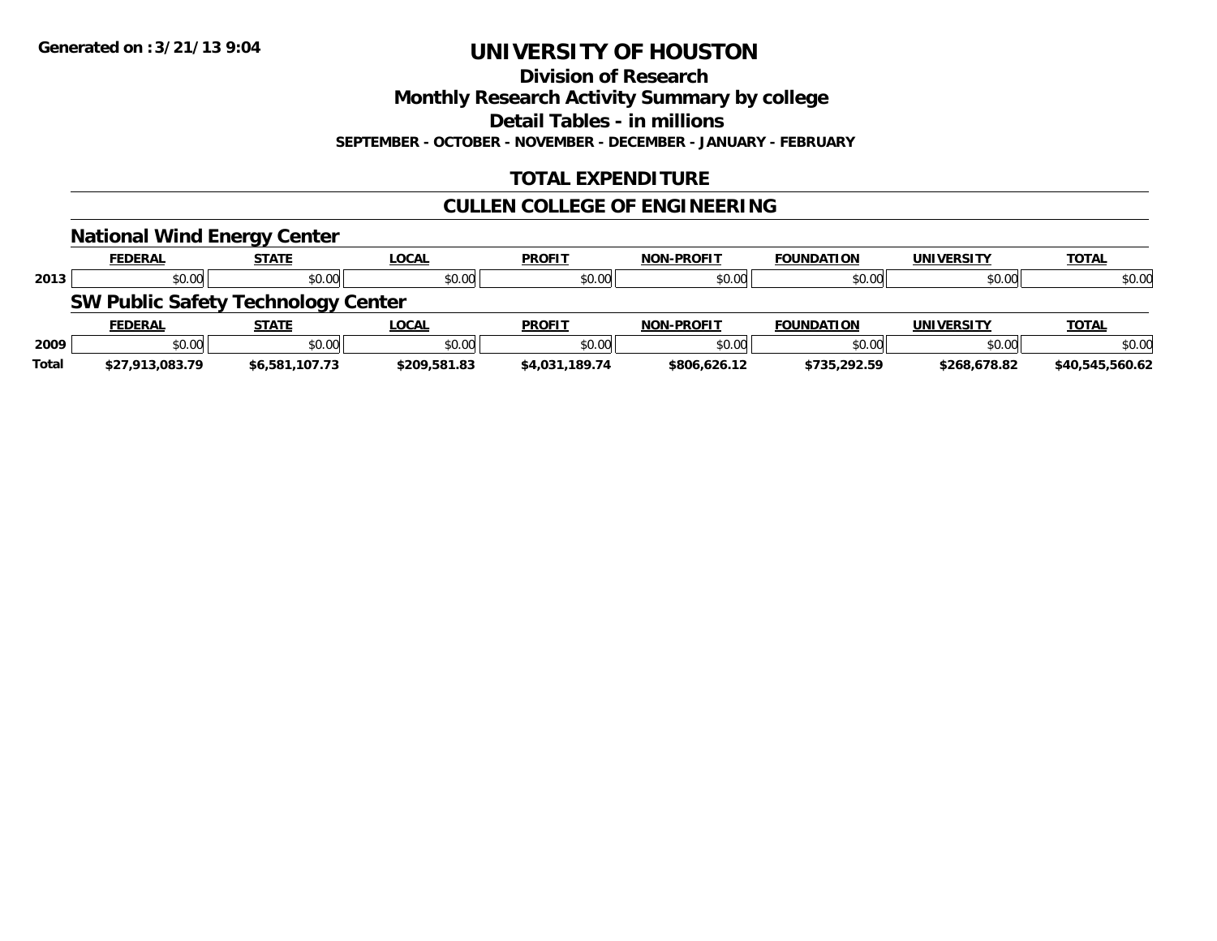Generated on :3/21/13 9:04

# UNIVERSITY OF HOUSTON

## Division of Research

## Monthly Research Activity Summary by college

## Detail Tables - in millions

**SEPTEMBER - OCTOBER - NOVEMBER - DECEMBER - JANUARY - FEBRUARY**

## TOTAL EXPENDITURE

## CULLEN COLLEGE OF ENGINEERING

### National Wind Energy Center

| | FEDERAL | STATE | LOCAL | PROFIT | NON-PROFIT | FOUNDATION | UNIVERSITY | TOTAL |
|---|---|---|---|---|---|---|---|---|
| 2013 | $0.00 | $0.00 | $0.00 | $0.00 | $0.00 | $0.00 | $0.00 | $0.00 |

### SW Public Safety Technology Center

| | FEDERAL | STATE | LOCAL | PROFIT | NON-PROFIT | FOUNDATION | UNIVERSITY | TOTAL |
|---|---|---|---|---|---|---|---|---|
| 2009 | $0.00 | $0.00 | $0.00 | $0.00 | $0.00 | $0.00 | $0.00 | $0.00 |
| **Total** | **$27,913,083.79** | **$6,581,107.73** | **$209,581.83** | **$4,031,189.74** | **$806,626.12** | **$735,292.59** | **$268,678.82** | **$40,545,560.62** |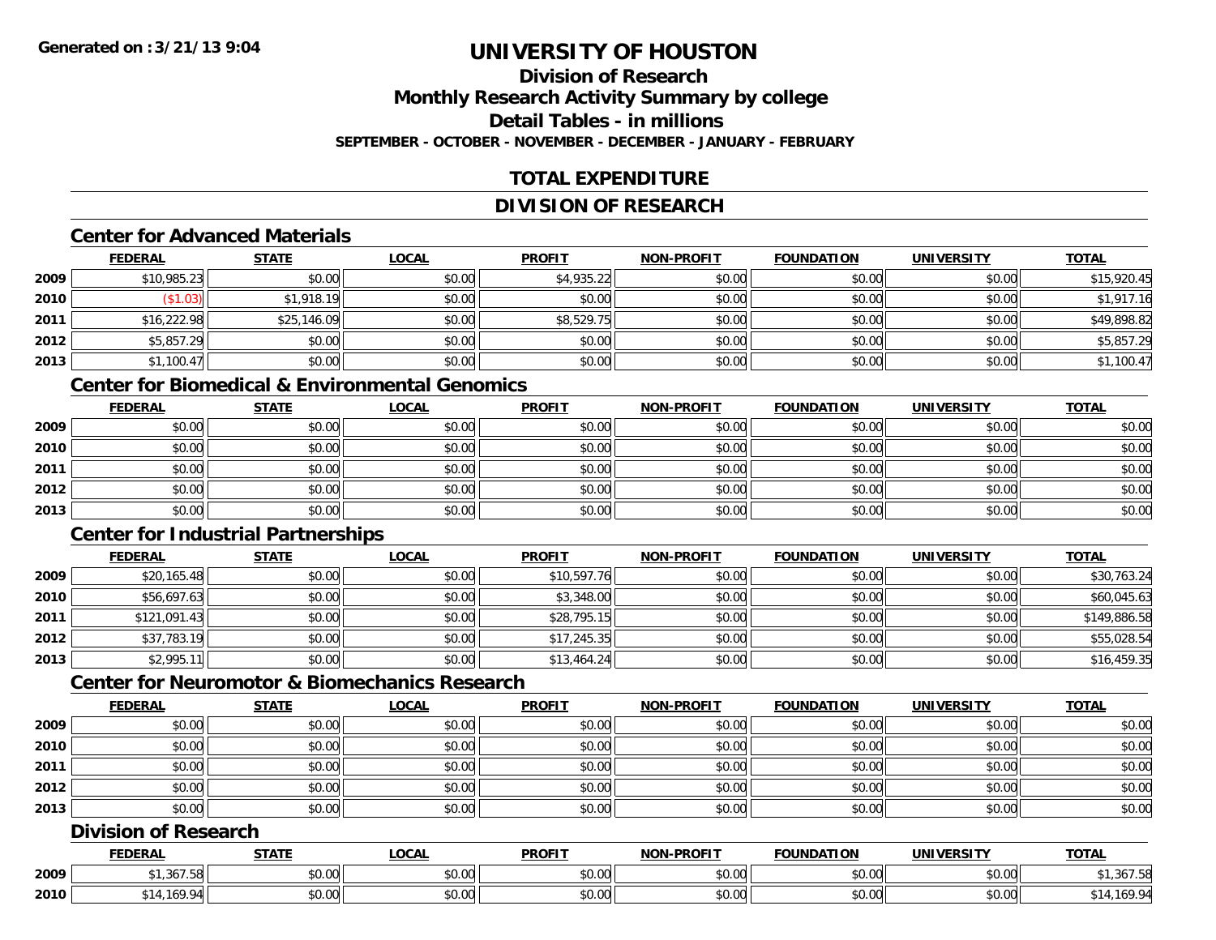# UNIVERSITY OF HOUSTON

## Division of Research

## Monthly Research Activity Summary by college

## Detail Tables - in millions

**SEPTEMBER - OCTOBER - NOVEMBER - DECEMBER - JANUARY - FEBRUARY**

## TOTAL EXPENDITURE

## DIVISION OF RESEARCH

### Center for Advanced Materials

| | FEDERAL | STATE | LOCAL | PROFIT | NON-PROFIT | FOUNDATION | UNIVERSITY | TOTAL |
|---|---|---|---|---|---|---|---|---|
| 2009 | $10,985.23 | $0.00 | $0.00 | $4,935.22 | $0.00 | $0.00 | $0.00 | $15,920.45 |
| 2010 | ($1.03) | $1,918.19 | $0.00 | $0.00 | $0.00 | $0.00 | $0.00 | $1,917.16 |
| 2011 | $16,222.98 | $25,146.09 | $0.00 | $8,529.75 | $0.00 | $0.00 | $0.00 | $49,898.82 |
| 2012 | $5,857.29 | $0.00 | $0.00 | $0.00 | $0.00 | $0.00 | $0.00 | $5,857.29 |
| 2013 | $1,100.47 | $0.00 | $0.00 | $0.00 | $0.00 | $0.00 | $0.00 | $1,100.47 |

### Center for Biomedical & Environmental Genomics

| | FEDERAL | STATE | LOCAL | PROFIT | NON-PROFIT | FOUNDATION | UNIVERSITY | TOTAL |
|---|---|---|---|---|---|---|---|---|
| 2009 | $0.00 | $0.00 | $0.00 | $0.00 | $0.00 | $0.00 | $0.00 | $0.00 |
| 2010 | $0.00 | $0.00 | $0.00 | $0.00 | $0.00 | $0.00 | $0.00 | $0.00 |
| 2011 | $0.00 | $0.00 | $0.00 | $0.00 | $0.00 | $0.00 | $0.00 | $0.00 |
| 2012 | $0.00 | $0.00 | $0.00 | $0.00 | $0.00 | $0.00 | $0.00 | $0.00 |
| 2013 | $0.00 | $0.00 | $0.00 | $0.00 | $0.00 | $0.00 | $0.00 | $0.00 |

### Center for Industrial Partnerships

| | FEDERAL | STATE | LOCAL | PROFIT | NON-PROFIT | FOUNDATION | UNIVERSITY | TOTAL |
|---|---|---|---|---|---|---|---|---|
| 2009 | $20,165.48 | $0.00 | $0.00 | $10,597.76 | $0.00 | $0.00 | $0.00 | $30,763.24 |
| 2010 | $56,697.63 | $0.00 | $0.00 | $3,348.00 | $0.00 | $0.00 | $0.00 | $60,045.63 |
| 2011 | $121,091.43 | $0.00 | $0.00 | $28,795.15 | $0.00 | $0.00 | $0.00 | $149,886.58 |
| 2012 | $37,783.19 | $0.00 | $0.00 | $17,245.35 | $0.00 | $0.00 | $0.00 | $55,028.54 |
| 2013 | $2,995.11 | $0.00 | $0.00 | $13,464.24 | $0.00 | $0.00 | $0.00 | $16,459.35 |

### Center for Neuromotor & Biomechanics Research

| | FEDERAL | STATE | LOCAL | PROFIT | NON-PROFIT | FOUNDATION | UNIVERSITY | TOTAL |
|---|---|---|---|---|---|---|---|---|
| 2009 | $0.00 | $0.00 | $0.00 | $0.00 | $0.00 | $0.00 | $0.00 | $0.00 |
| 2010 | $0.00 | $0.00 | $0.00 | $0.00 | $0.00 | $0.00 | $0.00 | $0.00 |
| 2011 | $0.00 | $0.00 | $0.00 | $0.00 | $0.00 | $0.00 | $0.00 | $0.00 |
| 2012 | $0.00 | $0.00 | $0.00 | $0.00 | $0.00 | $0.00 | $0.00 | $0.00 |
| 2013 | $0.00 | $0.00 | $0.00 | $0.00 | $0.00 | $0.00 | $0.00 | $0.00 |

### Division of Research

| | FEDERAL | STATE | LOCAL | PROFIT | NON-PROFIT | FOUNDATION | UNIVERSITY | TOTAL |
|---|---|---|---|---|---|---|---|---|
| 2009 | $1,367.58 | $0.00 | $0.00 | $0.00 | $0.00 | $0.00 | $0.00 | $1,367.58 |
| 2010 | $14,169.94 | $0.00 | $0.00 | $0.00 | $0.00 | $0.00 | $0.00 | $14,169.94 |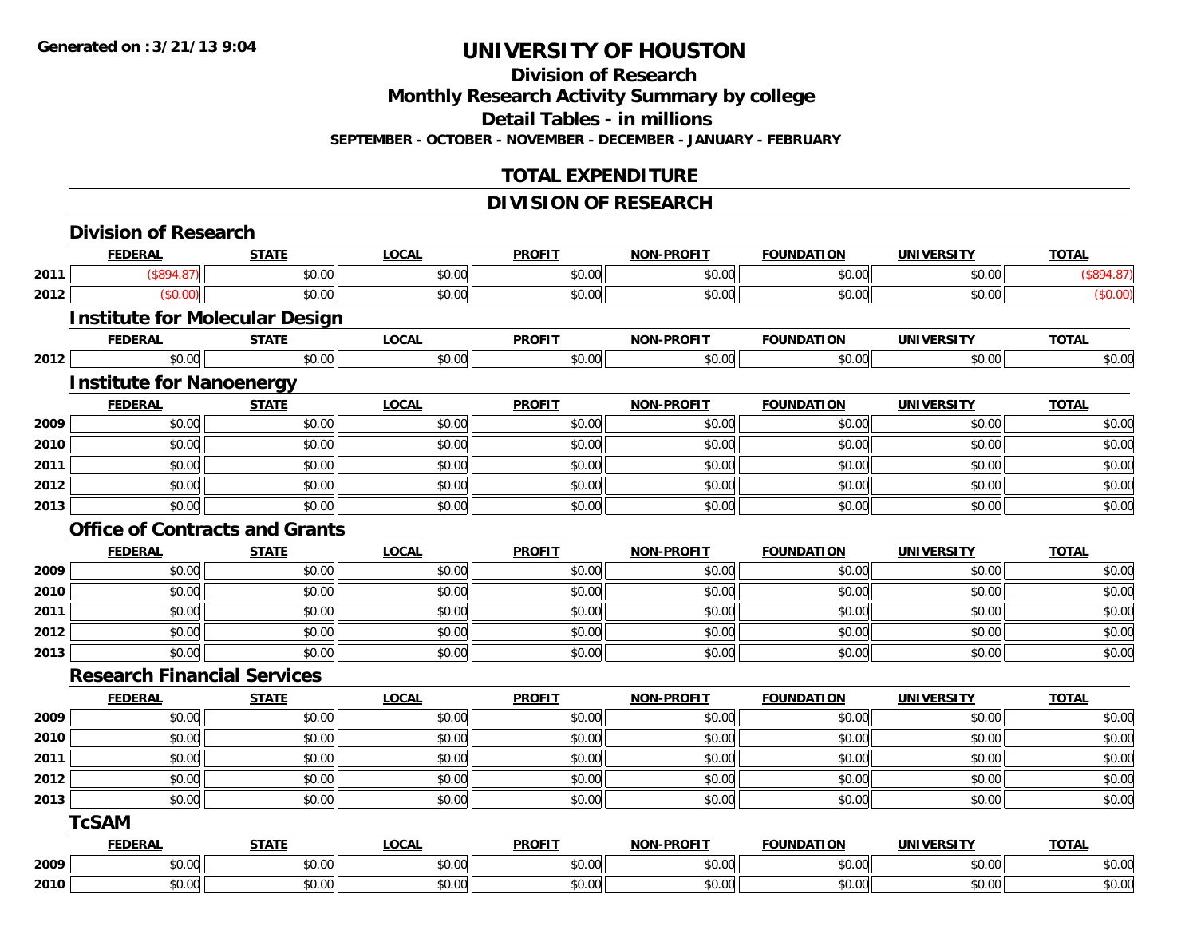# UNIVERSITY OF HOUSTON

## Division of Research

## Monthly Research Activity Summary by college

## Detail Tables - in millions

**SEPTEMBER - OCTOBER - NOVEMBER - DECEMBER - JANUARY - FEBRUARY**

## TOTAL EXPENDITURE

## DIVISION OF RESEARCH

### Division of Research

| | FEDERAL | STATE | LOCAL | PROFIT | NON-PROFIT | FOUNDATION | UNIVERSITY | TOTAL |
|---|---|---|---|---|---|---|---|---|
| 2011 | ($894.87) | $0.00 | $0.00 | $0.00 | $0.00 | $0.00 | $0.00 | ($894.87) |
| 2012 | ($0.00) | $0.00 | $0.00 | $0.00 | $0.00 | $0.00 | $0.00 | ($0.00) |

### Institute for Molecular Design

| | FEDERAL | STATE | LOCAL | PROFIT | NON-PROFIT | FOUNDATION | UNIVERSITY | TOTAL |
|---|---|---|---|---|---|---|---|---|
| 2012 | $0.00 | $0.00 | $0.00 | $0.00 | $0.00 | $0.00 | $0.00 | $0.00 |

### Institute for Nanoenergy

| | FEDERAL | STATE | LOCAL | PROFIT | NON-PROFIT | FOUNDATION | UNIVERSITY | TOTAL |
|---|---|---|---|---|---|---|---|---|
| 2009 | $0.00 | $0.00 | $0.00 | $0.00 | $0.00 | $0.00 | $0.00 | $0.00 |
| 2010 | $0.00 | $0.00 | $0.00 | $0.00 | $0.00 | $0.00 | $0.00 | $0.00 |
| 2011 | $0.00 | $0.00 | $0.00 | $0.00 | $0.00 | $0.00 | $0.00 | $0.00 |
| 2012 | $0.00 | $0.00 | $0.00 | $0.00 | $0.00 | $0.00 | $0.00 | $0.00 |
| 2013 | $0.00 | $0.00 | $0.00 | $0.00 | $0.00 | $0.00 | $0.00 | $0.00 |

### Office of Contracts and Grants

| | FEDERAL | STATE | LOCAL | PROFIT | NON-PROFIT | FOUNDATION | UNIVERSITY | TOTAL |
|---|---|---|---|---|---|---|---|---|
| 2009 | $0.00 | $0.00 | $0.00 | $0.00 | $0.00 | $0.00 | $0.00 | $0.00 |
| 2010 | $0.00 | $0.00 | $0.00 | $0.00 | $0.00 | $0.00 | $0.00 | $0.00 |
| 2011 | $0.00 | $0.00 | $0.00 | $0.00 | $0.00 | $0.00 | $0.00 | $0.00 |
| 2012 | $0.00 | $0.00 | $0.00 | $0.00 | $0.00 | $0.00 | $0.00 | $0.00 |
| 2013 | $0.00 | $0.00 | $0.00 | $0.00 | $0.00 | $0.00 | $0.00 | $0.00 |

### Research Financial Services

| | FEDERAL | STATE | LOCAL | PROFIT | NON-PROFIT | FOUNDATION | UNIVERSITY | TOTAL |
|---|---|---|---|---|---|---|---|---|
| 2009 | $0.00 | $0.00 | $0.00 | $0.00 | $0.00 | $0.00 | $0.00 | $0.00 |
| 2010 | $0.00 | $0.00 | $0.00 | $0.00 | $0.00 | $0.00 | $0.00 | $0.00 |
| 2011 | $0.00 | $0.00 | $0.00 | $0.00 | $0.00 | $0.00 | $0.00 | $0.00 |
| 2012 | $0.00 | $0.00 | $0.00 | $0.00 | $0.00 | $0.00 | $0.00 | $0.00 |
| 2013 | $0.00 | $0.00 | $0.00 | $0.00 | $0.00 | $0.00 | $0.00 | $0.00 |

### TcSAM

| | FEDERAL | STATE | LOCAL | PROFIT | NON-PROFIT | FOUNDATION | UNIVERSITY | TOTAL |
|---|---|---|---|---|---|---|---|---|
| 2009 | $0.00 | $0.00 | $0.00 | $0.00 | $0.00 | $0.00 | $0.00 | $0.00 |
| 2010 | $0.00 | $0.00 | $0.00 | $0.00 | $0.00 | $0.00 | $0.00 | $0.00 |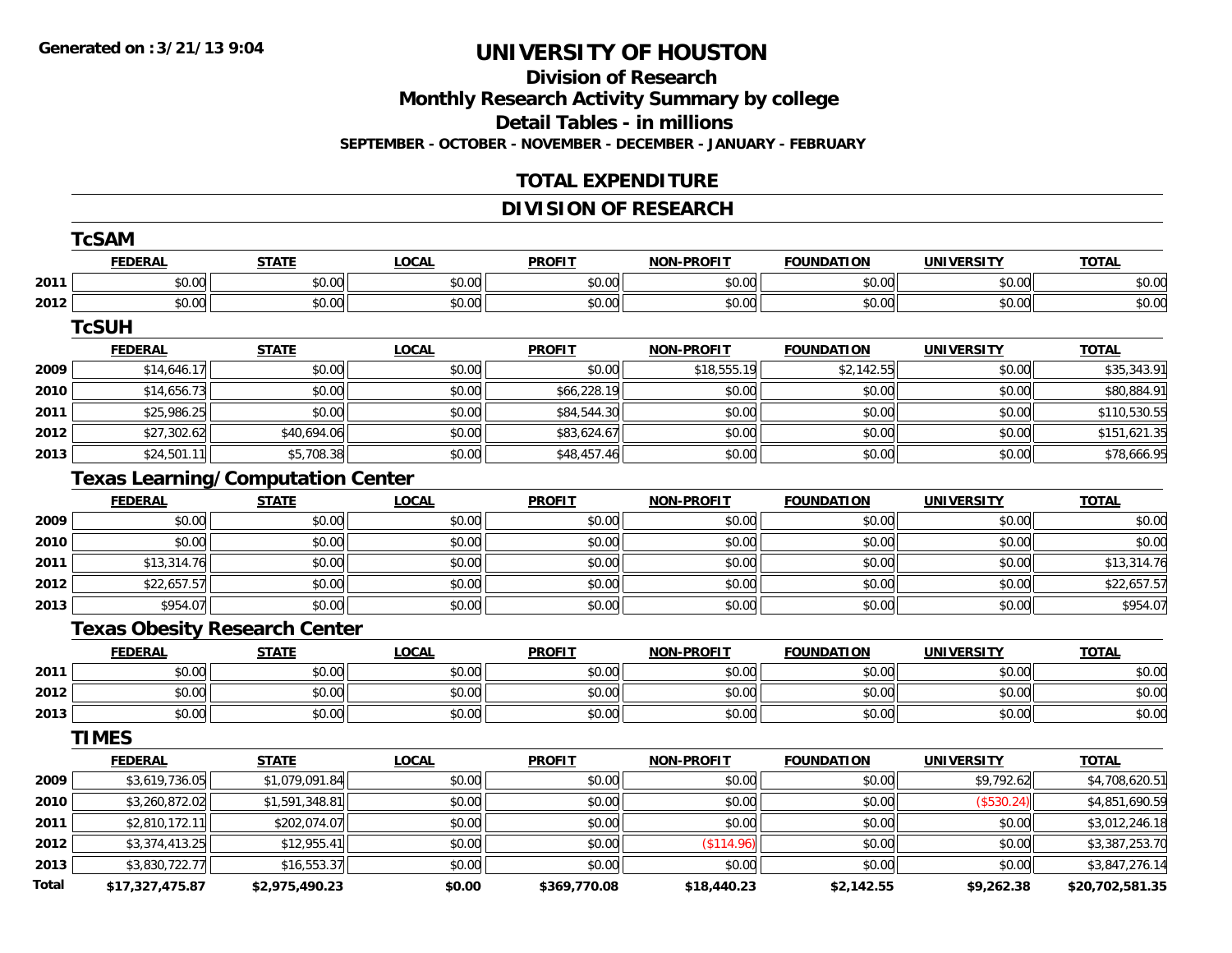Generated on :3/21/13 9:04

# UNIVERSITY OF HOUSTON

## Division of Research

## Monthly Research Activity Summary by college

## Detail Tables - in millions

**SEPTEMBER - OCTOBER - NOVEMBER - DECEMBER - JANUARY - FEBRUARY**

## TOTAL EXPENDITURE

## DIVISION OF RESEARCH

### TcSAM

| | FEDERAL | STATE | LOCAL | PROFIT | NON-PROFIT | FOUNDATION | UNIVERSITY | TOTAL |
|---|---|---|---|---|---|---|---|---|
| 2011 | $0.00 | $0.00 | $0.00 | $0.00 | $0.00 | $0.00 | $0.00 | $0.00 |
| 2012 | $0.00 | $0.00 | $0.00 | $0.00 | $0.00 | $0.00 | $0.00 | $0.00 |

### TcSUH

| | FEDERAL | STATE | LOCAL | PROFIT | NON-PROFIT | FOUNDATION | UNIVERSITY | TOTAL |
|---|---|---|---|---|---|---|---|---|
| 2009 | $14,646.17 | $0.00 | $0.00 | $0.00 | $18,555.19 | $2,142.55 | $0.00 | $35,343.91 |
| 2010 | $14,656.73 | $0.00 | $0.00 | $66,228.19 | $0.00 | $0.00 | $0.00 | $80,884.91 |
| 2011 | $25,986.25 | $0.00 | $0.00 | $84,544.30 | $0.00 | $0.00 | $0.00 | $110,530.55 |
| 2012 | $27,302.62 | $40,694.06 | $0.00 | $83,624.67 | $0.00 | $0.00 | $0.00 | $151,621.35 |
| 2013 | $24,501.11 | $5,708.38 | $0.00 | $48,457.46 | $0.00 | $0.00 | $0.00 | $78,666.95 |

### Texas Learning/Computation Center

| | FEDERAL | STATE | LOCAL | PROFIT | NON-PROFIT | FOUNDATION | UNIVERSITY | TOTAL |
|---|---|---|---|---|---|---|---|---|
| 2009 | $0.00 | $0.00 | $0.00 | $0.00 | $0.00 | $0.00 | $0.00 | $0.00 |
| 2010 | $0.00 | $0.00 | $0.00 | $0.00 | $0.00 | $0.00 | $0.00 | $0.00 |
| 2011 | $13,314.76 | $0.00 | $0.00 | $0.00 | $0.00 | $0.00 | $0.00 | $13,314.76 |
| 2012 | $22,657.57 | $0.00 | $0.00 | $0.00 | $0.00 | $0.00 | $0.00 | $22,657.57 |
| 2013 | $954.07 | $0.00 | $0.00 | $0.00 | $0.00 | $0.00 | $0.00 | $954.07 |

### Texas Obesity Research Center

| | FEDERAL | STATE | LOCAL | PROFIT | NON-PROFIT | FOUNDATION | UNIVERSITY | TOTAL |
|---|---|---|---|---|---|---|---|---|
| 2011 | $0.00 | $0.00 | $0.00 | $0.00 | $0.00 | $0.00 | $0.00 | $0.00 |
| 2012 | $0.00 | $0.00 | $0.00 | $0.00 | $0.00 | $0.00 | $0.00 | $0.00 |
| 2013 | $0.00 | $0.00 | $0.00 | $0.00 | $0.00 | $0.00 | $0.00 | $0.00 |

### TIMES

| | FEDERAL | STATE | LOCAL | PROFIT | NON-PROFIT | FOUNDATION | UNIVERSITY | TOTAL |
|---|---|---|---|---|---|---|---|---|
| 2009 | $3,619,736.05 | $1,079,091.84 | $0.00 | $0.00 | $0.00 | $0.00 | $9,792.62 | $4,708,620.51 |
| 2010 | $3,260,872.02 | $1,591,348.81 | $0.00 | $0.00 | $0.00 | $0.00 | ($530.24) | $4,851,690.59 |
| 2011 | $2,810,172.11 | $202,074.07 | $0.00 | $0.00 | $0.00 | $0.00 | $0.00 | $3,012,246.18 |
| 2012 | $3,374,413.25 | $12,955.41 | $0.00 | $0.00 | ($114.96) | $0.00 | $0.00 | $3,387,253.70 |
| 2013 | $3,830,722.77 | $16,553.37 | $0.00 | $0.00 | $0.00 | $0.00 | $0.00 | $3,847,276.14 |
| **Total** | **$17,327,475.87** | **$2,975,490.23** | **$0.00** | **$369,770.08** | **$18,440.23** | **$2,142.55** | **$9,262.38** | **$20,702,581.35** |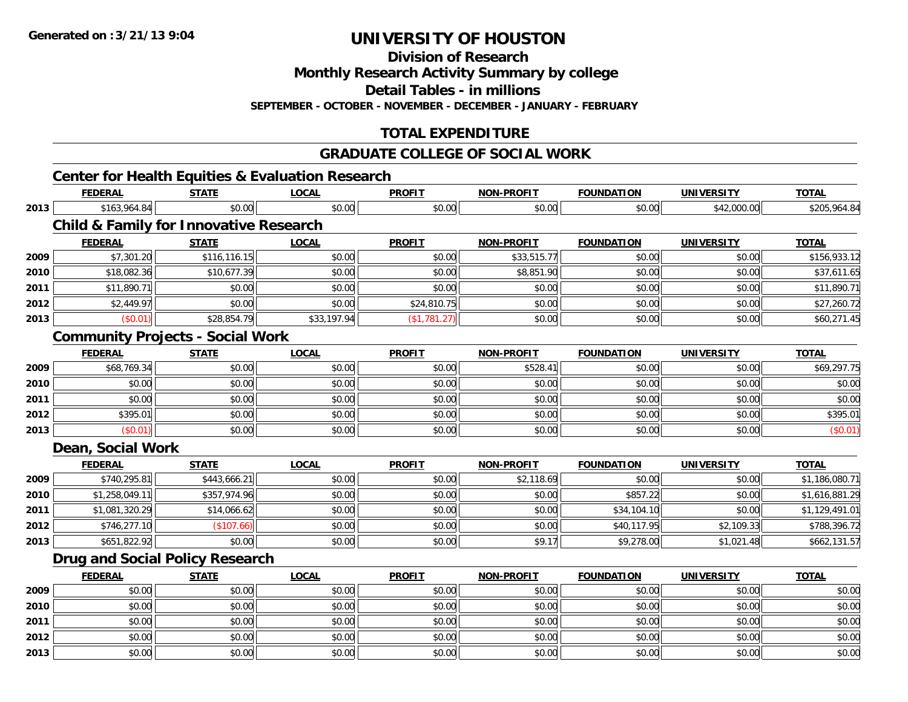# UNIVERSITY OF HOUSTON

## Division of Research

## Monthly Research Activity Summary by college

## Detail Tables - in millions

**SEPTEMBER - OCTOBER - NOVEMBER - DECEMBER - JANUARY - FEBRUARY**

## TOTAL EXPENDITURE

## GRADUATE COLLEGE OF SOCIAL WORK

### Center for Health Equities & Evaluation Research

| | FEDERAL | STATE | LOCAL | PROFIT | NON-PROFIT | FOUNDATION | UNIVERSITY | TOTAL |
|---|---|---|---|---|---|---|---|---|
| 2013 | $163,964.84 | $0.00 | $0.00 | $0.00 | $0.00 | $0.00 | $42,000.00 | $205,964.84 |

### Child & Family for Innovative Research

| | FEDERAL | STATE | LOCAL | PROFIT | NON-PROFIT | FOUNDATION | UNIVERSITY | TOTAL |
|---|---|---|---|---|---|---|---|---|
| 2009 | $7,301.20 | $116,116.15 | $0.00 | $0.00 | $33,515.77 | $0.00 | $0.00 | $156,933.12 |
| 2010 | $18,082.36 | $10,677.39 | $0.00 | $0.00 | $8,851.90 | $0.00 | $0.00 | $37,611.65 |
| 2011 | $11,890.71 | $0.00 | $0.00 | $0.00 | $0.00 | $0.00 | $0.00 | $11,890.71 |
| 2012 | $2,449.97 | $0.00 | $0.00 | $24,810.75 | $0.00 | $0.00 | $0.00 | $27,260.72 |
| 2013 | ($0.01) | $28,854.79 | $33,197.94 | ($1,781.27) | $0.00 | $0.00 | $0.00 | $60,271.45 |

### Community Projects - Social Work

| | FEDERAL | STATE | LOCAL | PROFIT | NON-PROFIT | FOUNDATION | UNIVERSITY | TOTAL |
|---|---|---|---|---|---|---|---|---|
| 2009 | $68,769.34 | $0.00 | $0.00 | $0.00 | $528.41 | $0.00 | $0.00 | $69,297.75 |
| 2010 | $0.00 | $0.00 | $0.00 | $0.00 | $0.00 | $0.00 | $0.00 | $0.00 |
| 2011 | $0.00 | $0.00 | $0.00 | $0.00 | $0.00 | $0.00 | $0.00 | $0.00 |
| 2012 | $395.01 | $0.00 | $0.00 | $0.00 | $0.00 | $0.00 | $0.00 | $395.01 |
| 2013 | ($0.01) | $0.00 | $0.00 | $0.00 | $0.00 | $0.00 | $0.00 | ($0.01) |

### Dean, Social Work

| | FEDERAL | STATE | LOCAL | PROFIT | NON-PROFIT | FOUNDATION | UNIVERSITY | TOTAL |
|---|---|---|---|---|---|---|---|---|
| 2009 | $740,295.81 | $443,666.21 | $0.00 | $0.00 | $2,118.69 | $0.00 | $0.00 | $1,186,080.71 |
| 2010 | $1,258,049.11 | $357,974.96 | $0.00 | $0.00 | $0.00 | $857.22 | $0.00 | $1,616,881.29 |
| 2011 | $1,081,320.29 | $14,066.62 | $0.00 | $0.00 | $0.00 | $34,104.10 | $0.00 | $1,129,491.01 |
| 2012 | $746,277.10 | ($107.66) | $0.00 | $0.00 | $0.00 | $40,117.95 | $2,109.33 | $788,396.72 |
| 2013 | $651,822.92 | $0.00 | $0.00 | $0.00 | $9.17 | $9,278.00 | $1,021.48 | $662,131.57 |

### Drug and Social Policy Research

| | FEDERAL | STATE | LOCAL | PROFIT | NON-PROFIT | FOUNDATION | UNIVERSITY | TOTAL |
|---|---|---|---|---|---|---|---|---|
| 2009 | $0.00 | $0.00 | $0.00 | $0.00 | $0.00 | $0.00 | $0.00 | $0.00 |
| 2010 | $0.00 | $0.00 | $0.00 | $0.00 | $0.00 | $0.00 | $0.00 | $0.00 |
| 2011 | $0.00 | $0.00 | $0.00 | $0.00 | $0.00 | $0.00 | $0.00 | $0.00 |
| 2012 | $0.00 | $0.00 | $0.00 | $0.00 | $0.00 | $0.00 | $0.00 | $0.00 |
| 2013 | $0.00 | $0.00 | $0.00 | $0.00 | $0.00 | $0.00 | $0.00 | $0.00 |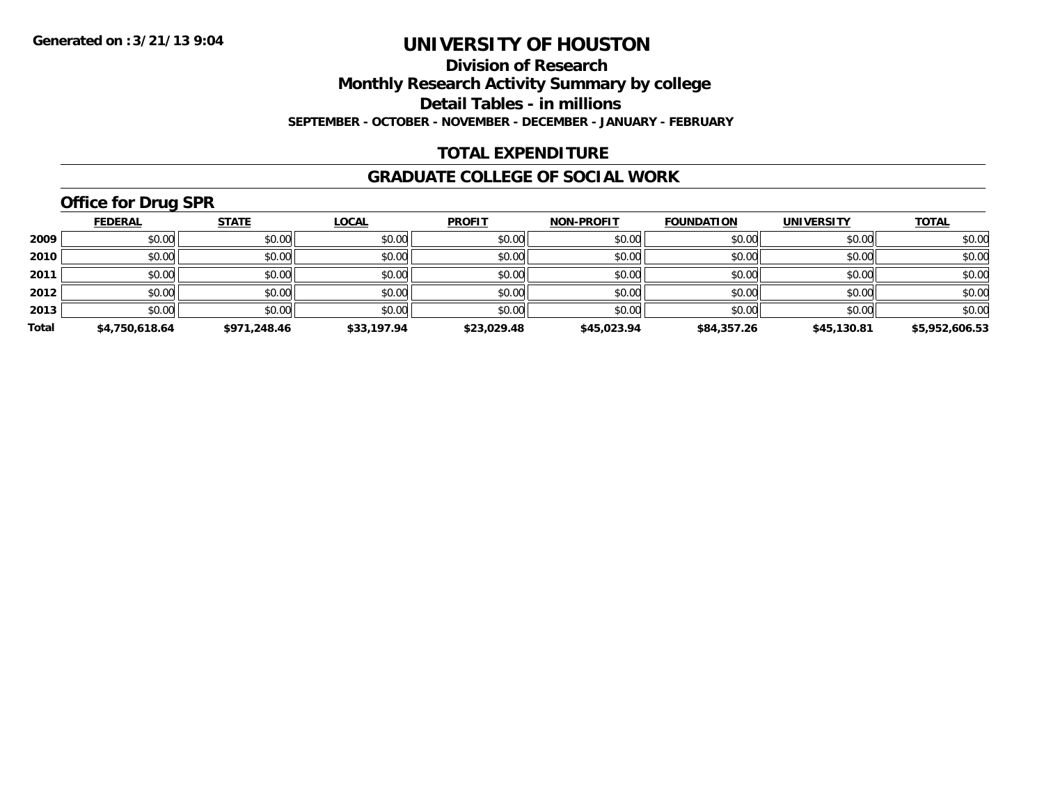**Generated on :3/21/13 9:04**

# UNIVERSITY OF HOUSTON

## Division of Research

## Monthly Research Activity Summary by college

## Detail Tables - in millions

**SEPTEMBER - OCTOBER - NOVEMBER - DECEMBER - JANUARY - FEBRUARY**

## TOTAL EXPENDITURE

## GRADUATE COLLEGE OF SOCIAL WORK

### Office for Drug SPR

| | FEDERAL | STATE | LOCAL | PROFIT | NON-PROFIT | FOUNDATION | UNIVERSITY | TOTAL |
|---|---|---|---|---|---|---|---|---|
| 2009 | $0.00 | $0.00 | $0.00 | $0.00 | $0.00 | $0.00 | $0.00 | $0.00 |
| 2010 | $0.00 | $0.00 | $0.00 | $0.00 | $0.00 | $0.00 | $0.00 | $0.00 |
| 2011 | $0.00 | $0.00 | $0.00 | $0.00 | $0.00 | $0.00 | $0.00 | $0.00 |
| 2012 | $0.00 | $0.00 | $0.00 | $0.00 | $0.00 | $0.00 | $0.00 | $0.00 |
| 2013 | $0.00 | $0.00 | $0.00 | $0.00 | $0.00 | $0.00 | $0.00 | $0.00 |
| **Total** | **$4,750,618.64** | **$971,248.46** | **$33,197.94** | **$23,029.48** | **$45,023.94** | **$84,357.26** | **$45,130.81** | **$5,952,606.53** |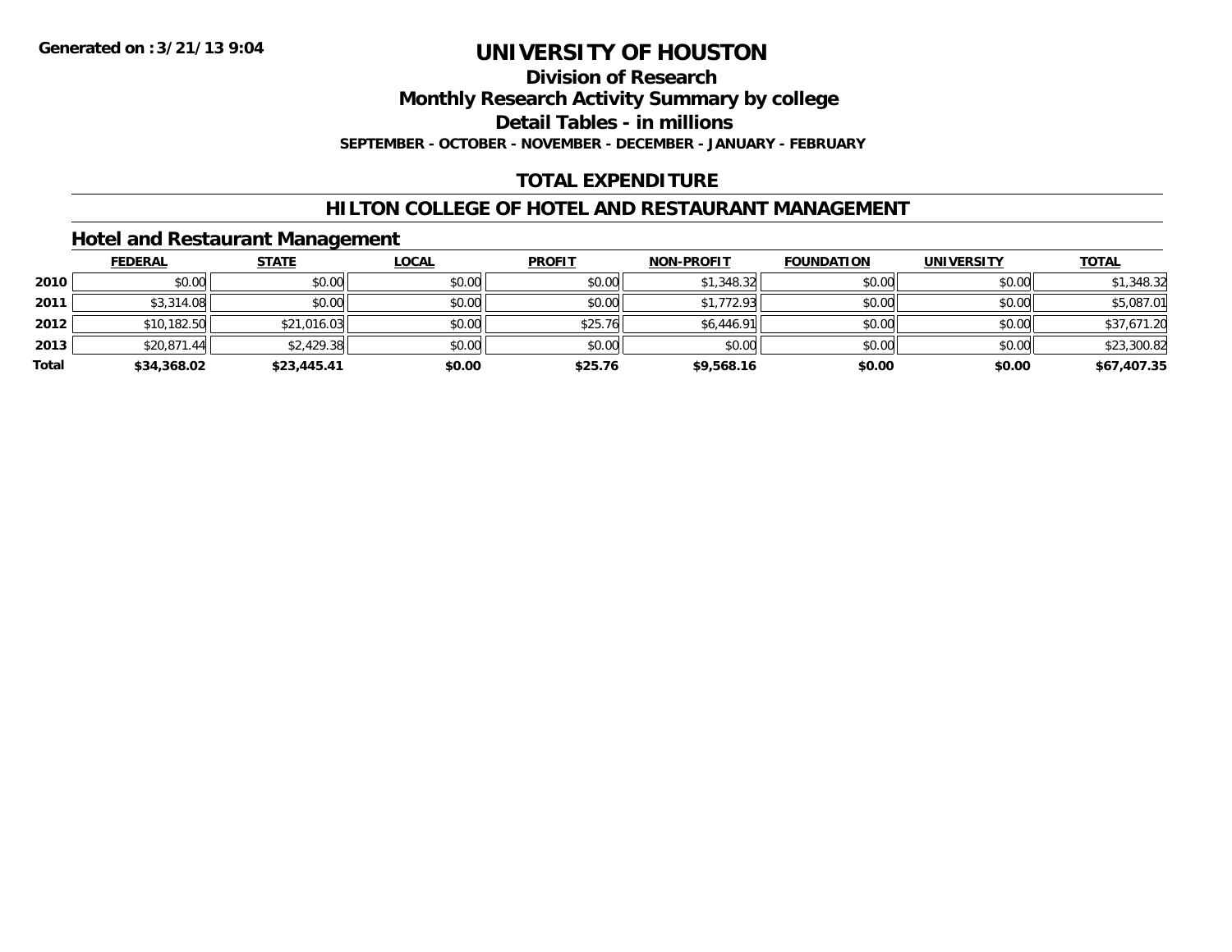Generated on :3/21/13 9:04

# UNIVERSITY OF HOUSTON

## Division of Research

## Monthly Research Activity Summary by college

## Detail Tables - in millions

**SEPTEMBER - OCTOBER - NOVEMBER - DECEMBER - JANUARY - FEBRUARY**

## TOTAL EXPENDITURE

## HILTON COLLEGE OF HOTEL AND RESTAURANT MANAGEMENT

### Hotel and Restaurant Management

| | FEDERAL | STATE | LOCAL | PROFIT | NON-PROFIT | FOUNDATION | UNIVERSITY | TOTAL |
|---|---|---|---|---|---|---|---|---|
| 2010 | $0.00 | $0.00 | $0.00 | $0.00 | $1,348.32 | $0.00 | $0.00 | $1,348.32 |
| 2011 | $3,314.08 | $0.00 | $0.00 | $0.00 | $1,772.93 | $0.00 | $0.00 | $5,087.01 |
| 2012 | $10,182.50 | $21,016.03 | $0.00 | $25.76 | $6,446.91 | $0.00 | $0.00 | $37,671.20 |
| 2013 | $20,871.44 | $2,429.38 | $0.00 | $0.00 | $0.00 | $0.00 | $0.00 | $23,300.82 |
| **Total** | **$34,368.02** | **$23,445.41** | **$0.00** | **$25.76** | **$9,568.16** | **$0.00** | **$0.00** | **$67,407.35** |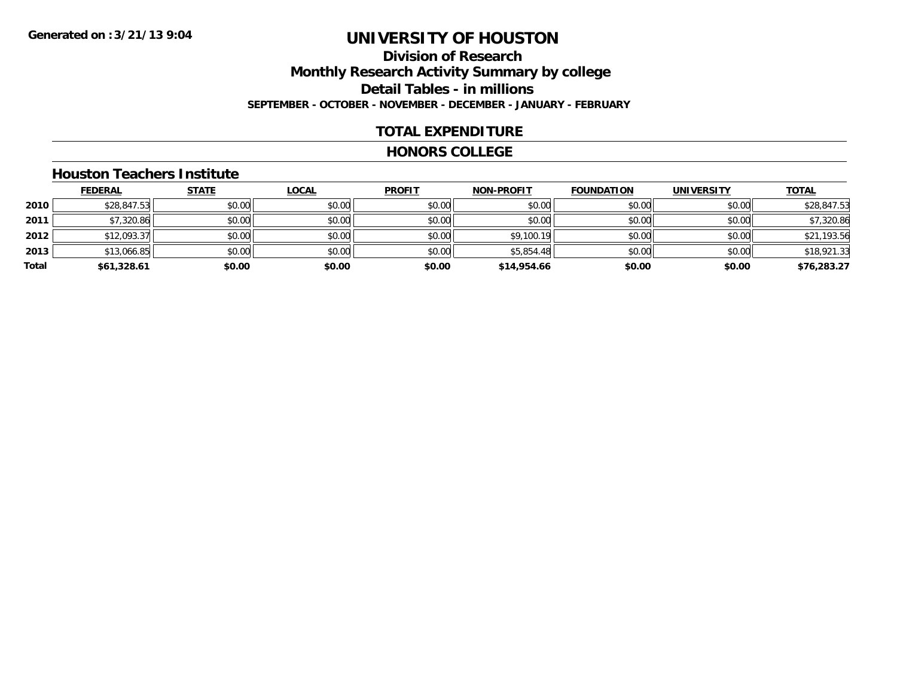**Generated on :3/21/13 9:04**

# UNIVERSITY OF HOUSTON

## Division of Research

## Monthly Research Activity Summary by college

## Detail Tables - in millions

**SEPTEMBER - OCTOBER - NOVEMBER - DECEMBER - JANUARY - FEBRUARY**

## TOTAL EXPENDITURE

## HONORS COLLEGE

### Houston Teachers Institute

| | FEDERAL | STATE | LOCAL | PROFIT | NON-PROFIT | FOUNDATION | UNIVERSITY | TOTAL |
|---|---|---|---|---|---|---|---|---|
| 2010 | $28,847.53 | $0.00 | $0.00 | $0.00 | $0.00 | $0.00 | $0.00 | $28,847.53 |
| 2011 | $7,320.86 | $0.00 | $0.00 | $0.00 | $0.00 | $0.00 | $0.00 | $7,320.86 |
| 2012 | $12,093.37 | $0.00 | $0.00 | $0.00 | $9,100.19 | $0.00 | $0.00 | $21,193.56 |
| 2013 | $13,066.85 | $0.00 | $0.00 | $0.00 | $5,854.48 | $0.00 | $0.00 | $18,921.33 |
| **Total** | **$61,328.61** | **$0.00** | **$0.00** | **$0.00** | **$14,954.66** | **$0.00** | **$0.00** | **$76,283.27** |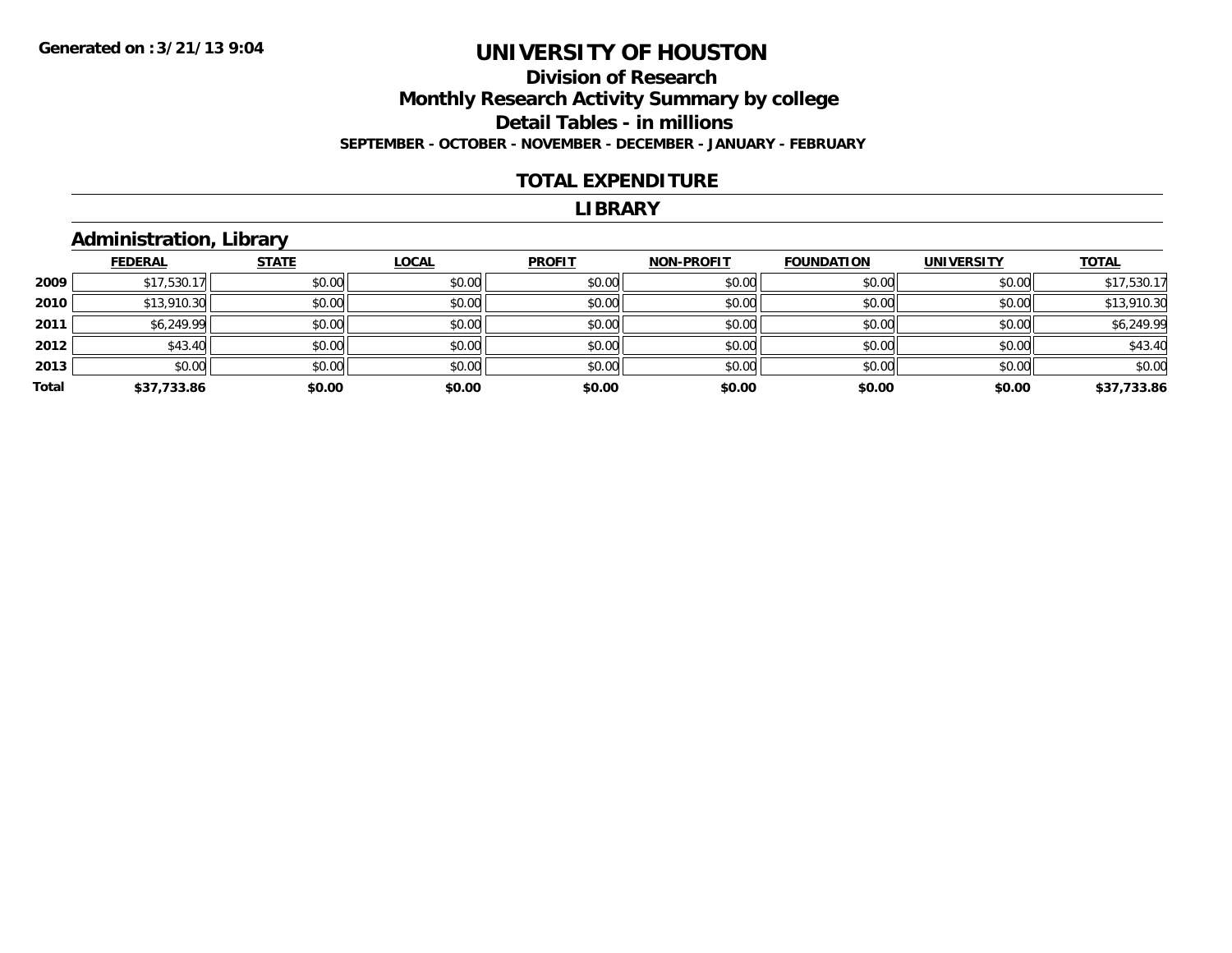Generated on :3/21/13 9:04

# UNIVERSITY OF HOUSTON

## Division of Research

## Monthly Research Activity Summary by college

## Detail Tables - in millions

**SEPTEMBER - OCTOBER - NOVEMBER - DECEMBER - JANUARY - FEBRUARY**

### TOTAL EXPENDITURE

### LIBRARY

### Administration, Library

| | FEDERAL | STATE | LOCAL | PROFIT | NON-PROFIT | FOUNDATION | UNIVERSITY | TOTAL |
|---|---|---|---|---|---|---|---|---|
| 2009 | $17,530.17 | $0.00 | $0.00 | $0.00 | $0.00 | $0.00 | $0.00 | $17,530.17 |
| 2010 | $13,910.30 | $0.00 | $0.00 | $0.00 | $0.00 | $0.00 | $0.00 | $13,910.30 |
| 2011 | $6,249.99 | $0.00 | $0.00 | $0.00 | $0.00 | $0.00 | $0.00 | $6,249.99 |
| 2012 | $43.40 | $0.00 | $0.00 | $0.00 | $0.00 | $0.00 | $0.00 | $43.40 |
| 2013 | $0.00 | $0.00 | $0.00 | $0.00 | $0.00 | $0.00 | $0.00 | $0.00 |
| **Total** | **$37,733.86** | **$0.00** | **$0.00** | **$0.00** | **$0.00** | **$0.00** | **$0.00** | **$37,733.86** |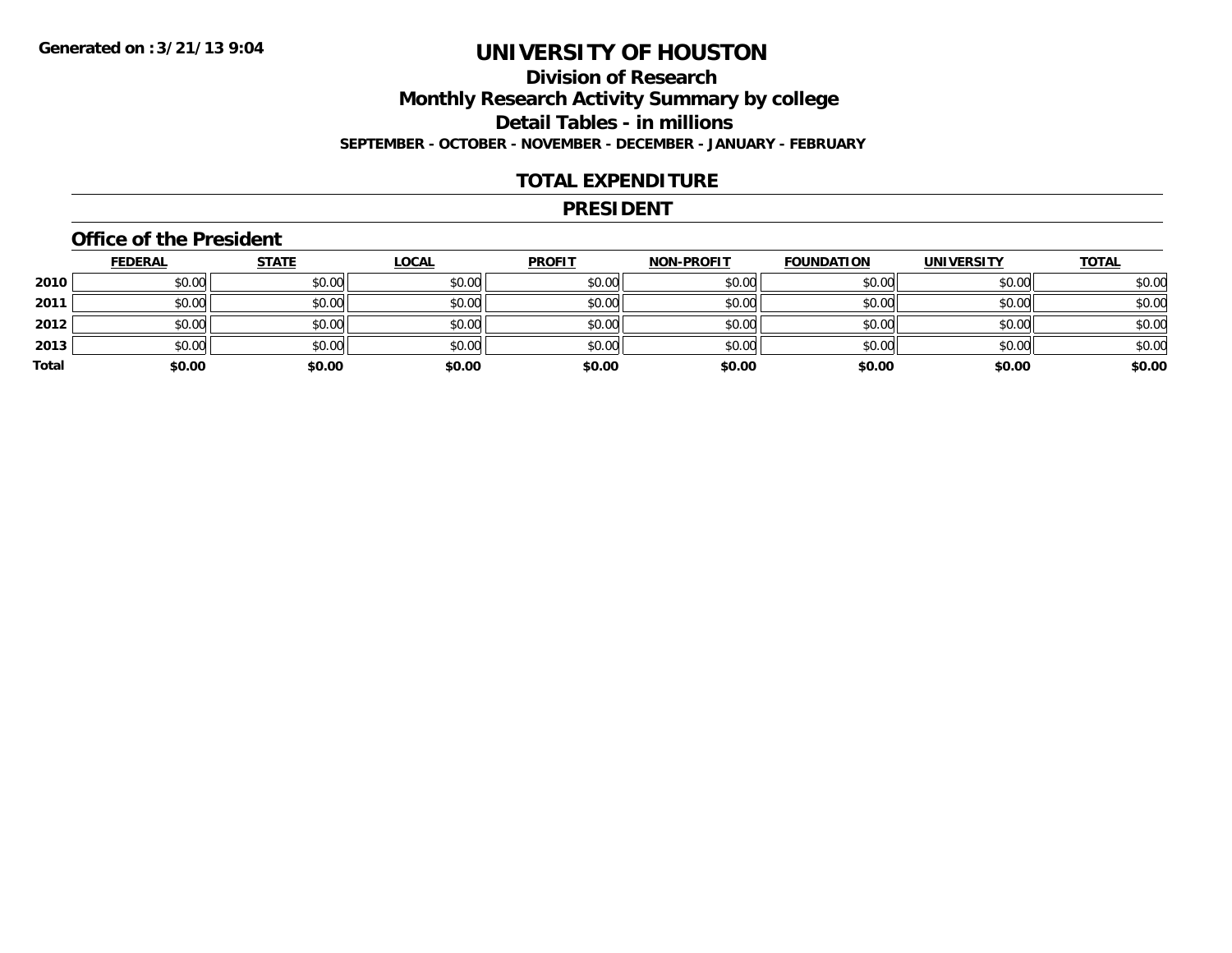Generated on :3/21/13 9:04

# UNIVERSITY OF HOUSTON

## Division of Research
## Monthly Research Activity Summary by college
## Detail Tables - in millions

**SEPTEMBER - OCTOBER - NOVEMBER - DECEMBER - JANUARY - FEBRUARY**

## TOTAL EXPENDITURE

## PRESIDENT

### Office of the President

| | FEDERAL | STATE | LOCAL | PROFIT | NON-PROFIT | FOUNDATION | UNIVERSITY | TOTAL |
|---|---|---|---|---|---|---|---|---|
| 2010 | $0.00 | $0.00 | $0.00 | $0.00 | $0.00 | $0.00 | $0.00 | $0.00 |
| 2011 | $0.00 | $0.00 | $0.00 | $0.00 | $0.00 | $0.00 | $0.00 | $0.00 |
| 2012 | $0.00 | $0.00 | $0.00 | $0.00 | $0.00 | $0.00 | $0.00 | $0.00 |
| 2013 | $0.00 | $0.00 | $0.00 | $0.00 | $0.00 | $0.00 | $0.00 | $0.00 |
| **Total** | **$0.00** | **$0.00** | **$0.00** | **$0.00** | **$0.00** | **$0.00** | **$0.00** | **$0.00** |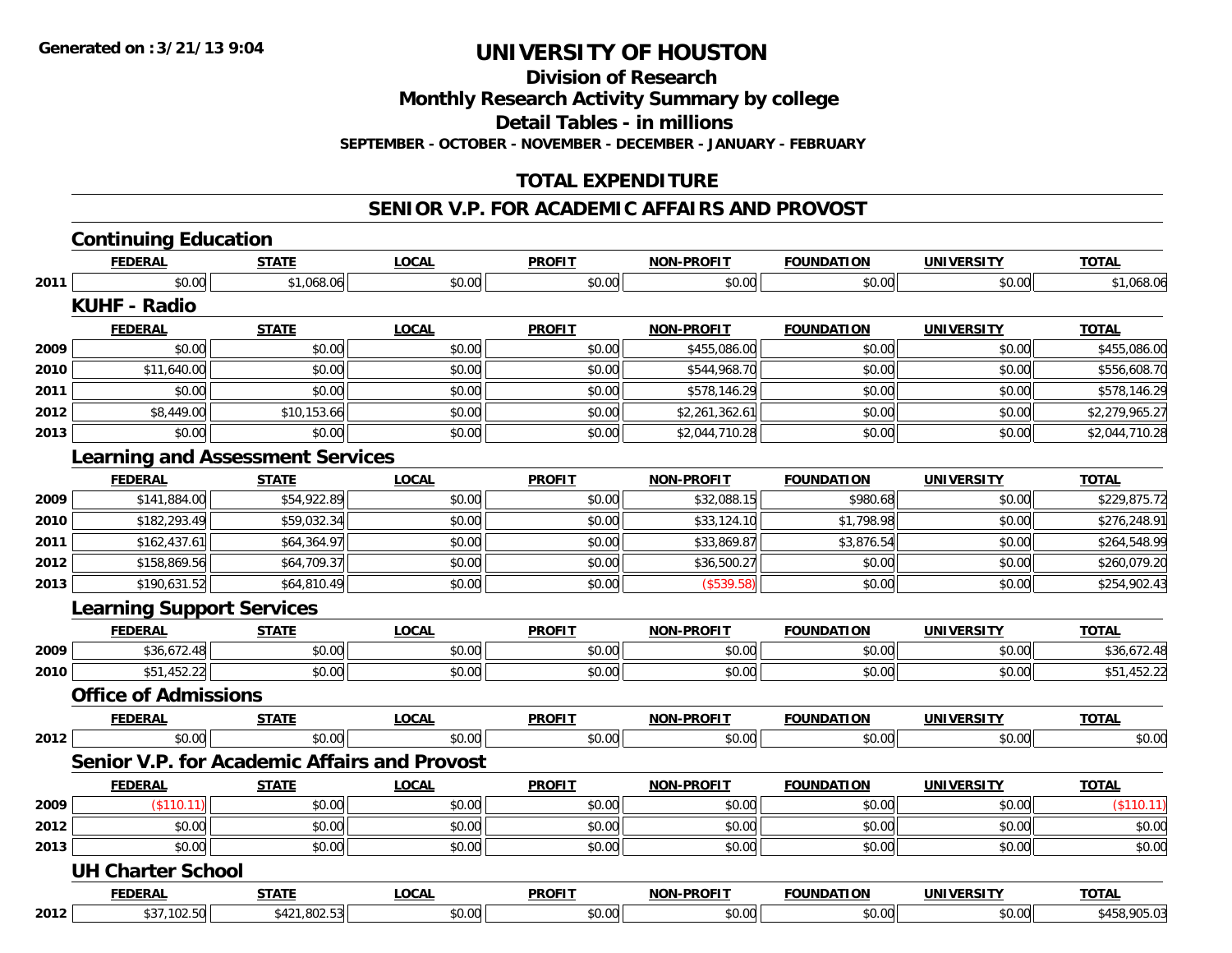# UNIVERSITY OF HOUSTON

## Division of Research

## Monthly Research Activity Summary by college

## Detail Tables - in millions

**SEPTEMBER - OCTOBER - NOVEMBER - DECEMBER - JANUARY - FEBRUARY**

**Generated on :3/21/13 9:04**

## TOTAL EXPENDITURE

## SENIOR V.P. FOR ACADEMIC AFFAIRS AND PROVOST

### Continuing Education

| | FEDERAL | STATE | LOCAL | PROFIT | NON-PROFIT | FOUNDATION | UNIVERSITY | TOTAL |
|---|---|---|---|---|---|---|---|---|
| 2011 | $0.00 | $1,068.06 | $0.00 | $0.00 | $0.00 | $0.00 | $0.00 | $1,068.06 |

### KUHF - Radio

| | FEDERAL | STATE | LOCAL | PROFIT | NON-PROFIT | FOUNDATION | UNIVERSITY | TOTAL |
|---|---|---|---|---|---|---|---|---|
| 2009 | $0.00 | $0.00 | $0.00 | $0.00 | $455,086.00 | $0.00 | $0.00 | $455,086.00 |
| 2010 | $11,640.00 | $0.00 | $0.00 | $0.00 | $544,968.70 | $0.00 | $0.00 | $556,608.70 |
| 2011 | $0.00 | $0.00 | $0.00 | $0.00 | $578,146.29 | $0.00 | $0.00 | $578,146.29 |
| 2012 | $8,449.00 | $10,153.66 | $0.00 | $0.00 | $2,261,362.61 | $0.00 | $0.00 | $2,279,965.27 |
| 2013 | $0.00 | $0.00 | $0.00 | $0.00 | $2,044,710.28 | $0.00 | $0.00 | $2,044,710.28 |

### Learning and Assessment Services

| | FEDERAL | STATE | LOCAL | PROFIT | NON-PROFIT | FOUNDATION | UNIVERSITY | TOTAL |
|---|---|---|---|---|---|---|---|---|
| 2009 | $141,884.00 | $54,922.89 | $0.00 | $0.00 | $32,088.15 | $980.68 | $0.00 | $229,875.72 |
| 2010 | $182,293.49 | $59,032.34 | $0.00 | $0.00 | $33,124.10 | $1,798.98 | $0.00 | $276,248.91 |
| 2011 | $162,437.61 | $64,364.97 | $0.00 | $0.00 | $33,869.87 | $3,876.54 | $0.00 | $264,548.99 |
| 2012 | $158,869.56 | $64,709.37 | $0.00 | $0.00 | $36,500.27 | $0.00 | $0.00 | $260,079.20 |
| 2013 | $190,631.52 | $64,810.49 | $0.00 | $0.00 | ($539.58) | $0.00 | $0.00 | $254,902.43 |

### Learning Support Services

| | FEDERAL | STATE | LOCAL | PROFIT | NON-PROFIT | FOUNDATION | UNIVERSITY | TOTAL |
|---|---|---|---|---|---|---|---|---|
| 2009 | $36,672.48 | $0.00 | $0.00 | $0.00 | $0.00 | $0.00 | $0.00 | $36,672.48 |
| 2010 | $51,452.22 | $0.00 | $0.00 | $0.00 | $0.00 | $0.00 | $0.00 | $51,452.22 |

### Office of Admissions

| | FEDERAL | STATE | LOCAL | PROFIT | NON-PROFIT | FOUNDATION | UNIVERSITY | TOTAL |
|---|---|---|---|---|---|---|---|---|
| 2012 | $0.00 | $0.00 | $0.00 | $0.00 | $0.00 | $0.00 | $0.00 | $0.00 |

### Senior V.P. for Academic Affairs and Provost

| | FEDERAL | STATE | LOCAL | PROFIT | NON-PROFIT | FOUNDATION | UNIVERSITY | TOTAL |
|---|---|---|---|---|---|---|---|---|
| 2009 | ($110.11) | $0.00 | $0.00 | $0.00 | $0.00 | $0.00 | $0.00 | ($110.11) |
| 2012 | $0.00 | $0.00 | $0.00 | $0.00 | $0.00 | $0.00 | $0.00 | $0.00 |
| 2013 | $0.00 | $0.00 | $0.00 | $0.00 | $0.00 | $0.00 | $0.00 | $0.00 |

### UH Charter School

| | FEDERAL | STATE | LOCAL | PROFIT | NON-PROFIT | FOUNDATION | UNIVERSITY | TOTAL |
|---|---|---|---|---|---|---|---|---|
| 2012 | $37,102.50 | $421,802.53 | $0.00 | $0.00 | $0.00 | $0.00 | $0.00 | $458,905.03 |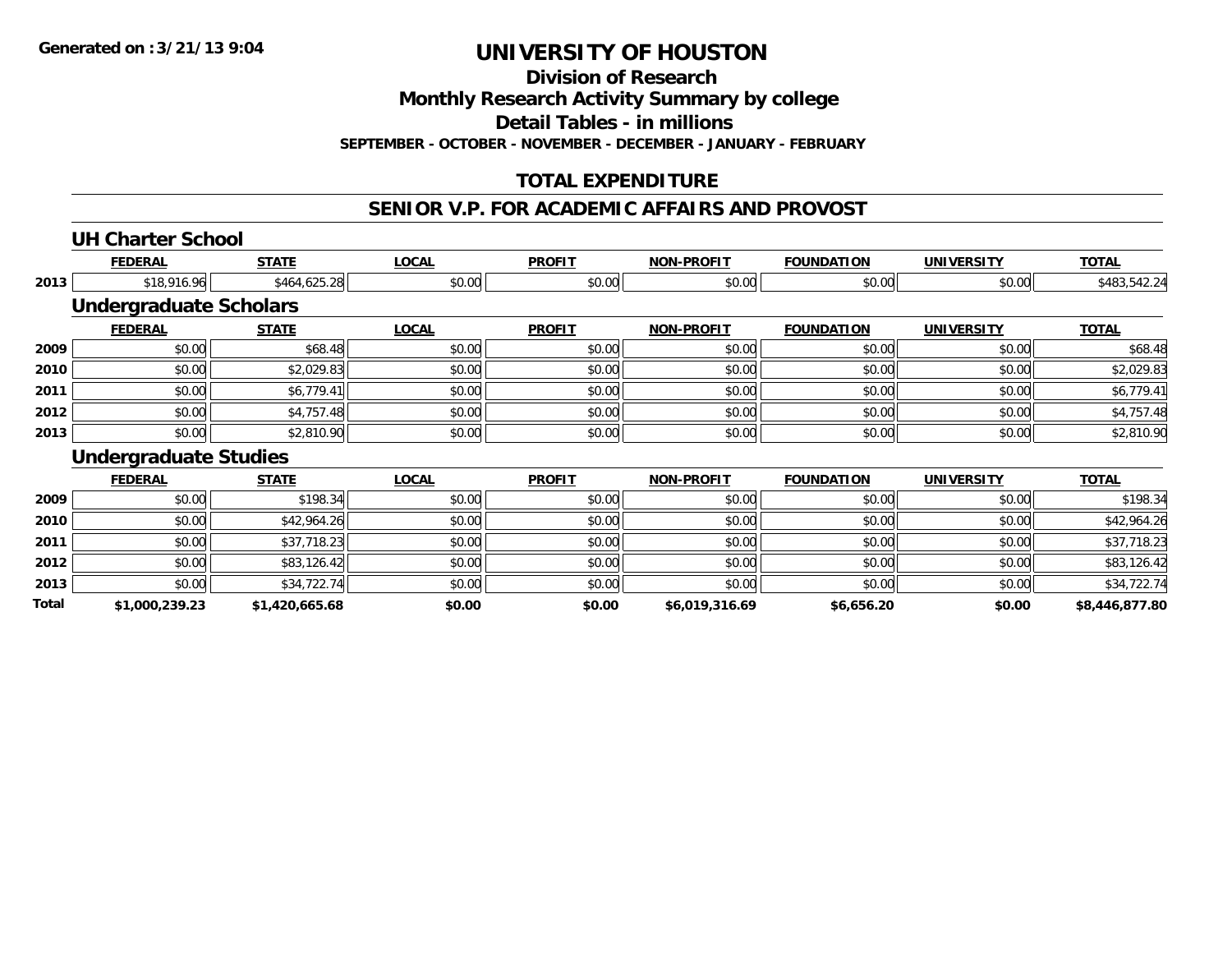**Generated on :3/21/13 9:04**

# UNIVERSITY OF HOUSTON

## Division of Research

## Monthly Research Activity Summary by college

## Detail Tables - in millions

**SEPTEMBER - OCTOBER - NOVEMBER - DECEMBER - JANUARY - FEBRUARY**

## TOTAL EXPENDITURE

## SENIOR V.P. FOR ACADEMIC AFFAIRS AND PROVOST

### UH Charter School

| | FEDERAL | STATE | LOCAL | PROFIT | NON-PROFIT | FOUNDATION | UNIVERSITY | TOTAL |
|---|---|---|---|---|---|---|---|---|
| 2013 | $18,916.96 | $464,625.28 | $0.00 | $0.00 | $0.00 | $0.00 | $0.00 | $483,542.24 |

### Undergraduate Scholars

| | FEDERAL | STATE | LOCAL | PROFIT | NON-PROFIT | FOUNDATION | UNIVERSITY | TOTAL |
|---|---|---|---|---|---|---|---|---|
| 2009 | $0.00 | $68.48 | $0.00 | $0.00 | $0.00 | $0.00 | $0.00 | $68.48 |
| 2010 | $0.00 | $2,029.83 | $0.00 | $0.00 | $0.00 | $0.00 | $0.00 | $2,029.83 |
| 2011 | $0.00 | $6,779.41 | $0.00 | $0.00 | $0.00 | $0.00 | $0.00 | $6,779.41 |
| 2012 | $0.00 | $4,757.48 | $0.00 | $0.00 | $0.00 | $0.00 | $0.00 | $4,757.48 |
| 2013 | $0.00 | $2,810.90 | $0.00 | $0.00 | $0.00 | $0.00 | $0.00 | $2,810.90 |

### Undergraduate Studies

| | FEDERAL | STATE | LOCAL | PROFIT | NON-PROFIT | FOUNDATION | UNIVERSITY | TOTAL |
|---|---|---|---|---|---|---|---|---|
| 2009 | $0.00 | $198.34 | $0.00 | $0.00 | $0.00 | $0.00 | $0.00 | $198.34 |
| 2010 | $0.00 | $42,964.26 | $0.00 | $0.00 | $0.00 | $0.00 | $0.00 | $42,964.26 |
| 2011 | $0.00 | $37,718.23 | $0.00 | $0.00 | $0.00 | $0.00 | $0.00 | $37,718.23 |
| 2012 | $0.00 | $83,126.42 | $0.00 | $0.00 | $0.00 | $0.00 | $0.00 | $83,126.42 |
| 2013 | $0.00 | $34,722.74 | $0.00 | $0.00 | $0.00 | $0.00 | $0.00 | $34,722.74 |
| **Total** | **$1,000,239.23** | **$1,420,665.68** | **$0.00** | **$0.00** | **$6,019,316.69** | **$6,656.20** | **$0.00** | **$8,446,877.80** |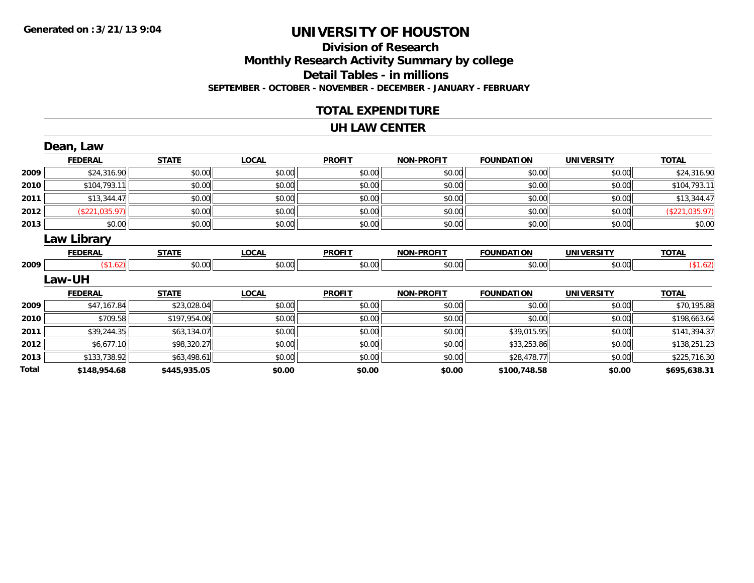**Generated on :3/21/13 9:04**

# UNIVERSITY OF HOUSTON

## Division of Research
## Monthly Research Activity Summary by college
## Detail Tables - in millions

**SEPTEMBER - OCTOBER - NOVEMBER - DECEMBER - JANUARY - FEBRUARY**

## TOTAL EXPENDITURE

## UH LAW CENTER

### Dean, Law

| | FEDERAL | STATE | LOCAL | PROFIT | NON-PROFIT | FOUNDATION | UNIVERSITY | TOTAL |
|---|---|---|---|---|---|---|---|---|
| 2009 | $24,316.90 | $0.00 | $0.00 | $0.00 | $0.00 | $0.00 | $0.00 | $24,316.90 |
| 2010 | $104,793.11 | $0.00 | $0.00 | $0.00 | $0.00 | $0.00 | $0.00 | $104,793.11 |
| 2011 | $13,344.47 | $0.00 | $0.00 | $0.00 | $0.00 | $0.00 | $0.00 | $13,344.47 |
| 2012 | ($221,035.97) | $0.00 | $0.00 | $0.00 | $0.00 | $0.00 | $0.00 | ($221,035.97) |
| 2013 | $0.00 | $0.00 | $0.00 | $0.00 | $0.00 | $0.00 | $0.00 | $0.00 |

### Law Library

| | FEDERAL | STATE | LOCAL | PROFIT | NON-PROFIT | FOUNDATION | UNIVERSITY | TOTAL |
|---|---|---|---|---|---|---|---|---|
| 2009 | ($1.62) | $0.00 | $0.00 | $0.00 | $0.00 | $0.00 | $0.00 | ($1.62) |

### Law-UH

| | FEDERAL | STATE | LOCAL | PROFIT | NON-PROFIT | FOUNDATION | UNIVERSITY | TOTAL |
|---|---|---|---|---|---|---|---|---|
| 2009 | $47,167.84 | $23,028.04 | $0.00 | $0.00 | $0.00 | $0.00 | $0.00 | $70,195.88 |
| 2010 | $709.58 | $197,954.06 | $0.00 | $0.00 | $0.00 | $0.00 | $0.00 | $198,663.64 |
| 2011 | $39,244.35 | $63,134.07 | $0.00 | $0.00 | $0.00 | $39,015.95 | $0.00 | $141,394.37 |
| 2012 | $6,677.10 | $98,320.27 | $0.00 | $0.00 | $0.00 | $33,253.86 | $0.00 | $138,251.23 |
| 2013 | $133,738.92 | $63,498.61 | $0.00 | $0.00 | $0.00 | $28,478.77 | $0.00 | $225,716.30 |
| **Total** | **$148,954.68** | **$445,935.05** | **$0.00** | **$0.00** | **$0.00** | **$100,748.58** | **$0.00** | **$695,638.31** |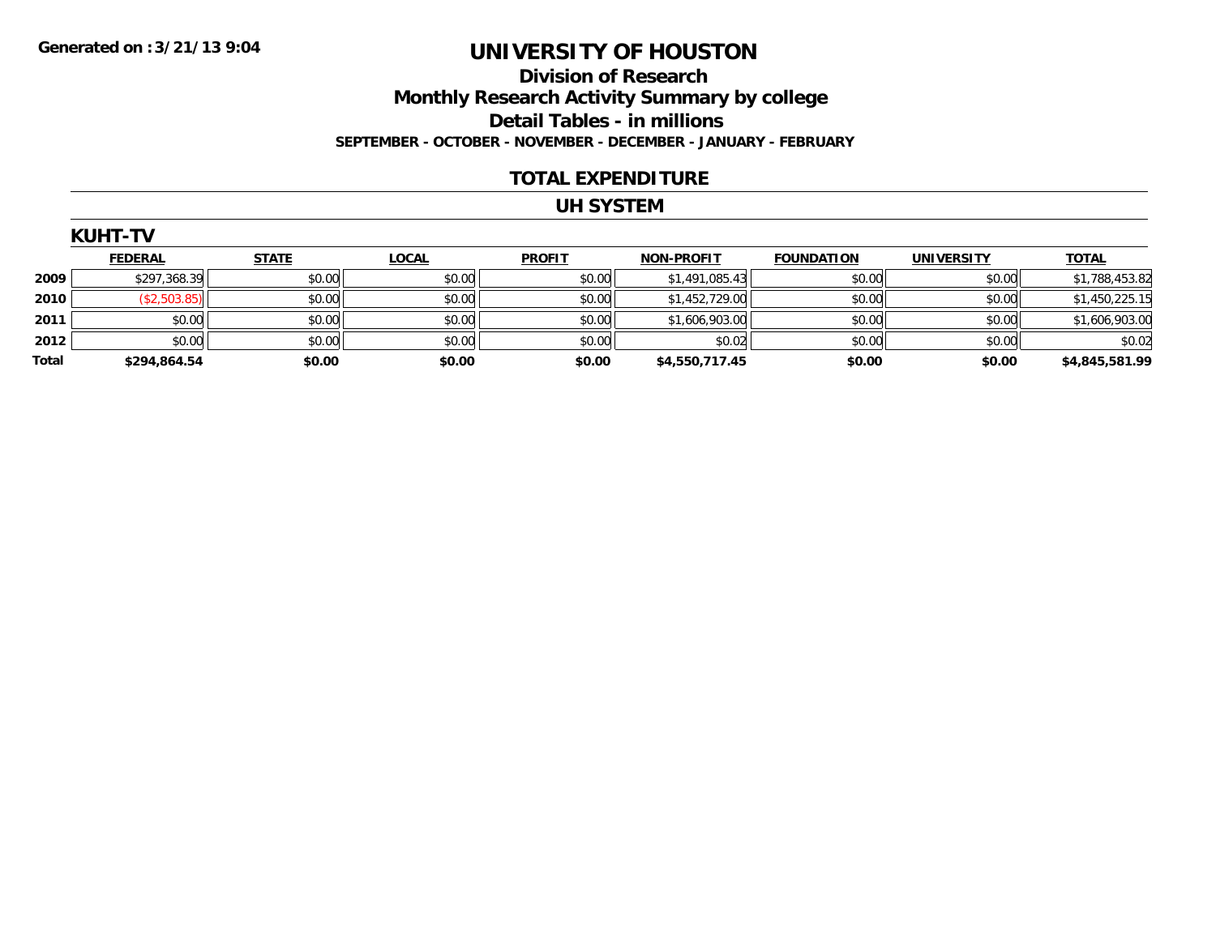**Generated on :3/21/13 9:04**

# UNIVERSITY OF HOUSTON

## Division of Research

## Monthly Research Activity Summary by college

## Detail Tables - in millions

**SEPTEMBER - OCTOBER - NOVEMBER - DECEMBER - JANUARY - FEBRUARY**

## TOTAL EXPENDITURE

## UH SYSTEM

### KUHT-TV

| | FEDERAL | STATE | LOCAL | PROFIT | NON-PROFIT | FOUNDATION | UNIVERSITY | TOTAL |
|---|---|---|---|---|---|---|---|---|
| 2009 | $297,368.39 | $0.00 | $0.00 | $0.00 | $1,491,085.43 | $0.00 | $0.00 | $1,788,453.82 |
| 2010 | ($2,503.85) | $0.00 | $0.00 | $0.00 | $1,452,729.00 | $0.00 | $0.00 | $1,450,225.15 |
| 2011 | $0.00 | $0.00 | $0.00 | $0.00 | $1,606,903.00 | $0.00 | $0.00 | $1,606,903.00 |
| 2012 | $0.00 | $0.00 | $0.00 | $0.00 | $0.02 | $0.00 | $0.00 | $0.02 |
| **Total** | **$294,864.54** | **$0.00** | **$0.00** | **$0.00** | **$4,550,717.45** | **$0.00** | **$0.00** | **$4,845,581.99** |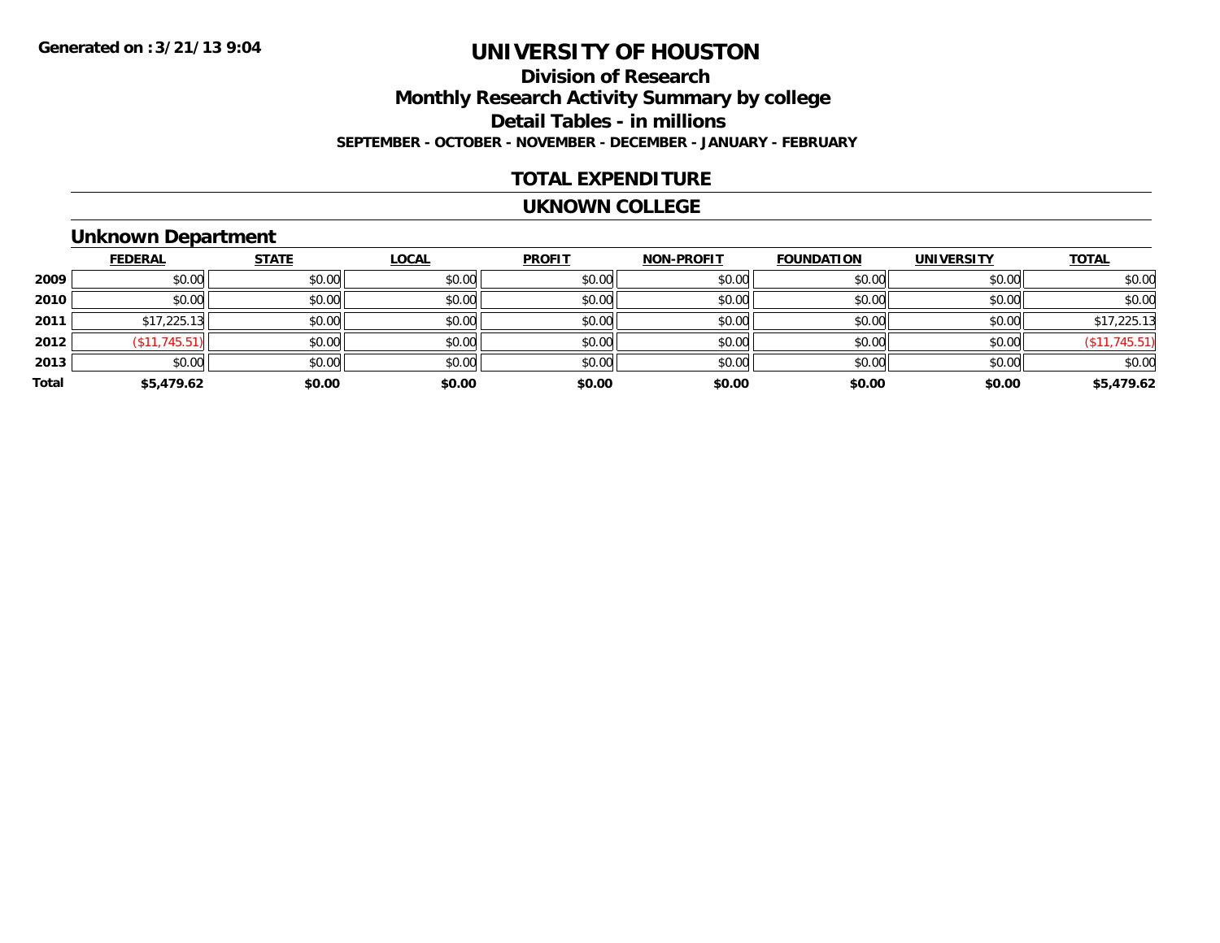Generated on :3/21/13 9:04

# UNIVERSITY OF HOUSTON

## Division of Research

## Monthly Research Activity Summary by college

## Detail Tables - in millions

**SEPTEMBER - OCTOBER - NOVEMBER - DECEMBER - JANUARY - FEBRUARY**

## TOTAL EXPENDITURE

## UKNOWN COLLEGE

### Unknown Department

| | FEDERAL | STATE | LOCAL | PROFIT | NON-PROFIT | FOUNDATION | UNIVERSITY | TOTAL |
|---|---|---|---|---|---|---|---|---|
| **2009** | $0.00 | $0.00 | $0.00 | $0.00 | $0.00 | $0.00 | $0.00 | $0.00 |
| **2010** | $0.00 | $0.00 | $0.00 | $0.00 | $0.00 | $0.00 | $0.00 | $0.00 |
| **2011** | $17,225.13 | $0.00 | $0.00 | $0.00 | $0.00 | $0.00 | $0.00 | $17,225.13 |
| **2012** | ($11,745.51) | $0.00 | $0.00 | $0.00 | $0.00 | $0.00 | $0.00 | ($11,745.51) |
| **2013** | $0.00 | $0.00 | $0.00 | $0.00 | $0.00 | $0.00 | $0.00 | $0.00 |
| **Total** | **$5,479.62** | **$0.00** | **$0.00** | **$0.00** | **$0.00** | **$0.00** | **$0.00** | **$5,479.62** |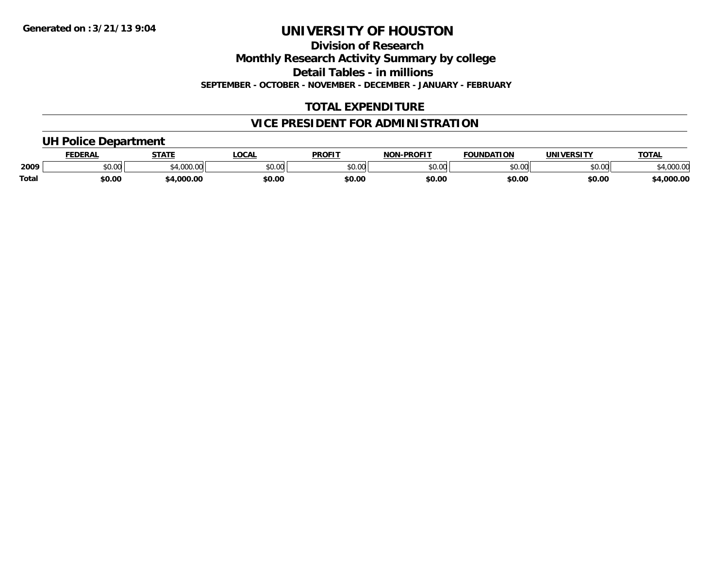**Generated on :3/21/13 9:04**

# UNIVERSITY OF HOUSTON

## Division of Research

## Monthly Research Activity Summary by college

## Detail Tables - in millions

**SEPTEMBER - OCTOBER - NOVEMBER - DECEMBER - JANUARY - FEBRUARY**

## TOTAL EXPENDITURE

## VICE PRESIDENT FOR ADMINISTRATION

### UH Police Department

| | FEDERAL | STATE | LOCAL | PROFIT | NON-PROFIT | FOUNDATION | UNIVERSITY | TOTAL |
|---|---|---|---|---|---|---|---|---|
| 2009 | $0.00 | $4,000.00 | $0.00 | $0.00 | $0.00 | $0.00 | $0.00 | $4,000.00 |
| **Total** | **$0.00** | **$4,000.00** | **$0.00** | **$0.00** | **$0.00** | **$0.00** | **$0.00** | **$4,000.00** |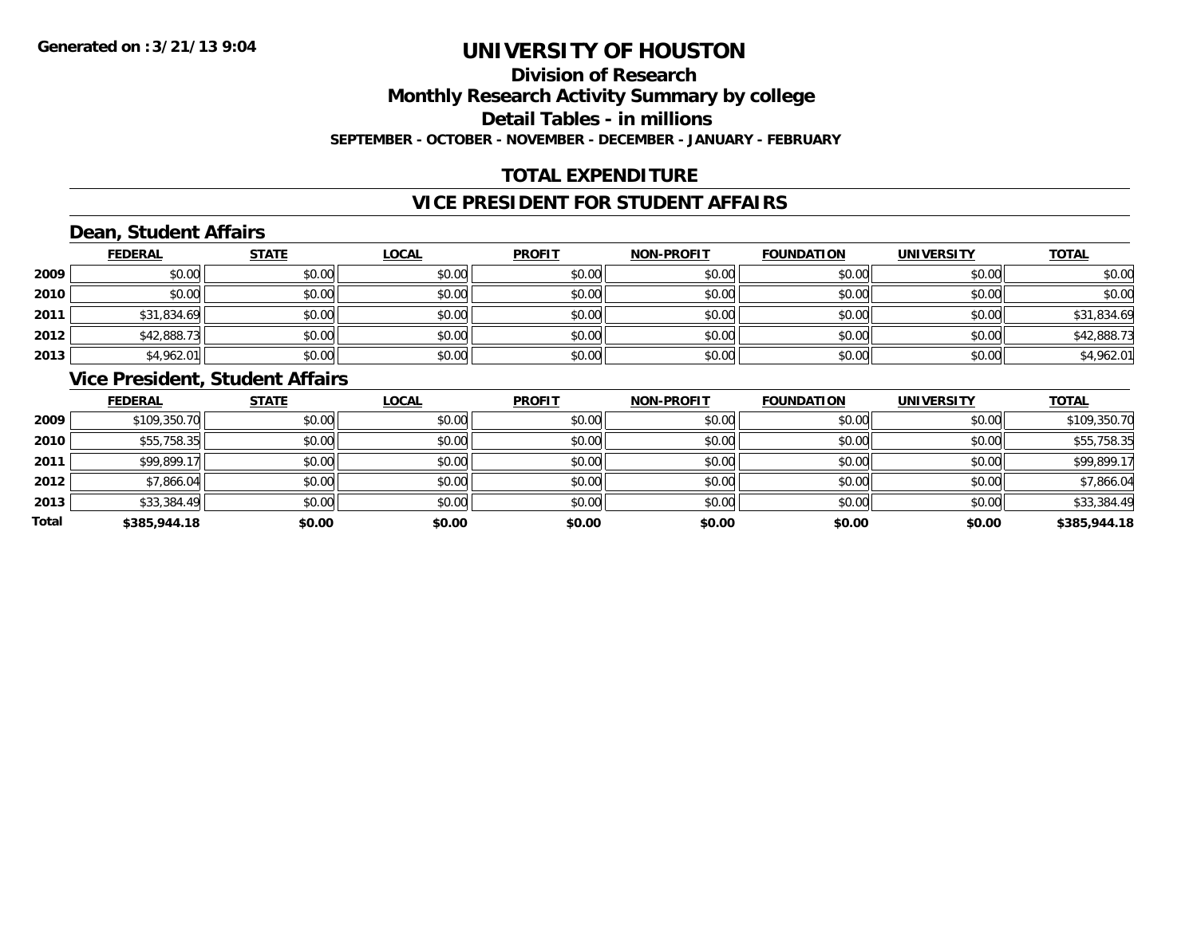**Generated on :3/21/13 9:04**

# UNIVERSITY OF HOUSTON

## Division of Research
## Monthly Research Activity Summary by college
## Detail Tables - in millions

**SEPTEMBER - OCTOBER - NOVEMBER - DECEMBER - JANUARY - FEBRUARY**

## TOTAL EXPENDITURE

## VICE PRESIDENT FOR STUDENT AFFAIRS

### Dean, Student Affairs

| | FEDERAL | STATE | LOCAL | PROFIT | NON-PROFIT | FOUNDATION | UNIVERSITY | TOTAL |
|---|---|---|---|---|---|---|---|---|
| 2009 | $0.00 | $0.00 | $0.00 | $0.00 | $0.00 | $0.00 | $0.00 | $0.00 |
| 2010 | $0.00 | $0.00 | $0.00 | $0.00 | $0.00 | $0.00 | $0.00 | $0.00 |
| 2011 | $31,834.69 | $0.00 | $0.00 | $0.00 | $0.00 | $0.00 | $0.00 | $31,834.69 |
| 2012 | $42,888.73 | $0.00 | $0.00 | $0.00 | $0.00 | $0.00 | $0.00 | $42,888.73 |
| 2013 | $4,962.01 | $0.00 | $0.00 | $0.00 | $0.00 | $0.00 | $0.00 | $4,962.01 |

### Vice President, Student Affairs

| | FEDERAL | STATE | LOCAL | PROFIT | NON-PROFIT | FOUNDATION | UNIVERSITY | TOTAL |
|---|---|---|---|---|---|---|---|---|
| 2009 | $109,350.70 | $0.00 | $0.00 | $0.00 | $0.00 | $0.00 | $0.00 | $109,350.70 |
| 2010 | $55,758.35 | $0.00 | $0.00 | $0.00 | $0.00 | $0.00 | $0.00 | $55,758.35 |
| 2011 | $99,899.17 | $0.00 | $0.00 | $0.00 | $0.00 | $0.00 | $0.00 | $99,899.17 |
| 2012 | $7,866.04 | $0.00 | $0.00 | $0.00 | $0.00 | $0.00 | $0.00 | $7,866.04 |
| 2013 | $33,384.49 | $0.00 | $0.00 | $0.00 | $0.00 | $0.00 | $0.00 | $33,384.49 |
| **Total** | **$385,944.18** | **$0.00** | **$0.00** | **$0.00** | **$0.00** | **$0.00** | **$0.00** | **$385,944.18** |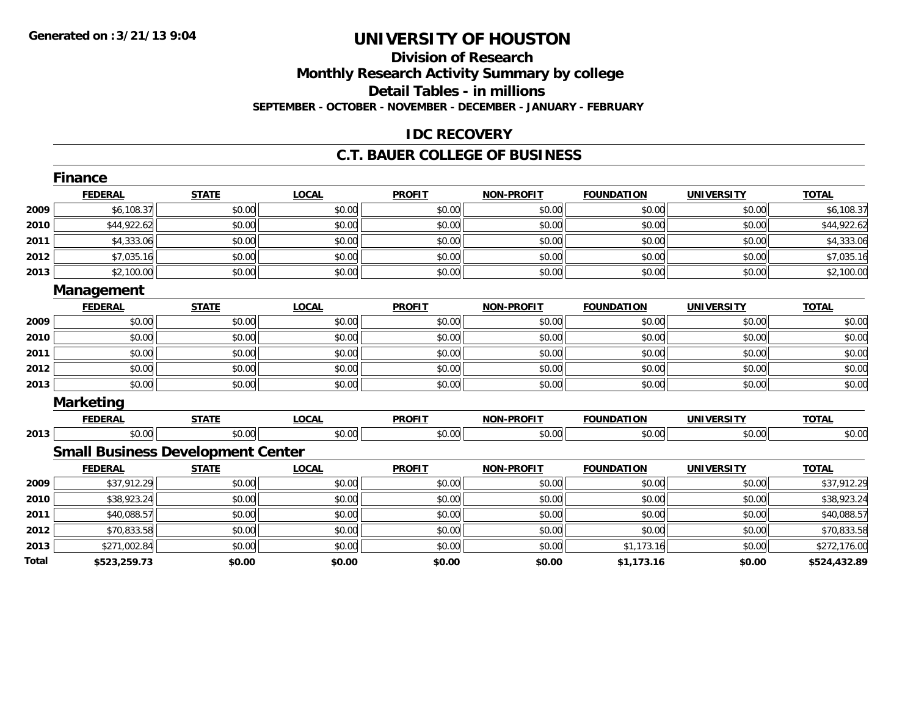# UNIVERSITY OF HOUSTON

## Division of Research

## Monthly Research Activity Summary by college

## Detail Tables - in millions

**SEPTEMBER - OCTOBER - NOVEMBER - DECEMBER - JANUARY - FEBRUARY**

Generated on :3/21/13 9:04

## IDC RECOVERY

## C.T. BAUER COLLEGE OF BUSINESS

### Finance

| | FEDERAL | STATE | LOCAL | PROFIT | NON-PROFIT | FOUNDATION | UNIVERSITY | TOTAL |
|---|---|---|---|---|---|---|---|---|
| 2009 | $6,108.37 | $0.00 | $0.00 | $0.00 | $0.00 | $0.00 | $0.00 | $6,108.37 |
| 2010 | $44,922.62 | $0.00 | $0.00 | $0.00 | $0.00 | $0.00 | $0.00 | $44,922.62 |
| 2011 | $4,333.06 | $0.00 | $0.00 | $0.00 | $0.00 | $0.00 | $0.00 | $4,333.06 |
| 2012 | $7,035.16 | $0.00 | $0.00 | $0.00 | $0.00 | $0.00 | $0.00 | $7,035.16 |
| 2013 | $2,100.00 | $0.00 | $0.00 | $0.00 | $0.00 | $0.00 | $0.00 | $2,100.00 |

### Management

| | FEDERAL | STATE | LOCAL | PROFIT | NON-PROFIT | FOUNDATION | UNIVERSITY | TOTAL |
|---|---|---|---|---|---|---|---|---|
| 2009 | $0.00 | $0.00 | $0.00 | $0.00 | $0.00 | $0.00 | $0.00 | $0.00 |
| 2010 | $0.00 | $0.00 | $0.00 | $0.00 | $0.00 | $0.00 | $0.00 | $0.00 |
| 2011 | $0.00 | $0.00 | $0.00 | $0.00 | $0.00 | $0.00 | $0.00 | $0.00 |
| 2012 | $0.00 | $0.00 | $0.00 | $0.00 | $0.00 | $0.00 | $0.00 | $0.00 |
| 2013 | $0.00 | $0.00 | $0.00 | $0.00 | $0.00 | $0.00 | $0.00 | $0.00 |

### Marketing

| | FEDERAL | STATE | LOCAL | PROFIT | NON-PROFIT | FOUNDATION | UNIVERSITY | TOTAL |
|---|---|---|---|---|---|---|---|---|
| 2013 | $0.00 | $0.00 | $0.00 | $0.00 | $0.00 | $0.00 | $0.00 | $0.00 |

### Small Business Development Center

| | FEDERAL | STATE | LOCAL | PROFIT | NON-PROFIT | FOUNDATION | UNIVERSITY | TOTAL |
|---|---|---|---|---|---|---|---|---|
| 2009 | $37,912.29 | $0.00 | $0.00 | $0.00 | $0.00 | $0.00 | $0.00 | $37,912.29 |
| 2010 | $38,923.24 | $0.00 | $0.00 | $0.00 | $0.00 | $0.00 | $0.00 | $38,923.24 |
| 2011 | $40,088.57 | $0.00 | $0.00 | $0.00 | $0.00 | $0.00 | $0.00 | $40,088.57 |
| 2012 | $70,833.58 | $0.00 | $0.00 | $0.00 | $0.00 | $0.00 | $0.00 | $70,833.58 |
| 2013 | $271,002.84 | $0.00 | $0.00 | $0.00 | $0.00 | $1,173.16 | $0.00 | $272,176.00 |
| **Total** | **$523,259.73** | **$0.00** | **$0.00** | **$0.00** | **$0.00** | **$1,173.16** | **$0.00** | **$524,432.89** |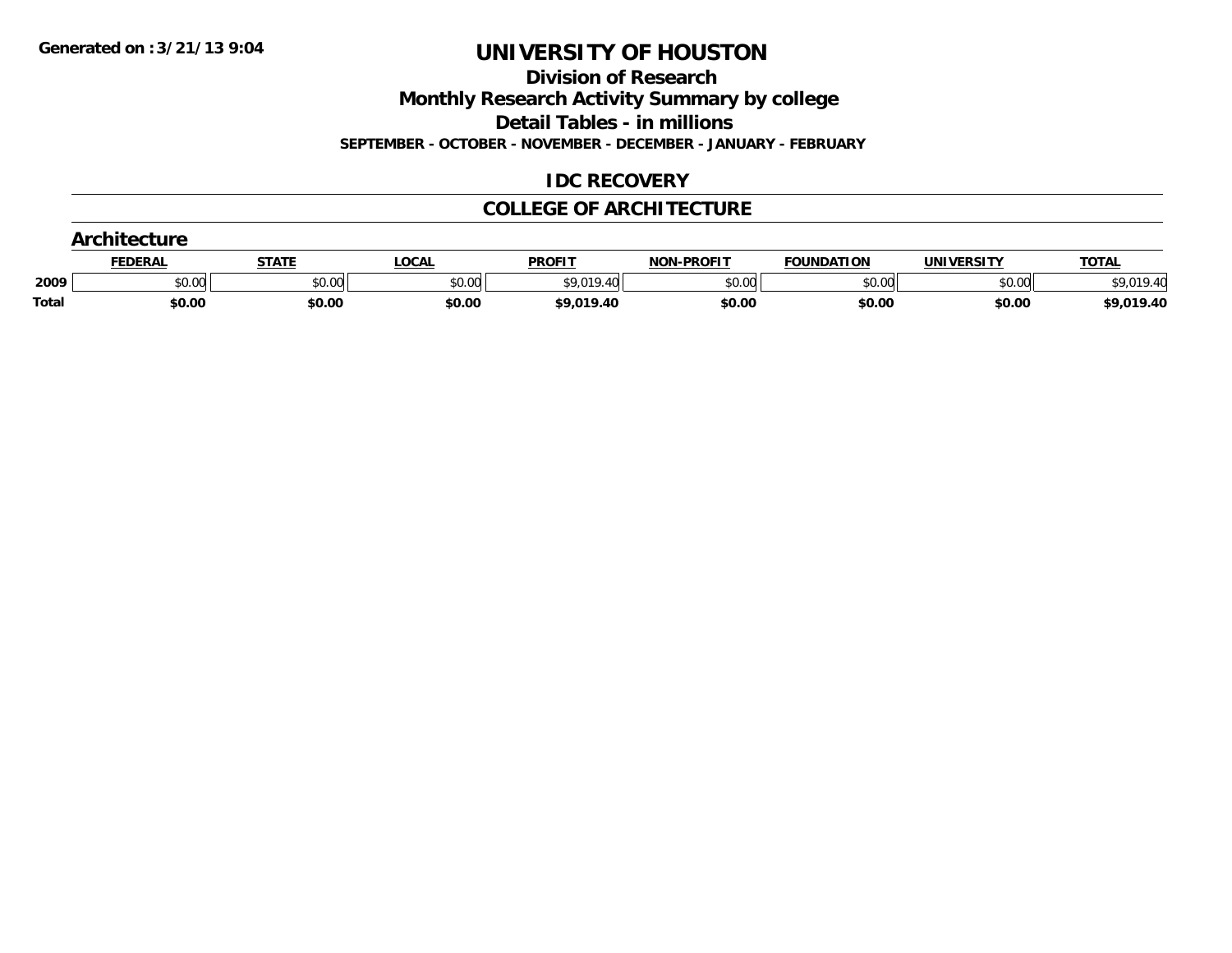Generated on :3/21/13 9:04

# UNIVERSITY OF HOUSTON

## Division of Research

## Monthly Research Activity Summary by college

## Detail Tables - in millions

**SEPTEMBER - OCTOBER - NOVEMBER - DECEMBER - JANUARY - FEBRUARY**

## IDC RECOVERY

## COLLEGE OF ARCHITECTURE

### Architecture

| | FEDERAL | STATE | LOCAL | PROFIT | NON-PROFIT | FOUNDATION | UNIVERSITY | TOTAL |
|---|---|---|---|---|---|---|---|---|
| 2009 | $0.00 | $0.00 | $0.00 | $9,019.40 | $0.00 | $0.00 | $0.00 | $9,019.40 |
| **Total** | **$0.00** | **$0.00** | **$0.00** | **$9,019.40** | **$0.00** | **$0.00** | **$0.00** | **$9,019.40** |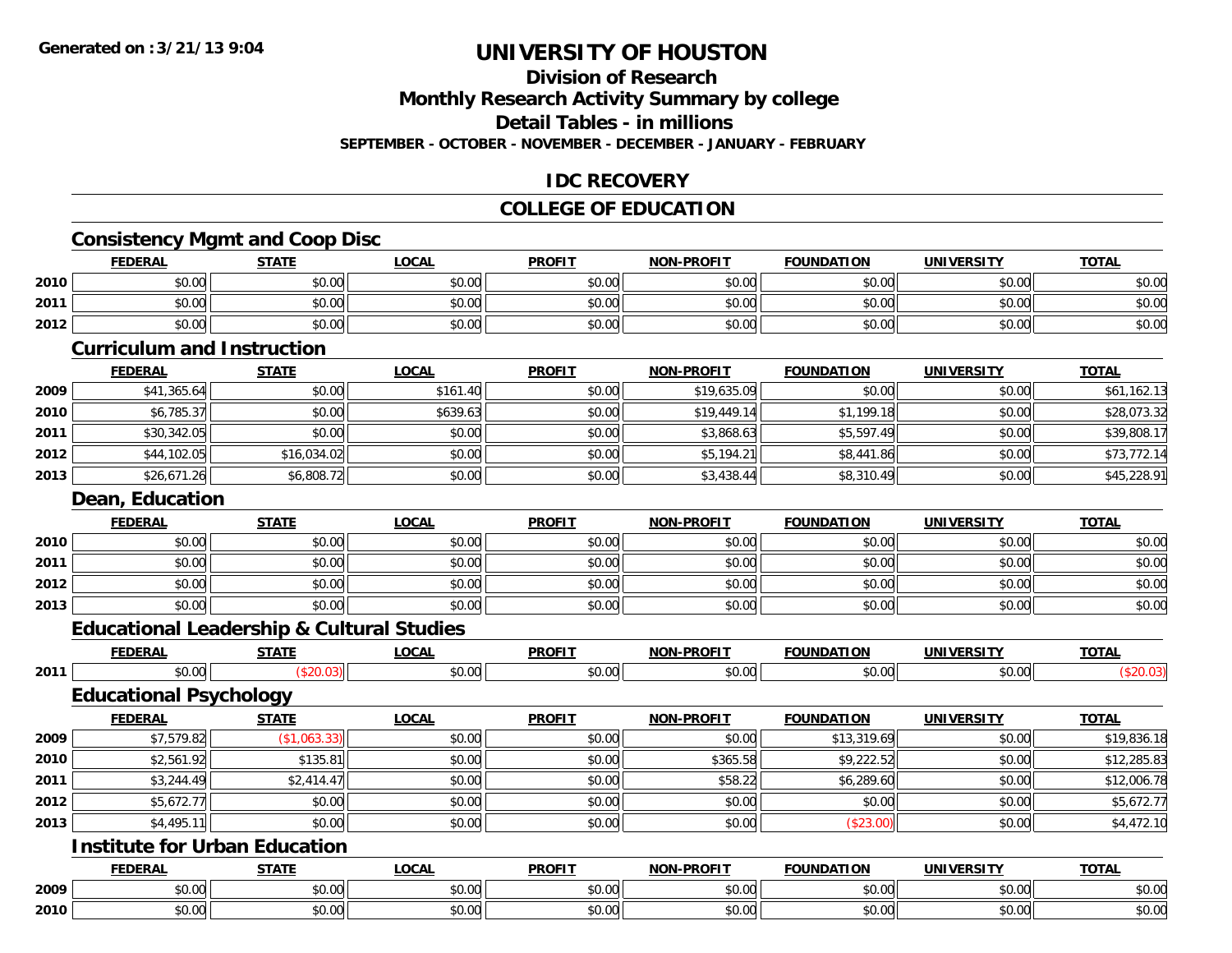**Generated on :3/21/13 9:04**

# UNIVERSITY OF HOUSTON

## Division of Research
## Monthly Research Activity Summary by college
## Detail Tables - in millions

**SEPTEMBER - OCTOBER - NOVEMBER - DECEMBER - JANUARY - FEBRUARY**

## IDC RECOVERY

## COLLEGE OF EDUCATION

### Consistency Mgmt and Coop Disc

| | FEDERAL | STATE | LOCAL | PROFIT | NON-PROFIT | FOUNDATION | UNIVERSITY | TOTAL |
|---|---|---|---|---|---|---|---|---|
| 2010 | $0.00 | $0.00 | $0.00 | $0.00 | $0.00 | $0.00 | $0.00 | $0.00 |
| 2011 | $0.00 | $0.00 | $0.00 | $0.00 | $0.00 | $0.00 | $0.00 | $0.00 |
| 2012 | $0.00 | $0.00 | $0.00 | $0.00 | $0.00 | $0.00 | $0.00 | $0.00 |

### Curriculum and Instruction

| | FEDERAL | STATE | LOCAL | PROFIT | NON-PROFIT | FOUNDATION | UNIVERSITY | TOTAL |
|---|---|---|---|---|---|---|---|---|
| 2009 | $41,365.64 | $0.00 | $161.40 | $0.00 | $19,635.09 | $0.00 | $0.00 | $61,162.13 |
| 2010 | $6,785.37 | $0.00 | $639.63 | $0.00 | $19,449.14 | $1,199.18 | $0.00 | $28,073.32 |
| 2011 | $30,342.05 | $0.00 | $0.00 | $0.00 | $3,868.63 | $5,597.49 | $0.00 | $39,808.17 |
| 2012 | $44,102.05 | $16,034.02 | $0.00 | $0.00 | $5,194.21 | $8,441.86 | $0.00 | $73,772.14 |
| 2013 | $26,671.26 | $6,808.72 | $0.00 | $0.00 | $3,438.44 | $8,310.49 | $0.00 | $45,228.91 |

### Dean, Education

| | FEDERAL | STATE | LOCAL | PROFIT | NON-PROFIT | FOUNDATION | UNIVERSITY | TOTAL |
|---|---|---|---|---|---|---|---|---|
| 2010 | $0.00 | $0.00 | $0.00 | $0.00 | $0.00 | $0.00 | $0.00 | $0.00 |
| 2011 | $0.00 | $0.00 | $0.00 | $0.00 | $0.00 | $0.00 | $0.00 | $0.00 |
| 2012 | $0.00 | $0.00 | $0.00 | $0.00 | $0.00 | $0.00 | $0.00 | $0.00 |
| 2013 | $0.00 | $0.00 | $0.00 | $0.00 | $0.00 | $0.00 | $0.00 | $0.00 |

### Educational Leadership & Cultural Studies

| | FEDERAL | STATE | LOCAL | PROFIT | NON-PROFIT | FOUNDATION | UNIVERSITY | TOTAL |
|---|---|---|---|---|---|---|---|---|
| 2011 | $0.00 | ($20.03) | $0.00 | $0.00 | $0.00 | $0.00 | $0.00 | ($20.03) |

### Educational Psychology

| | FEDERAL | STATE | LOCAL | PROFIT | NON-PROFIT | FOUNDATION | UNIVERSITY | TOTAL |
|---|---|---|---|---|---|---|---|---|
| 2009 | $7,579.82 | ($1,063.33) | $0.00 | $0.00 | $0.00 | $13,319.69 | $0.00 | $19,836.18 |
| 2010 | $2,561.92 | $135.81 | $0.00 | $0.00 | $365.58 | $9,222.52 | $0.00 | $12,285.83 |
| 2011 | $3,244.49 | $2,414.47 | $0.00 | $0.00 | $58.22 | $6,289.60 | $0.00 | $12,006.78 |
| 2012 | $5,672.77 | $0.00 | $0.00 | $0.00 | $0.00 | $0.00 | $0.00 | $5,672.77 |
| 2013 | $4,495.11 | $0.00 | $0.00 | $0.00 | $0.00 | ($23.00) | $0.00 | $4,472.10 |

### Institute for Urban Education

| | FEDERAL | STATE | LOCAL | PROFIT | NON-PROFIT | FOUNDATION | UNIVERSITY | TOTAL |
|---|---|---|---|---|---|---|---|---|
| 2009 | $0.00 | $0.00 | $0.00 | $0.00 | $0.00 | $0.00 | $0.00 | $0.00 |
| 2010 | $0.00 | $0.00 | $0.00 | $0.00 | $0.00 | $0.00 | $0.00 | $0.00 |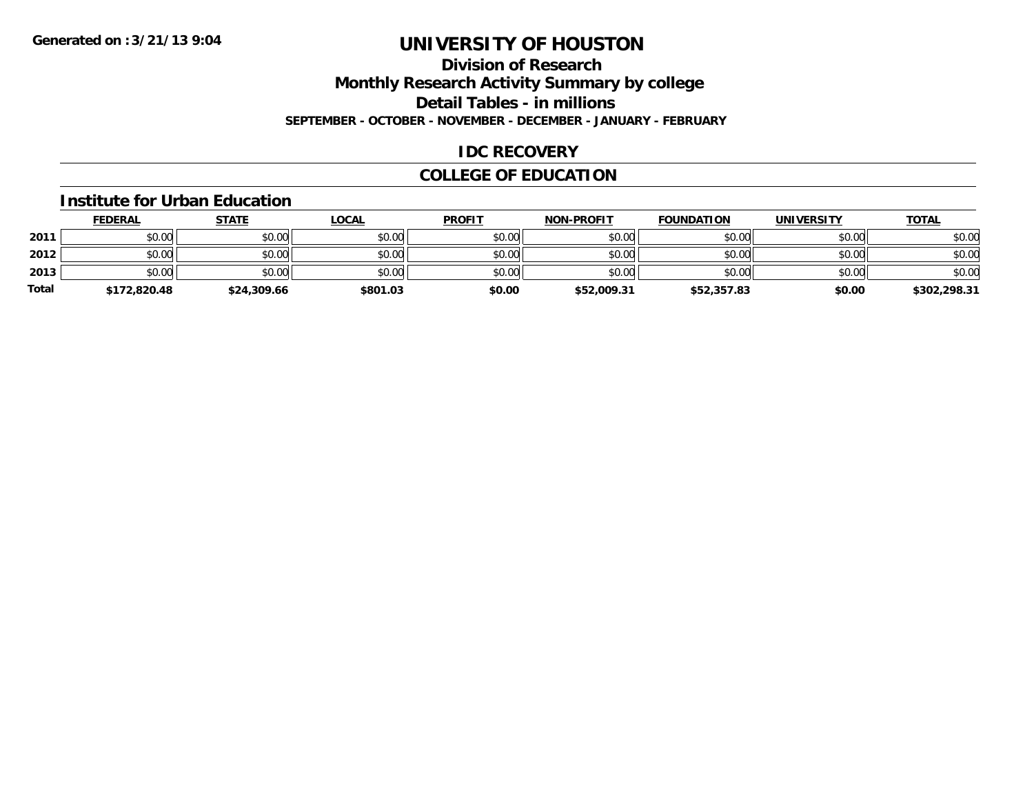Generated on :3/21/13 9:04

# UNIVERSITY OF HOUSTON

## Division of Research
## Monthly Research Activity Summary by college
## Detail Tables - in millions
### SEPTEMBER - OCTOBER - NOVEMBER - DECEMBER - JANUARY - FEBRUARY

## IDC RECOVERY

## COLLEGE OF EDUCATION

### Institute for Urban Education

| | FEDERAL | STATE | LOCAL | PROFIT | NON-PROFIT | FOUNDATION | UNIVERSITY | TOTAL |
|---|---|---|---|---|---|---|---|---|
| 2011 | $0.00 | $0.00 | $0.00 | $0.00 | $0.00 | $0.00 | $0.00 | $0.00 |
| 2012 | $0.00 | $0.00 | $0.00 | $0.00 | $0.00 | $0.00 | $0.00 | $0.00 |
| 2013 | $0.00 | $0.00 | $0.00 | $0.00 | $0.00 | $0.00 | $0.00 | $0.00 |
| **Total** | **$172,820.48** | **$24,309.66** | **$801.03** | **$0.00** | **$52,009.31** | **$52,357.83** | **$0.00** | **$302,298.31** |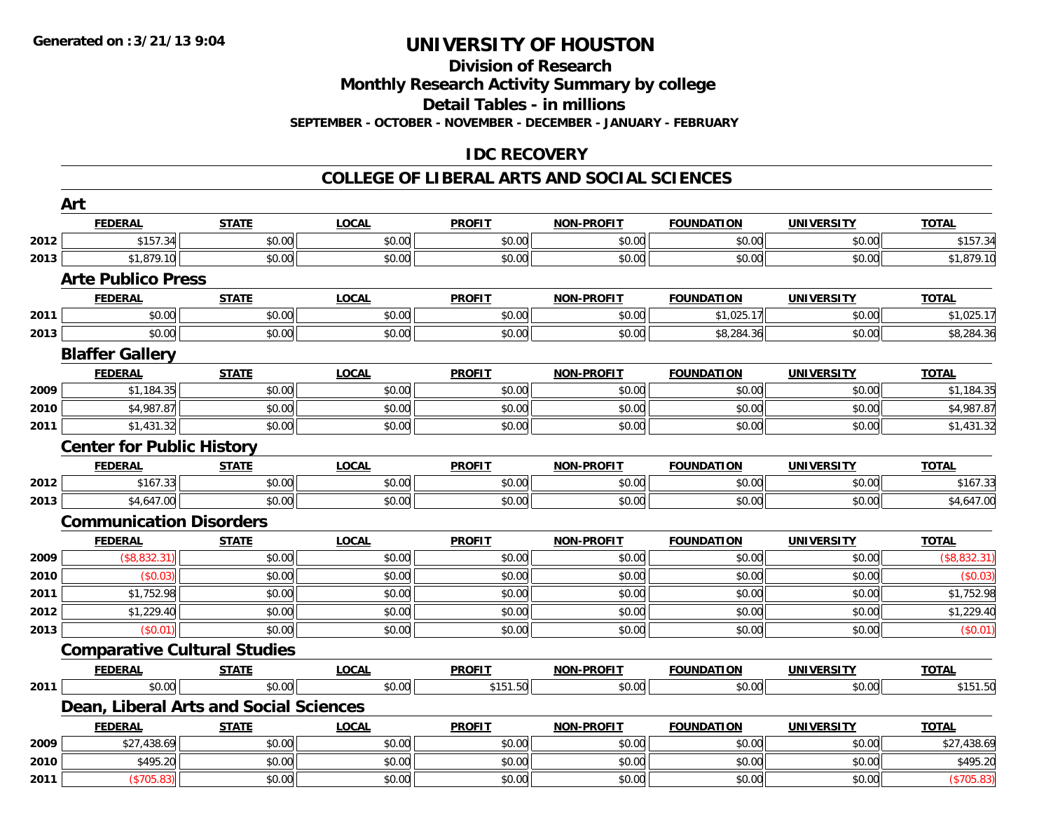# UNIVERSITY OF HOUSTON

## Division of Research

## Monthly Research Activity Summary by college

## Detail Tables - in millions

**SEPTEMBER - OCTOBER - NOVEMBER - DECEMBER - JANUARY - FEBRUARY**

## IDC RECOVERY

## COLLEGE OF LIBERAL ARTS AND SOCIAL SCIENCES

### Art

| | FEDERAL | STATE | LOCAL | PROFIT | NON-PROFIT | FOUNDATION | UNIVERSITY | TOTAL |
|---|---|---|---|---|---|---|---|---|
| 2012 | $157.34 | $0.00 | $0.00 | $0.00 | $0.00 | $0.00 | $0.00 | $157.34 |
| 2013 | $1,879.10 | $0.00 | $0.00 | $0.00 | $0.00 | $0.00 | $0.00 | $1,879.10 |

### Arte Publico Press

| | FEDERAL | STATE | LOCAL | PROFIT | NON-PROFIT | FOUNDATION | UNIVERSITY | TOTAL |
|---|---|---|---|---|---|---|---|---|
| 2011 | $0.00 | $0.00 | $0.00 | $0.00 | $0.00 | $1,025.17 | $0.00 | $1,025.17 |
| 2013 | $0.00 | $0.00 | $0.00 | $0.00 | $0.00 | $8,284.36 | $0.00 | $8,284.36 |

### Blaffer Gallery

| | FEDERAL | STATE | LOCAL | PROFIT | NON-PROFIT | FOUNDATION | UNIVERSITY | TOTAL |
|---|---|---|---|---|---|---|---|---|
| 2009 | $1,184.35 | $0.00 | $0.00 | $0.00 | $0.00 | $0.00 | $0.00 | $1,184.35 |
| 2010 | $4,987.87 | $0.00 | $0.00 | $0.00 | $0.00 | $0.00 | $0.00 | $4,987.87 |
| 2011 | $1,431.32 | $0.00 | $0.00 | $0.00 | $0.00 | $0.00 | $0.00 | $1,431.32 |

### Center for Public History

| | FEDERAL | STATE | LOCAL | PROFIT | NON-PROFIT | FOUNDATION | UNIVERSITY | TOTAL |
|---|---|---|---|---|---|---|---|---|
| 2012 | $167.33 | $0.00 | $0.00 | $0.00 | $0.00 | $0.00 | $0.00 | $167.33 |
| 2013 | $4,647.00 | $0.00 | $0.00 | $0.00 | $0.00 | $0.00 | $0.00 | $4,647.00 |

### Communication Disorders

| | FEDERAL | STATE | LOCAL | PROFIT | NON-PROFIT | FOUNDATION | UNIVERSITY | TOTAL |
|---|---|---|---|---|---|---|---|---|
| 2009 | ($8,832.31) | $0.00 | $0.00 | $0.00 | $0.00 | $0.00 | $0.00 | ($8,832.31) |
| 2010 | ($0.03) | $0.00 | $0.00 | $0.00 | $0.00 | $0.00 | $0.00 | ($0.03) |
| 2011 | $1,752.98 | $0.00 | $0.00 | $0.00 | $0.00 | $0.00 | $0.00 | $1,752.98 |
| 2012 | $1,229.40 | $0.00 | $0.00 | $0.00 | $0.00 | $0.00 | $0.00 | $1,229.40 |
| 2013 | ($0.01) | $0.00 | $0.00 | $0.00 | $0.00 | $0.00 | $0.00 | ($0.01) |

### Comparative Cultural Studies

| | FEDERAL | STATE | LOCAL | PROFIT | NON-PROFIT | FOUNDATION | UNIVERSITY | TOTAL |
|---|---|---|---|---|---|---|---|---|
| 2011 | $0.00 | $0.00 | $0.00 | $151.50 | $0.00 | $0.00 | $0.00 | $151.50 |

### Dean, Liberal Arts and Social Sciences

| | FEDERAL | STATE | LOCAL | PROFIT | NON-PROFIT | FOUNDATION | UNIVERSITY | TOTAL |
|---|---|---|---|---|---|---|---|---|
| 2009 | $27,438.69 | $0.00 | $0.00 | $0.00 | $0.00 | $0.00 | $0.00 | $27,438.69 |
| 2010 | $495.20 | $0.00 | $0.00 | $0.00 | $0.00 | $0.00 | $0.00 | $495.20 |
| 2011 | ($705.83) | $0.00 | $0.00 | $0.00 | $0.00 | $0.00 | $0.00 | ($705.83) |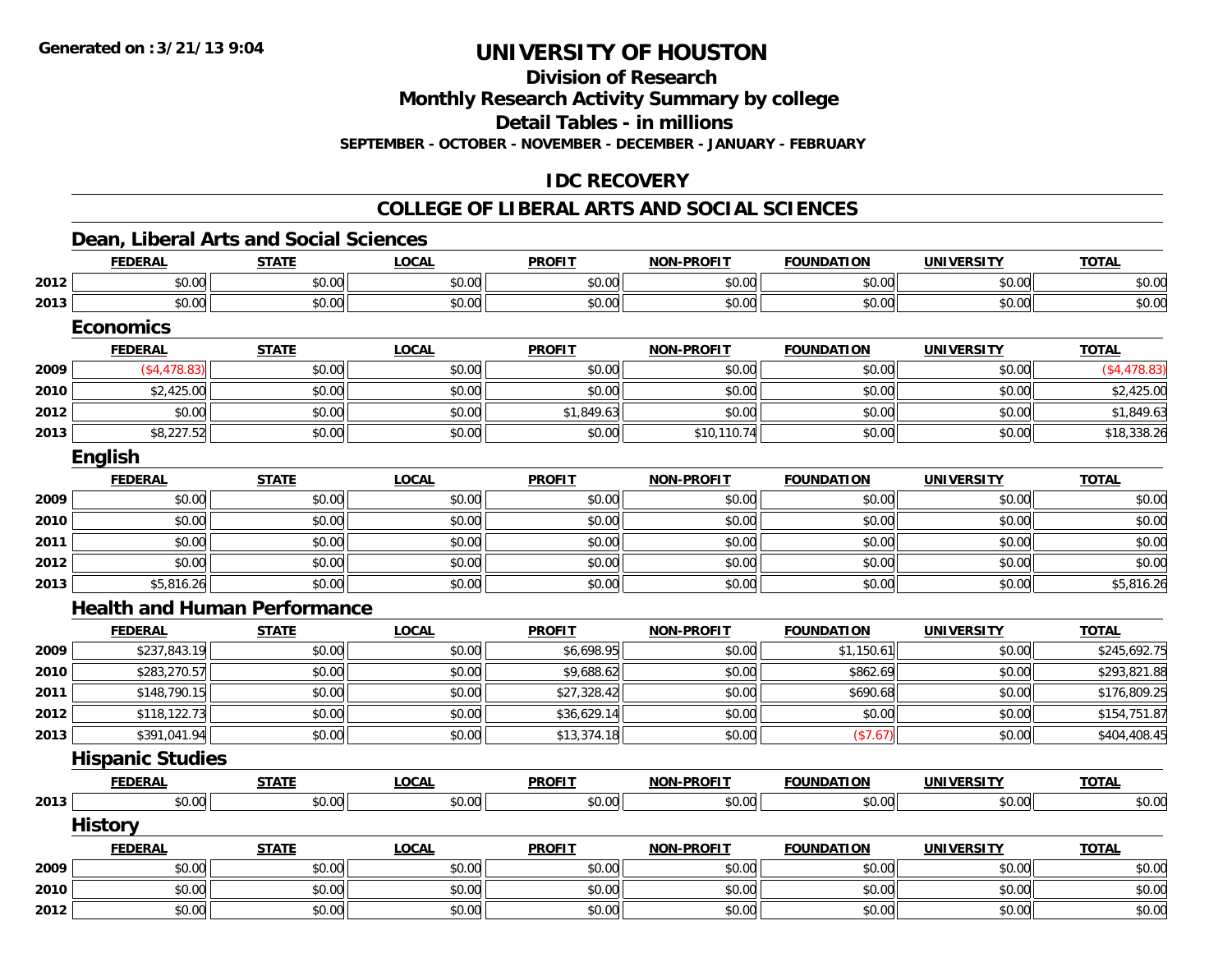Generated on :3/21/13 9:04

# UNIVERSITY OF HOUSTON

## Division of Research

## Monthly Research Activity Summary by college

## Detail Tables - in millions

**SEPTEMBER - OCTOBER - NOVEMBER - DECEMBER - JANUARY - FEBRUARY**

## IDC RECOVERY

## COLLEGE OF LIBERAL ARTS AND SOCIAL SCIENCES

### Dean, Liberal Arts and Social Sciences

| | FEDERAL | STATE | LOCAL | PROFIT | NON-PROFIT | FOUNDATION | UNIVERSITY | TOTAL |
|---|---|---|---|---|---|---|---|---|
| 2012 | $0.00 | $0.00 | $0.00 | $0.00 | $0.00 | $0.00 | $0.00 | $0.00 |
| 2013 | $0.00 | $0.00 | $0.00 | $0.00 | $0.00 | $0.00 | $0.00 | $0.00 |

### Economics

| | FEDERAL | STATE | LOCAL | PROFIT | NON-PROFIT | FOUNDATION | UNIVERSITY | TOTAL |
|---|---|---|---|---|---|---|---|---|
| 2009 | ($4,478.83) | $0.00 | $0.00 | $0.00 | $0.00 | $0.00 | $0.00 | ($4,478.83) |
| 2010 | $2,425.00 | $0.00 | $0.00 | $0.00 | $0.00 | $0.00 | $0.00 | $2,425.00 |
| 2012 | $0.00 | $0.00 | $0.00 | $1,849.63 | $0.00 | $0.00 | $0.00 | $1,849.63 |
| 2013 | $8,227.52 | $0.00 | $0.00 | $0.00 | $10,110.74 | $0.00 | $0.00 | $18,338.26 |

### English

| | FEDERAL | STATE | LOCAL | PROFIT | NON-PROFIT | FOUNDATION | UNIVERSITY | TOTAL |
|---|---|---|---|---|---|---|---|---|
| 2009 | $0.00 | $0.00 | $0.00 | $0.00 | $0.00 | $0.00 | $0.00 | $0.00 |
| 2010 | $0.00 | $0.00 | $0.00 | $0.00 | $0.00 | $0.00 | $0.00 | $0.00 |
| 2011 | $0.00 | $0.00 | $0.00 | $0.00 | $0.00 | $0.00 | $0.00 | $0.00 |
| 2012 | $0.00 | $0.00 | $0.00 | $0.00 | $0.00 | $0.00 | $0.00 | $0.00 |
| 2013 | $5,816.26 | $0.00 | $0.00 | $0.00 | $0.00 | $0.00 | $0.00 | $5,816.26 |

### Health and Human Performance

| | FEDERAL | STATE | LOCAL | PROFIT | NON-PROFIT | FOUNDATION | UNIVERSITY | TOTAL |
|---|---|---|---|---|---|---|---|---|
| 2009 | $237,843.19 | $0.00 | $0.00 | $6,698.95 | $0.00 | $1,150.61 | $0.00 | $245,692.75 |
| 2010 | $283,270.57 | $0.00 | $0.00 | $9,688.62 | $0.00 | $862.69 | $0.00 | $293,821.88 |
| 2011 | $148,790.15 | $0.00 | $0.00 | $27,328.42 | $0.00 | $690.68 | $0.00 | $176,809.25 |
| 2012 | $118,122.73 | $0.00 | $0.00 | $36,629.14 | $0.00 | $0.00 | $0.00 | $154,751.87 |
| 2013 | $391,041.94 | $0.00 | $0.00 | $13,374.18 | $0.00 | ($7.67) | $0.00 | $404,408.45 |

### Hispanic Studies

| | FEDERAL | STATE | LOCAL | PROFIT | NON-PROFIT | FOUNDATION | UNIVERSITY | TOTAL |
|---|---|---|---|---|---|---|---|---|
| 2013 | $0.00 | $0.00 | $0.00 | $0.00 | $0.00 | $0.00 | $0.00 | $0.00 |

### History

| | FEDERAL | STATE | LOCAL | PROFIT | NON-PROFIT | FOUNDATION | UNIVERSITY | TOTAL |
|---|---|---|---|---|---|---|---|---|
| 2009 | $0.00 | $0.00 | $0.00 | $0.00 | $0.00 | $0.00 | $0.00 | $0.00 |
| 2010 | $0.00 | $0.00 | $0.00 | $0.00 | $0.00 | $0.00 | $0.00 | $0.00 |
| 2012 | $0.00 | $0.00 | $0.00 | $0.00 | $0.00 | $0.00 | $0.00 | $0.00 |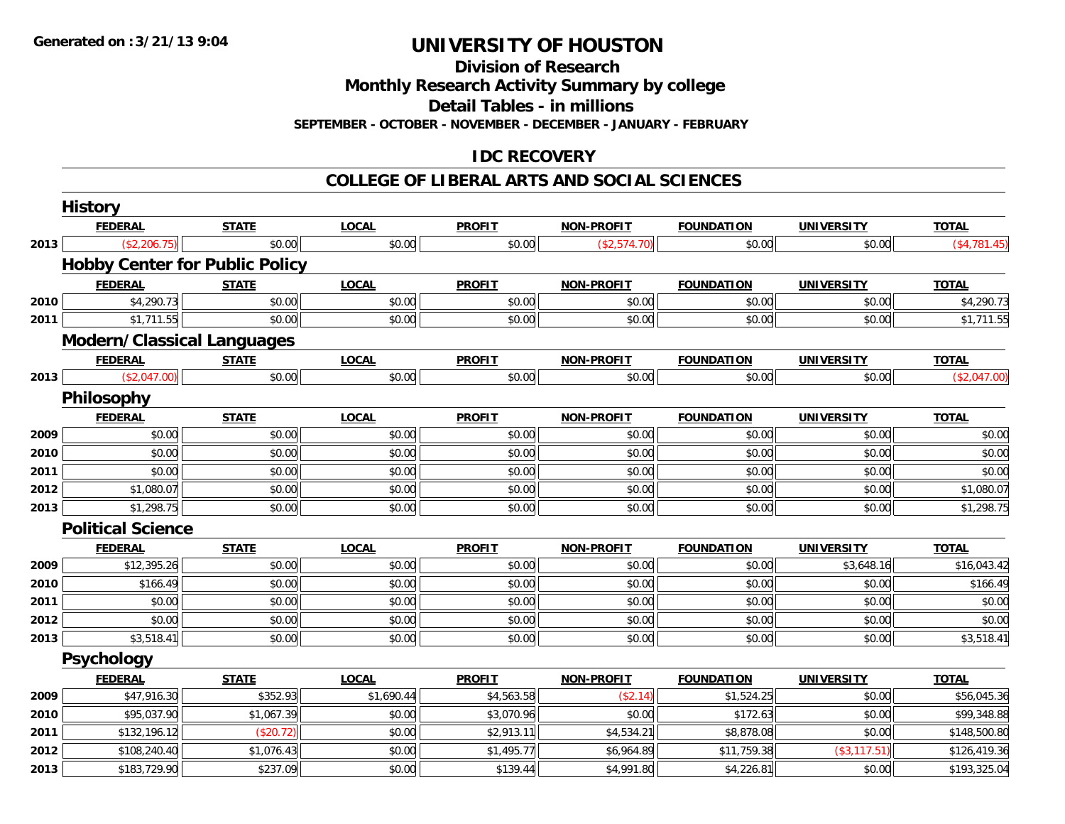Generated on :3/21/13 9:04

# UNIVERSITY OF HOUSTON

## Division of Research

## Monthly Research Activity Summary by college

## Detail Tables - in millions

**SEPTEMBER - OCTOBER - NOVEMBER - DECEMBER - JANUARY - FEBRUARY**

## IDC RECOVERY

## COLLEGE OF LIBERAL ARTS AND SOCIAL SCIENCES

### History

| | FEDERAL | STATE | LOCAL | PROFIT | NON-PROFIT | FOUNDATION | UNIVERSITY | TOTAL |
|---|---|---|---|---|---|---|---|---|
| 2013 | ($2,206.75) | $0.00 | $0.00 | $0.00 | ($2,574.70) | $0.00 | $0.00 | ($4,781.45) |

### Hobby Center for Public Policy

| | FEDERAL | STATE | LOCAL | PROFIT | NON-PROFIT | FOUNDATION | UNIVERSITY | TOTAL |
|---|---|---|---|---|---|---|---|---|
| 2010 | $4,290.73 | $0.00 | $0.00 | $0.00 | $0.00 | $0.00 | $0.00 | $4,290.73 |
| 2011 | $1,711.55 | $0.00 | $0.00 | $0.00 | $0.00 | $0.00 | $0.00 | $1,711.55 |

### Modern/Classical Languages

| | FEDERAL | STATE | LOCAL | PROFIT | NON-PROFIT | FOUNDATION | UNIVERSITY | TOTAL |
|---|---|---|---|---|---|---|---|---|
| 2013 | ($2,047.00) | $0.00 | $0.00 | $0.00 | $0.00 | $0.00 | $0.00 | ($2,047.00) |

### Philosophy

| | FEDERAL | STATE | LOCAL | PROFIT | NON-PROFIT | FOUNDATION | UNIVERSITY | TOTAL |
|---|---|---|---|---|---|---|---|---|
| 2009 | $0.00 | $0.00 | $0.00 | $0.00 | $0.00 | $0.00 | $0.00 | $0.00 |
| 2010 | $0.00 | $0.00 | $0.00 | $0.00 | $0.00 | $0.00 | $0.00 | $0.00 |
| 2011 | $0.00 | $0.00 | $0.00 | $0.00 | $0.00 | $0.00 | $0.00 | $0.00 |
| 2012 | $1,080.07 | $0.00 | $0.00 | $0.00 | $0.00 | $0.00 | $0.00 | $1,080.07 |
| 2013 | $1,298.75 | $0.00 | $0.00 | $0.00 | $0.00 | $0.00 | $0.00 | $1,298.75 |

### Political Science

| | FEDERAL | STATE | LOCAL | PROFIT | NON-PROFIT | FOUNDATION | UNIVERSITY | TOTAL |
|---|---|---|---|---|---|---|---|---|
| 2009 | $12,395.26 | $0.00 | $0.00 | $0.00 | $0.00 | $0.00 | $3,648.16 | $16,043.42 |
| 2010 | $166.49 | $0.00 | $0.00 | $0.00 | $0.00 | $0.00 | $0.00 | $166.49 |
| 2011 | $0.00 | $0.00 | $0.00 | $0.00 | $0.00 | $0.00 | $0.00 | $0.00 |
| 2012 | $0.00 | $0.00 | $0.00 | $0.00 | $0.00 | $0.00 | $0.00 | $0.00 |
| 2013 | $3,518.41 | $0.00 | $0.00 | $0.00 | $0.00 | $0.00 | $0.00 | $3,518.41 |

### Psychology

| | FEDERAL | STATE | LOCAL | PROFIT | NON-PROFIT | FOUNDATION | UNIVERSITY | TOTAL |
|---|---|---|---|---|---|---|---|---|
| 2009 | $47,916.30 | $352.93 | $1,690.44 | $4,563.58 | ($2.14) | $1,524.25 | $0.00 | $56,045.36 |
| 2010 | $95,037.90 | $1,067.39 | $0.00 | $3,070.96 | $0.00 | $172.63 | $0.00 | $99,348.88 |
| 2011 | $132,196.12 | ($20.72) | $0.00 | $2,913.11 | $4,534.21 | $8,878.08 | $0.00 | $148,500.80 |
| 2012 | $108,240.40 | $1,076.43 | $0.00 | $1,495.77 | $6,964.89 | $11,759.38 | ($3,117.51) | $126,419.36 |
| 2013 | $183,729.90 | $237.09 | $0.00 | $139.44 | $4,991.80 | $4,226.81 | $0.00 | $193,325.04 |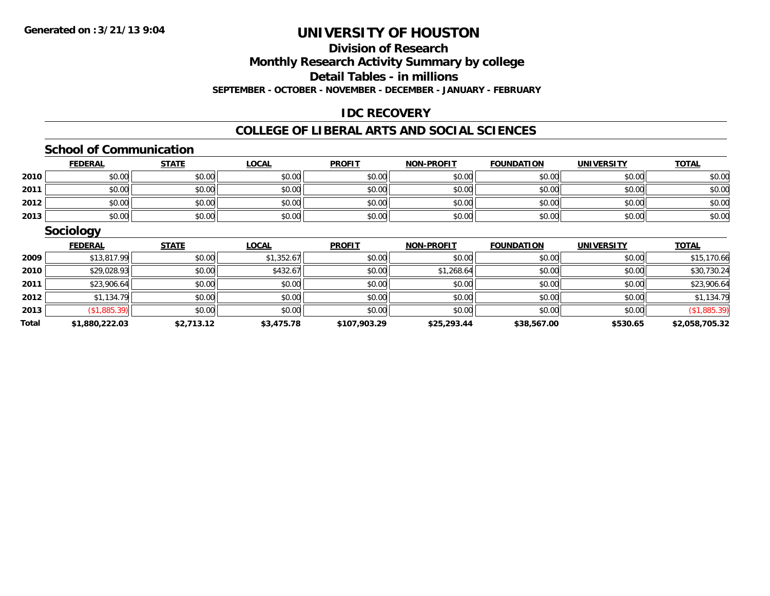# UNIVERSITY OF HOUSTON

**Generated on :3/21/13 9:04**

## Division of Research
## Monthly Research Activity Summary by college
## Detail Tables - in millions
### SEPTEMBER - OCTOBER - NOVEMBER - DECEMBER - JANUARY - FEBRUARY

## IDC RECOVERY

## COLLEGE OF LIBERAL ARTS AND SOCIAL SCIENCES

### School of Communication

| | FEDERAL | STATE | LOCAL | PROFIT | NON-PROFIT | FOUNDATION | UNIVERSITY | TOTAL |
|---|---|---|---|---|---|---|---|---|
| 2010 | $0.00 | $0.00 | $0.00 | $0.00 | $0.00 | $0.00 | $0.00 | $0.00 |
| 2011 | $0.00 | $0.00 | $0.00 | $0.00 | $0.00 | $0.00 | $0.00 | $0.00 |
| 2012 | $0.00 | $0.00 | $0.00 | $0.00 | $0.00 | $0.00 | $0.00 | $0.00 |
| 2013 | $0.00 | $0.00 | $0.00 | $0.00 | $0.00 | $0.00 | $0.00 | $0.00 |

### Sociology

| | FEDERAL | STATE | LOCAL | PROFIT | NON-PROFIT | FOUNDATION | UNIVERSITY | TOTAL |
|---|---|---|---|---|---|---|---|---|
| 2009 | $13,817.99 | $0.00 | $1,352.67 | $0.00 | $0.00 | $0.00 | $0.00 | $15,170.66 |
| 2010 | $29,028.93 | $0.00 | $432.67 | $0.00 | $1,268.64 | $0.00 | $0.00 | $30,730.24 |
| 2011 | $23,906.64 | $0.00 | $0.00 | $0.00 | $0.00 | $0.00 | $0.00 | $23,906.64 |
| 2012 | $1,134.79 | $0.00 | $0.00 | $0.00 | $0.00 | $0.00 | $0.00 | $1,134.79 |
| 2013 | ($1,885.39) | $0.00 | $0.00 | $0.00 | $0.00 | $0.00 | $0.00 | ($1,885.39) |
| **Total** | **$1,880,222.03** | **$2,713.12** | **$3,475.78** | **$107,903.29** | **$25,293.44** | **$38,567.00** | **$530.65** | **$2,058,705.32** |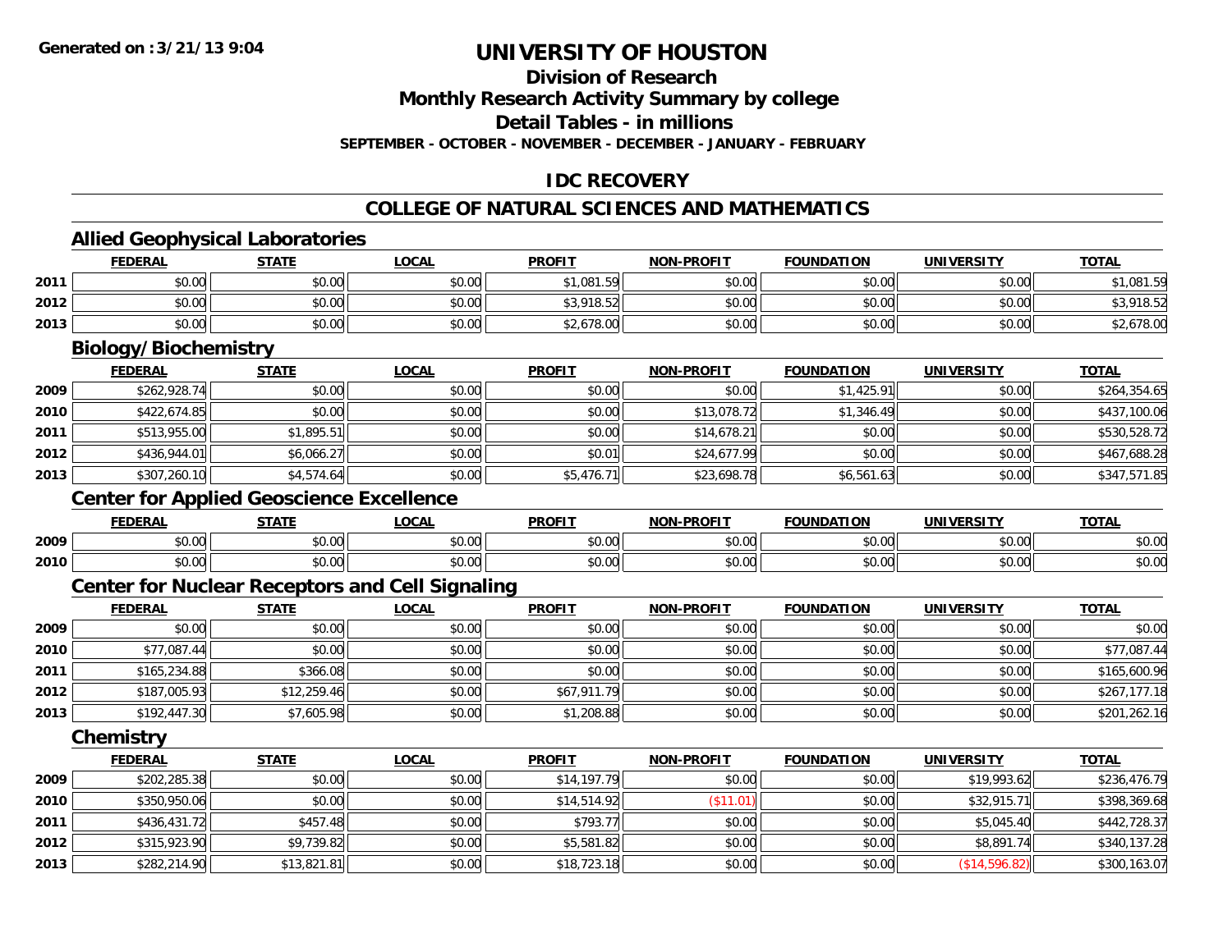# UNIVERSITY OF HOUSTON

## Division of Research

## Monthly Research Activity Summary by college

## Detail Tables - in millions

**SEPTEMBER - OCTOBER - NOVEMBER - DECEMBER - JANUARY - FEBRUARY**

## IDC RECOVERY

## COLLEGE OF NATURAL SCIENCES AND MATHEMATICS

### Allied Geophysical Laboratories

| | FEDERAL | STATE | LOCAL | PROFIT | NON-PROFIT | FOUNDATION | UNIVERSITY | TOTAL |
|---|---|---|---|---|---|---|---|---|
| 2011 | $0.00 | $0.00 | $0.00 | $1,081.59 | $0.00 | $0.00 | $0.00 | $1,081.59 |
| 2012 | $0.00 | $0.00 | $0.00 | $3,918.52 | $0.00 | $0.00 | $0.00 | $3,918.52 |
| 2013 | $0.00 | $0.00 | $0.00 | $2,678.00 | $0.00 | $0.00 | $0.00 | $2,678.00 |

### Biology/Biochemistry

| | FEDERAL | STATE | LOCAL | PROFIT | NON-PROFIT | FOUNDATION | UNIVERSITY | TOTAL |
|---|---|---|---|---|---|---|---|---|
| 2009 | $262,928.74 | $0.00 | $0.00 | $0.00 | $0.00 | $1,425.91 | $0.00 | $264,354.65 |
| 2010 | $422,674.85 | $0.00 | $0.00 | $0.00 | $13,078.72 | $1,346.49 | $0.00 | $437,100.06 |
| 2011 | $513,955.00 | $1,895.51 | $0.00 | $0.00 | $14,678.21 | $0.00 | $0.00 | $530,528.72 |
| 2012 | $436,944.01 | $6,066.27 | $0.00 | $0.01 | $24,677.99 | $0.00 | $0.00 | $467,688.28 |
| 2013 | $307,260.10 | $4,574.64 | $0.00 | $5,476.71 | $23,698.78 | $6,561.63 | $0.00 | $347,571.85 |

### Center for Applied Geoscience Excellence

| | FEDERAL | STATE | LOCAL | PROFIT | NON-PROFIT | FOUNDATION | UNIVERSITY | TOTAL |
|---|---|---|---|---|---|---|---|---|
| 2009 | $0.00 | $0.00 | $0.00 | $0.00 | $0.00 | $0.00 | $0.00 | $0.00 |
| 2010 | $0.00 | $0.00 | $0.00 | $0.00 | $0.00 | $0.00 | $0.00 | $0.00 |

### Center for Nuclear Receptors and Cell Signaling

| | FEDERAL | STATE | LOCAL | PROFIT | NON-PROFIT | FOUNDATION | UNIVERSITY | TOTAL |
|---|---|---|---|---|---|---|---|---|
| 2009 | $0.00 | $0.00 | $0.00 | $0.00 | $0.00 | $0.00 | $0.00 | $0.00 |
| 2010 | $77,087.44 | $0.00 | $0.00 | $0.00 | $0.00 | $0.00 | $0.00 | $77,087.44 |
| 2011 | $165,234.88 | $366.08 | $0.00 | $0.00 | $0.00 | $0.00 | $0.00 | $165,600.96 |
| 2012 | $187,005.93 | $12,259.46 | $0.00 | $67,911.79 | $0.00 | $0.00 | $0.00 | $267,177.18 |
| 2013 | $192,447.30 | $7,605.98 | $0.00 | $1,208.88 | $0.00 | $0.00 | $0.00 | $201,262.16 |

### Chemistry

| | FEDERAL | STATE | LOCAL | PROFIT | NON-PROFIT | FOUNDATION | UNIVERSITY | TOTAL |
|---|---|---|---|---|---|---|---|---|
| 2009 | $202,285.38 | $0.00 | $0.00 | $14,197.79 | $0.00 | $0.00 | $19,993.62 | $236,476.79 |
| 2010 | $350,950.06 | $0.00 | $0.00 | $14,514.92 | ($11.01) | $0.00 | $32,915.71 | $398,369.68 |
| 2011 | $436,431.72 | $457.48 | $0.00 | $793.77 | $0.00 | $0.00 | $5,045.40 | $442,728.37 |
| 2012 | $315,923.90 | $9,739.82 | $0.00 | $5,581.82 | $0.00 | $0.00 | $8,891.74 | $340,137.28 |
| 2013 | $282,214.90 | $13,821.81 | $0.00 | $18,723.18 | $0.00 | $0.00 | ($14,596.82) | $300,163.07 |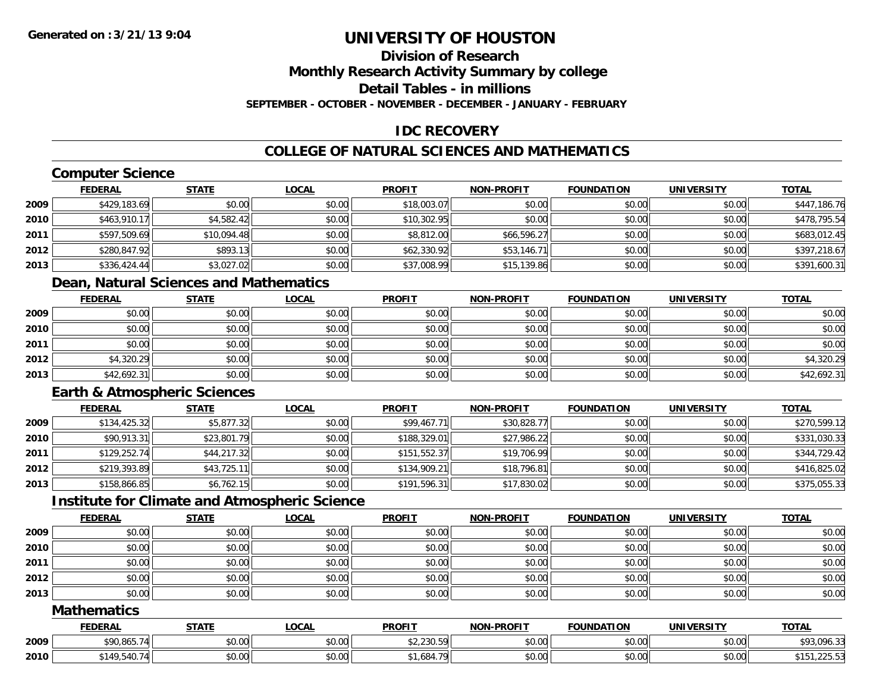# UNIVERSITY OF HOUSTON

## Division of Research

## Monthly Research Activity Summary by college

## Detail Tables - in millions

**SEPTEMBER - OCTOBER - NOVEMBER - DECEMBER - JANUARY - FEBRUARY**

## IDC RECOVERY

## COLLEGE OF NATURAL SCIENCES AND MATHEMATICS

### Computer Science

| | FEDERAL | STATE | LOCAL | PROFIT | NON-PROFIT | FOUNDATION | UNIVERSITY | TOTAL |
|---|---|---|---|---|---|---|---|---|
| 2009 | $429,183.69 | $0.00 | $0.00 | $18,003.07 | $0.00 | $0.00 | $0.00 | $447,186.76 |
| 2010 | $463,910.17 | $4,582.42 | $0.00 | $10,302.95 | $0.00 | $0.00 | $0.00 | $478,795.54 |
| 2011 | $597,509.69 | $10,094.48 | $0.00 | $8,812.00 | $66,596.27 | $0.00 | $0.00 | $683,012.45 |
| 2012 | $280,847.92 | $893.13 | $0.00 | $62,330.92 | $53,146.71 | $0.00 | $0.00 | $397,218.67 |
| 2013 | $336,424.44 | $3,027.02 | $0.00 | $37,008.99 | $15,139.86 | $0.00 | $0.00 | $391,600.31 |

### Dean, Natural Sciences and Mathematics

| | FEDERAL | STATE | LOCAL | PROFIT | NON-PROFIT | FOUNDATION | UNIVERSITY | TOTAL |
|---|---|---|---|---|---|---|---|---|
| 2009 | $0.00 | $0.00 | $0.00 | $0.00 | $0.00 | $0.00 | $0.00 | $0.00 |
| 2010 | $0.00 | $0.00 | $0.00 | $0.00 | $0.00 | $0.00 | $0.00 | $0.00 |
| 2011 | $0.00 | $0.00 | $0.00 | $0.00 | $0.00 | $0.00 | $0.00 | $0.00 |
| 2012 | $4,320.29 | $0.00 | $0.00 | $0.00 | $0.00 | $0.00 | $0.00 | $4,320.29 |
| 2013 | $42,692.31 | $0.00 | $0.00 | $0.00 | $0.00 | $0.00 | $0.00 | $42,692.31 |

### Earth & Atmospheric Sciences

| | FEDERAL | STATE | LOCAL | PROFIT | NON-PROFIT | FOUNDATION | UNIVERSITY | TOTAL |
|---|---|---|---|---|---|---|---|---|
| 2009 | $134,425.32 | $5,877.32 | $0.00 | $99,467.71 | $30,828.77 | $0.00 | $0.00 | $270,599.12 |
| 2010 | $90,913.31 | $23,801.79 | $0.00 | $188,329.01 | $27,986.22 | $0.00 | $0.00 | $331,030.33 |
| 2011 | $129,252.74 | $44,217.32 | $0.00 | $151,552.37 | $19,706.99 | $0.00 | $0.00 | $344,729.42 |
| 2012 | $219,393.89 | $43,725.11 | $0.00 | $134,909.21 | $18,796.81 | $0.00 | $0.00 | $416,825.02 |
| 2013 | $158,866.85 | $6,762.15 | $0.00 | $191,596.31 | $17,830.02 | $0.00 | $0.00 | $375,055.33 |

### Institute for Climate and Atmospheric Science

| | FEDERAL | STATE | LOCAL | PROFIT | NON-PROFIT | FOUNDATION | UNIVERSITY | TOTAL |
|---|---|---|---|---|---|---|---|---|
| 2009 | $0.00 | $0.00 | $0.00 | $0.00 | $0.00 | $0.00 | $0.00 | $0.00 |
| 2010 | $0.00 | $0.00 | $0.00 | $0.00 | $0.00 | $0.00 | $0.00 | $0.00 |
| 2011 | $0.00 | $0.00 | $0.00 | $0.00 | $0.00 | $0.00 | $0.00 | $0.00 |
| 2012 | $0.00 | $0.00 | $0.00 | $0.00 | $0.00 | $0.00 | $0.00 | $0.00 |
| 2013 | $0.00 | $0.00 | $0.00 | $0.00 | $0.00 | $0.00 | $0.00 | $0.00 |

### Mathematics

| | FEDERAL | STATE | LOCAL | PROFIT | NON-PROFIT | FOUNDATION | UNIVERSITY | TOTAL |
|---|---|---|---|---|---|---|---|---|
| 2009 | $90,865.74 | $0.00 | $0.00 | $2,230.59 | $0.00 | $0.00 | $0.00 | $93,096.33 |
| 2010 | $149,540.74 | $0.00 | $0.00 | $1,684.79 | $0.00 | $0.00 | $0.00 | $151,225.53 |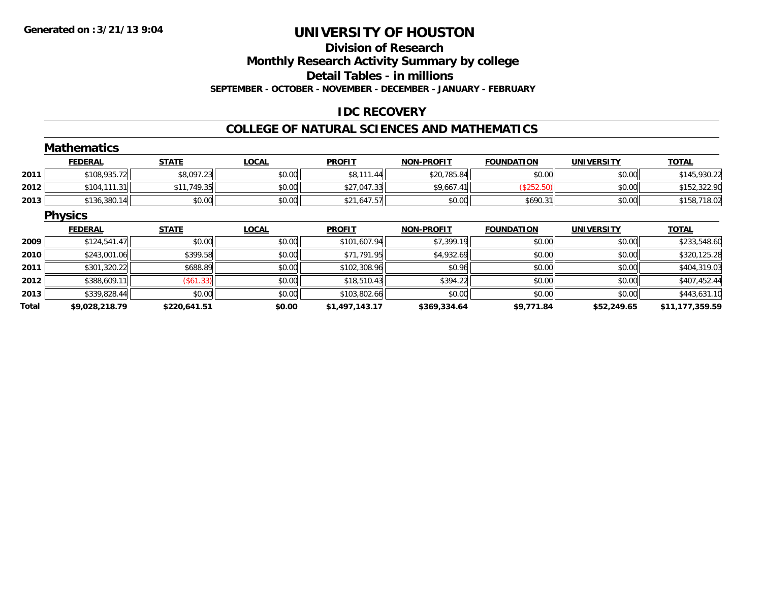**Generated on :3/21/13 9:04**

# UNIVERSITY OF HOUSTON

## Division of Research
## Monthly Research Activity Summary by college
## Detail Tables - in millions

**SEPTEMBER - OCTOBER - NOVEMBER - DECEMBER - JANUARY - FEBRUARY**

### IDC RECOVERY

### COLLEGE OF NATURAL SCIENCES AND MATHEMATICS

#### Mathematics

| | FEDERAL | STATE | LOCAL | PROFIT | NON-PROFIT | FOUNDATION | UNIVERSITY | TOTAL |
|---|---|---|---|---|---|---|---|---|
| 2011 | $108,935.72 | $8,097.23 | $0.00 | $8,111.44 | $20,785.84 | $0.00 | $0.00 | $145,930.22 |
| 2012 | $104,111.31 | $11,749.35 | $0.00 | $27,047.33 | $9,667.41 | ($252.50) | $0.00 | $152,322.90 |
| 2013 | $136,380.14 | $0.00 | $0.00 | $21,647.57 | $0.00 | $690.31 | $0.00 | $158,718.02 |

#### Physics

| | FEDERAL | STATE | LOCAL | PROFIT | NON-PROFIT | FOUNDATION | UNIVERSITY | TOTAL |
|---|---|---|---|---|---|---|---|---|
| 2009 | $124,541.47 | $0.00 | $0.00 | $101,607.94 | $7,399.19 | $0.00 | $0.00 | $233,548.60 |
| 2010 | $243,001.06 | $399.58 | $0.00 | $71,791.95 | $4,932.69 | $0.00 | $0.00 | $320,125.28 |
| 2011 | $301,320.22 | $688.89 | $0.00 | $102,308.96 | $0.96 | $0.00 | $0.00 | $404,319.03 |
| 2012 | $388,609.11 | ($61.33) | $0.00 | $18,510.43 | $394.22 | $0.00 | $0.00 | $407,452.44 |
| 2013 | $339,828.44 | $0.00 | $0.00 | $103,802.66 | $0.00 | $0.00 | $0.00 | $443,631.10 |
| **Total** | **$9,028,218.79** | **$220,641.51** | **$0.00** | **$1,497,143.17** | **$369,334.64** | **$9,771.84** | **$52,249.65** | **$11,177,359.59** |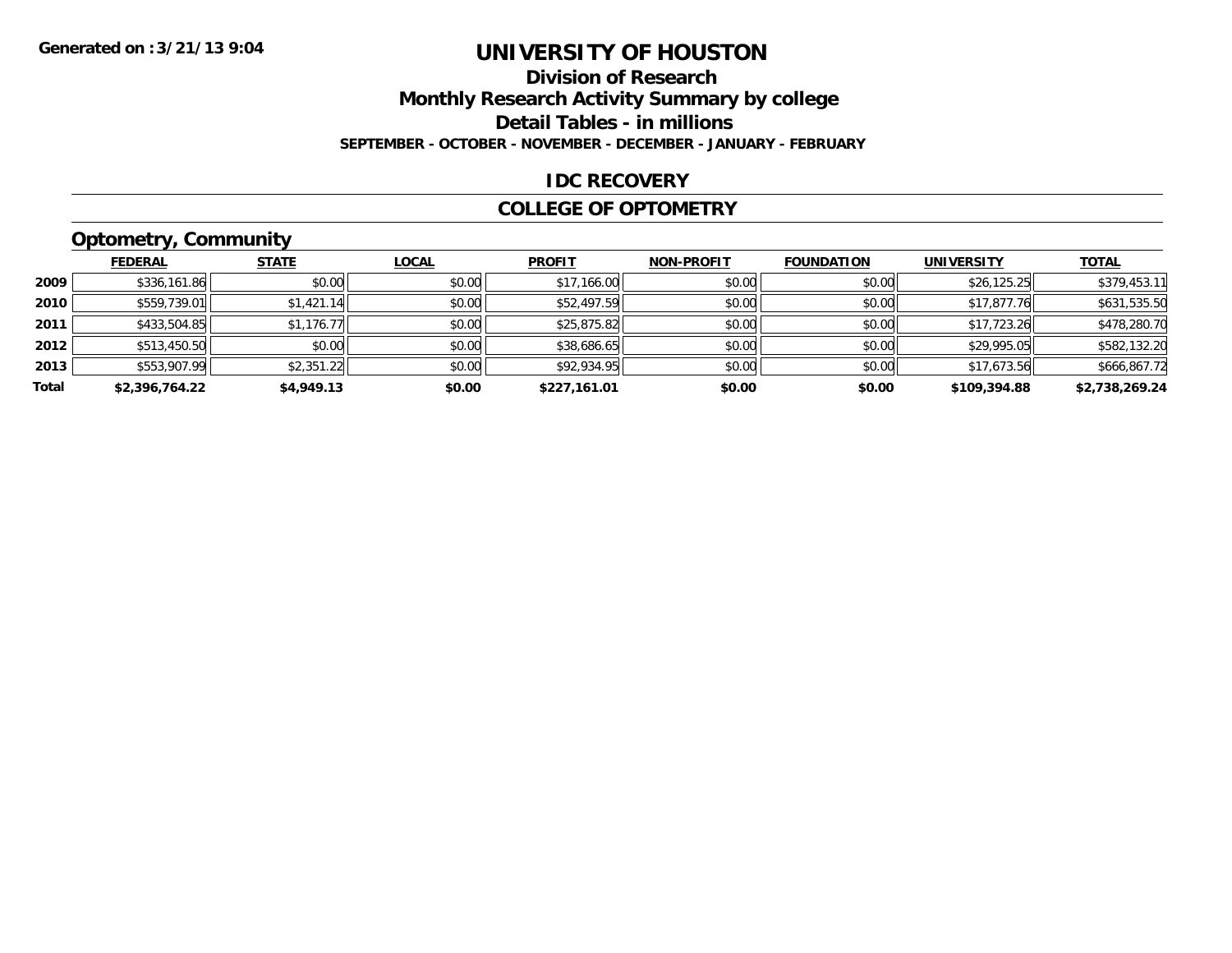Generated on :3/21/13 9:04

# UNIVERSITY OF HOUSTON

## Division of Research

## Monthly Research Activity Summary by college

## Detail Tables - in millions

**SEPTEMBER - OCTOBER - NOVEMBER - DECEMBER - JANUARY - FEBRUARY**

## IDC RECOVERY

## COLLEGE OF OPTOMETRY

### Optometry, Community

| | FEDERAL | STATE | LOCAL | PROFIT | NON-PROFIT | FOUNDATION | UNIVERSITY | TOTAL |
|---|---|---|---|---|---|---|---|---|
| 2009 | $336,161.86 | $0.00 | $0.00 | $17,166.00 | $0.00 | $0.00 | $26,125.25 | $379,453.11 |
| 2010 | $559,739.01 | $1,421.14 | $0.00 | $52,497.59 | $0.00 | $0.00 | $17,877.76 | $631,535.50 |
| 2011 | $433,504.85 | $1,176.77 | $0.00 | $25,875.82 | $0.00 | $0.00 | $17,723.26 | $478,280.70 |
| 2012 | $513,450.50 | $0.00 | $0.00 | $38,686.65 | $0.00 | $0.00 | $29,995.05 | $582,132.20 |
| 2013 | $553,907.99 | $2,351.22 | $0.00 | $92,934.95 | $0.00 | $0.00 | $17,673.56 | $666,867.72 |
| **Total** | **$2,396,764.22** | **$4,949.13** | **$0.00** | **$227,161.01** | **$0.00** | **$0.00** | **$109,394.88** | **$2,738,269.24** |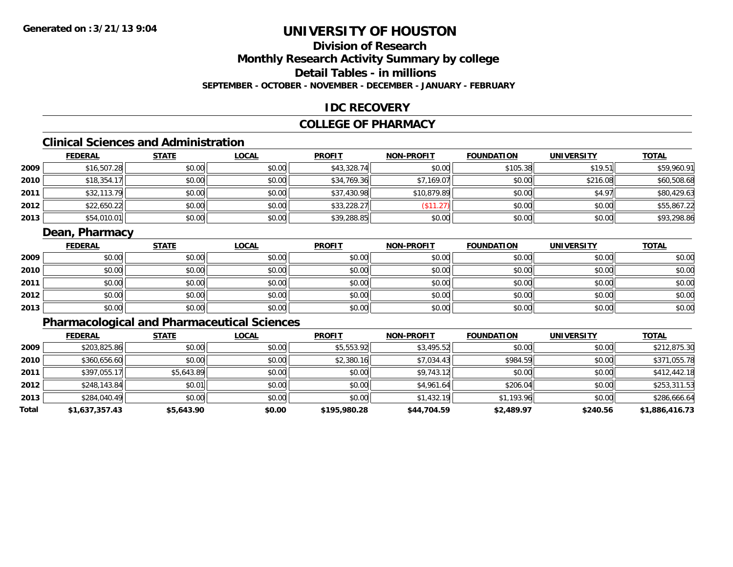# UNIVERSITY OF HOUSTON

## Division of Research
## Monthly Research Activity Summary by college
## Detail Tables - in millions

**SEPTEMBER - OCTOBER - NOVEMBER - DECEMBER - JANUARY - FEBRUARY**

**Generated on : 3/21/13 9:04**

### IDC RECOVERY

### COLLEGE OF PHARMACY

#### Clinical Sciences and Administration

| | FEDERAL | STATE | LOCAL | PROFIT | NON-PROFIT | FOUNDATION | UNIVERSITY | TOTAL |
|---|---|---|---|---|---|---|---|---|
| 2009 | $16,507.28 | $0.00 | $0.00 | $43,328.74 | $0.00 | $105.38 | $19.51 | $59,960.91 |
| 2010 | $18,354.17 | $0.00 | $0.00 | $34,769.36 | $7,169.07 | $0.00 | $216.08 | $60,508.68 |
| 2011 | $32,113.79 | $0.00 | $0.00 | $37,430.98 | $10,879.89 | $0.00 | $4.97 | $80,429.63 |
| 2012 | $22,650.22 | $0.00 | $0.00 | $33,228.27 | ($11.27) | $0.00 | $0.00 | $55,867.22 |
| 2013 | $54,010.01 | $0.00 | $0.00 | $39,288.85 | $0.00 | $0.00 | $0.00 | $93,298.86 |

#### Dean, Pharmacy

| | FEDERAL | STATE | LOCAL | PROFIT | NON-PROFIT | FOUNDATION | UNIVERSITY | TOTAL |
|---|---|---|---|---|---|---|---|---|
| 2009 | $0.00 | $0.00 | $0.00 | $0.00 | $0.00 | $0.00 | $0.00 | $0.00 |
| 2010 | $0.00 | $0.00 | $0.00 | $0.00 | $0.00 | $0.00 | $0.00 | $0.00 |
| 2011 | $0.00 | $0.00 | $0.00 | $0.00 | $0.00 | $0.00 | $0.00 | $0.00 |
| 2012 | $0.00 | $0.00 | $0.00 | $0.00 | $0.00 | $0.00 | $0.00 | $0.00 |
| 2013 | $0.00 | $0.00 | $0.00 | $0.00 | $0.00 | $0.00 | $0.00 | $0.00 |

#### Pharmacological and Pharmaceutical Sciences

| | FEDERAL | STATE | LOCAL | PROFIT | NON-PROFIT | FOUNDATION | UNIVERSITY | TOTAL |
|---|---|---|---|---|---|---|---|---|
| 2009 | $203,825.86 | $0.00 | $0.00 | $5,553.92 | $3,495.52 | $0.00 | $0.00 | $212,875.30 |
| 2010 | $360,656.60 | $0.00 | $0.00 | $2,380.16 | $7,034.43 | $984.59 | $0.00 | $371,055.78 |
| 2011 | $397,055.17 | $5,643.89 | $0.00 | $0.00 | $9,743.12 | $0.00 | $0.00 | $412,442.18 |
| 2012 | $248,143.84 | $0.01 | $0.00 | $0.00 | $4,961.64 | $206.04 | $0.00 | $253,311.53 |
| 2013 | $284,040.49 | $0.00 | $0.00 | $0.00 | $1,432.19 | $1,193.96 | $0.00 | $286,666.64 |
| **Total** | **$1,637,357.43** | **$5,643.90** | **$0.00** | **$195,980.28** | **$44,704.59** | **$2,489.97** | **$240.56** | **$1,886,416.73** |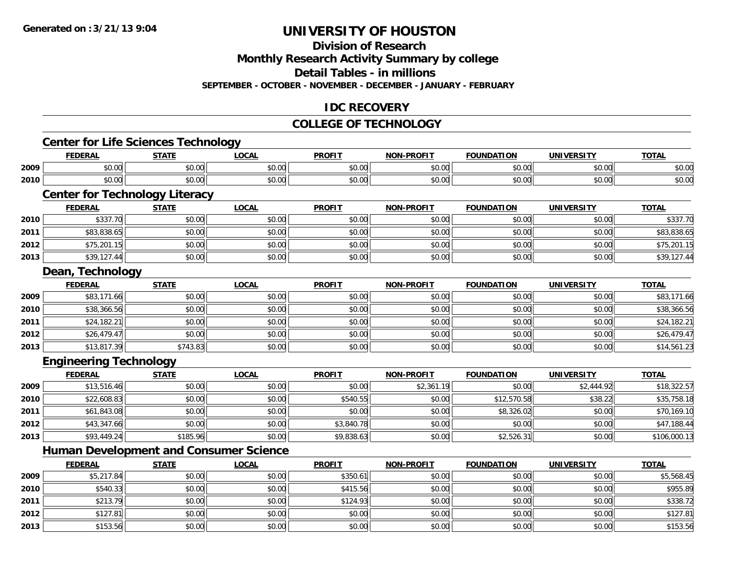# UNIVERSITY OF HOUSTON

## Division of Research
## Monthly Research Activity Summary by college
## Detail Tables - in millions
### SEPTEMBER - OCTOBER - NOVEMBER - DECEMBER - JANUARY - FEBRUARY

Generated on :3/21/13 9:04

## IDC RECOVERY

## COLLEGE OF TECHNOLOGY

### Center for Life Sciences Technology

| | FEDERAL | STATE | LOCAL | PROFIT | NON-PROFIT | FOUNDATION | UNIVERSITY | TOTAL |
|---|---|---|---|---|---|---|---|---|
| 2009 | $0.00 | $0.00 | $0.00 | $0.00 | $0.00 | $0.00 | $0.00 | $0.00 |
| 2010 | $0.00 | $0.00 | $0.00 | $0.00 | $0.00 | $0.00 | $0.00 | $0.00 |

### Center for Technology Literacy

| | FEDERAL | STATE | LOCAL | PROFIT | NON-PROFIT | FOUNDATION | UNIVERSITY | TOTAL |
|---|---|---|---|---|---|---|---|---|
| 2010 | $337.70 | $0.00 | $0.00 | $0.00 | $0.00 | $0.00 | $0.00 | $337.70 |
| 2011 | $83,838.65 | $0.00 | $0.00 | $0.00 | $0.00 | $0.00 | $0.00 | $83,838.65 |
| 2012 | $75,201.15 | $0.00 | $0.00 | $0.00 | $0.00 | $0.00 | $0.00 | $75,201.15 |
| 2013 | $39,127.44 | $0.00 | $0.00 | $0.00 | $0.00 | $0.00 | $0.00 | $39,127.44 |

### Dean, Technology

| | FEDERAL | STATE | LOCAL | PROFIT | NON-PROFIT | FOUNDATION | UNIVERSITY | TOTAL |
|---|---|---|---|---|---|---|---|---|
| 2009 | $83,171.66 | $0.00 | $0.00 | $0.00 | $0.00 | $0.00 | $0.00 | $83,171.66 |
| 2010 | $38,366.56 | $0.00 | $0.00 | $0.00 | $0.00 | $0.00 | $0.00 | $38,366.56 |
| 2011 | $24,182.21 | $0.00 | $0.00 | $0.00 | $0.00 | $0.00 | $0.00 | $24,182.21 |
| 2012 | $26,479.47 | $0.00 | $0.00 | $0.00 | $0.00 | $0.00 | $0.00 | $26,479.47 |
| 2013 | $13,817.39 | $743.83 | $0.00 | $0.00 | $0.00 | $0.00 | $0.00 | $14,561.23 |

### Engineering Technology

| | FEDERAL | STATE | LOCAL | PROFIT | NON-PROFIT | FOUNDATION | UNIVERSITY | TOTAL |
|---|---|---|---|---|---|---|---|---|
| 2009 | $13,516.46 | $0.00 | $0.00 | $0.00 | $2,361.19 | $0.00 | $2,444.92 | $18,322.57 |
| 2010 | $22,608.83 | $0.00 | $0.00 | $540.55 | $0.00 | $12,570.58 | $38.22 | $35,758.18 |
| 2011 | $61,843.08 | $0.00 | $0.00 | $0.00 | $0.00 | $8,326.02 | $0.00 | $70,169.10 |
| 2012 | $43,347.66 | $0.00 | $0.00 | $3,840.78 | $0.00 | $0.00 | $0.00 | $47,188.44 |
| 2013 | $93,449.24 | $185.96 | $0.00 | $9,838.63 | $0.00 | $2,526.31 | $0.00 | $106,000.13 |

### Human Development and Consumer Science

| | FEDERAL | STATE | LOCAL | PROFIT | NON-PROFIT | FOUNDATION | UNIVERSITY | TOTAL |
|---|---|---|---|---|---|---|---|---|
| 2009 | $5,217.84 | $0.00 | $0.00 | $350.61 | $0.00 | $0.00 | $0.00 | $5,568.45 |
| 2010 | $540.33 | $0.00 | $0.00 | $415.56 | $0.00 | $0.00 | $0.00 | $955.89 |
| 2011 | $213.79 | $0.00 | $0.00 | $124.93 | $0.00 | $0.00 | $0.00 | $338.72 |
| 2012 | $127.81 | $0.00 | $0.00 | $0.00 | $0.00 | $0.00 | $0.00 | $127.81 |
| 2013 | $153.56 | $0.00 | $0.00 | $0.00 | $0.00 | $0.00 | $0.00 | $153.56 |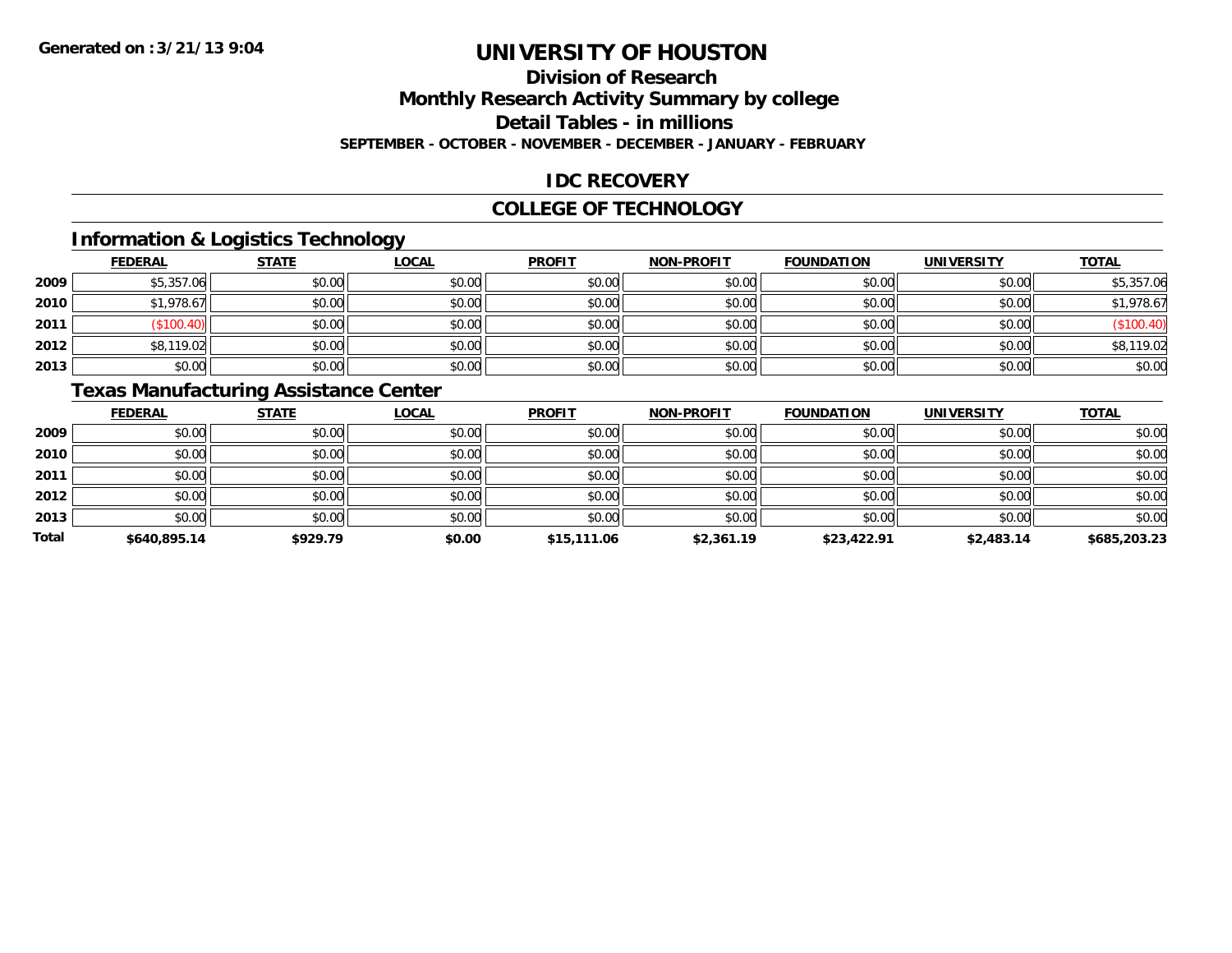**Generated on :3/21/13 9:04**

# UNIVERSITY OF HOUSTON

## Division of Research

## Monthly Research Activity Summary by college

## Detail Tables - in millions

**SEPTEMBER - OCTOBER - NOVEMBER - DECEMBER - JANUARY - FEBRUARY**

## IDC RECOVERY

## COLLEGE OF TECHNOLOGY

### Information & Logistics Technology

| | FEDERAL | STATE | LOCAL | PROFIT | NON-PROFIT | FOUNDATION | UNIVERSITY | TOTAL |
|---|---|---|---|---|---|---|---|---|
| 2009 | $5,357.06 | $0.00 | $0.00 | $0.00 | $0.00 | $0.00 | $0.00 | $5,357.06 |
| 2010 | $1,978.67 | $0.00 | $0.00 | $0.00 | $0.00 | $0.00 | $0.00 | $1,978.67 |
| 2011 | ($100.40) | $0.00 | $0.00 | $0.00 | $0.00 | $0.00 | $0.00 | ($100.40) |
| 2012 | $8,119.02 | $0.00 | $0.00 | $0.00 | $0.00 | $0.00 | $0.00 | $8,119.02 |
| 2013 | $0.00 | $0.00 | $0.00 | $0.00 | $0.00 | $0.00 | $0.00 | $0.00 |

### Texas Manufacturing Assistance Center

| | FEDERAL | STATE | LOCAL | PROFIT | NON-PROFIT | FOUNDATION | UNIVERSITY | TOTAL |
|---|---|---|---|---|---|---|---|---|
| 2009 | $0.00 | $0.00 | $0.00 | $0.00 | $0.00 | $0.00 | $0.00 | $0.00 |
| 2010 | $0.00 | $0.00 | $0.00 | $0.00 | $0.00 | $0.00 | $0.00 | $0.00 |
| 2011 | $0.00 | $0.00 | $0.00 | $0.00 | $0.00 | $0.00 | $0.00 | $0.00 |
| 2012 | $0.00 | $0.00 | $0.00 | $0.00 | $0.00 | $0.00 | $0.00 | $0.00 |
| 2013 | $0.00 | $0.00 | $0.00 | $0.00 | $0.00 | $0.00 | $0.00 | $0.00 |
| **Total** | **$640,895.14** | **$929.79** | **$0.00** | **$15,111.06** | **$2,361.19** | **$23,422.91** | **$2,483.14** | **$685,203.23** |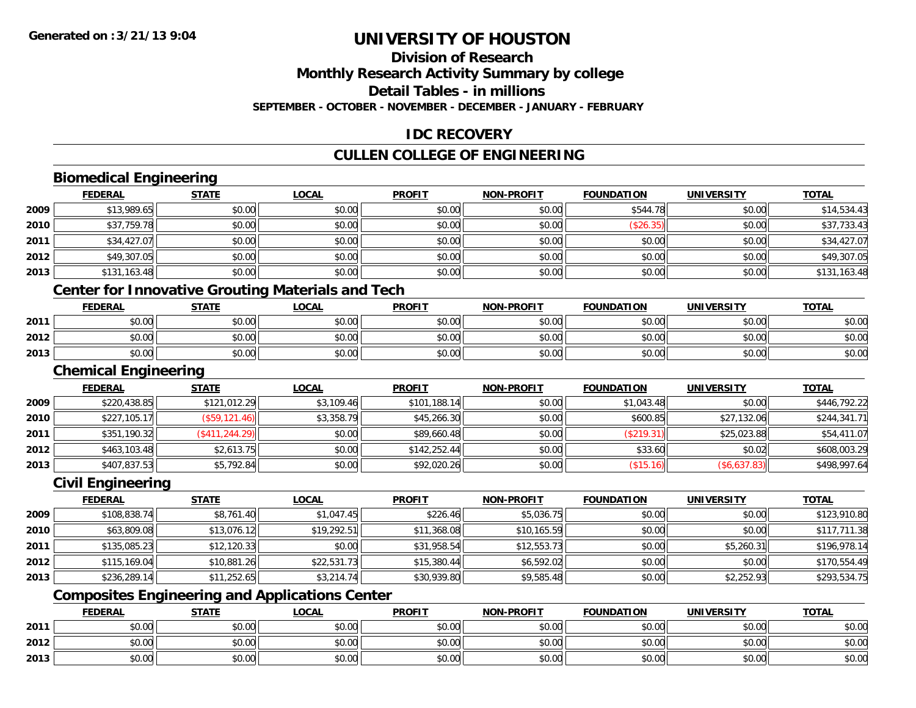**Generated on :3/21/13 9:04**

# UNIVERSITY OF HOUSTON

## Division of Research
## Monthly Research Activity Summary by college
## Detail Tables - in millions
### SEPTEMBER - OCTOBER - NOVEMBER - DECEMBER - JANUARY - FEBRUARY

## IDC RECOVERY

## CULLEN COLLEGE OF ENGINEERING

### Biomedical Engineering

| | FEDERAL | STATE | LOCAL | PROFIT | NON-PROFIT | FOUNDATION | UNIVERSITY | TOTAL |
|---|---|---|---|---|---|---|---|---|
| 2009 | $13,989.65 | $0.00 | $0.00 | $0.00 | $0.00 | $544.78 | $0.00 | $14,534.43 |
| 2010 | $37,759.78 | $0.00 | $0.00 | $0.00 | $0.00 | ($26.35) | $0.00 | $37,733.43 |
| 2011 | $34,427.07 | $0.00 | $0.00 | $0.00 | $0.00 | $0.00 | $0.00 | $34,427.07 |
| 2012 | $49,307.05 | $0.00 | $0.00 | $0.00 | $0.00 | $0.00 | $0.00 | $49,307.05 |
| 2013 | $131,163.48 | $0.00 | $0.00 | $0.00 | $0.00 | $0.00 | $0.00 | $131,163.48 |

### Center for Innovative Grouting Materials and Tech

| | FEDERAL | STATE | LOCAL | PROFIT | NON-PROFIT | FOUNDATION | UNIVERSITY | TOTAL |
|---|---|---|---|---|---|---|---|---|
| 2011 | $0.00 | $0.00 | $0.00 | $0.00 | $0.00 | $0.00 | $0.00 | $0.00 |
| 2012 | $0.00 | $0.00 | $0.00 | $0.00 | $0.00 | $0.00 | $0.00 | $0.00 |
| 2013 | $0.00 | $0.00 | $0.00 | $0.00 | $0.00 | $0.00 | $0.00 | $0.00 |

### Chemical Engineering

| | FEDERAL | STATE | LOCAL | PROFIT | NON-PROFIT | FOUNDATION | UNIVERSITY | TOTAL |
|---|---|---|---|---|---|---|---|---|
| 2009 | $220,438.85 | $121,012.29 | $3,109.46 | $101,188.14 | $0.00 | $1,043.48 | $0.00 | $446,792.22 |
| 2010 | $227,105.17 | ($59,121.46) | $3,358.79 | $45,266.30 | $0.00 | $600.85 | $27,132.06 | $244,341.71 |
| 2011 | $351,190.32 | ($411,244.29) | $0.00 | $89,660.48 | $0.00 | ($219.31) | $25,023.88 | $54,411.07 |
| 2012 | $463,103.48 | $2,613.75 | $0.00 | $142,252.44 | $0.00 | $33.60 | $0.02 | $608,003.29 |
| 2013 | $407,837.53 | $5,792.84 | $0.00 | $92,020.26 | $0.00 | ($15.16) | ($6,637.83) | $498,997.64 |

### Civil Engineering

| | FEDERAL | STATE | LOCAL | PROFIT | NON-PROFIT | FOUNDATION | UNIVERSITY | TOTAL |
|---|---|---|---|---|---|---|---|---|
| 2009 | $108,838.74 | $8,761.40 | $1,047.45 | $226.46 | $5,036.75 | $0.00 | $0.00 | $123,910.80 |
| 2010 | $63,809.08 | $13,076.12 | $19,292.51 | $11,368.08 | $10,165.59 | $0.00 | $0.00 | $117,711.38 |
| 2011 | $135,085.23 | $12,120.33 | $0.00 | $31,958.54 | $12,553.73 | $0.00 | $5,260.31 | $196,978.14 |
| 2012 | $115,169.04 | $10,881.26 | $22,531.73 | $15,380.44 | $6,592.02 | $0.00 | $0.00 | $170,554.49 |
| 2013 | $236,289.14 | $11,252.65 | $3,214.74 | $30,939.80 | $9,585.48 | $0.00 | $2,252.93 | $293,534.75 |

### Composites Engineering and Applications Center

| | FEDERAL | STATE | LOCAL | PROFIT | NON-PROFIT | FOUNDATION | UNIVERSITY | TOTAL |
|---|---|---|---|---|---|---|---|---|
| 2011 | $0.00 | $0.00 | $0.00 | $0.00 | $0.00 | $0.00 | $0.00 | $0.00 |
| 2012 | $0.00 | $0.00 | $0.00 | $0.00 | $0.00 | $0.00 | $0.00 | $0.00 |
| 2013 | $0.00 | $0.00 | $0.00 | $0.00 | $0.00 | $0.00 | $0.00 | $0.00 |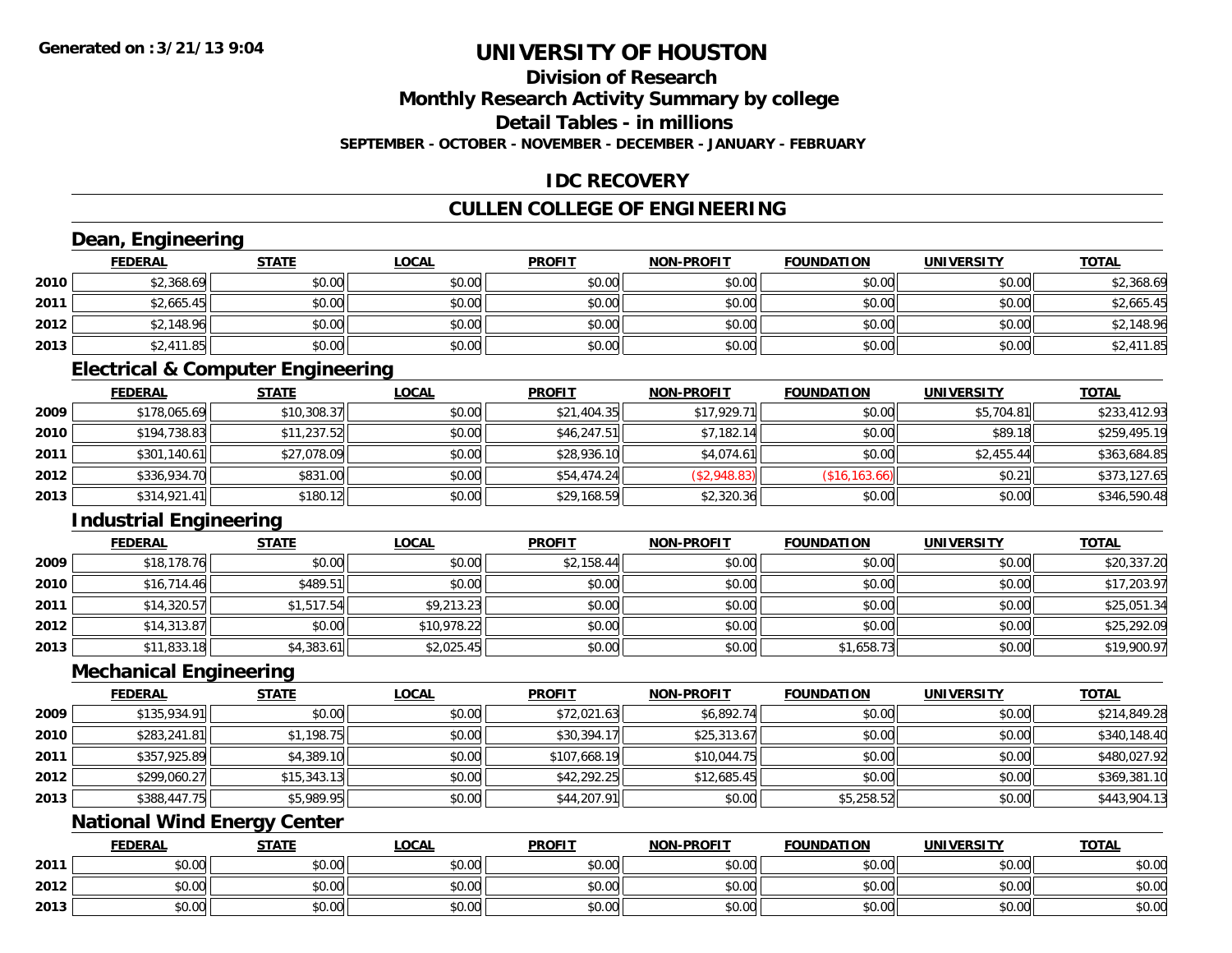**Generated on :3/21/13 9:04**

# UNIVERSITY OF HOUSTON

## Division of Research
## Monthly Research Activity Summary by college
## Detail Tables - in millions
### SEPTEMBER - OCTOBER - NOVEMBER - DECEMBER - JANUARY - FEBRUARY

## IDC RECOVERY

## CULLEN COLLEGE OF ENGINEERING

### Dean, Engineering

| | FEDERAL | STATE | LOCAL | PROFIT | NON-PROFIT | FOUNDATION | UNIVERSITY | TOTAL |
|---|---|---|---|---|---|---|---|---|
| 2010 | $2,368.69 | $0.00 | $0.00 | $0.00 | $0.00 | $0.00 | $0.00 | $2,368.69 |
| 2011 | $2,665.45 | $0.00 | $0.00 | $0.00 | $0.00 | $0.00 | $0.00 | $2,665.45 |
| 2012 | $2,148.96 | $0.00 | $0.00 | $0.00 | $0.00 | $0.00 | $0.00 | $2,148.96 |
| 2013 | $2,411.85 | $0.00 | $0.00 | $0.00 | $0.00 | $0.00 | $0.00 | $2,411.85 |

### Electrical & Computer Engineering

| | FEDERAL | STATE | LOCAL | PROFIT | NON-PROFIT | FOUNDATION | UNIVERSITY | TOTAL |
|---|---|---|---|---|---|---|---|---|
| 2009 | $178,065.69 | $10,308.37 | $0.00 | $21,404.35 | $17,929.71 | $0.00 | $5,704.81 | $233,412.93 |
| 2010 | $194,738.83 | $11,237.52 | $0.00 | $46,247.51 | $7,182.14 | $0.00 | $89.18 | $259,495.19 |
| 2011 | $301,140.61 | $27,078.09 | $0.00 | $28,936.10 | $4,074.61 | $0.00 | $2,455.44 | $363,684.85 |
| 2012 | $336,934.70 | $831.00 | $0.00 | $54,474.24 | ($2,948.83) | ($16,163.66) | $0.21 | $373,127.65 |
| 2013 | $314,921.41 | $180.12 | $0.00 | $29,168.59 | $2,320.36 | $0.00 | $0.00 | $346,590.48 |

### Industrial Engineering

| | FEDERAL | STATE | LOCAL | PROFIT | NON-PROFIT | FOUNDATION | UNIVERSITY | TOTAL |
|---|---|---|---|---|---|---|---|---|
| 2009 | $18,178.76 | $0.00 | $0.00 | $2,158.44 | $0.00 | $0.00 | $0.00 | $20,337.20 |
| 2010 | $16,714.46 | $489.51 | $0.00 | $0.00 | $0.00 | $0.00 | $0.00 | $17,203.97 |
| 2011 | $14,320.57 | $1,517.54 | $9,213.23 | $0.00 | $0.00 | $0.00 | $0.00 | $25,051.34 |
| 2012 | $14,313.87 | $0.00 | $10,978.22 | $0.00 | $0.00 | $0.00 | $0.00 | $25,292.09 |
| 2013 | $11,833.18 | $4,383.61 | $2,025.45 | $0.00 | $0.00 | $1,658.73 | $0.00 | $19,900.97 |

### Mechanical Engineering

| | FEDERAL | STATE | LOCAL | PROFIT | NON-PROFIT | FOUNDATION | UNIVERSITY | TOTAL |
|---|---|---|---|---|---|---|---|---|
| 2009 | $135,934.91 | $0.00 | $0.00 | $72,021.63 | $6,892.74 | $0.00 | $0.00 | $214,849.28 |
| 2010 | $283,241.81 | $1,198.75 | $0.00 | $30,394.17 | $25,313.67 | $0.00 | $0.00 | $340,148.40 |
| 2011 | $357,925.89 | $4,389.10 | $0.00 | $107,668.19 | $10,044.75 | $0.00 | $0.00 | $480,027.92 |
| 2012 | $299,060.27 | $15,343.13 | $0.00 | $42,292.25 | $12,685.45 | $0.00 | $0.00 | $369,381.10 |
| 2013 | $388,447.75 | $5,989.95 | $0.00 | $44,207.91 | $0.00 | $5,258.52 | $0.00 | $443,904.13 |

### National Wind Energy Center

| | FEDERAL | STATE | LOCAL | PROFIT | NON-PROFIT | FOUNDATION | UNIVERSITY | TOTAL |
|---|---|---|---|---|---|---|---|---|
| 2011 | $0.00 | $0.00 | $0.00 | $0.00 | $0.00 | $0.00 | $0.00 | $0.00 |
| 2012 | $0.00 | $0.00 | $0.00 | $0.00 | $0.00 | $0.00 | $0.00 | $0.00 |
| 2013 | $0.00 | $0.00 | $0.00 | $0.00 | $0.00 | $0.00 | $0.00 | $0.00 |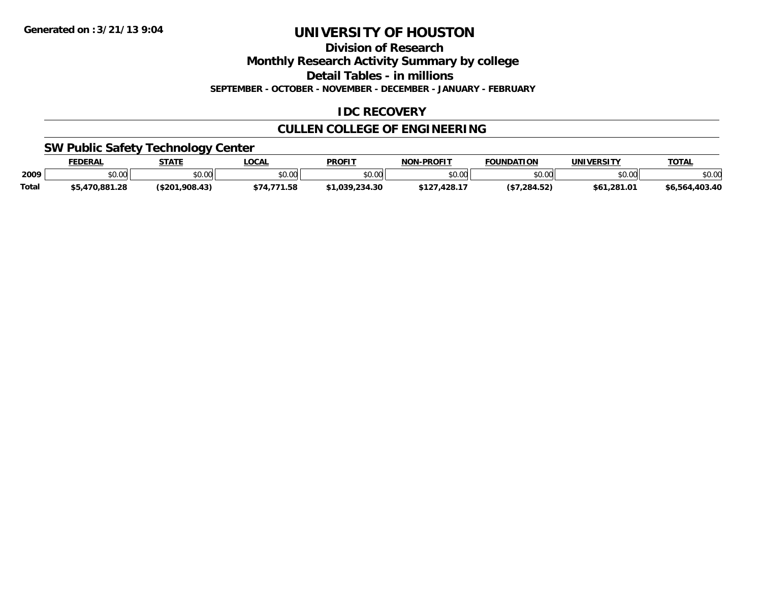Generated on :3/21/13 9:04

# UNIVERSITY OF HOUSTON

## Division of Research

## Monthly Research Activity Summary by college

## Detail Tables - in millions

**SEPTEMBER - OCTOBER - NOVEMBER - DECEMBER - JANUARY - FEBRUARY**

## IDC RECOVERY

## CULLEN COLLEGE OF ENGINEERING

### SW Public Safety Technology Center

| | FEDERAL | STATE | LOCAL | PROFIT | NON-PROFIT | FOUNDATION | UNIVERSITY | TOTAL |
|---|---|---|---|---|---|---|---|---|
| 2009 | $0.00 | $0.00 | $0.00 | $0.00 | $0.00 | $0.00 | $0.00 | $0.00 |
| Total | $5,470,881.28 | ($201,908.43) | $74,771.58 | $1,039,234.30 | $127,428.17 | ($7,284.52) | $61,281.01 | $6,564,403.40 |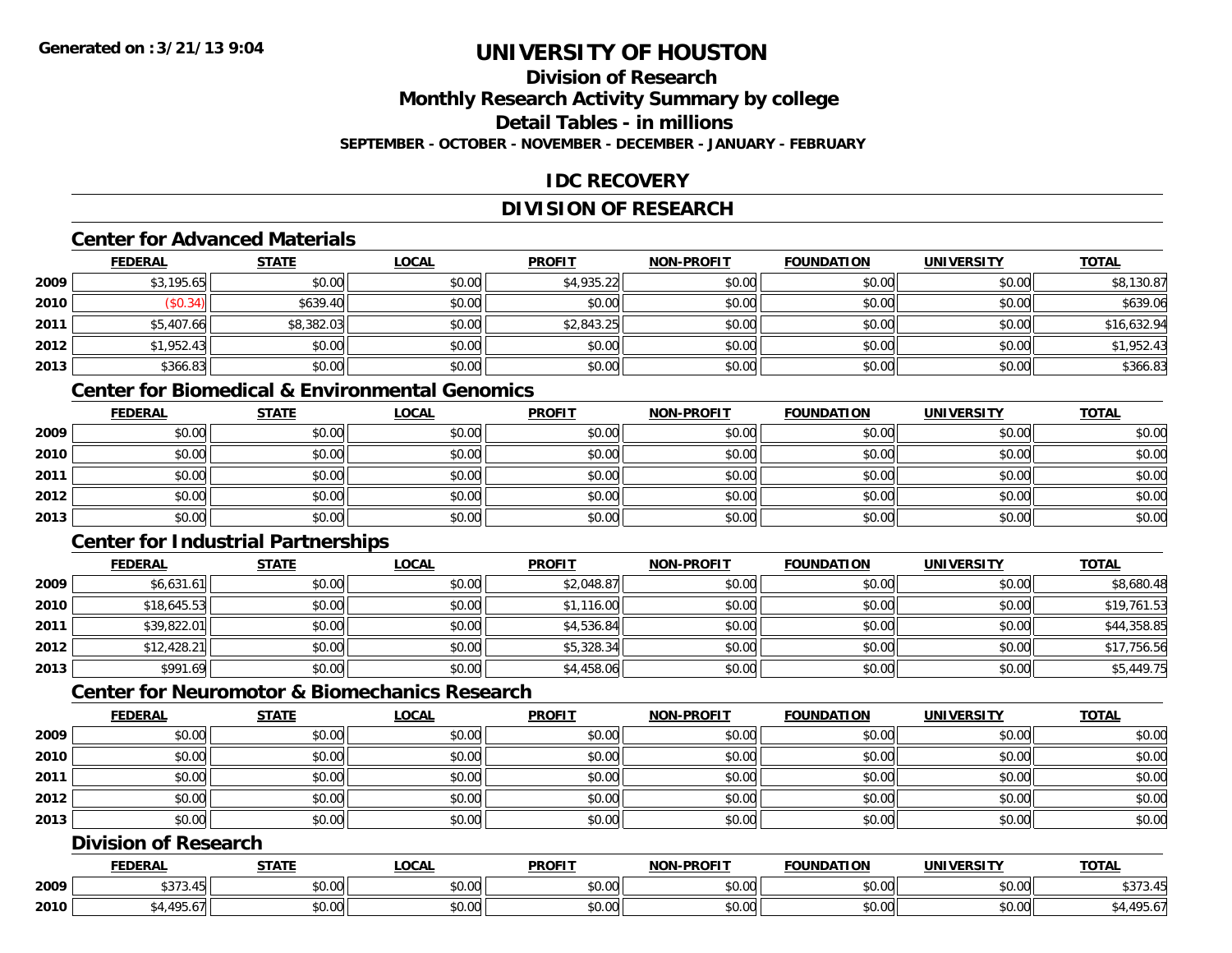# UNIVERSITY OF HOUSTON

## Division of Research
## Monthly Research Activity Summary by college
## Detail Tables - in millions
### SEPTEMBER - OCTOBER - NOVEMBER - DECEMBER - JANUARY - FEBRUARY

## IDC RECOVERY

## DIVISION OF RESEARCH

### Center for Advanced Materials

| | FEDERAL | STATE | LOCAL | PROFIT | NON-PROFIT | FOUNDATION | UNIVERSITY | TOTAL |
|---|---|---|---|---|---|---|---|---|
| 2009 | $3,195.65 | $0.00 | $0.00 | $4,935.22 | $0.00 | $0.00 | $0.00 | $8,130.87 |
| 2010 | ($0.34) | $639.40 | $0.00 | $0.00 | $0.00 | $0.00 | $0.00 | $639.06 |
| 2011 | $5,407.66 | $8,382.03 | $0.00 | $2,843.25 | $0.00 | $0.00 | $0.00 | $16,632.94 |
| 2012 | $1,952.43 | $0.00 | $0.00 | $0.00 | $0.00 | $0.00 | $0.00 | $1,952.43 |
| 2013 | $366.83 | $0.00 | $0.00 | $0.00 | $0.00 | $0.00 | $0.00 | $366.83 |

### Center for Biomedical & Environmental Genomics

| | FEDERAL | STATE | LOCAL | PROFIT | NON-PROFIT | FOUNDATION | UNIVERSITY | TOTAL |
|---|---|---|---|---|---|---|---|---|
| 2009 | $0.00 | $0.00 | $0.00 | $0.00 | $0.00 | $0.00 | $0.00 | $0.00 |
| 2010 | $0.00 | $0.00 | $0.00 | $0.00 | $0.00 | $0.00 | $0.00 | $0.00 |
| 2011 | $0.00 | $0.00 | $0.00 | $0.00 | $0.00 | $0.00 | $0.00 | $0.00 |
| 2012 | $0.00 | $0.00 | $0.00 | $0.00 | $0.00 | $0.00 | $0.00 | $0.00 |
| 2013 | $0.00 | $0.00 | $0.00 | $0.00 | $0.00 | $0.00 | $0.00 | $0.00 |

### Center for Industrial Partnerships

| | FEDERAL | STATE | LOCAL | PROFIT | NON-PROFIT | FOUNDATION | UNIVERSITY | TOTAL |
|---|---|---|---|---|---|---|---|---|
| 2009 | $6,631.61 | $0.00 | $0.00 | $2,048.87 | $0.00 | $0.00 | $0.00 | $8,680.48 |
| 2010 | $18,645.53 | $0.00 | $0.00 | $1,116.00 | $0.00 | $0.00 | $0.00 | $19,761.53 |
| 2011 | $39,822.01 | $0.00 | $0.00 | $4,536.84 | $0.00 | $0.00 | $0.00 | $44,358.85 |
| 2012 | $12,428.21 | $0.00 | $0.00 | $5,328.34 | $0.00 | $0.00 | $0.00 | $17,756.56 |
| 2013 | $991.69 | $0.00 | $0.00 | $4,458.06 | $0.00 | $0.00 | $0.00 | $5,449.75 |

### Center for Neuromotor & Biomechanics Research

| | FEDERAL | STATE | LOCAL | PROFIT | NON-PROFIT | FOUNDATION | UNIVERSITY | TOTAL |
|---|---|---|---|---|---|---|---|---|
| 2009 | $0.00 | $0.00 | $0.00 | $0.00 | $0.00 | $0.00 | $0.00 | $0.00 |
| 2010 | $0.00 | $0.00 | $0.00 | $0.00 | $0.00 | $0.00 | $0.00 | $0.00 |
| 2011 | $0.00 | $0.00 | $0.00 | $0.00 | $0.00 | $0.00 | $0.00 | $0.00 |
| 2012 | $0.00 | $0.00 | $0.00 | $0.00 | $0.00 | $0.00 | $0.00 | $0.00 |
| 2013 | $0.00 | $0.00 | $0.00 | $0.00 | $0.00 | $0.00 | $0.00 | $0.00 |

### Division of Research

| | FEDERAL | STATE | LOCAL | PROFIT | NON-PROFIT | FOUNDATION | UNIVERSITY | TOTAL |
|---|---|---|---|---|---|---|---|---|
| 2009 | $373.45 | $0.00 | $0.00 | $0.00 | $0.00 | $0.00 | $0.00 | $373.45 |
| 2010 | $4,495.67 | $0.00 | $0.00 | $0.00 | $0.00 | $0.00 | $0.00 | $4,495.67 |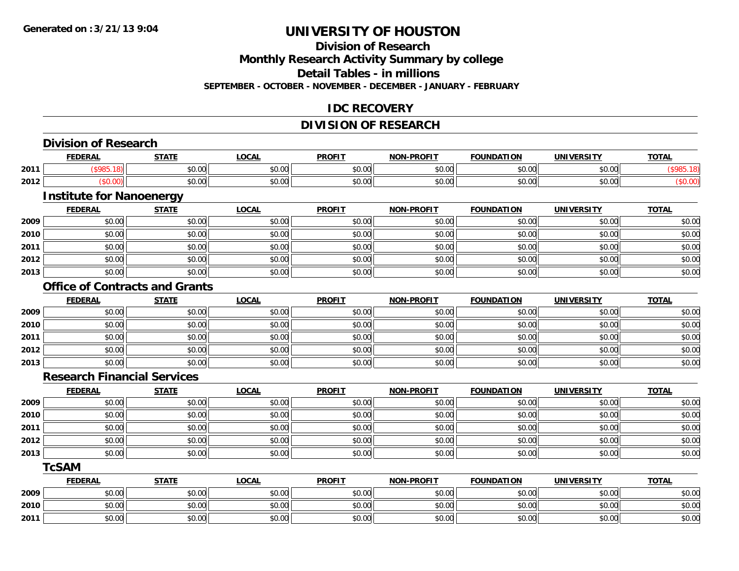# UNIVERSITY OF HOUSTON

## Division of Research

## Monthly Research Activity Summary by college

## Detail Tables - in millions

**SEPTEMBER - OCTOBER - NOVEMBER - DECEMBER - JANUARY - FEBRUARY**

## IDC RECOVERY

## DIVISION OF RESEARCH

### Division of Research

| | FEDERAL | STATE | LOCAL | PROFIT | NON-PROFIT | FOUNDATION | UNIVERSITY | TOTAL |
|---|---|---|---|---|---|---|---|---|
| 2011 | ($985.18) | $0.00 | $0.00 | $0.00 | $0.00 | $0.00 | $0.00 | ($985.18) |
| 2012 | ($0.00) | $0.00 | $0.00 | $0.00 | $0.00 | $0.00 | $0.00 | ($0.00) |

### Institute for Nanoenergy

| | FEDERAL | STATE | LOCAL | PROFIT | NON-PROFIT | FOUNDATION | UNIVERSITY | TOTAL |
|---|---|---|---|---|---|---|---|---|
| 2009 | $0.00 | $0.00 | $0.00 | $0.00 | $0.00 | $0.00 | $0.00 | $0.00 |
| 2010 | $0.00 | $0.00 | $0.00 | $0.00 | $0.00 | $0.00 | $0.00 | $0.00 |
| 2011 | $0.00 | $0.00 | $0.00 | $0.00 | $0.00 | $0.00 | $0.00 | $0.00 |
| 2012 | $0.00 | $0.00 | $0.00 | $0.00 | $0.00 | $0.00 | $0.00 | $0.00 |
| 2013 | $0.00 | $0.00 | $0.00 | $0.00 | $0.00 | $0.00 | $0.00 | $0.00 |

### Office of Contracts and Grants

| | FEDERAL | STATE | LOCAL | PROFIT | NON-PROFIT | FOUNDATION | UNIVERSITY | TOTAL |
|---|---|---|---|---|---|---|---|---|
| 2009 | $0.00 | $0.00 | $0.00 | $0.00 | $0.00 | $0.00 | $0.00 | $0.00 |
| 2010 | $0.00 | $0.00 | $0.00 | $0.00 | $0.00 | $0.00 | $0.00 | $0.00 |
| 2011 | $0.00 | $0.00 | $0.00 | $0.00 | $0.00 | $0.00 | $0.00 | $0.00 |
| 2012 | $0.00 | $0.00 | $0.00 | $0.00 | $0.00 | $0.00 | $0.00 | $0.00 |
| 2013 | $0.00 | $0.00 | $0.00 | $0.00 | $0.00 | $0.00 | $0.00 | $0.00 |

### Research Financial Services

| | FEDERAL | STATE | LOCAL | PROFIT | NON-PROFIT | FOUNDATION | UNIVERSITY | TOTAL |
|---|---|---|---|---|---|---|---|---|
| 2009 | $0.00 | $0.00 | $0.00 | $0.00 | $0.00 | $0.00 | $0.00 | $0.00 |
| 2010 | $0.00 | $0.00 | $0.00 | $0.00 | $0.00 | $0.00 | $0.00 | $0.00 |
| 2011 | $0.00 | $0.00 | $0.00 | $0.00 | $0.00 | $0.00 | $0.00 | $0.00 |
| 2012 | $0.00 | $0.00 | $0.00 | $0.00 | $0.00 | $0.00 | $0.00 | $0.00 |
| 2013 | $0.00 | $0.00 | $0.00 | $0.00 | $0.00 | $0.00 | $0.00 | $0.00 |

### TcSAM

| | FEDERAL | STATE | LOCAL | PROFIT | NON-PROFIT | FOUNDATION | UNIVERSITY | TOTAL |
|---|---|---|---|---|---|---|---|---|
| 2009 | $0.00 | $0.00 | $0.00 | $0.00 | $0.00 | $0.00 | $0.00 | $0.00 |
| 2010 | $0.00 | $0.00 | $0.00 | $0.00 | $0.00 | $0.00 | $0.00 | $0.00 |
| 2011 | $0.00 | $0.00 | $0.00 | $0.00 | $0.00 | $0.00 | $0.00 | $0.00 |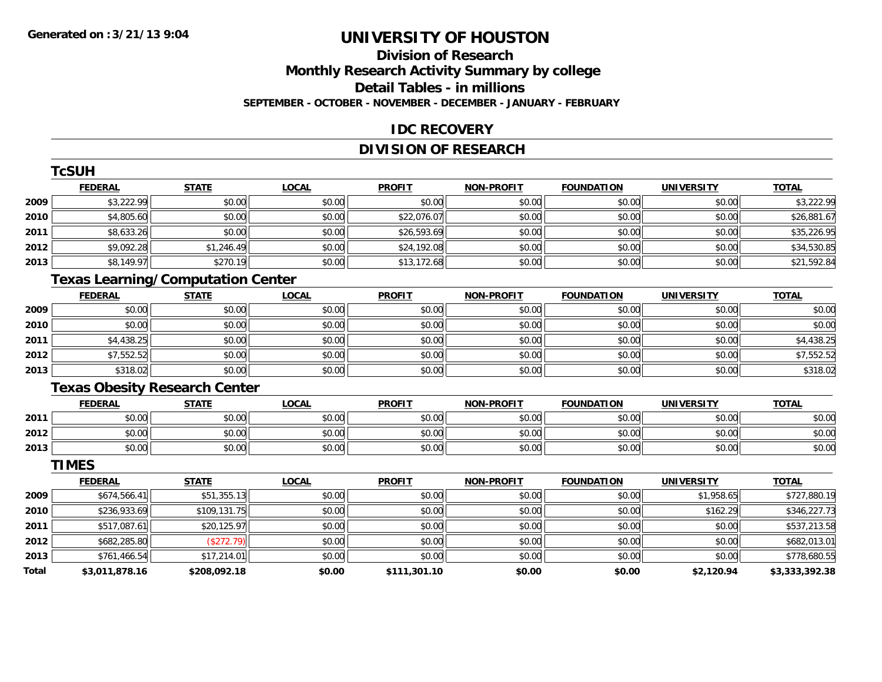**Generated on :3/21/13 9:04**

# UNIVERSITY OF HOUSTON

## Division of Research
## Monthly Research Activity Summary by college
## Detail Tables - in millions
### SEPTEMBER - OCTOBER - NOVEMBER - DECEMBER - JANUARY - FEBRUARY

## IDC RECOVERY

## DIVISION OF RESEARCH

### TcSUH

| | FEDERAL | STATE | LOCAL | PROFIT | NON-PROFIT | FOUNDATION | UNIVERSITY | TOTAL |
|---|---|---|---|---|---|---|---|---|
| 2009 | $3,222.99 | $0.00 | $0.00 | $0.00 | $0.00 | $0.00 | $0.00 | $3,222.99 |
| 2010 | $4,805.60 | $0.00 | $0.00 | $22,076.07 | $0.00 | $0.00 | $0.00 | $26,881.67 |
| 2011 | $8,633.26 | $0.00 | $0.00 | $26,593.69 | $0.00 | $0.00 | $0.00 | $35,226.95 |
| 2012 | $9,092.28 | $1,246.49 | $0.00 | $24,192.08 | $0.00 | $0.00 | $0.00 | $34,530.85 |
| 2013 | $8,149.97 | $270.19 | $0.00 | $13,172.68 | $0.00 | $0.00 | $0.00 | $21,592.84 |

### Texas Learning/Computation Center

| | FEDERAL | STATE | LOCAL | PROFIT | NON-PROFIT | FOUNDATION | UNIVERSITY | TOTAL |
|---|---|---|---|---|---|---|---|---|
| 2009 | $0.00 | $0.00 | $0.00 | $0.00 | $0.00 | $0.00 | $0.00 | $0.00 |
| 2010 | $0.00 | $0.00 | $0.00 | $0.00 | $0.00 | $0.00 | $0.00 | $0.00 |
| 2011 | $4,438.25 | $0.00 | $0.00 | $0.00 | $0.00 | $0.00 | $0.00 | $4,438.25 |
| 2012 | $7,552.52 | $0.00 | $0.00 | $0.00 | $0.00 | $0.00 | $0.00 | $7,552.52 |
| 2013 | $318.02 | $0.00 | $0.00 | $0.00 | $0.00 | $0.00 | $0.00 | $318.02 |

### Texas Obesity Research Center

| | FEDERAL | STATE | LOCAL | PROFIT | NON-PROFIT | FOUNDATION | UNIVERSITY | TOTAL |
|---|---|---|---|---|---|---|---|---|
| 2011 | $0.00 | $0.00 | $0.00 | $0.00 | $0.00 | $0.00 | $0.00 | $0.00 |
| 2012 | $0.00 | $0.00 | $0.00 | $0.00 | $0.00 | $0.00 | $0.00 | $0.00 |
| 2013 | $0.00 | $0.00 | $0.00 | $0.00 | $0.00 | $0.00 | $0.00 | $0.00 |

### TIMES

| | FEDERAL | STATE | LOCAL | PROFIT | NON-PROFIT | FOUNDATION | UNIVERSITY | TOTAL |
|---|---|---|---|---|---|---|---|---|
| 2009 | $674,566.41 | $51,355.13 | $0.00 | $0.00 | $0.00 | $0.00 | $1,958.65 | $727,880.19 |
| 2010 | $236,933.69 | $109,131.75 | $0.00 | $0.00 | $0.00 | $0.00 | $162.29 | $346,227.73 |
| 2011 | $517,087.61 | $20,125.97 | $0.00 | $0.00 | $0.00 | $0.00 | $0.00 | $537,213.58 |
| 2012 | $682,285.80 | ($272.79) | $0.00 | $0.00 | $0.00 | $0.00 | $0.00 | $682,013.01 |
| 2013 | $761,466.54 | $17,214.01 | $0.00 | $0.00 | $0.00 | $0.00 | $0.00 | $778,680.55 |
| **Total** | **$3,011,878.16** | **$208,092.18** | **$0.00** | **$111,301.10** | **$0.00** | **$0.00** | **$2,120.94** | **$3,333,392.38** |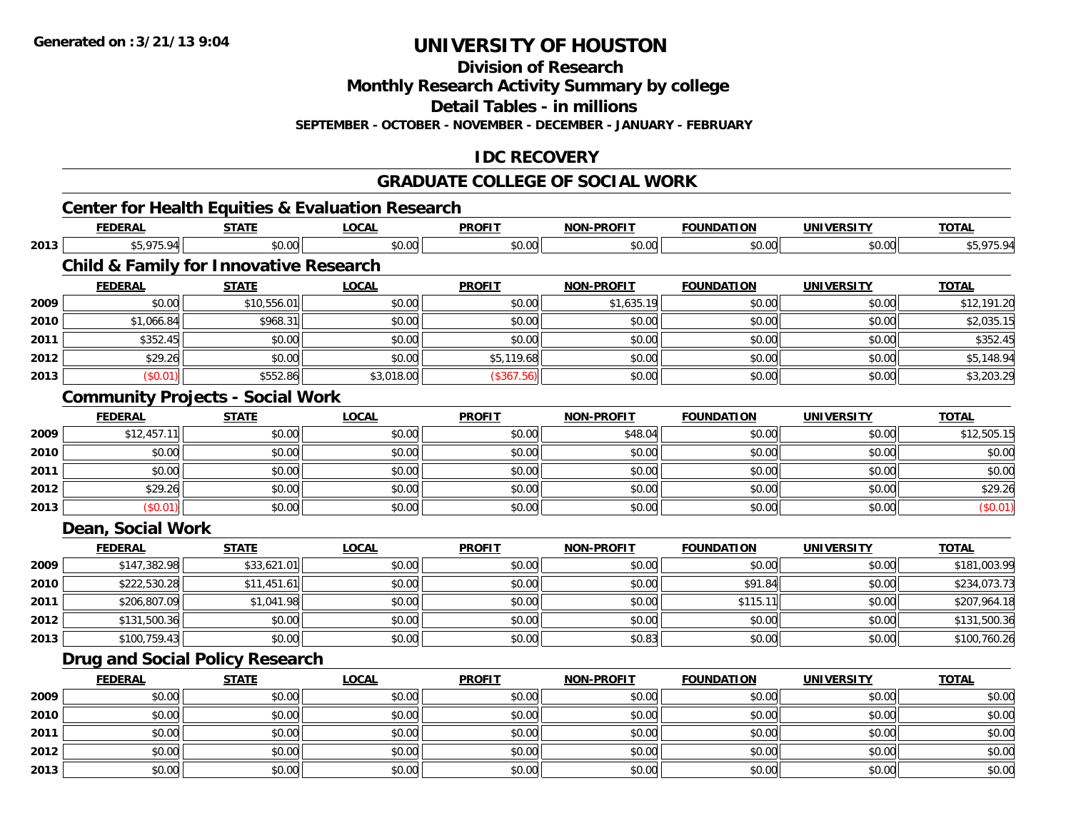**Generated on :3/21/13 9:04**

# UNIVERSITY OF HOUSTON

## Division of Research

## Monthly Research Activity Summary by college

## Detail Tables - in millions

**SEPTEMBER - OCTOBER - NOVEMBER - DECEMBER - JANUARY - FEBRUARY**

## IDC RECOVERY

## GRADUATE COLLEGE OF SOCIAL WORK

### Center for Health Equities & Evaluation Research

| | FEDERAL | STATE | LOCAL | PROFIT | NON-PROFIT | FOUNDATION | UNIVERSITY | TOTAL |
|---|---|---|---|---|---|---|---|---|
| 2013 | $5,975.94 | $0.00 | $0.00 | $0.00 | $0.00 | $0.00 | $0.00 | $5,975.94 |

### Child & Family for Innovative Research

| | FEDERAL | STATE | LOCAL | PROFIT | NON-PROFIT | FOUNDATION | UNIVERSITY | TOTAL |
|---|---|---|---|---|---|---|---|---|
| 2009 | $0.00 | $10,556.01 | $0.00 | $0.00 | $1,635.19 | $0.00 | $0.00 | $12,191.20 |
| 2010 | $1,066.84 | $968.31 | $0.00 | $0.00 | $0.00 | $0.00 | $0.00 | $2,035.15 |
| 2011 | $352.45 | $0.00 | $0.00 | $0.00 | $0.00 | $0.00 | $0.00 | $352.45 |
| 2012 | $29.26 | $0.00 | $0.00 | $5,119.68 | $0.00 | $0.00 | $0.00 | $5,148.94 |
| 2013 | ($0.01) | $552.86 | $3,018.00 | ($367.56) | $0.00 | $0.00 | $0.00 | $3,203.29 |

### Community Projects - Social Work

| | FEDERAL | STATE | LOCAL | PROFIT | NON-PROFIT | FOUNDATION | UNIVERSITY | TOTAL |
|---|---|---|---|---|---|---|---|---|
| 2009 | $12,457.11 | $0.00 | $0.00 | $0.00 | $48.04 | $0.00 | $0.00 | $12,505.15 |
| 2010 | $0.00 | $0.00 | $0.00 | $0.00 | $0.00 | $0.00 | $0.00 | $0.00 |
| 2011 | $0.00 | $0.00 | $0.00 | $0.00 | $0.00 | $0.00 | $0.00 | $0.00 |
| 2012 | $29.26 | $0.00 | $0.00 | $0.00 | $0.00 | $0.00 | $0.00 | $29.26 |
| 2013 | ($0.01) | $0.00 | $0.00 | $0.00 | $0.00 | $0.00 | $0.00 | ($0.01) |

### Dean, Social Work

| | FEDERAL | STATE | LOCAL | PROFIT | NON-PROFIT | FOUNDATION | UNIVERSITY | TOTAL |
|---|---|---|---|---|---|---|---|---|
| 2009 | $147,382.98 | $33,621.01 | $0.00 | $0.00 | $0.00 | $0.00 | $0.00 | $181,003.99 |
| 2010 | $222,530.28 | $11,451.61 | $0.00 | $0.00 | $0.00 | $91.84 | $0.00 | $234,073.73 |
| 2011 | $206,807.09 | $1,041.98 | $0.00 | $0.00 | $0.00 | $115.11 | $0.00 | $207,964.18 |
| 2012 | $131,500.36 | $0.00 | $0.00 | $0.00 | $0.00 | $0.00 | $0.00 | $131,500.36 |
| 2013 | $100,759.43 | $0.00 | $0.00 | $0.00 | $0.83 | $0.00 | $0.00 | $100,760.26 |

### Drug and Social Policy Research

| | FEDERAL | STATE | LOCAL | PROFIT | NON-PROFIT | FOUNDATION | UNIVERSITY | TOTAL |
|---|---|---|---|---|---|---|---|---|
| 2009 | $0.00 | $0.00 | $0.00 | $0.00 | $0.00 | $0.00 | $0.00 | $0.00 |
| 2010 | $0.00 | $0.00 | $0.00 | $0.00 | $0.00 | $0.00 | $0.00 | $0.00 |
| 2011 | $0.00 | $0.00 | $0.00 | $0.00 | $0.00 | $0.00 | $0.00 | $0.00 |
| 2012 | $0.00 | $0.00 | $0.00 | $0.00 | $0.00 | $0.00 | $0.00 | $0.00 |
| 2013 | $0.00 | $0.00 | $0.00 | $0.00 | $0.00 | $0.00 | $0.00 | $0.00 |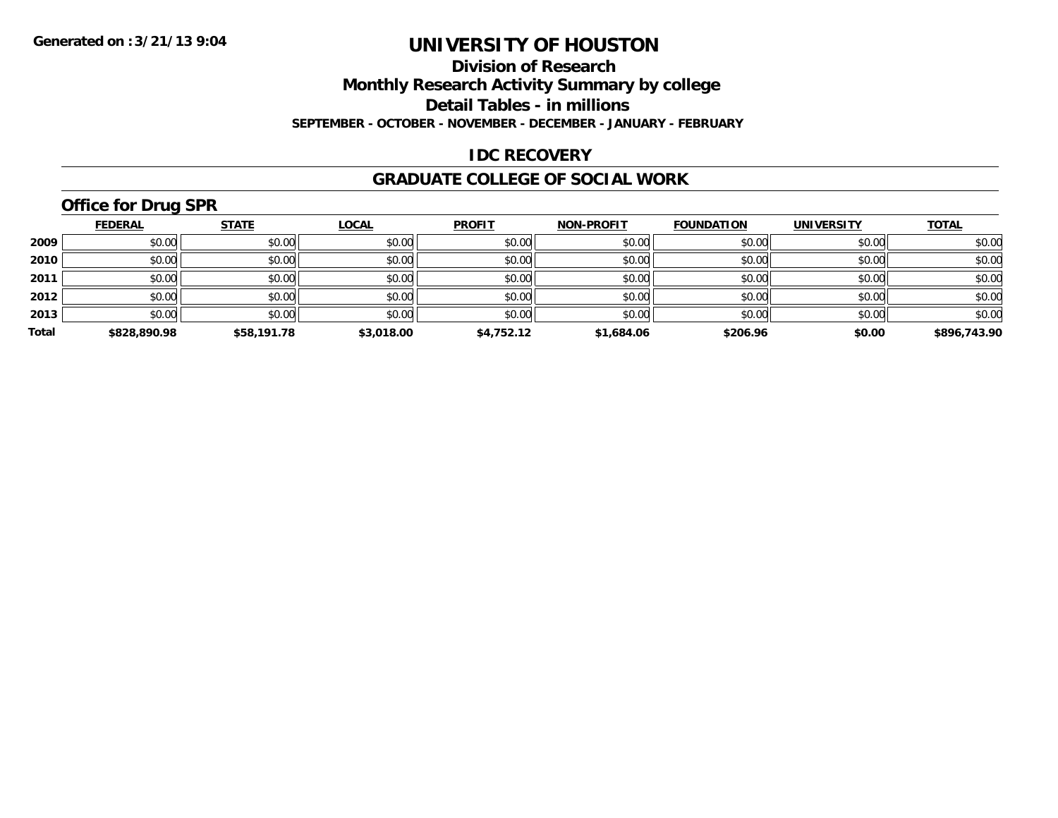Generated on :3/21/13 9:04

# UNIVERSITY OF HOUSTON

## Division of Research

## Monthly Research Activity Summary by college

## Detail Tables - in millions

**SEPTEMBER - OCTOBER - NOVEMBER - DECEMBER - JANUARY - FEBRUARY**

## IDC RECOVERY

## GRADUATE COLLEGE OF SOCIAL WORK

### Office for Drug SPR

| | FEDERAL | STATE | LOCAL | PROFIT | NON-PROFIT | FOUNDATION | UNIVERSITY | TOTAL |
|---|---|---|---|---|---|---|---|---|
| 2009 | $0.00 | $0.00 | $0.00 | $0.00 | $0.00 | $0.00 | $0.00 | $0.00 |
| 2010 | $0.00 | $0.00 | $0.00 | $0.00 | $0.00 | $0.00 | $0.00 | $0.00 |
| 2011 | $0.00 | $0.00 | $0.00 | $0.00 | $0.00 | $0.00 | $0.00 | $0.00 |
| 2012 | $0.00 | $0.00 | $0.00 | $0.00 | $0.00 | $0.00 | $0.00 | $0.00 |
| 2013 | $0.00 | $0.00 | $0.00 | $0.00 | $0.00 | $0.00 | $0.00 | $0.00 |
| **Total** | **$828,890.98** | **$58,191.78** | **$3,018.00** | **$4,752.12** | **$1,684.06** | **$206.96** | **$0.00** | **$896,743.90** |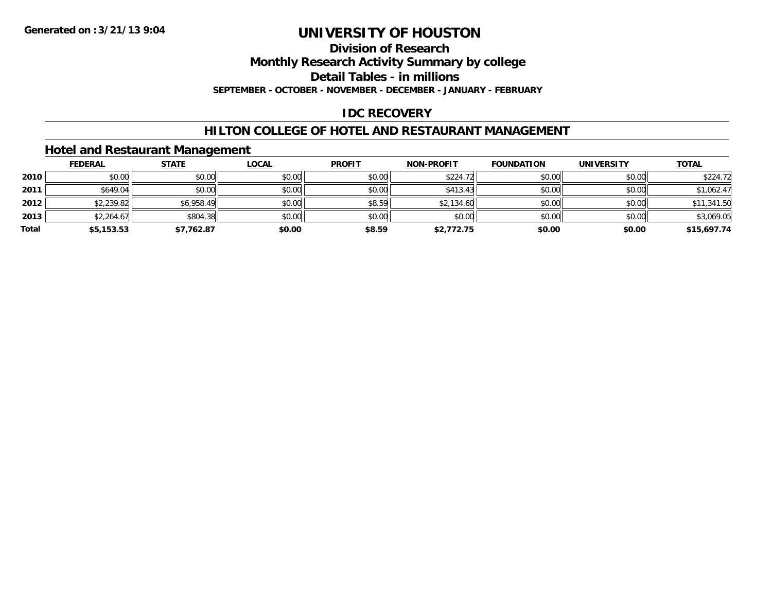Generated on :3/21/13 9:04

# UNIVERSITY OF HOUSTON

## Division of Research

## Monthly Research Activity Summary by college

## Detail Tables - in millions

**SEPTEMBER - OCTOBER - NOVEMBER - DECEMBER - JANUARY - FEBRUARY**

## IDC RECOVERY

## HILTON COLLEGE OF HOTEL AND RESTAURANT MANAGEMENT

### Hotel and Restaurant Management

| | FEDERAL | STATE | LOCAL | PROFIT | NON-PROFIT | FOUNDATION | UNIVERSITY | TOTAL |
|---|---|---|---|---|---|---|---|---|
| **2010** | $0.00 | $0.00 | $0.00 | $0.00 | $224.72 | $0.00 | $0.00 | $224.72 |
| **2011** | $649.04 | $0.00 | $0.00 | $0.00 | $413.43 | $0.00 | $0.00 | $1,062.47 |
| **2012** | $2,239.82 | $6,958.49 | $0.00 | $8.59 | $2,134.60 | $0.00 | $0.00 | $11,341.50 |
| **2013** | $2,264.67 | $804.38 | $0.00 | $0.00 | $0.00 | $0.00 | $0.00 | $3,069.05 |
| **Total** | **$5,153.53** | **$7,762.87** | **$0.00** | **$8.59** | **$2,772.75** | **$0.00** | **$0.00** | **$15,697.74** |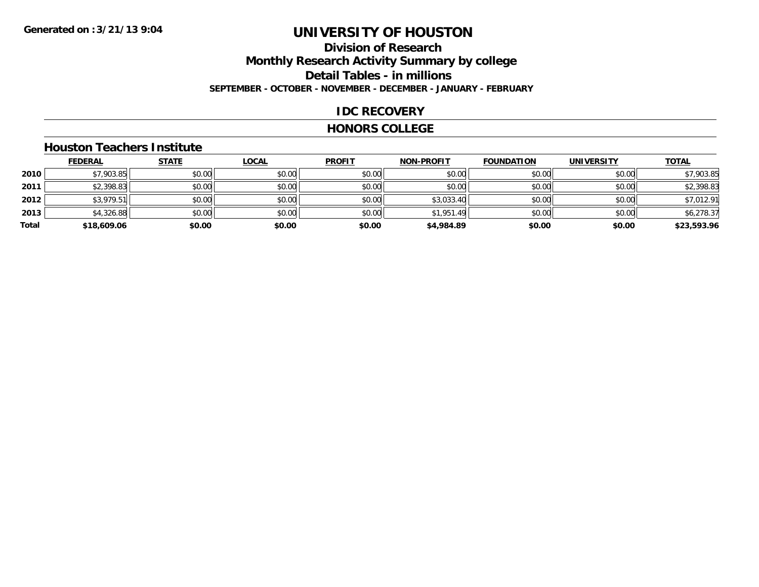# UNIVERSITY OF HOUSTON

## Division of Research

## Monthly Research Activity Summary by college

## Detail Tables - in millions

**SEPTEMBER - OCTOBER - NOVEMBER - DECEMBER - JANUARY - FEBRUARY**

## IDC RECOVERY

## HONORS COLLEGE

### Houston Teachers Institute

| | FEDERAL | STATE | LOCAL | PROFIT | NON-PROFIT | FOUNDATION | UNIVERSITY | TOTAL |
|---|---|---|---|---|---|---|---|---|
| 2010 | $7,903.85 | $0.00 | $0.00 | $0.00 | $0.00 | $0.00 | $0.00 | $7,903.85 |
| 2011 | $2,398.83 | $0.00 | $0.00 | $0.00 | $0.00 | $0.00 | $0.00 | $2,398.83 |
| 2012 | $3,979.51 | $0.00 | $0.00 | $0.00 | $3,033.40 | $0.00 | $0.00 | $7,012.91 |
| 2013 | $4,326.88 | $0.00 | $0.00 | $0.00 | $1,951.49 | $0.00 | $0.00 | $6,278.37 |
| **Total** | **$18,609.06** | **$0.00** | **$0.00** | **$0.00** | **$4,984.89** | **$0.00** | **$0.00** | **$23,593.96** |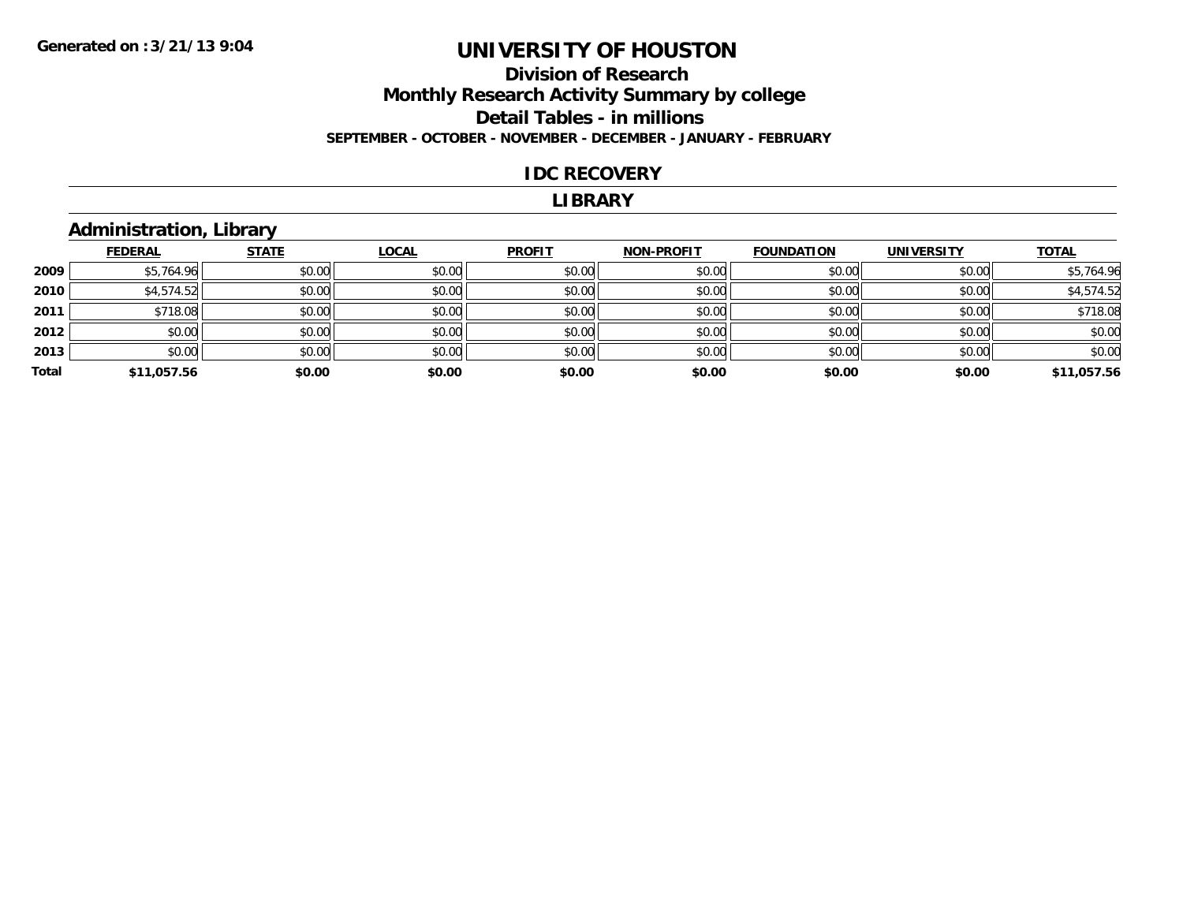Generated on :3/21/13 9:04

# UNIVERSITY OF HOUSTON

## Division of Research
## Monthly Research Activity Summary by college
## Detail Tables - in millions
### SEPTEMBER - OCTOBER - NOVEMBER - DECEMBER - JANUARY - FEBRUARY

### IDC RECOVERY

### LIBRARY

### Administration, Library

| | FEDERAL | STATE | LOCAL | PROFIT | NON-PROFIT | FOUNDATION | UNIVERSITY | TOTAL |
|---|---|---|---|---|---|---|---|---|
| 2009 | $5,764.96 | $0.00 | $0.00 | $0.00 | $0.00 | $0.00 | $0.00 | $5,764.96 |
| 2010 | $4,574.52 | $0.00 | $0.00 | $0.00 | $0.00 | $0.00 | $0.00 | $4,574.52 |
| 2011 | $718.08 | $0.00 | $0.00 | $0.00 | $0.00 | $0.00 | $0.00 | $718.08 |
| 2012 | $0.00 | $0.00 | $0.00 | $0.00 | $0.00 | $0.00 | $0.00 | $0.00 |
| 2013 | $0.00 | $0.00 | $0.00 | $0.00 | $0.00 | $0.00 | $0.00 | $0.00 |
| **Total** | **$11,057.56** | **$0.00** | **$0.00** | **$0.00** | **$0.00** | **$0.00** | **$0.00** | **$11,057.56** |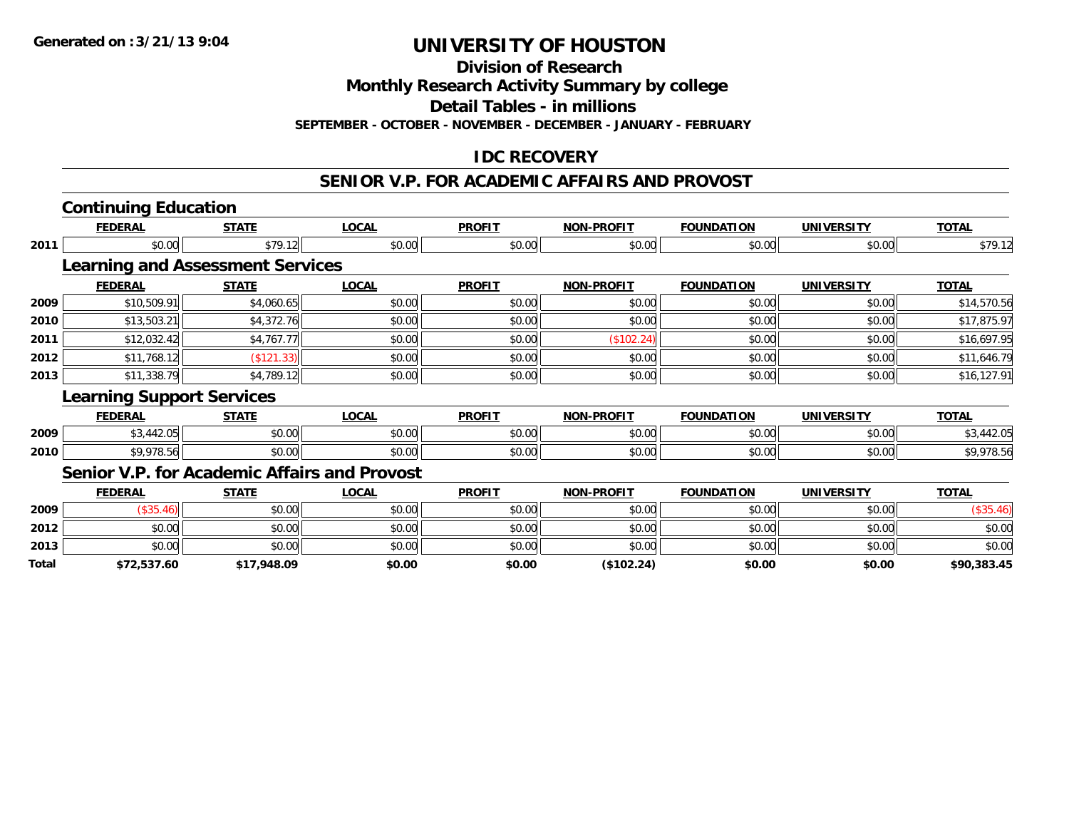# UNIVERSITY OF HOUSTON

## Division of Research

## Monthly Research Activity Summary by college

## Detail Tables - in millions

**SEPTEMBER - OCTOBER - NOVEMBER - DECEMBER - JANUARY - FEBRUARY**

### IDC RECOVERY

### SENIOR V.P. FOR ACADEMIC AFFAIRS AND PROVOST

#### Continuing Education

| | FEDERAL | STATE | LOCAL | PROFIT | NON-PROFIT | FOUNDATION | UNIVERSITY | TOTAL |
|---|---|---|---|---|---|---|---|---|
| 2011 | $0.00 | $79.12 | $0.00 | $0.00 | $0.00 | $0.00 | $0.00 | $79.12 |

#### Learning and Assessment Services

| | FEDERAL | STATE | LOCAL | PROFIT | NON-PROFIT | FOUNDATION | UNIVERSITY | TOTAL |
|---|---|---|---|---|---|---|---|---|
| 2009 | $10,509.91 | $4,060.65 | $0.00 | $0.00 | $0.00 | $0.00 | $0.00 | $14,570.56 |
| 2010 | $13,503.21 | $4,372.76 | $0.00 | $0.00 | $0.00 | $0.00 | $0.00 | $17,875.97 |
| 2011 | $12,032.42 | $4,767.77 | $0.00 | $0.00 | ($102.24) | $0.00 | $0.00 | $16,697.95 |
| 2012 | $11,768.12 | ($121.33) | $0.00 | $0.00 | $0.00 | $0.00 | $0.00 | $11,646.79 |
| 2013 | $11,338.79 | $4,789.12 | $0.00 | $0.00 | $0.00 | $0.00 | $0.00 | $16,127.91 |

#### Learning Support Services

| | FEDERAL | STATE | LOCAL | PROFIT | NON-PROFIT | FOUNDATION | UNIVERSITY | TOTAL |
|---|---|---|---|---|---|---|---|---|
| 2009 | $3,442.05 | $0.00 | $0.00 | $0.00 | $0.00 | $0.00 | $0.00 | $3,442.05 |
| 2010 | $9,978.56 | $0.00 | $0.00 | $0.00 | $0.00 | $0.00 | $0.00 | $9,978.56 |

#### Senior V.P. for Academic Affairs and Provost

| | FEDERAL | STATE | LOCAL | PROFIT | NON-PROFIT | FOUNDATION | UNIVERSITY | TOTAL |
|---|---|---|---|---|---|---|---|---|
| 2009 | ($35.46) | $0.00 | $0.00 | $0.00 | $0.00 | $0.00 | $0.00 | ($35.46) |
| 2012 | $0.00 | $0.00 | $0.00 | $0.00 | $0.00 | $0.00 | $0.00 | $0.00 |
| 2013 | $0.00 | $0.00 | $0.00 | $0.00 | $0.00 | $0.00 | $0.00 | $0.00 |
| **Total** | **$72,537.60** | **$17,948.09** | **$0.00** | **$0.00** | **($102.24)** | **$0.00** | **$0.00** | **$90,383.45** |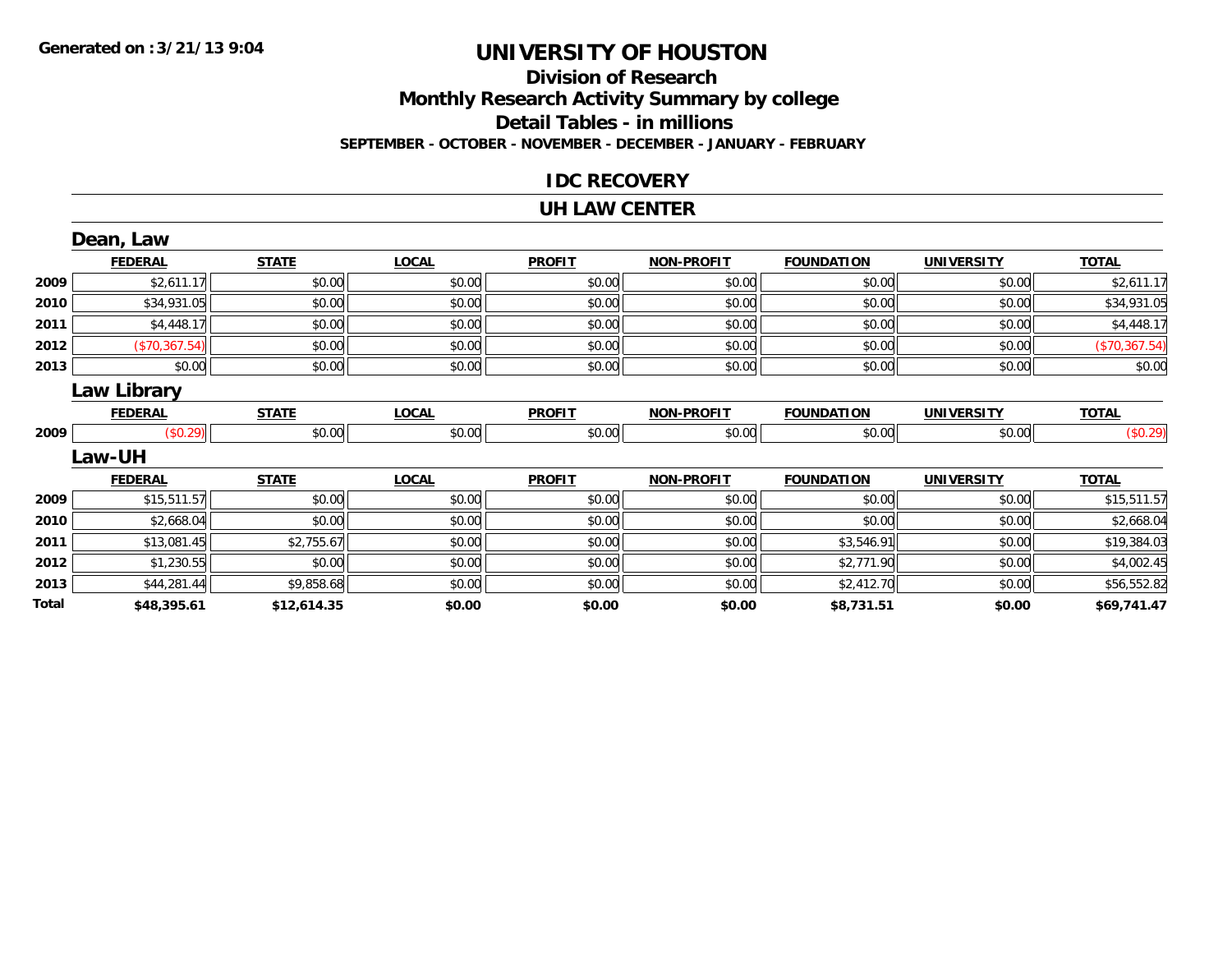**Generated on :3/21/13 9:04**

# UNIVERSITY OF HOUSTON

## Division of Research

## Monthly Research Activity Summary by college

## Detail Tables - in millions

**SEPTEMBER - OCTOBER - NOVEMBER - DECEMBER - JANUARY - FEBRUARY**

### IDC RECOVERY

### UH LAW CENTER

#### Dean, Law

| | FEDERAL | STATE | LOCAL | PROFIT | NON-PROFIT | FOUNDATION | UNIVERSITY | TOTAL |
|---|---|---|---|---|---|---|---|---|
| 2009 | $2,611.17 | $0.00 | $0.00 | $0.00 | $0.00 | $0.00 | $0.00 | $2,611.17 |
| 2010 | $34,931.05 | $0.00 | $0.00 | $0.00 | $0.00 | $0.00 | $0.00 | $34,931.05 |
| 2011 | $4,448.17 | $0.00 | $0.00 | $0.00 | $0.00 | $0.00 | $0.00 | $4,448.17 |
| 2012 | ($70,367.54) | $0.00 | $0.00 | $0.00 | $0.00 | $0.00 | $0.00 | ($70,367.54) |
| 2013 | $0.00 | $0.00 | $0.00 | $0.00 | $0.00 | $0.00 | $0.00 | $0.00 |

#### Law Library

| | FEDERAL | STATE | LOCAL | PROFIT | NON-PROFIT | FOUNDATION | UNIVERSITY | TOTAL |
|---|---|---|---|---|---|---|---|---|
| 2009 | ($0.29) | $0.00 | $0.00 | $0.00 | $0.00 | $0.00 | $0.00 | ($0.29) |

#### Law-UH

| | FEDERAL | STATE | LOCAL | PROFIT | NON-PROFIT | FOUNDATION | UNIVERSITY | TOTAL |
|---|---|---|---|---|---|---|---|---|
| 2009 | $15,511.57 | $0.00 | $0.00 | $0.00 | $0.00 | $0.00 | $0.00 | $15,511.57 |
| 2010 | $2,668.04 | $0.00 | $0.00 | $0.00 | $0.00 | $0.00 | $0.00 | $2,668.04 |
| 2011 | $13,081.45 | $2,755.67 | $0.00 | $0.00 | $0.00 | $3,546.91 | $0.00 | $19,384.03 |
| 2012 | $1,230.55 | $0.00 | $0.00 | $0.00 | $0.00 | $2,771.90 | $0.00 | $4,002.45 |
| 2013 | $44,281.44 | $9,858.68 | $0.00 | $0.00 | $0.00 | $2,412.70 | $0.00 | $56,552.82 |
| **Total** | **$48,395.61** | **$12,614.35** | **$0.00** | **$0.00** | **$0.00** | **$8,731.51** | **$0.00** | **$69,741.47** |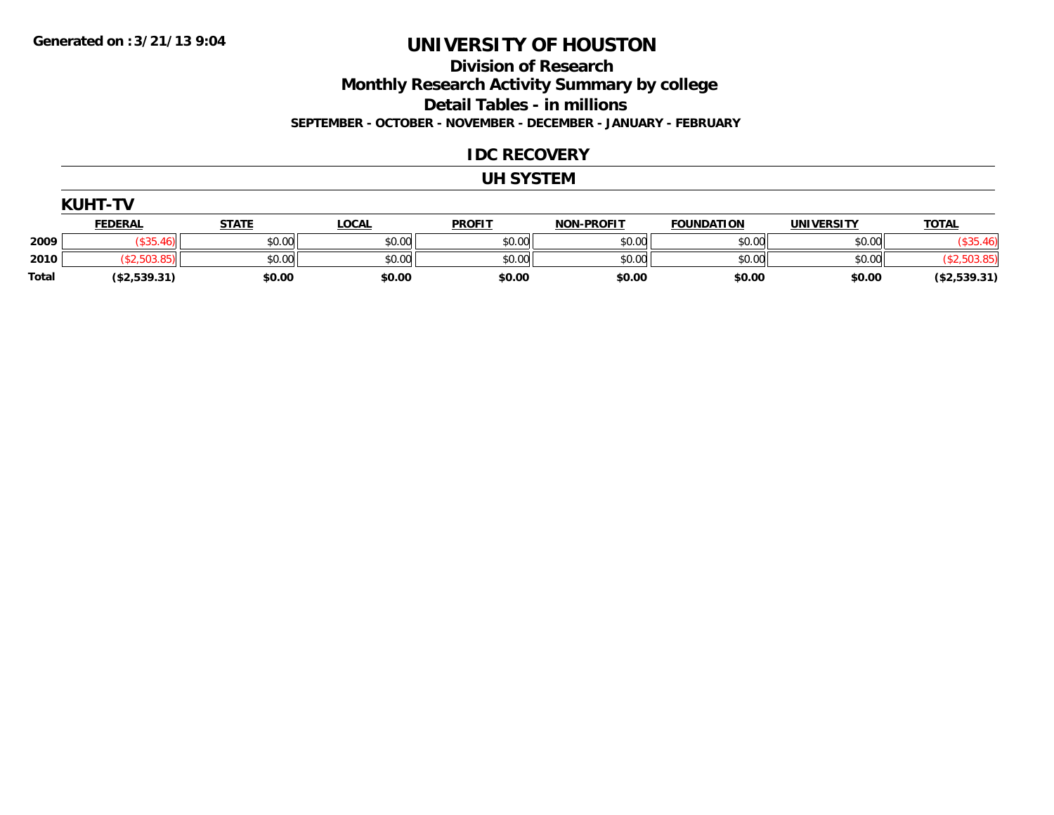**Generated on :3/21/13 9:04**

# UNIVERSITY OF HOUSTON

## Division of Research

## Monthly Research Activity Summary by college

## Detail Tables - in millions

**SEPTEMBER - OCTOBER - NOVEMBER - DECEMBER - JANUARY - FEBRUARY**

### IDC RECOVERY

### UH SYSTEM

### KUHT-TV

| | FEDERAL | STATE | LOCAL | PROFIT | NON-PROFIT | FOUNDATION | UNIVERSITY | TOTAL |
|---|---|---|---|---|---|---|---|---|
| 2009 | ($35.46) | $0.00 | $0.00 | $0.00 | $0.00 | $0.00 | $0.00 | ($35.46) |
| 2010 | ($2,503.85) | $0.00 | $0.00 | $0.00 | $0.00 | $0.00 | $0.00 | ($2,503.85) |
| **Total** | **($2,539.31)** | **$0.00** | **$0.00** | **$0.00** | **$0.00** | **$0.00** | **$0.00** | **($2,539.31)** |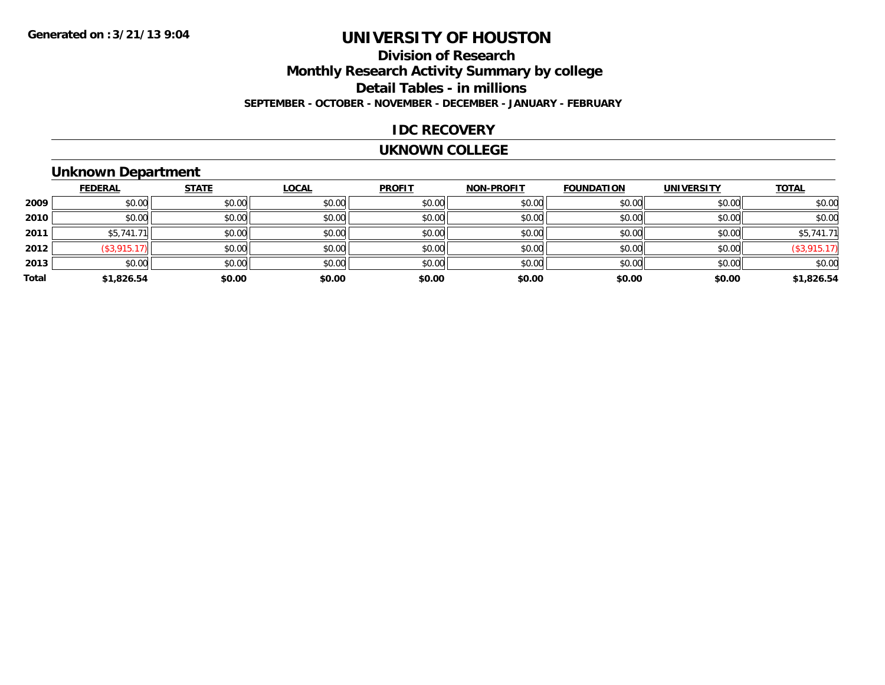# UNIVERSITY OF HOUSTON

## Division of Research

## Monthly Research Activity Summary by college

## Detail Tables - in millions

### SEPTEMBER - OCTOBER - NOVEMBER - DECEMBER - JANUARY - FEBRUARY

### IDC RECOVERY

### UKNOWN COLLEGE

### Unknown Department

| | FEDERAL | STATE | LOCAL | PROFIT | NON-PROFIT | FOUNDATION | UNIVERSITY | TOTAL |
|---|---|---|---|---|---|---|---|---|
| 2009 | $0.00 | $0.00 | $0.00 | $0.00 | $0.00 | $0.00 | $0.00 | $0.00 |
| 2010 | $0.00 | $0.00 | $0.00 | $0.00 | $0.00 | $0.00 | $0.00 | $0.00 |
| 2011 | $5,741.71 | $0.00 | $0.00 | $0.00 | $0.00 | $0.00 | $0.00 | $5,741.71 |
| 2012 | ($3,915.17) | $0.00 | $0.00 | $0.00 | $0.00 | $0.00 | $0.00 | ($3,915.17) |
| 2013 | $0.00 | $0.00 | $0.00 | $0.00 | $0.00 | $0.00 | $0.00 | $0.00 |
| **Total** | **$1,826.54** | **$0.00** | **$0.00** | **$0.00** | **$0.00** | **$0.00** | **$0.00** | **$1,826.54** |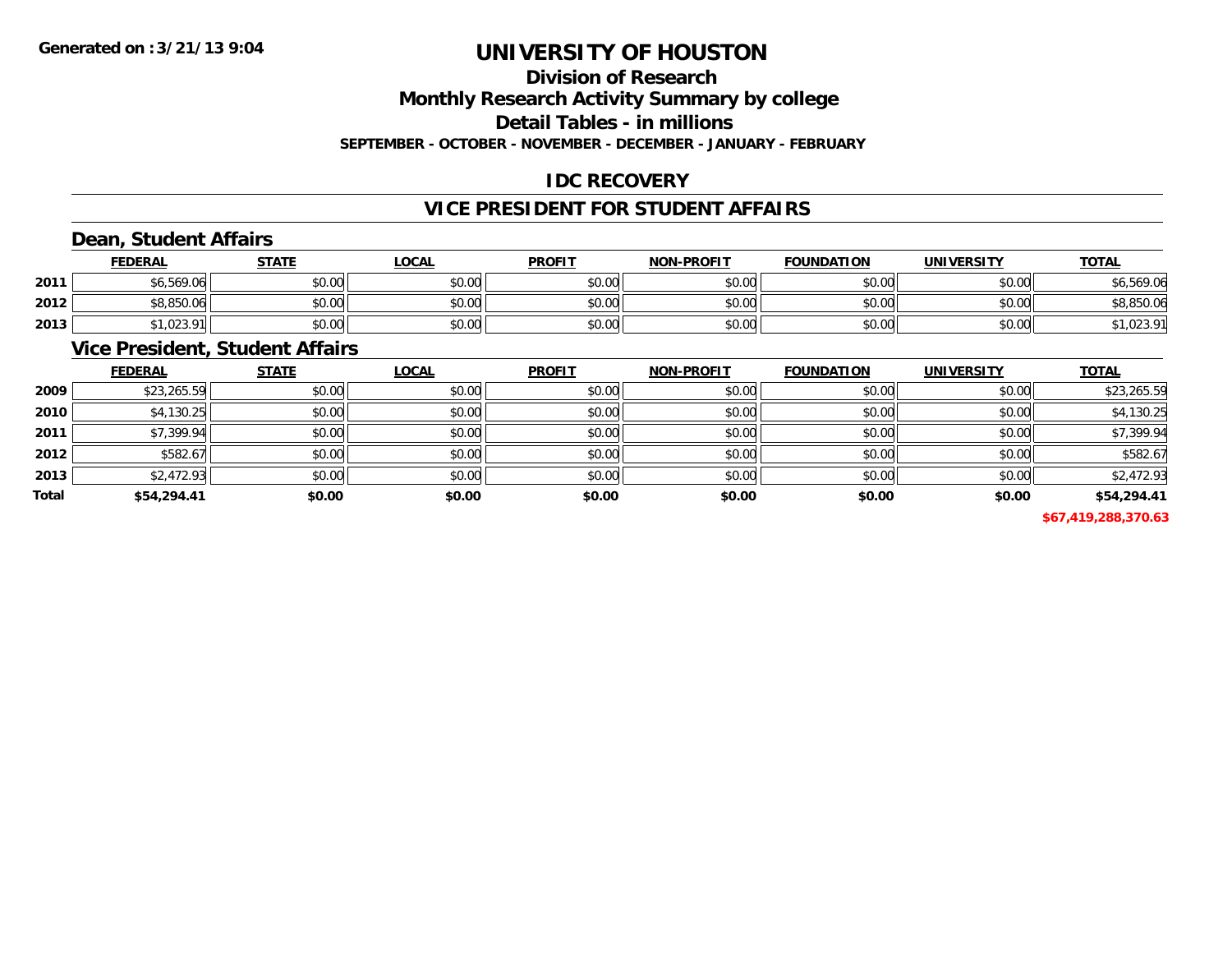**Generated on :3/21/13 9:04**

# UNIVERSITY OF HOUSTON

## Division of Research

## Monthly Research Activity Summary by college

## Detail Tables - in millions

**SEPTEMBER - OCTOBER - NOVEMBER - DECEMBER - JANUARY - FEBRUARY**

## IDC RECOVERY

## VICE PRESIDENT FOR STUDENT AFFAIRS

### Dean, Student Affairs

| | FEDERAL | STATE | LOCAL | PROFIT | NON-PROFIT | FOUNDATION | UNIVERSITY | TOTAL |
|---|---|---|---|---|---|---|---|---|
| 2011 | $6,569.06 | $0.00 | $0.00 | $0.00 | $0.00 | $0.00 | $0.00 | $6,569.06 |
| 2012 | $8,850.06 | $0.00 | $0.00 | $0.00 | $0.00 | $0.00 | $0.00 | $8,850.06 |
| 2013 | $1,023.91 | $0.00 | $0.00 | $0.00 | $0.00 | $0.00 | $0.00 | $1,023.91 |

### Vice President, Student Affairs

| | FEDERAL | STATE | LOCAL | PROFIT | NON-PROFIT | FOUNDATION | UNIVERSITY | TOTAL |
|---|---|---|---|---|---|---|---|---|
| 2009 | $23,265.59 | $0.00 | $0.00 | $0.00 | $0.00 | $0.00 | $0.00 | $23,265.59 |
| 2010 | $4,130.25 | $0.00 | $0.00 | $0.00 | $0.00 | $0.00 | $0.00 | $4,130.25 |
| 2011 | $7,399.94 | $0.00 | $0.00 | $0.00 | $0.00 | $0.00 | $0.00 | $7,399.94 |
| 2012 | $582.67 | $0.00 | $0.00 | $0.00 | $0.00 | $0.00 | $0.00 | $582.67 |
| 2013 | $2,472.93 | $0.00 | $0.00 | $0.00 | $0.00 | $0.00 | $0.00 | $2,472.93 |
| **Total** | **$54,294.41** | **$0.00** | **$0.00** | **$0.00** | **$0.00** | **$0.00** | **$0.00** | **$54,294.41** |

**$67,419,288,370.63**